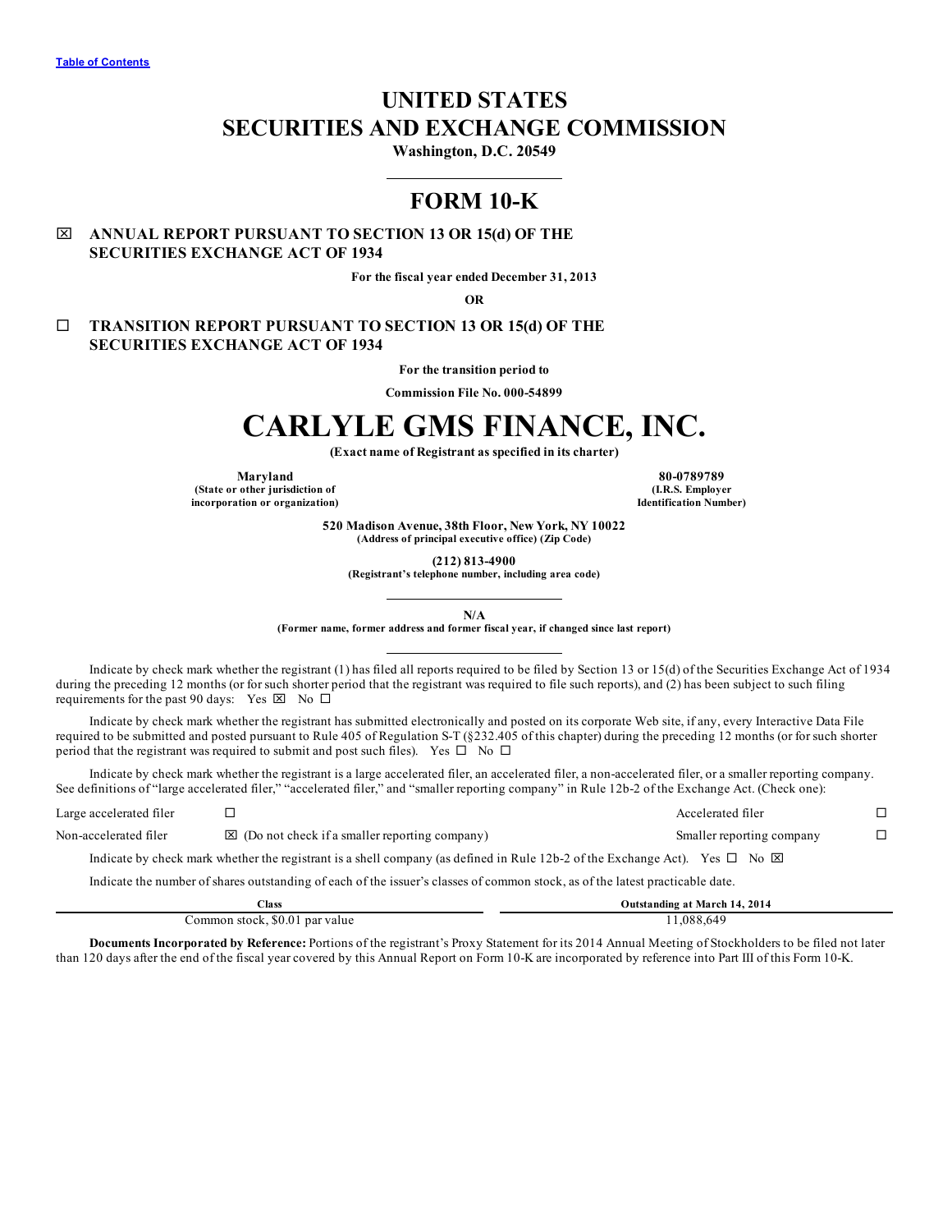[Table of Contents]

# UNITED STATES
# SECURITIES AND EXCHANGE COMMISSION

**Washington, D.C. 20549**

---

# FORM 10-K

☒ **ANNUAL REPORT PURSUANT TO SECTION 13 OR 15(d) OF THE SECURITIES EXCHANGE ACT OF 1934**

**For the fiscal year ended December 31, 2013**

**OR**

☐ **TRANSITION REPORT PURSUANT TO SECTION 13 OR 15(d) OF THE SECURITIES EXCHANGE ACT OF 1934**

**For the transition period to**

**Commission File No. 000-54899**

# CARLYLE GMS FINANCE, INC.

**(Exact name of Registrant as specified in its charter)**

| **Maryland** | **80-0789789** |
|---|---|
| **(State or other jurisdiction of incorporation or organization)** | **(I.R.S. Employer Identification Number)** |

**520 Madison Avenue, 38th Floor, New York, NY 10022**
**(Address of principal executive office) (Zip Code)**

**(212) 813-4900**
**(Registrant's telephone number, including area code)**

---

**N/A**
**(Former name, former address and former fiscal year, if changed since last report)**

---

Indicate by check mark whether the registrant (1) has filed all reports required to be filed by Section 13 or 15(d) of the Securities Exchange Act of 1934 during the preceding 12 months (or for such shorter period that the registrant was required to file such reports), and (2) has been subject to such filing requirements for the past 90 days: Yes ☒ No ☐

Indicate by check mark whether the registrant has submitted electronically and posted on its corporate Web site, if any, every Interactive Data File required to be submitted and posted pursuant to Rule 405 of Regulation S-T (§232.405 of this chapter) during the preceding 12 months (or for such shorter period that the registrant was required to submit and post such files). Yes ☐ No ☐

Indicate by check mark whether the registrant is a large accelerated filer, an accelerated filer, a non-accelerated filer, or a smaller reporting company. See definitions of "large accelerated filer," "accelerated filer," and "smaller reporting company" in Rule 12b-2 of the Exchange Act. (Check one):

| | | | |
|---|---|---|---|
| Large accelerated filer | ☐ | Accelerated filer | ☐ |
| Non-accelerated filer | ☒ (Do not check if a smaller reporting company) | Smaller reporting company | ☐ |

Indicate by check mark whether the registrant is a shell company (as defined in Rule 12b-2 of the Exchange Act). Yes ☐ No ☒

Indicate the number of shares outstanding of each of the issuer's classes of common stock, as of the latest practicable date.

| Class | Outstanding at March 14, 2014 |
|---|---|
| Common stock, $0.01 par value | 11,088,649 |

**Documents Incorporated by Reference:** Portions of the registrant's Proxy Statement for its 2014 Annual Meeting of Stockholders to be filed not later than 120 days after the end of the fiscal year covered by this Annual Report on Form 10-K are incorporated by reference into Part III of this Form 10-K.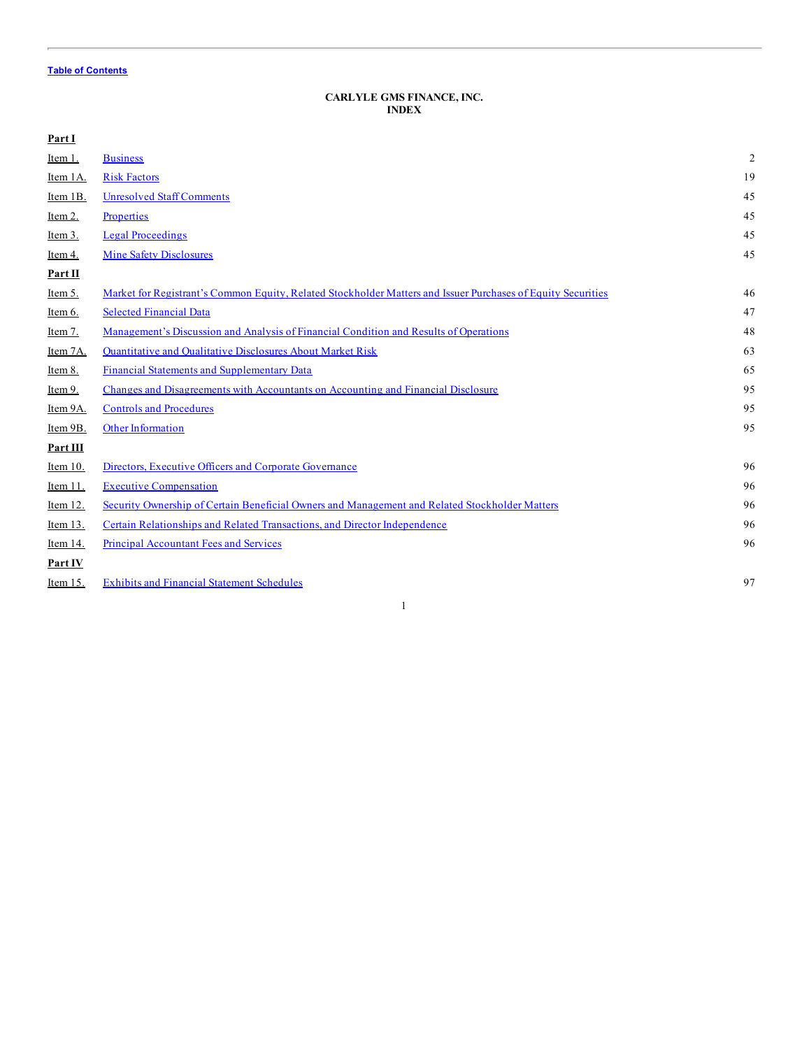Table of Contents

**CARLYLE GMS FINANCE, INC.**
**INDEX**

| | | |
|---|---|---|
| **Part I** | | |
| Item 1. | Business | 2 |
| Item 1A. | Risk Factors | 19 |
| Item 1B. | Unresolved Staff Comments | 45 |
| Item 2. | Properties | 45 |
| Item 3. | Legal Proceedings | 45 |
| Item 4. | Mine Safety Disclosures | 45 |
| **Part II** | | |
| Item 5. | Market for Registrant's Common Equity, Related Stockholder Matters and Issuer Purchases of Equity Securities | 46 |
| Item 6. | Selected Financial Data | 47 |
| Item 7. | Management's Discussion and Analysis of Financial Condition and Results of Operations | 48 |
| Item 7A. | Quantitative and Qualitative Disclosures About Market Risk | 63 |
| Item 8. | Financial Statements and Supplementary Data | 65 |
| Item 9. | Changes and Disagreements with Accountants on Accounting and Financial Disclosure | 95 |
| Item 9A. | Controls and Procedures | 95 |
| Item 9B. | Other Information | 95 |
| **Part III** | | |
| Item 10. | Directors, Executive Officers and Corporate Governance | 96 |
| Item 11. | Executive Compensation | 96 |
| Item 12. | Security Ownership of Certain Beneficial Owners and Management and Related Stockholder Matters | 96 |
| Item 13. | Certain Relationships and Related Transactions, and Director Independence | 96 |
| Item 14. | Principal Accountant Fees and Services | 96 |
| **Part IV** | | |
| Item 15. | Exhibits and Financial Statement Schedules | 97 |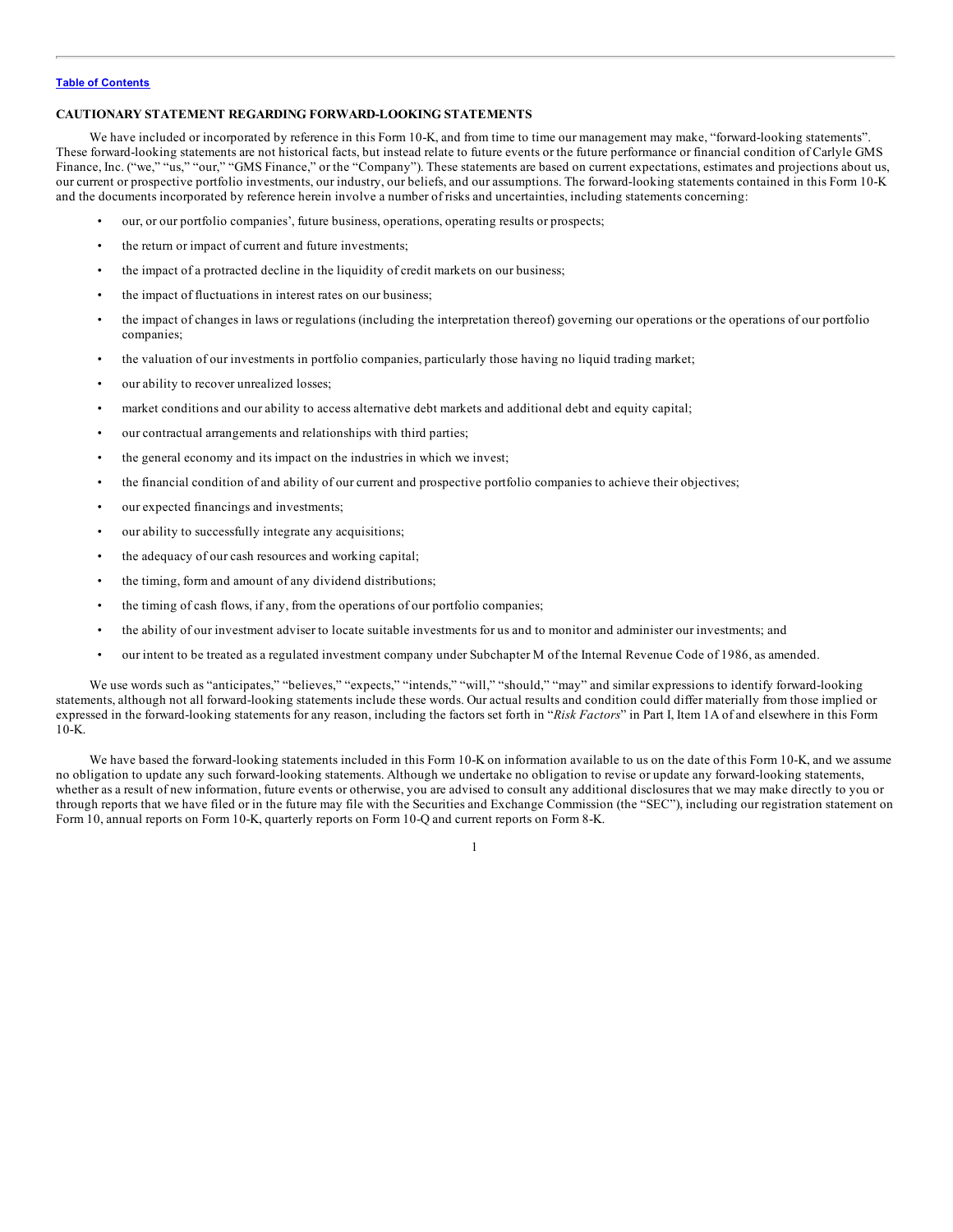## CAUTIONARY STATEMENT REGARDING FORWARD-LOOKING STATEMENTS

We have included or incorporated by reference in this Form 10-K, and from time to time our management may make, "forward-looking statements". These forward-looking statements are not historical facts, but instead relate to future events or the future performance or financial condition of Carlyle GMS Finance, Inc. ("we," "us," "our," "GMS Finance," or the "Company"). These statements are based on current expectations, estimates and projections about us, our current or prospective portfolio investments, our industry, our beliefs, and our assumptions. The forward-looking statements contained in this Form 10-K and the documents incorporated by reference herein involve a number of risks and uncertainties, including statements concerning:

- our, or our portfolio companies', future business, operations, operating results or prospects;
- the return or impact of current and future investments;
- the impact of a protracted decline in the liquidity of credit markets on our business;
- the impact of fluctuations in interest rates on our business;
- the impact of changes in laws or regulations (including the interpretation thereof) governing our operations or the operations of our portfolio companies;
- the valuation of our investments in portfolio companies, particularly those having no liquid trading market;
- our ability to recover unrealized losses;
- market conditions and our ability to access alternative debt markets and additional debt and equity capital;
- our contractual arrangements and relationships with third parties;
- the general economy and its impact on the industries in which we invest;
- the financial condition of and ability of our current and prospective portfolio companies to achieve their objectives;
- our expected financings and investments;
- our ability to successfully integrate any acquisitions;
- the adequacy of our cash resources and working capital;
- the timing, form and amount of any dividend distributions;
- the timing of cash flows, if any, from the operations of our portfolio companies;
- the ability of our investment adviser to locate suitable investments for us and to monitor and administer our investments; and
- our intent to be treated as a regulated investment company under Subchapter M of the Internal Revenue Code of 1986, as amended.

We use words such as "anticipates," "believes," "expects," "intends," "will," "should," "may" and similar expressions to identify forward-looking statements, although not all forward-looking statements include these words. Our actual results and condition could differ materially from those implied or expressed in the forward-looking statements for any reason, including the factors set forth in "*Risk Factors*" in Part I, Item 1A of and elsewhere in this Form 10-K.

We have based the forward-looking statements included in this Form 10-K on information available to us on the date of this Form 10-K, and we assume no obligation to update any such forward-looking statements. Although we undertake no obligation to revise or update any forward-looking statements, whether as a result of new information, future events or otherwise, you are advised to consult any additional disclosures that we may make directly to you or through reports that we have filed or in the future may file with the Securities and Exchange Commission (the "SEC"), including our registration statement on Form 10, annual reports on Form 10-K, quarterly reports on Form 10-Q and current reports on Form 8-K.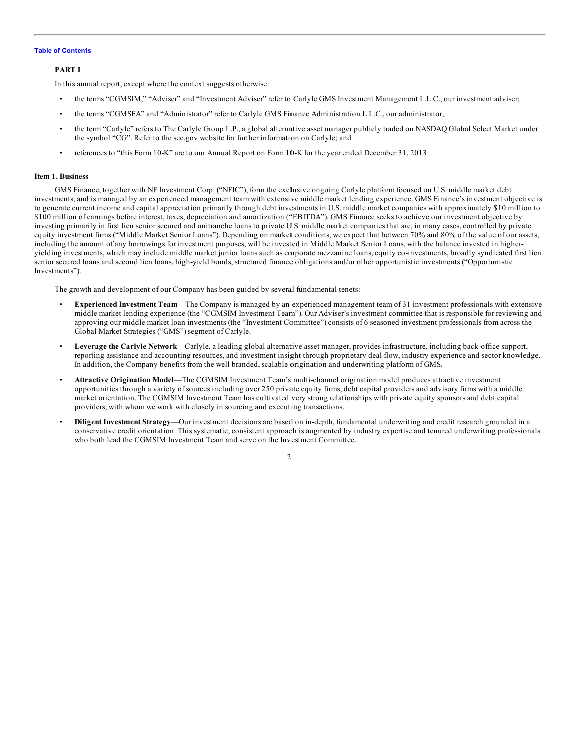**PART I**

In this annual report, except where the context suggests otherwise:

- the terms "CGMSIM," "Adviser" and "Investment Adviser" refer to Carlyle GMS Investment Management L.L.C., our investment adviser;
- the terms "CGMSFA" and "Administrator" refer to Carlyle GMS Finance Administration L.L.C., our administrator;
- the term "Carlyle" refers to The Carlyle Group L.P., a global alternative asset manager publicly traded on NASDAQ Global Select Market under the symbol "CG". Refer to the sec.gov website for further information on Carlyle; and
- references to "this Form 10-K" are to our Annual Report on Form 10-K for the year ended December 31, 2013.

**Item 1. Business**

GMS Finance, together with NF Investment Corp. ("NFIC"), form the exclusive ongoing Carlyle platform focused on U.S. middle market debt investments, and is managed by an experienced management team with extensive middle market lending experience. GMS Finance's investment objective is to generate current income and capital appreciation primarily through debt investments in U.S. middle market companies with approximately $10 million to $100 million of earnings before interest, taxes, depreciation and amortization ("EBITDA"). GMS Finance seeks to achieve our investment objective by investing primarily in first lien senior secured and unitranche loans to private U.S. middle market companies that are, in many cases, controlled by private equity investment firms ("Middle Market Senior Loans"). Depending on market conditions, we expect that between 70% and 80% of the value of our assets, including the amount of any borrowings for investment purposes, will be invested in Middle Market Senior Loans, with the balance invested in higher-yielding investments, which may include middle market junior loans such as corporate mezzanine loans, equity co-investments, broadly syndicated first lien senior secured loans and second lien loans, high-yield bonds, structured finance obligations and/or other opportunistic investments ("Opportunistic Investments").

The growth and development of our Company has been guided by several fundamental tenets:

- **Experienced Investment Team**—The Company is managed by an experienced management team of 31 investment professionals with extensive middle market lending experience (the "CGMSIM Investment Team"). Our Adviser's investment committee that is responsible for reviewing and approving our middle market loan investments (the "Investment Committee") consists of 6 seasoned investment professionals from across the Global Market Strategies ("GMS") segment of Carlyle.
- **Leverage the Carlyle Network**—Carlyle, a leading global alternative asset manager, provides infrastructure, including back-office support, reporting assistance and accounting resources, and investment insight through proprietary deal flow, industry experience and sector knowledge. In addition, the Company benefits from the well branded, scalable origination and underwriting platform of GMS.
- **Attractive Origination Model**—The CGMSIM Investment Team's multi-channel origination model produces attractive investment opportunities through a variety of sources including over 250 private equity firms, debt capital providers and advisory firms with a middle market orientation. The CGMSIM Investment Team has cultivated very strong relationships with private equity sponsors and debt capital providers, with whom we work with closely in sourcing and executing transactions.
- **Diligent Investment Strategy**—Our investment decisions are based on in-depth, fundamental underwriting and credit research grounded in a conservative credit orientation. This systematic, consistent approach is augmented by industry expertise and tenured underwriting professionals who both lead the CGMSIM Investment Team and serve on the Investment Committee.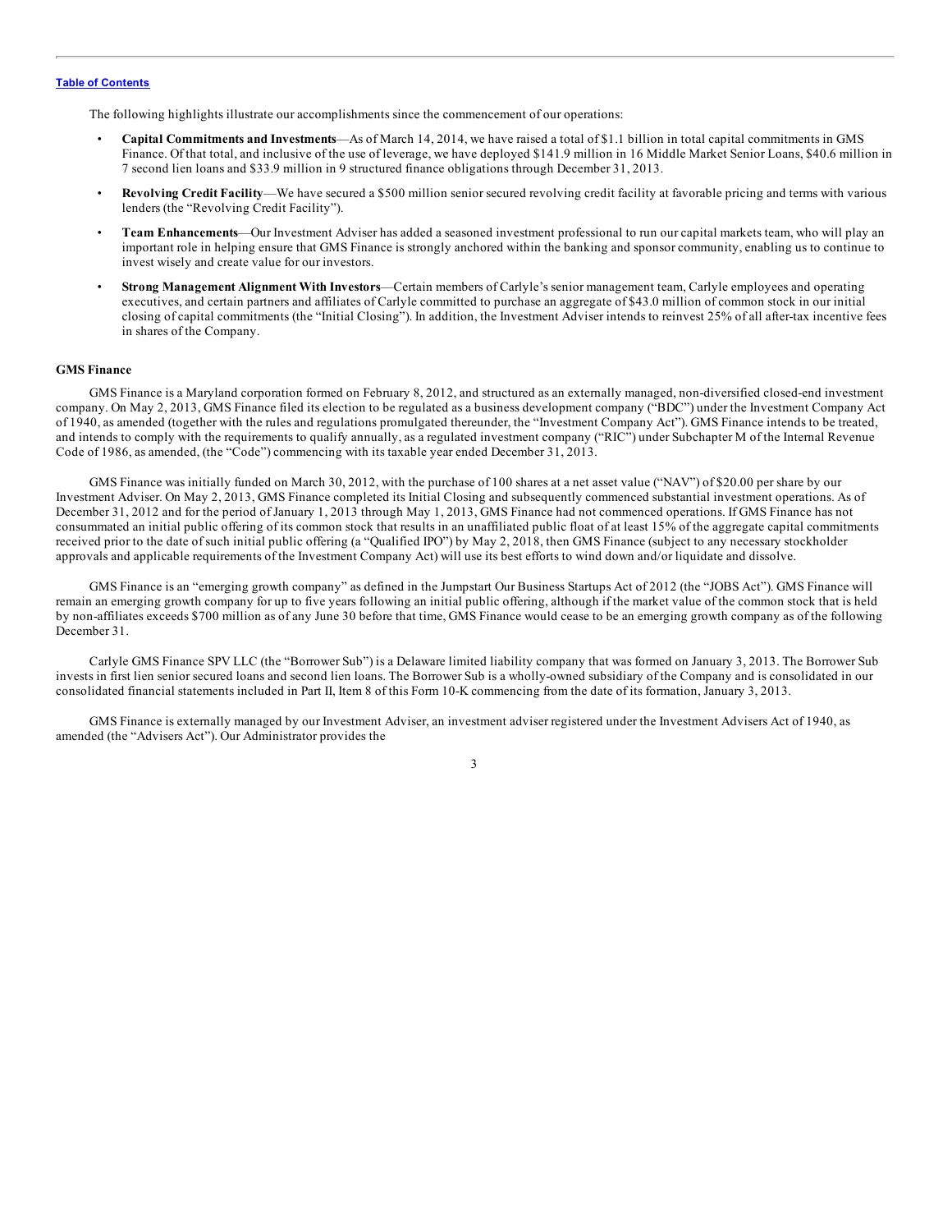The following highlights illustrate our accomplishments since the commencement of our operations:

- **Capital Commitments and Investments**—As of March 14, 2014, we have raised a total of $1.1 billion in total capital commitments in GMS Finance. Of that total, and inclusive of the use of leverage, we have deployed $141.9 million in 16 Middle Market Senior Loans, $40.6 million in 7 second lien loans and $33.9 million in 9 structured finance obligations through December 31, 2013.
- **Revolving Credit Facility**—We have secured a $500 million senior secured revolving credit facility at favorable pricing and terms with various lenders (the "Revolving Credit Facility").
- **Team Enhancements**—Our Investment Adviser has added a seasoned investment professional to run our capital markets team, who will play an important role in helping ensure that GMS Finance is strongly anchored within the banking and sponsor community, enabling us to continue to invest wisely and create value for our investors.
- **Strong Management Alignment With Investors**—Certain members of Carlyle's senior management team, Carlyle employees and operating executives, and certain partners and affiliates of Carlyle committed to purchase an aggregate of $43.0 million of common stock in our initial closing of capital commitments (the "Initial Closing"). In addition, the Investment Adviser intends to reinvest 25% of all after-tax incentive fees in shares of the Company.

**GMS Finance**

GMS Finance is a Maryland corporation formed on February 8, 2012, and structured as an externally managed, non-diversified closed-end investment company. On May 2, 2013, GMS Finance filed its election to be regulated as a business development company ("BDC") under the Investment Company Act of 1940, as amended (together with the rules and regulations promulgated thereunder, the "Investment Company Act"). GMS Finance intends to be treated, and intends to comply with the requirements to qualify annually, as a regulated investment company ("RIC") under Subchapter M of the Internal Revenue Code of 1986, as amended, (the "Code") commencing with its taxable year ended December 31, 2013.

GMS Finance was initially funded on March 30, 2012, with the purchase of 100 shares at a net asset value ("NAV") of $20.00 per share by our Investment Adviser. On May 2, 2013, GMS Finance completed its Initial Closing and subsequently commenced substantial investment operations. As of December 31, 2012 and for the period of January 1, 2013 through May 1, 2013, GMS Finance had not commenced operations. If GMS Finance has not consummated an initial public offering of its common stock that results in an unaffiliated public float of at least 15% of the aggregate capital commitments received prior to the date of such initial public offering (a "Qualified IPO") by May 2, 2018, then GMS Finance (subject to any necessary stockholder approvals and applicable requirements of the Investment Company Act) will use its best efforts to wind down and/or liquidate and dissolve.

GMS Finance is an "emerging growth company" as defined in the Jumpstart Our Business Startups Act of 2012 (the "JOBS Act"). GMS Finance will remain an emerging growth company for up to five years following an initial public offering, although if the market value of the common stock that is held by non-affiliates exceeds $700 million as of any June 30 before that time, GMS Finance would cease to be an emerging growth company as of the following December 31.

Carlyle GMS Finance SPV LLC (the "Borrower Sub") is a Delaware limited liability company that was formed on January 3, 2013. The Borrower Sub invests in first lien senior secured loans and second lien loans. The Borrower Sub is a wholly-owned subsidiary of the Company and is consolidated in our consolidated financial statements included in Part II, Item 8 of this Form 10-K commencing from the date of its formation, January 3, 2013.

GMS Finance is externally managed by our Investment Adviser, an investment adviser registered under the Investment Advisers Act of 1940, as amended (the "Advisers Act"). Our Administrator provides the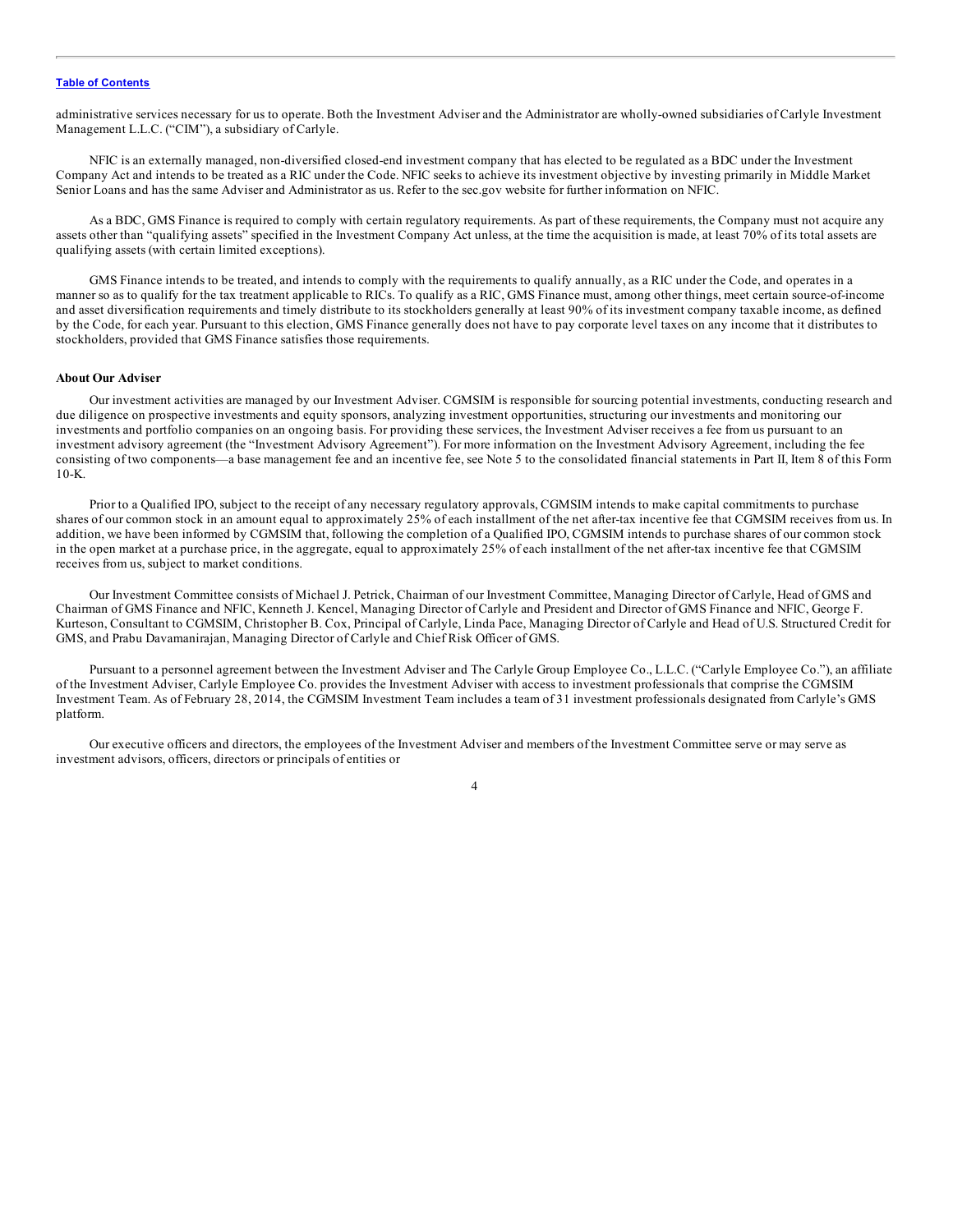administrative services necessary for us to operate. Both the Investment Adviser and the Administrator are wholly-owned subsidiaries of Carlyle Investment Management L.L.C. ("CIM"), a subsidiary of Carlyle.

NFIC is an externally managed, non-diversified closed-end investment company that has elected to be regulated as a BDC under the Investment Company Act and intends to be treated as a RIC under the Code. NFIC seeks to achieve its investment objective by investing primarily in Middle Market Senior Loans and has the same Adviser and Administrator as us. Refer to the sec.gov website for further information on NFIC.

As a BDC, GMS Finance is required to comply with certain regulatory requirements. As part of these requirements, the Company must not acquire any assets other than "qualifying assets" specified in the Investment Company Act unless, at the time the acquisition is made, at least 70% of its total assets are qualifying assets (with certain limited exceptions).

GMS Finance intends to be treated, and intends to comply with the requirements to qualify annually, as a RIC under the Code, and operates in a manner so as to qualify for the tax treatment applicable to RICs. To qualify as a RIC, GMS Finance must, among other things, meet certain source-of-income and asset diversification requirements and timely distribute to its stockholders generally at least 90% of its investment company taxable income, as defined by the Code, for each year. Pursuant to this election, GMS Finance generally does not have to pay corporate level taxes on any income that it distributes to stockholders, provided that GMS Finance satisfies those requirements.

**About Our Adviser**

Our investment activities are managed by our Investment Adviser. CGMSIM is responsible for sourcing potential investments, conducting research and due diligence on prospective investments and equity sponsors, analyzing investment opportunities, structuring our investments and monitoring our investments and portfolio companies on an ongoing basis. For providing these services, the Investment Adviser receives a fee from us pursuant to an investment advisory agreement (the "Investment Advisory Agreement"). For more information on the Investment Advisory Agreement, including the fee consisting of two components—a base management fee and an incentive fee, see Note 5 to the consolidated financial statements in Part II, Item 8 of this Form 10-K.

Prior to a Qualified IPO, subject to the receipt of any necessary regulatory approvals, CGMSIM intends to make capital commitments to purchase shares of our common stock in an amount equal to approximately 25% of each installment of the net after-tax incentive fee that CGMSIM receives from us. In addition, we have been informed by CGMSIM that, following the completion of a Qualified IPO, CGMSIM intends to purchase shares of our common stock in the open market at a purchase price, in the aggregate, equal to approximately 25% of each installment of the net after-tax incentive fee that CGMSIM receives from us, subject to market conditions.

Our Investment Committee consists of Michael J. Petrick, Chairman of our Investment Committee, Managing Director of Carlyle, Head of GMS and Chairman of GMS Finance and NFIC, Kenneth J. Kencel, Managing Director of Carlyle and President and Director of GMS Finance and NFIC, George F. Kurteson, Consultant to CGMSIM, Christopher B. Cox, Principal of Carlyle, Linda Pace, Managing Director of Carlyle and Head of U.S. Structured Credit for GMS, and Prabu Davamanirajan, Managing Director of Carlyle and Chief Risk Officer of GMS.

Pursuant to a personnel agreement between the Investment Adviser and The Carlyle Group Employee Co., L.L.C. ("Carlyle Employee Co."), an affiliate of the Investment Adviser, Carlyle Employee Co. provides the Investment Adviser with access to investment professionals that comprise the CGMSIM Investment Team. As of February 28, 2014, the CGMSIM Investment Team includes a team of 31 investment professionals designated from Carlyle's GMS platform.

Our executive officers and directors, the employees of the Investment Adviser and members of the Investment Committee serve or may serve as investment advisors, officers, directors or principals of entities or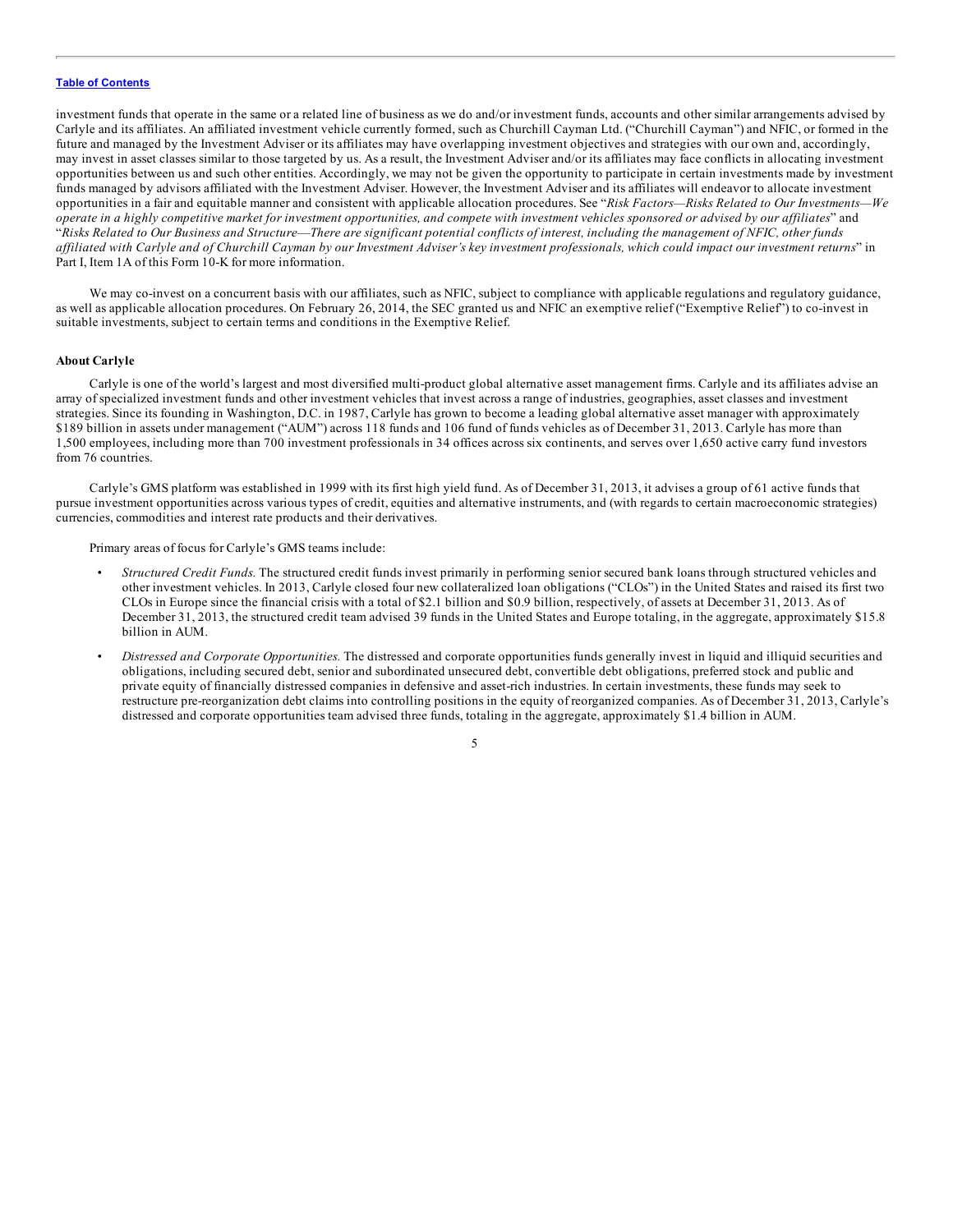investment funds that operate in the same or a related line of business as we do and/or investment funds, accounts and other similar arrangements advised by Carlyle and its affiliates. An affiliated investment vehicle currently formed, such as Churchill Cayman Ltd. ("Churchill Cayman") and NFIC, or formed in the future and managed by the Investment Adviser or its affiliates may have overlapping investment objectives and strategies with our own and, accordingly, may invest in asset classes similar to those targeted by us. As a result, the Investment Adviser and/or its affiliates may face conflicts in allocating investment opportunities between us and such other entities. Accordingly, we may not be given the opportunity to participate in certain investments made by investment funds managed by advisors affiliated with the Investment Adviser. However, the Investment Adviser and its affiliates will endeavor to allocate investment opportunities in a fair and equitable manner and consistent with applicable allocation procedures. See "*Risk Factors—Risks Related to Our Investments—We operate in a highly competitive market for investment opportunities, and compete with investment vehicles sponsored or advised by our affiliates*" and "*Risks Related to Our Business and Structure—There are significant potential conflicts of interest, including the management of NFIC, other funds affiliated with Carlyle and of Churchill Cayman by our Investment Adviser's key investment professionals, which could impact our investment returns*" in Part I, Item 1A of this Form 10-K for more information.

We may co-invest on a concurrent basis with our affiliates, such as NFIC, subject to compliance with applicable regulations and regulatory guidance, as well as applicable allocation procedures. On February 26, 2014, the SEC granted us and NFIC an exemptive relief ("Exemptive Relief") to co-invest in suitable investments, subject to certain terms and conditions in the Exemptive Relief.

**About Carlyle**

Carlyle is one of the world's largest and most diversified multi-product global alternative asset management firms. Carlyle and its affiliates advise an array of specialized investment funds and other investment vehicles that invest across a range of industries, geographies, asset classes and investment strategies. Since its founding in Washington, D.C. in 1987, Carlyle has grown to become a leading global alternative asset manager with approximately \$189 billion in assets under management ("AUM") across 118 funds and 106 fund of funds vehicles as of December 31, 2013. Carlyle has more than 1,500 employees, including more than 700 investment professionals in 34 offices across six continents, and serves over 1,650 active carry fund investors from 76 countries.

Carlyle's GMS platform was established in 1999 with its first high yield fund. As of December 31, 2013, it advises a group of 61 active funds that pursue investment opportunities across various types of credit, equities and alternative instruments, and (with regards to certain macroeconomic strategies) currencies, commodities and interest rate products and their derivatives.

Primary areas of focus for Carlyle's GMS teams include:

- *Structured Credit Funds.* The structured credit funds invest primarily in performing senior secured bank loans through structured vehicles and other investment vehicles. In 2013, Carlyle closed four new collateralized loan obligations ("CLOs") in the United States and raised its first two CLOs in Europe since the financial crisis with a total of \$2.1 billion and \$0.9 billion, respectively, of assets at December 31, 2013. As of December 31, 2013, the structured credit team advised 39 funds in the United States and Europe totaling, in the aggregate, approximately \$15.8 billion in AUM.
- *Distressed and Corporate Opportunities.* The distressed and corporate opportunities funds generally invest in liquid and illiquid securities and obligations, including secured debt, senior and subordinated unsecured debt, convertible debt obligations, preferred stock and public and private equity of financially distressed companies in defensive and asset-rich industries. In certain investments, these funds may seek to restructure pre-reorganization debt claims into controlling positions in the equity of reorganized companies. As of December 31, 2013, Carlyle's distressed and corporate opportunities team advised three funds, totaling in the aggregate, approximately \$1.4 billion in AUM.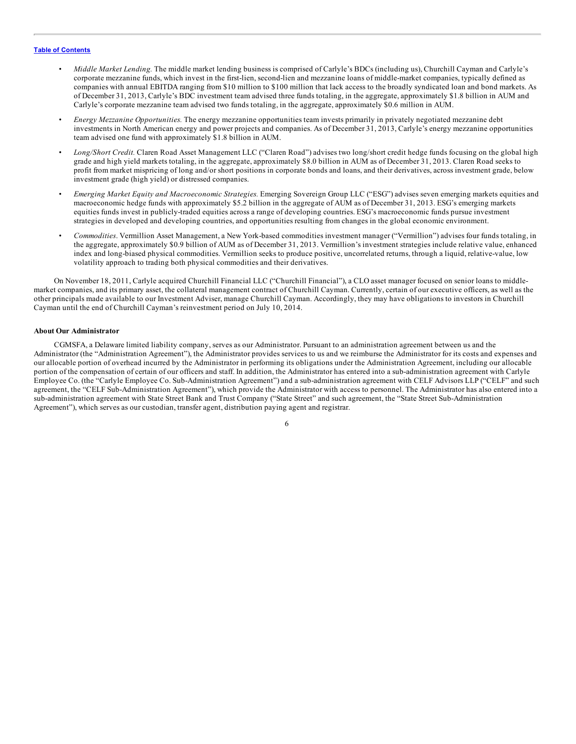- *Middle Market Lending.* The middle market lending business is comprised of Carlyle's BDCs (including us), Churchill Cayman and Carlyle's corporate mezzanine funds, which invest in the first-lien, second-lien and mezzanine loans of middle-market companies, typically defined as companies with annual EBITDA ranging from $10 million to $100 million that lack access to the broadly syndicated loan and bond markets. As of December 31, 2013, Carlyle's BDC investment team advised three funds totaling, in the aggregate, approximately $1.8 billion in AUM and Carlyle's corporate mezzanine team advised two funds totaling, in the aggregate, approximately $0.6 million in AUM.
- *Energy Mezzanine Opportunities.* The energy mezzanine opportunities team invests primarily in privately negotiated mezzanine debt investments in North American energy and power projects and companies. As of December 31, 2013, Carlyle's energy mezzanine opportunities team advised one fund with approximately $1.8 billion in AUM.
- *Long/Short Credit.* Claren Road Asset Management LLC ("Claren Road") advises two long/short credit hedge funds focusing on the global high grade and high yield markets totaling, in the aggregate, approximately $8.0 billion in AUM as of December 31, 2013. Claren Road seeks to profit from market mispricing of long and/or short positions in corporate bonds and loans, and their derivatives, across investment grade, below investment grade (high yield) or distressed companies.
- *Emerging Market Equity and Macroeconomic Strategies.* Emerging Sovereign Group LLC ("ESG") advises seven emerging markets equities and macroeconomic hedge funds with approximately $5.2 billion in the aggregate of AUM as of December 31, 2013. ESG's emerging markets equities funds invest in publicly-traded equities across a range of developing countries. ESG's macroeconomic funds pursue investment strategies in developed and developing countries, and opportunities resulting from changes in the global economic environment.
- *Commodities*. Vermillion Asset Management, a New York-based commodities investment manager ("Vermillion") advises four funds totaling, in the aggregate, approximately $0.9 billion of AUM as of December 31, 2013. Vermillion's investment strategies include relative value, enhanced index and long-biased physical commodities. Vermillion seeks to produce positive, uncorrelated returns, through a liquid, relative-value, low volatility approach to trading both physical commodities and their derivatives.

On November 18, 2011, Carlyle acquired Churchill Financial LLC ("Churchill Financial"), a CLO asset manager focused on senior loans to middle-market companies, and its primary asset, the collateral management contract of Churchill Cayman. Currently, certain of our executive officers, as well as the other principals made available to our Investment Adviser, manage Churchill Cayman. Accordingly, they may have obligations to investors in Churchill Cayman until the end of Churchill Cayman's reinvestment period on July 10, 2014.

**About Our Administrator**

CGMSFA, a Delaware limited liability company, serves as our Administrator. Pursuant to an administration agreement between us and the Administrator (the "Administration Agreement"), the Administrator provides services to us and we reimburse the Administrator for its costs and expenses and our allocable portion of overhead incurred by the Administrator in performing its obligations under the Administration Agreement, including our allocable portion of the compensation of certain of our officers and staff. In addition, the Administrator has entered into a sub-administration agreement with Carlyle Employee Co. (the "Carlyle Employee Co. Sub-Administration Agreement") and a sub-administration agreement with CELF Advisors LLP ("CELF" and such agreement, the "CELF Sub-Administration Agreement"), which provide the Administrator with access to personnel. The Administrator has also entered into a sub-administration agreement with State Street Bank and Trust Company ("State Street" and such agreement, the "State Street Sub-Administration Agreement"), which serves as our custodian, transfer agent, distribution paying agent and registrar.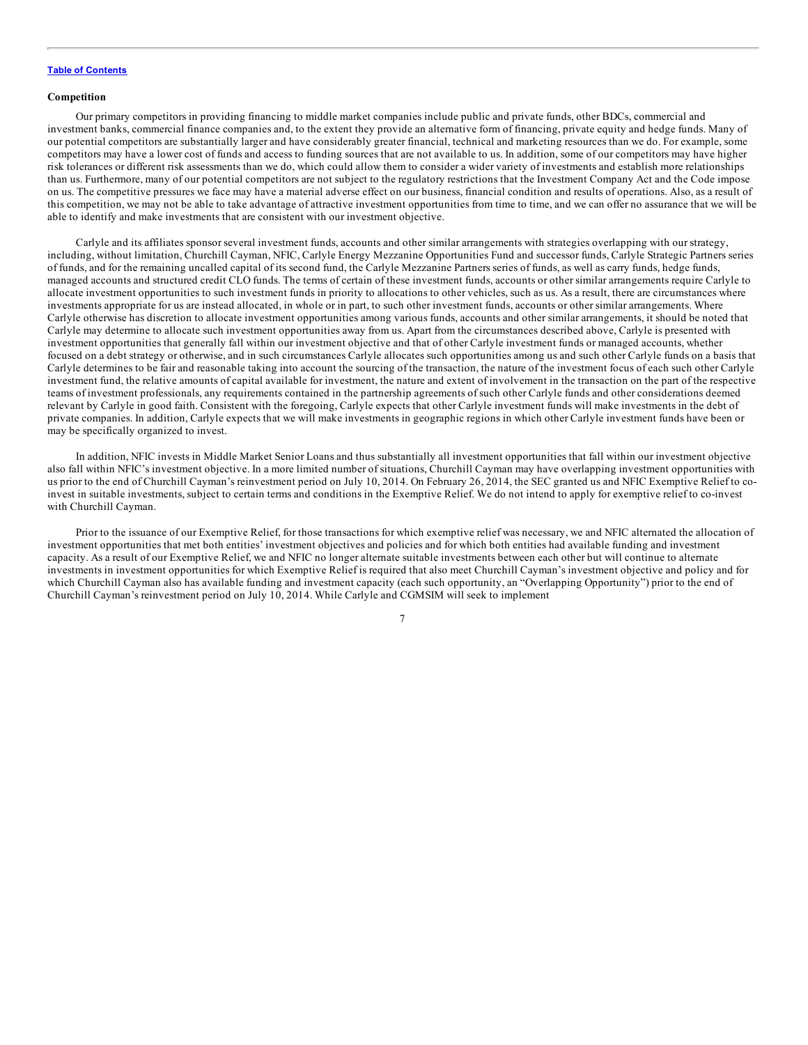### Competition

Our primary competitors in providing financing to middle market companies include public and private funds, other BDCs, commercial and investment banks, commercial finance companies and, to the extent they provide an alternative form of financing, private equity and hedge funds. Many of our potential competitors are substantially larger and have considerably greater financial, technical and marketing resources than we do. For example, some competitors may have a lower cost of funds and access to funding sources that are not available to us. In addition, some of our competitors may have higher risk tolerances or different risk assessments than we do, which could allow them to consider a wider variety of investments and establish more relationships than us. Furthermore, many of our potential competitors are not subject to the regulatory restrictions that the Investment Company Act and the Code impose on us. The competitive pressures we face may have a material adverse effect on our business, financial condition and results of operations. Also, as a result of this competition, we may not be able to take advantage of attractive investment opportunities from time to time, and we can offer no assurance that we will be able to identify and make investments that are consistent with our investment objective.

Carlyle and its affiliates sponsor several investment funds, accounts and other similar arrangements with strategies overlapping with our strategy, including, without limitation, Churchill Cayman, NFIC, Carlyle Energy Mezzanine Opportunities Fund and successor funds, Carlyle Strategic Partners series of funds, and for the remaining uncalled capital of its second fund, the Carlyle Mezzanine Partners series of funds, as well as carry funds, hedge funds, managed accounts and structured credit CLO funds. The terms of certain of these investment funds, accounts or other similar arrangements require Carlyle to allocate investment opportunities to such investment funds in priority to allocations to other vehicles, such as us. As a result, there are circumstances where investments appropriate for us are instead allocated, in whole or in part, to such other investment funds, accounts or other similar arrangements. Where Carlyle otherwise has discretion to allocate investment opportunities among various funds, accounts and other similar arrangements, it should be noted that Carlyle may determine to allocate such investment opportunities away from us. Apart from the circumstances described above, Carlyle is presented with investment opportunities that generally fall within our investment objective and that of other Carlyle investment funds or managed accounts, whether focused on a debt strategy or otherwise, and in such circumstances Carlyle allocates such opportunities among us and such other Carlyle funds on a basis that Carlyle determines to be fair and reasonable taking into account the sourcing of the transaction, the nature of the investment focus of each such other Carlyle investment fund, the relative amounts of capital available for investment, the nature and extent of involvement in the transaction on the part of the respective teams of investment professionals, any requirements contained in the partnership agreements of such other Carlyle funds and other considerations deemed relevant by Carlyle in good faith. Consistent with the foregoing, Carlyle expects that other Carlyle investment funds will make investments in the debt of private companies. In addition, Carlyle expects that we will make investments in geographic regions in which other Carlyle investment funds have been or may be specifically organized to invest.

In addition, NFIC invests in Middle Market Senior Loans and thus substantially all investment opportunities that fall within our investment objective also fall within NFIC's investment objective. In a more limited number of situations, Churchill Cayman may have overlapping investment opportunities with us prior to the end of Churchill Cayman's reinvestment period on July 10, 2014. On February 26, 2014, the SEC granted us and NFIC Exemptive Relief to co-invest in suitable investments, subject to certain terms and conditions in the Exemptive Relief. We do not intend to apply for exemptive relief to co-invest with Churchill Cayman.

Prior to the issuance of our Exemptive Relief, for those transactions for which exemptive relief was necessary, we and NFIC alternated the allocation of investment opportunities that met both entities' investment objectives and policies and for which both entities had available funding and investment capacity. As a result of our Exemptive Relief, we and NFIC no longer alternate suitable investments between each other but will continue to alternate investments in investment opportunities for which Exemptive Relief is required that also meet Churchill Cayman's investment objective and policy and for which Churchill Cayman also has available funding and investment capacity (each such opportunity, an "Overlapping Opportunity") prior to the end of Churchill Cayman's reinvestment period on July 10, 2014. While Carlyle and CGMSIM will seek to implement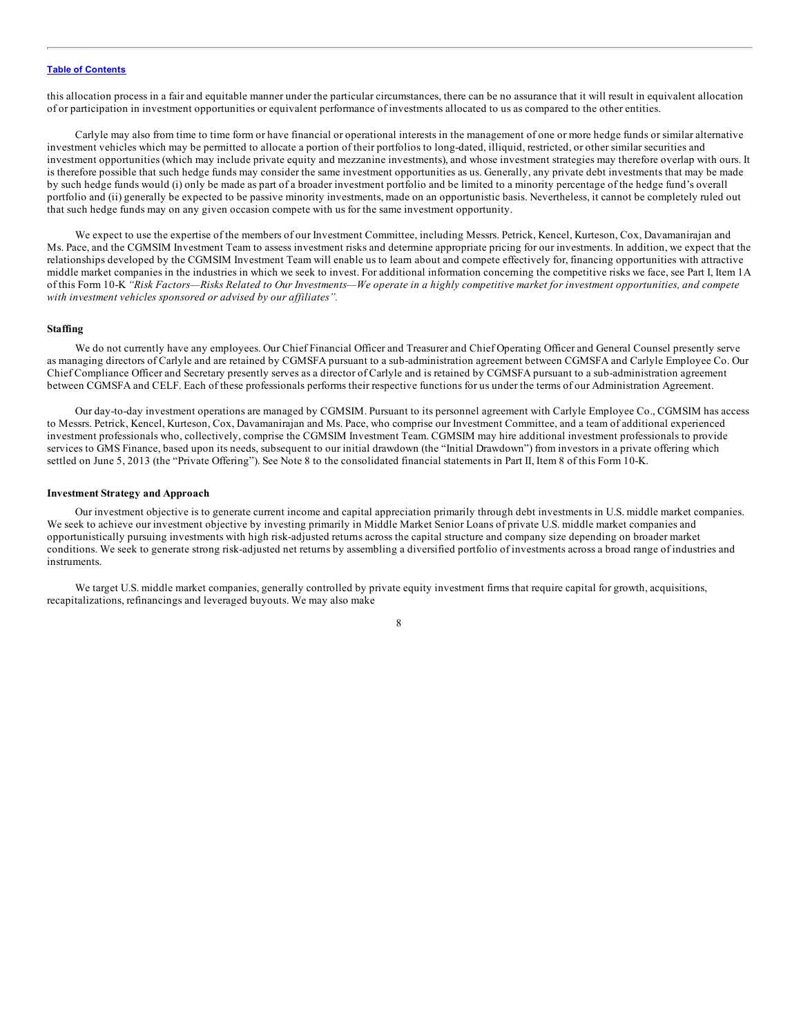this allocation process in a fair and equitable manner under the particular circumstances, there can be no assurance that it will result in equivalent allocation of or participation in investment opportunities or equivalent performance of investments allocated to us as compared to the other entities.

Carlyle may also from time to time form or have financial or operational interests in the management of one or more hedge funds or similar alternative investment vehicles which may be permitted to allocate a portion of their portfolios to long-dated, illiquid, restricted, or other similar securities and investment opportunities (which may include private equity and mezzanine investments), and whose investment strategies may therefore overlap with ours. It is therefore possible that such hedge funds may consider the same investment opportunities as us. Generally, any private debt investments that may be made by such hedge funds would (i) only be made as part of a broader investment portfolio and be limited to a minority percentage of the hedge fund's overall portfolio and (ii) generally be expected to be passive minority investments, made on an opportunistic basis. Nevertheless, it cannot be completely ruled out that such hedge funds may on any given occasion compete with us for the same investment opportunity.

We expect to use the expertise of the members of our Investment Committee, including Messrs. Petrick, Kencel, Kurteson, Cox, Davamanirajan and Ms. Pace, and the CGMSIM Investment Team to assess investment risks and determine appropriate pricing for our investments. In addition, we expect that the relationships developed by the CGMSIM Investment Team will enable us to learn about and compete effectively for, financing opportunities with attractive middle market companies in the industries in which we seek to invest. For additional information concerning the competitive risks we face, see Part I, Item 1A of this Form 10-K *"Risk Factors—Risks Related to Our Investments—We operate in a highly competitive market for investment opportunities, and compete with investment vehicles sponsored or advised by our affiliates".*

**Staffing**

We do not currently have any employees. Our Chief Financial Officer and Treasurer and Chief Operating Officer and General Counsel presently serve as managing directors of Carlyle and are retained by CGMSFA pursuant to a sub-administration agreement between CGMSFA and Carlyle Employee Co. Our Chief Compliance Officer and Secretary presently serves as a director of Carlyle and is retained by CGMSFA pursuant to a sub-administration agreement between CGMSFA and CELF. Each of these professionals performs their respective functions for us under the terms of our Administration Agreement.

Our day-to-day investment operations are managed by CGMSIM. Pursuant to its personnel agreement with Carlyle Employee Co., CGMSIM has access to Messrs. Petrick, Kencel, Kurteson, Cox, Davamanirajan and Ms. Pace, who comprise our Investment Committee, and a team of additional experienced investment professionals who, collectively, comprise the CGMSIM Investment Team. CGMSIM may hire additional investment professionals to provide services to GMS Finance, based upon its needs, subsequent to our initial drawdown (the "Initial Drawdown") from investors in a private offering which settled on June 5, 2013 (the "Private Offering"). See Note 8 to the consolidated financial statements in Part II, Item 8 of this Form 10-K.

**Investment Strategy and Approach**

Our investment objective is to generate current income and capital appreciation primarily through debt investments in U.S. middle market companies. We seek to achieve our investment objective by investing primarily in Middle Market Senior Loans of private U.S. middle market companies and opportunistically pursuing investments with high risk-adjusted returns across the capital structure and company size depending on broader market conditions. We seek to generate strong risk-adjusted net returns by assembling a diversified portfolio of investments across a broad range of industries and instruments.

We target U.S. middle market companies, generally controlled by private equity investment firms that require capital for growth, acquisitions, recapitalizations, refinancings and leveraged buyouts. We may also make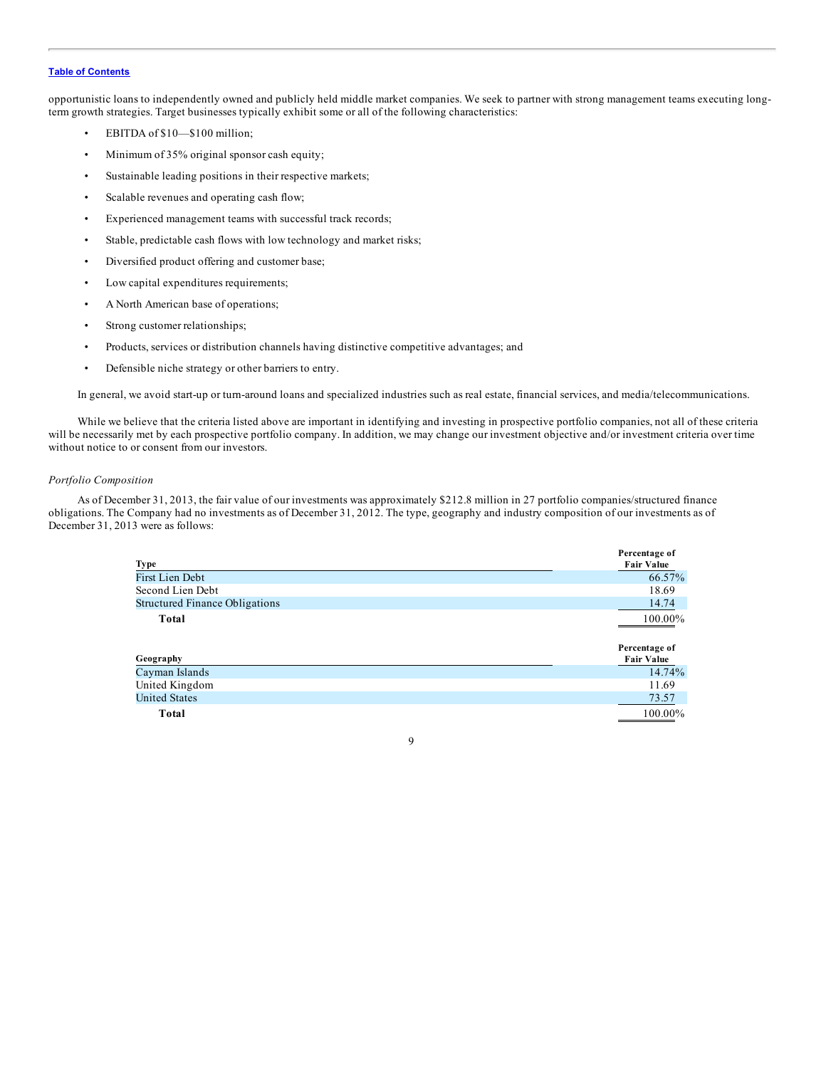opportunistic loans to independently owned and publicly held middle market companies. We seek to partner with strong management teams executing long-term growth strategies. Target businesses typically exhibit some or all of the following characteristics:

- EBITDA of $10—$100 million;
- Minimum of 35% original sponsor cash equity;
- Sustainable leading positions in their respective markets;
- Scalable revenues and operating cash flow;
- Experienced management teams with successful track records;
- Stable, predictable cash flows with low technology and market risks;
- Diversified product offering and customer base;
- Low capital expenditures requirements;
- A North American base of operations;
- Strong customer relationships;
- Products, services or distribution channels having distinctive competitive advantages; and
- Defensible niche strategy or other barriers to entry.

In general, we avoid start-up or turn-around loans and specialized industries such as real estate, financial services, and media/telecommunications.

While we believe that the criteria listed above are important in identifying and investing in prospective portfolio companies, not all of these criteria will be necessarily met by each prospective portfolio company. In addition, we may change our investment objective and/or investment criteria over time without notice to or consent from our investors.

*Portfolio Composition*

As of December 31, 2013, the fair value of our investments was approximately $212.8 million in 27 portfolio companies/structured finance obligations. The Company had no investments as of December 31, 2012. The type, geography and industry composition of our investments as of December 31, 2013 were as follows:

| Type | Percentage of Fair Value |
|---|---|
| First Lien Debt | 66.57% |
| Second Lien Debt | 18.69 |
| Structured Finance Obligations | 14.74 |
| **Total** | 100.00% |

| Geography | Percentage of Fair Value |
|---|---|
| Cayman Islands | 14.74% |
| United Kingdom | 11.69 |
| United States | 73.57 |
| **Total** | 100.00% |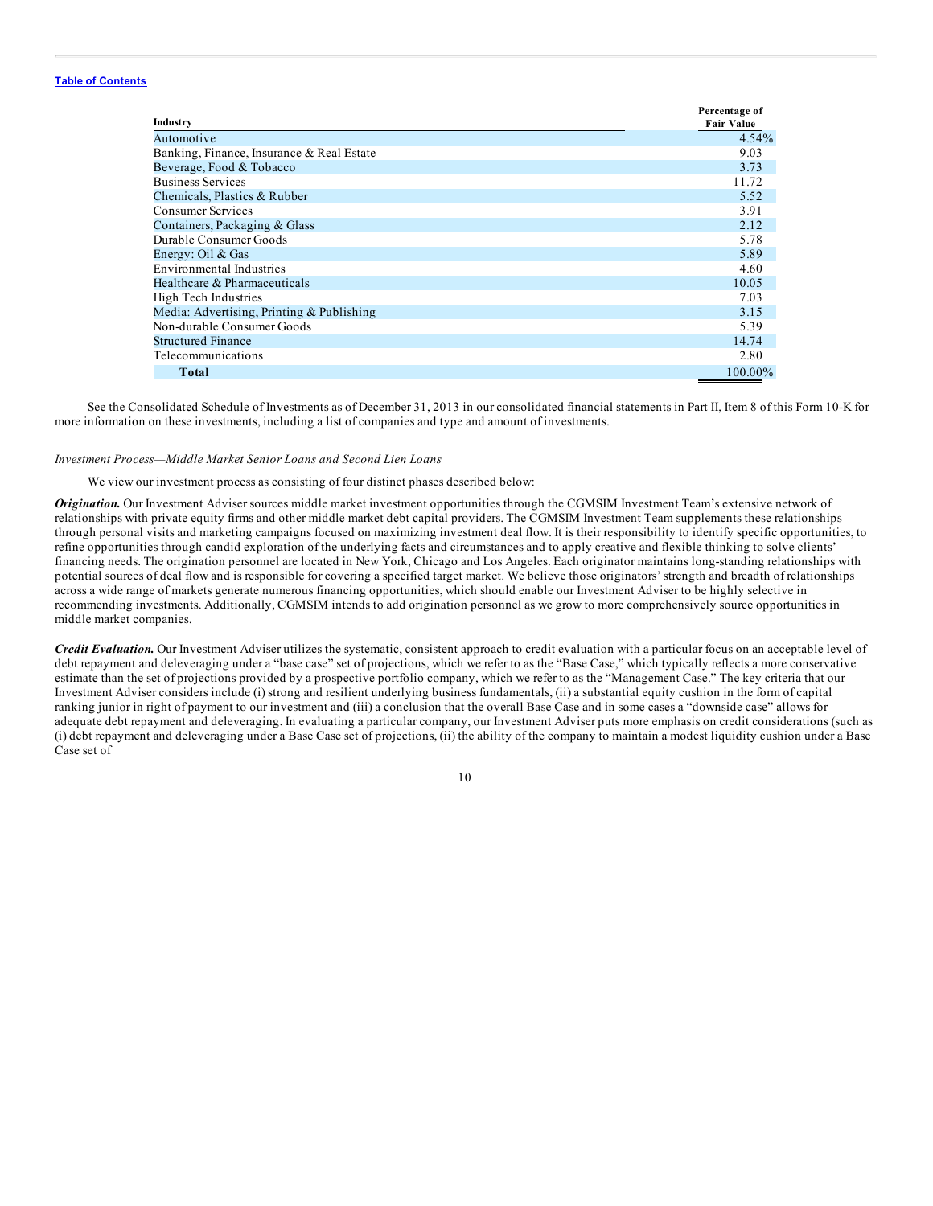| Industry | Percentage of Fair Value |
|---|---|
| Automotive | 4.54% |
| Banking, Finance, Insurance & Real Estate | 9.03 |
| Beverage, Food & Tobacco | 3.73 |
| Business Services | 11.72 |
| Chemicals, Plastics & Rubber | 5.52 |
| Consumer Services | 3.91 |
| Containers, Packaging & Glass | 2.12 |
| Durable Consumer Goods | 5.78 |
| Energy: Oil & Gas | 5.89 |
| Environmental Industries | 4.60 |
| Healthcare & Pharmaceuticals | 10.05 |
| High Tech Industries | 7.03 |
| Media: Advertising, Printing & Publishing | 3.15 |
| Non-durable Consumer Goods | 5.39 |
| Structured Finance | 14.74 |
| Telecommunications | 2.80 |
| **Total** | 100.00% |

See the Consolidated Schedule of Investments as of December 31, 2013 in our consolidated financial statements in Part II, Item 8 of this Form 10-K for more information on these investments, including a list of companies and type and amount of investments.

*Investment Process—Middle Market Senior Loans and Second Lien Loans*

We view our investment process as consisting of four distinct phases described below:

***Origination.*** Our Investment Adviser sources middle market investment opportunities through the CGMSIM Investment Team's extensive network of relationships with private equity firms and other middle market debt capital providers. The CGMSIM Investment Team supplements these relationships through personal visits and marketing campaigns focused on maximizing investment deal flow. It is their responsibility to identify specific opportunities, to refine opportunities through candid exploration of the underlying facts and circumstances and to apply creative and flexible thinking to solve clients' financing needs. The origination personnel are located in New York, Chicago and Los Angeles. Each originator maintains long-standing relationships with potential sources of deal flow and is responsible for covering a specified target market. We believe those originators' strength and breadth of relationships across a wide range of markets generate numerous financing opportunities, which should enable our Investment Adviser to be highly selective in recommending investments. Additionally, CGMSIM intends to add origination personnel as we grow to more comprehensively source opportunities in middle market companies.

***Credit Evaluation.*** Our Investment Adviser utilizes the systematic, consistent approach to credit evaluation with a particular focus on an acceptable level of debt repayment and deleveraging under a "base case" set of projections, which we refer to as the "Base Case," which typically reflects a more conservative estimate than the set of projections provided by a prospective portfolio company, which we refer to as the "Management Case." The key criteria that our Investment Adviser considers include (i) strong and resilient underlying business fundamentals, (ii) a substantial equity cushion in the form of capital ranking junior in right of payment to our investment and (iii) a conclusion that the overall Base Case and in some cases a "downside case" allows for adequate debt repayment and deleveraging. In evaluating a particular company, our Investment Adviser puts more emphasis on credit considerations (such as (i) debt repayment and deleveraging under a Base Case set of projections, (ii) the ability of the company to maintain a modest liquidity cushion under a Base Case set of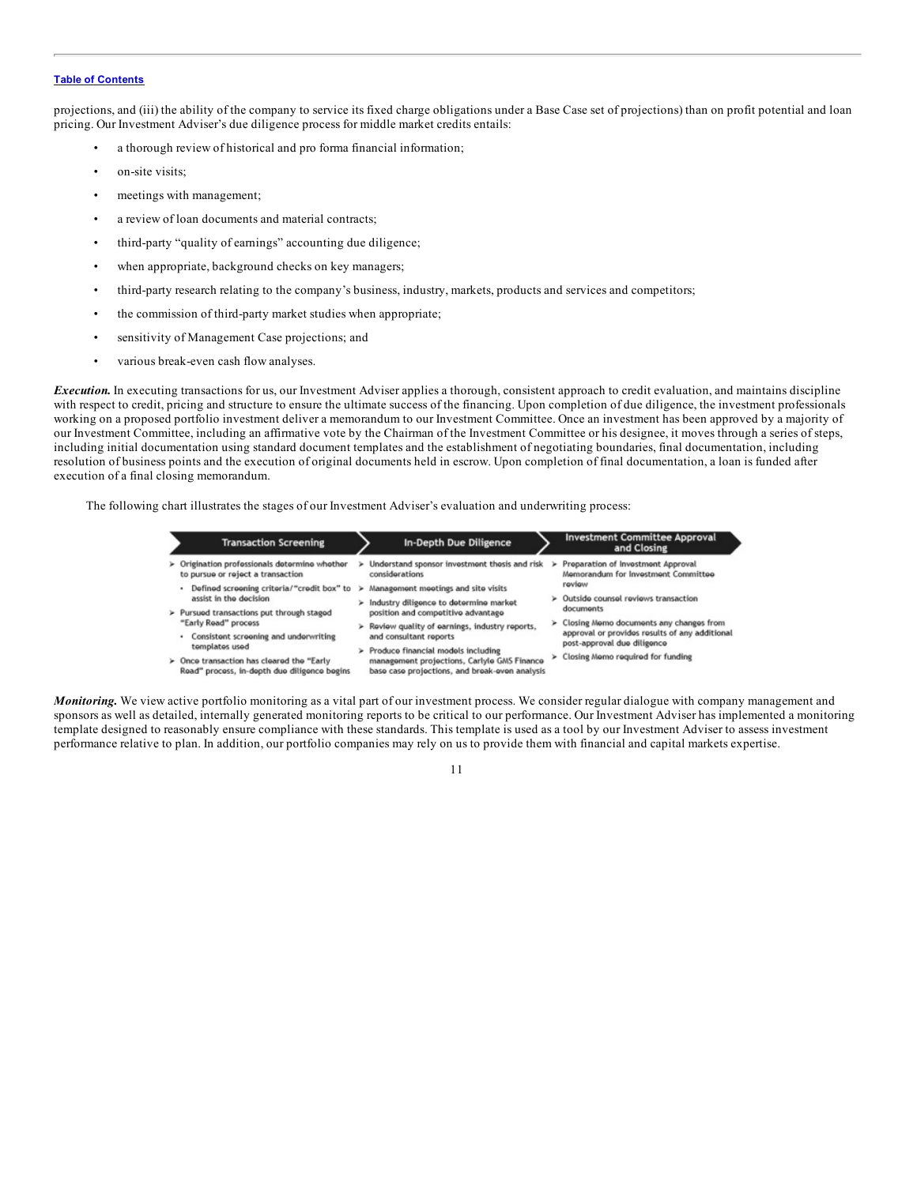projections, and (iii) the ability of the company to service its fixed charge obligations under a Base Case set of projections) than on profit potential and loan pricing. Our Investment Adviser's due diligence process for middle market credits entails:

- a thorough review of historical and pro forma financial information;
- on-site visits;
- meetings with management;
- a review of loan documents and material contracts;
- third-party "quality of earnings" accounting due diligence;
- when appropriate, background checks on key managers;
- third-party research relating to the company's business, industry, markets, products and services and competitors;
- the commission of third-party market studies when appropriate;
- sensitivity of Management Case projections; and
- various break-even cash flow analyses.

***Execution.*** In executing transactions for us, our Investment Adviser applies a thorough, consistent approach to credit evaluation, and maintains discipline with respect to credit, pricing and structure to ensure the ultimate success of the financing. Upon completion of due diligence, the investment professionals working on a proposed portfolio investment deliver a memorandum to our Investment Committee. Once an investment has been approved by a majority of our Investment Committee, including an affirmative vote by the Chairman of the Investment Committee or his designee, it moves through a series of steps, including initial documentation using standard document templates and the establishment of negotiating boundaries, final documentation, including resolution of business points and the execution of original documents held in escrow. Upon completion of final documentation, a loan is funded after execution of a final closing memorandum.

The following chart illustrates the stages of our Investment Adviser's evaluation and underwriting process:

| Transaction Screening | In-Depth Due Diligence | Investment Committee Approval and Closing |
| --- | --- | --- |
| ➢ Origination professionals determine whether to pursue or reject a transaction<br>• Defined screening criteria/"credit box" to assist in the decision<br>➢ Pursued transactions put through staged "Early Read" process<br>• Consistent screening and underwriting templates used<br>➢ Once transaction has cleared the "Early Read" process, in-depth due diligence begins | ➢ Understand sponsor investment thesis and risk considerations<br>➢ Management meetings and site visits<br>➢ Industry diligence to determine market position and competitive advantage<br>➢ Review quality of earnings, industry reports, and consultant reports<br>➢ Produce financial models including management projections, Carlyle GMS Finance base case projections, and break-even analysis | ➢ Preparation of Investment Approval Memorandum for Investment Committee review<br>➢ Outside counsel reviews transaction documents<br>➢ Closing Memo documents any changes from approval or provides results of any additional post-approval due diligence<br>➢ Closing Memo required for funding |

***Monitoring.*** We view active portfolio monitoring as a vital part of our investment process. We consider regular dialogue with company management and sponsors as well as detailed, internally generated monitoring reports to be critical to our performance. Our Investment Adviser has implemented a monitoring template designed to reasonably ensure compliance with these standards. This template is used as a tool by our Investment Adviser to assess investment performance relative to plan. In addition, our portfolio companies may rely on us to provide them with financial and capital markets expertise.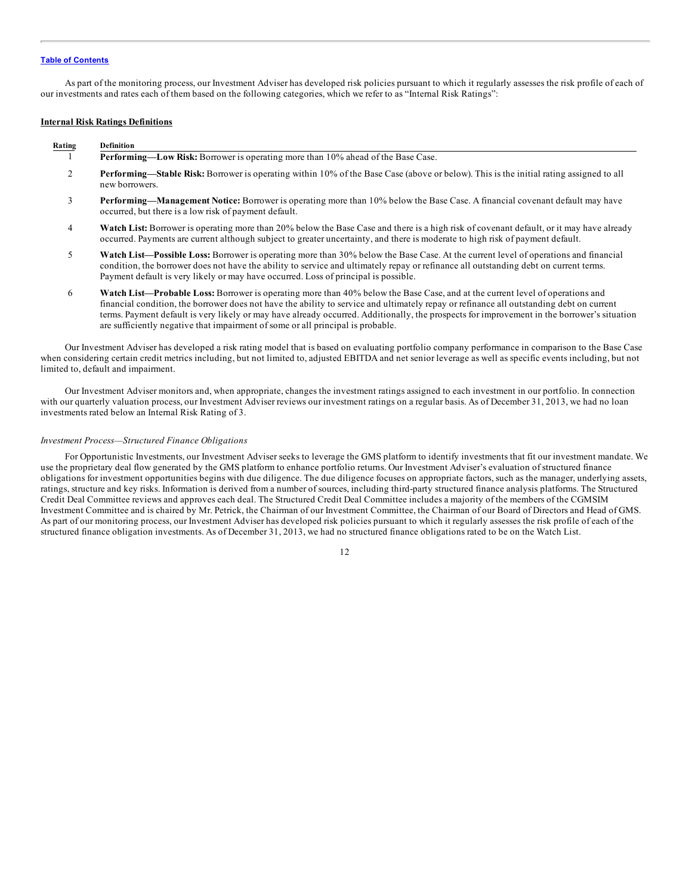As part of the monitoring process, our Investment Adviser has developed risk policies pursuant to which it regularly assesses the risk profile of each of our investments and rates each of them based on the following categories, which we refer to as "Internal Risk Ratings":

**Internal Risk Ratings Definitions**

| Rating | Definition |
|---|---|
| 1 | **Performing—Low Risk:** Borrower is operating more than 10% ahead of the Base Case. |
| 2 | **Performing—Stable Risk:** Borrower is operating within 10% of the Base Case (above or below). This is the initial rating assigned to all new borrowers. |
| 3 | **Performing—Management Notice:** Borrower is operating more than 10% below the Base Case. A financial covenant default may have occurred, but there is a low risk of payment default. |
| 4 | **Watch List:** Borrower is operating more than 20% below the Base Case and there is a high risk of covenant default, or it may have already occurred. Payments are current although subject to greater uncertainty, and there is moderate to high risk of payment default. |
| 5 | **Watch List—Possible Loss:** Borrower is operating more than 30% below the Base Case. At the current level of operations and financial condition, the borrower does not have the ability to service and ultimately repay or refinance all outstanding debt on current terms. Payment default is very likely or may have occurred. Loss of principal is possible. |
| 6 | **Watch List—Probable Loss:** Borrower is operating more than 40% below the Base Case, and at the current level of operations and financial condition, the borrower does not have the ability to service and ultimately repay or refinance all outstanding debt on current terms. Payment default is very likely or may have already occurred. Additionally, the prospects for improvement in the borrower's situation are sufficiently negative that impairment of some or all principal is probable. |

Our Investment Adviser has developed a risk rating model that is based on evaluating portfolio company performance in comparison to the Base Case when considering certain credit metrics including, but not limited to, adjusted EBITDA and net senior leverage as well as specific events including, but not limited to, default and impairment.

Our Investment Adviser monitors and, when appropriate, changes the investment ratings assigned to each investment in our portfolio. In connection with our quarterly valuation process, our Investment Adviser reviews our investment ratings on a regular basis. As of December 31, 2013, we had no loan investments rated below an Internal Risk Rating of 3.

*Investment Process—Structured Finance Obligations*

For Opportunistic Investments, our Investment Adviser seeks to leverage the GMS platform to identify investments that fit our investment mandate. We use the proprietary deal flow generated by the GMS platform to enhance portfolio returns. Our Investment Adviser's evaluation of structured finance obligations for investment opportunities begins with due diligence. The due diligence focuses on appropriate factors, such as the manager, underlying assets, ratings, structure and key risks. Information is derived from a number of sources, including third-party structured finance analysis platforms. The Structured Credit Deal Committee reviews and approves each deal. The Structured Credit Deal Committee includes a majority of the members of the CGMSIM Investment Committee and is chaired by Mr. Petrick, the Chairman of our Investment Committee, the Chairman of our Board of Directors and Head of GMS. As part of our monitoring process, our Investment Adviser has developed risk policies pursuant to which it regularly assesses the risk profile of each of the structured finance obligation investments. As of December 31, 2013, we had no structured finance obligations rated to be on the Watch List.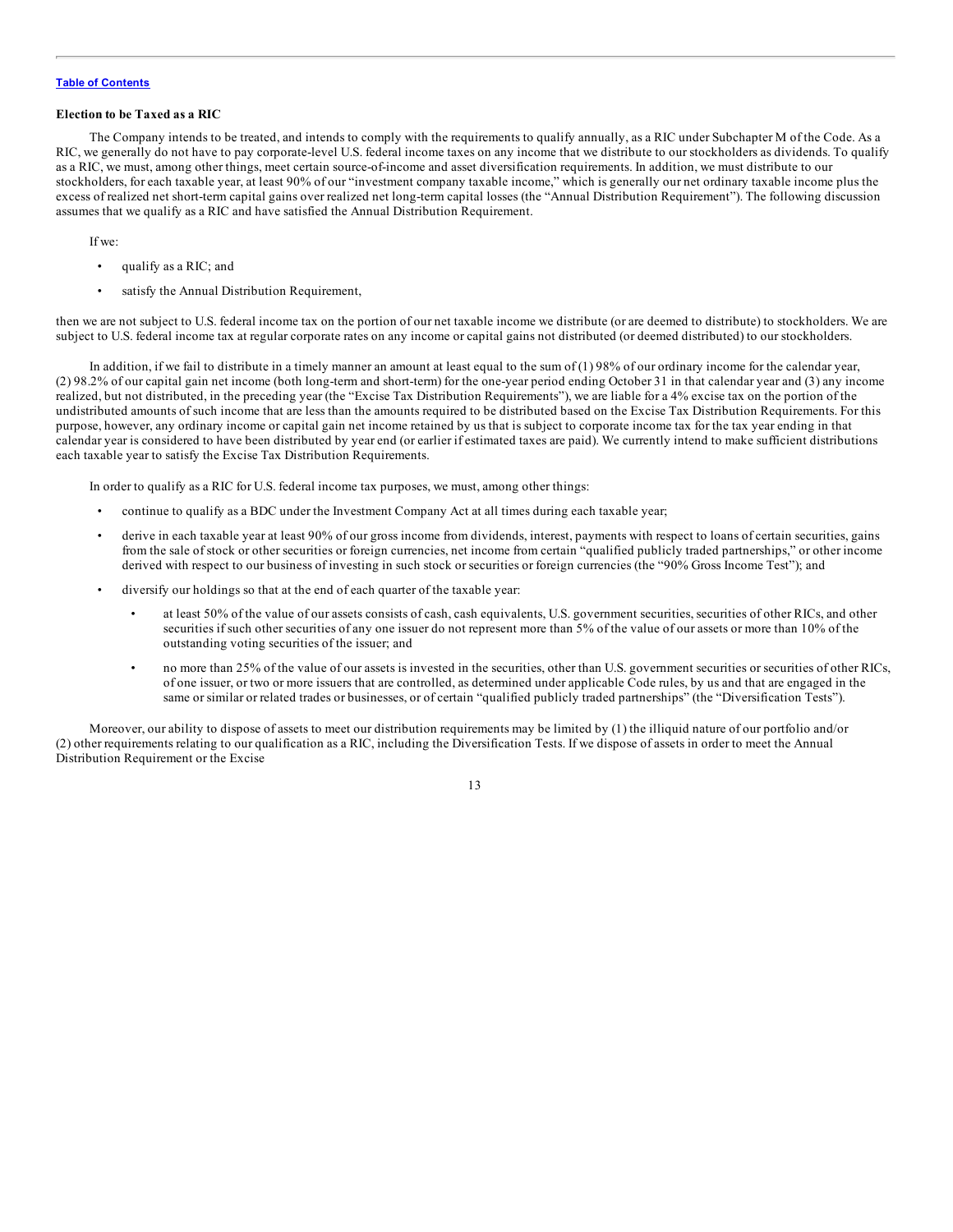**Election to be Taxed as a RIC**

The Company intends to be treated, and intends to comply with the requirements to qualify annually, as a RIC under Subchapter M of the Code. As a RIC, we generally do not have to pay corporate-level U.S. federal income taxes on any income that we distribute to our stockholders as dividends. To qualify as a RIC, we must, among other things, meet certain source-of-income and asset diversification requirements. In addition, we must distribute to our stockholders, for each taxable year, at least 90% of our "investment company taxable income," which is generally our net ordinary taxable income plus the excess of realized net short-term capital gains over realized net long-term capital losses (the "Annual Distribution Requirement"). The following discussion assumes that we qualify as a RIC and have satisfied the Annual Distribution Requirement.

If we:

- qualify as a RIC; and
- satisfy the Annual Distribution Requirement,

then we are not subject to U.S. federal income tax on the portion of our net taxable income we distribute (or are deemed to distribute) to stockholders. We are subject to U.S. federal income tax at regular corporate rates on any income or capital gains not distributed (or deemed distributed) to our stockholders.

In addition, if we fail to distribute in a timely manner an amount at least equal to the sum of (1) 98% of our ordinary income for the calendar year, (2) 98.2% of our capital gain net income (both long-term and short-term) for the one-year period ending October 31 in that calendar year and (3) any income realized, but not distributed, in the preceding year (the "Excise Tax Distribution Requirements"), we are liable for a 4% excise tax on the portion of the undistributed amounts of such income that are less than the amounts required to be distributed based on the Excise Tax Distribution Requirements. For this purpose, however, any ordinary income or capital gain net income retained by us that is subject to corporate income tax for the tax year ending in that calendar year is considered to have been distributed by year end (or earlier if estimated taxes are paid). We currently intend to make sufficient distributions each taxable year to satisfy the Excise Tax Distribution Requirements.

In order to qualify as a RIC for U.S. federal income tax purposes, we must, among other things:

- continue to qualify as a BDC under the Investment Company Act at all times during each taxable year;
- derive in each taxable year at least 90% of our gross income from dividends, interest, payments with respect to loans of certain securities, gains from the sale of stock or other securities or foreign currencies, net income from certain "qualified publicly traded partnerships," or other income derived with respect to our business of investing in such stock or securities or foreign currencies (the "90% Gross Income Test"); and
- diversify our holdings so that at the end of each quarter of the taxable year:
  - at least 50% of the value of our assets consists of cash, cash equivalents, U.S. government securities, securities of other RICs, and other securities if such other securities of any one issuer do not represent more than 5% of the value of our assets or more than 10% of the outstanding voting securities of the issuer; and
  - no more than 25% of the value of our assets is invested in the securities, other than U.S. government securities or securities of other RICs, of one issuer, or two or more issuers that are controlled, as determined under applicable Code rules, by us and that are engaged in the same or similar or related trades or businesses, or of certain "qualified publicly traded partnerships" (the "Diversification Tests").

Moreover, our ability to dispose of assets to meet our distribution requirements may be limited by (1) the illiquid nature of our portfolio and/or (2) other requirements relating to our qualification as a RIC, including the Diversification Tests. If we dispose of assets in order to meet the Annual Distribution Requirement or the Excise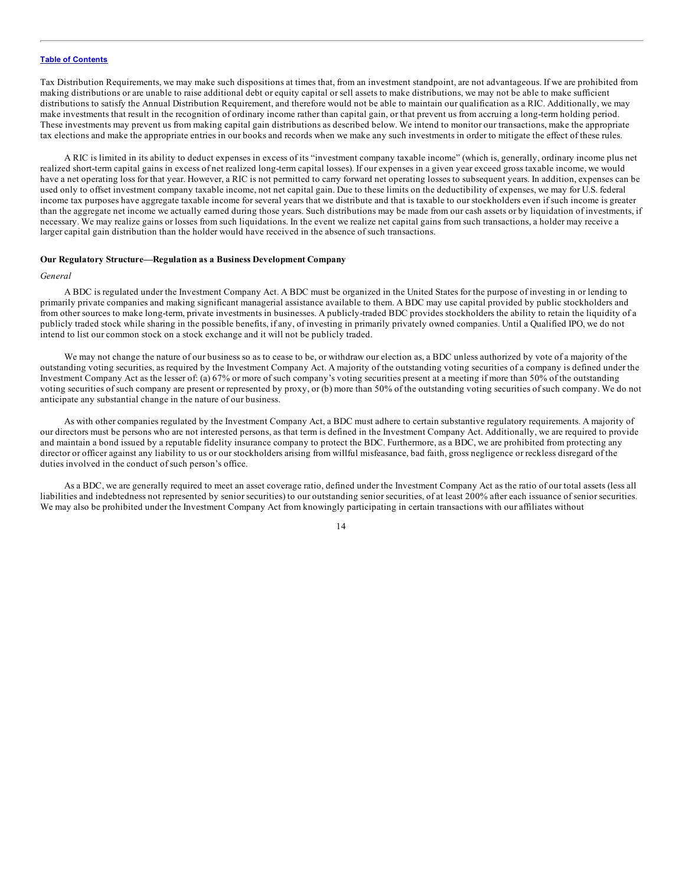Tax Distribution Requirements, we may make such dispositions at times that, from an investment standpoint, are not advantageous. If we are prohibited from making distributions or are unable to raise additional debt or equity capital or sell assets to make distributions, we may not be able to make sufficient distributions to satisfy the Annual Distribution Requirement, and therefore would not be able to maintain our qualification as a RIC. Additionally, we may make investments that result in the recognition of ordinary income rather than capital gain, or that prevent us from accruing a long-term holding period. These investments may prevent us from making capital gain distributions as described below. We intend to monitor our transactions, make the appropriate tax elections and make the appropriate entries in our books and records when we make any such investments in order to mitigate the effect of these rules.

A RIC is limited in its ability to deduct expenses in excess of its "investment company taxable income" (which is, generally, ordinary income plus net realized short-term capital gains in excess of net realized long-term capital losses). If our expenses in a given year exceed gross taxable income, we would have a net operating loss for that year. However, a RIC is not permitted to carry forward net operating losses to subsequent years. In addition, expenses can be used only to offset investment company taxable income, not net capital gain. Due to these limits on the deductibility of expenses, we may for U.S. federal income tax purposes have aggregate taxable income for several years that we distribute and that is taxable to our stockholders even if such income is greater than the aggregate net income we actually earned during those years. Such distributions may be made from our cash assets or by liquidation of investments, if necessary. We may realize gains or losses from such liquidations. In the event we realize net capital gains from such transactions, a holder may receive a larger capital gain distribution than the holder would have received in the absence of such transactions.

**Our Regulatory Structure—Regulation as a Business Development Company**

*General*

A BDC is regulated under the Investment Company Act. A BDC must be organized in the United States for the purpose of investing in or lending to primarily private companies and making significant managerial assistance available to them. A BDC may use capital provided by public stockholders and from other sources to make long-term, private investments in businesses. A publicly-traded BDC provides stockholders the ability to retain the liquidity of a publicly traded stock while sharing in the possible benefits, if any, of investing in primarily privately owned companies. Until a Qualified IPO, we do not intend to list our common stock on a stock exchange and it will not be publicly traded.

We may not change the nature of our business so as to cease to be, or withdraw our election as, a BDC unless authorized by vote of a majority of the outstanding voting securities, as required by the Investment Company Act. A majority of the outstanding voting securities of a company is defined under the Investment Company Act as the lesser of: (a) 67% or more of such company's voting securities present at a meeting if more than 50% of the outstanding voting securities of such company are present or represented by proxy, or (b) more than 50% of the outstanding voting securities of such company. We do not anticipate any substantial change in the nature of our business.

As with other companies regulated by the Investment Company Act, a BDC must adhere to certain substantive regulatory requirements. A majority of our directors must be persons who are not interested persons, as that term is defined in the Investment Company Act. Additionally, we are required to provide and maintain a bond issued by a reputable fidelity insurance company to protect the BDC. Furthermore, as a BDC, we are prohibited from protecting any director or officer against any liability to us or our stockholders arising from willful misfeasance, bad faith, gross negligence or reckless disregard of the duties involved in the conduct of such person's office.

As a BDC, we are generally required to meet an asset coverage ratio, defined under the Investment Company Act as the ratio of our total assets (less all liabilities and indebtedness not represented by senior securities) to our outstanding senior securities, of at least 200% after each issuance of senior securities. We may also be prohibited under the Investment Company Act from knowingly participating in certain transactions with our affiliates without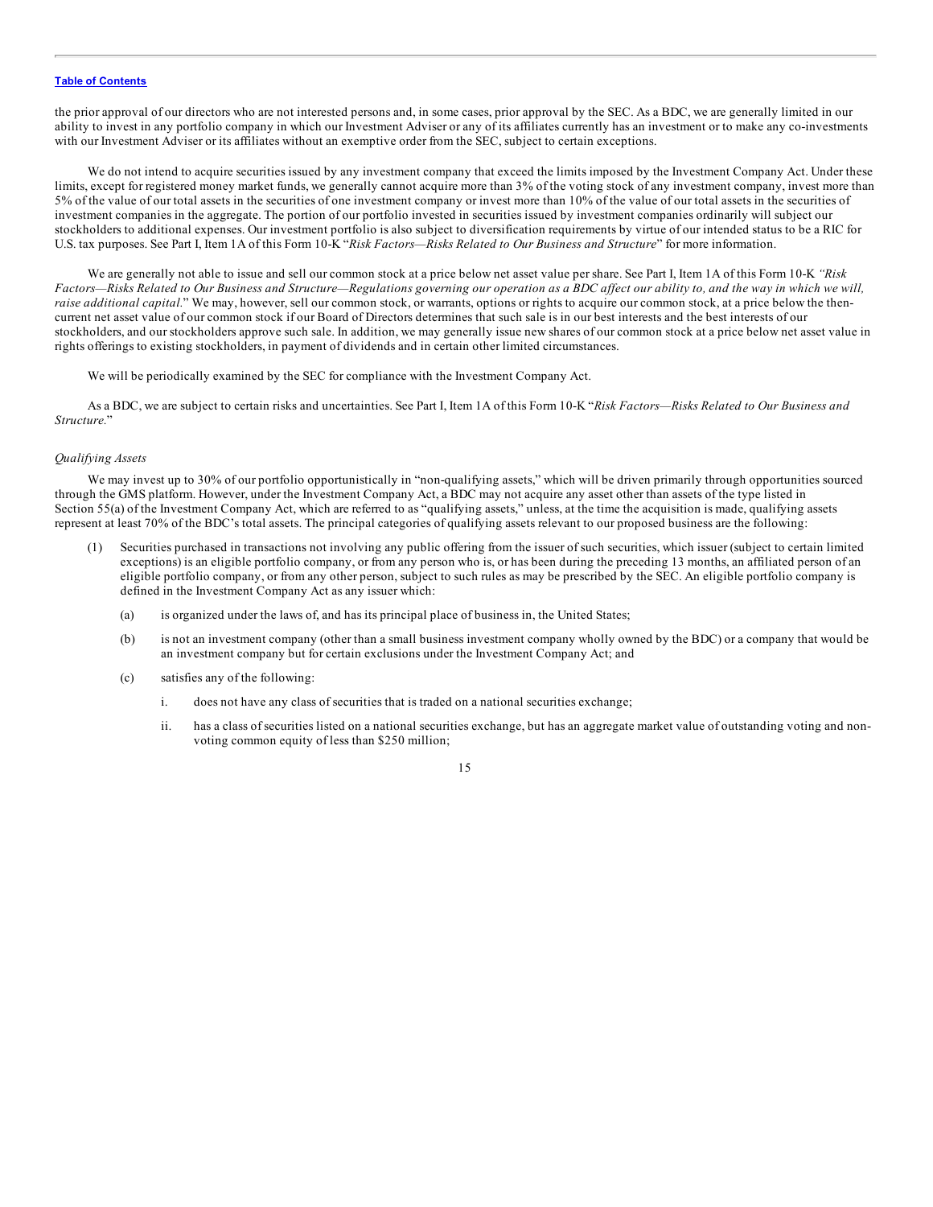the prior approval of our directors who are not interested persons and, in some cases, prior approval by the SEC. As a BDC, we are generally limited in our ability to invest in any portfolio company in which our Investment Adviser or any of its affiliates currently has an investment or to make any co-investments with our Investment Adviser or its affiliates without an exemptive order from the SEC, subject to certain exceptions.

We do not intend to acquire securities issued by any investment company that exceed the limits imposed by the Investment Company Act. Under these limits, except for registered money market funds, we generally cannot acquire more than 3% of the voting stock of any investment company, invest more than 5% of the value of our total assets in the securities of one investment company or invest more than 10% of the value of our total assets in the securities of investment companies in the aggregate. The portion of our portfolio invested in securities issued by investment companies ordinarily will subject our stockholders to additional expenses. Our investment portfolio is also subject to diversification requirements by virtue of our intended status to be a RIC for U.S. tax purposes. See Part I, Item 1A of this Form 10-K "*Risk Factors—Risks Related to Our Business and Structure*" for more information.

We are generally not able to issue and sell our common stock at a price below net asset value per share. See Part I, Item 1A of this Form 10-K *"Risk Factors—Risks Related to Our Business and Structure—Regulations governing our operation as a BDC affect our ability to, and the way in which we will, raise additional capital.*" We may, however, sell our common stock, or warrants, options or rights to acquire our common stock, at a price below the then-current net asset value of our common stock if our Board of Directors determines that such sale is in our best interests and the best interests of our stockholders, and our stockholders approve such sale. In addition, we may generally issue new shares of our common stock at a price below net asset value in rights offerings to existing stockholders, in payment of dividends and in certain other limited circumstances.

We will be periodically examined by the SEC for compliance with the Investment Company Act.

As a BDC, we are subject to certain risks and uncertainties. See Part I, Item 1A of this Form 10-K "*Risk Factors—Risks Related to Our Business and Structure.*"

*Qualifying Assets*

We may invest up to 30% of our portfolio opportunistically in "non-qualifying assets," which will be driven primarily through opportunities sourced through the GMS platform. However, under the Investment Company Act, a BDC may not acquire any asset other than assets of the type listed in Section 55(a) of the Investment Company Act, which are referred to as "qualifying assets," unless, at the time the acquisition is made, qualifying assets represent at least 70% of the BDC's total assets. The principal categories of qualifying assets relevant to our proposed business are the following:

(1) Securities purchased in transactions not involving any public offering from the issuer of such securities, which issuer (subject to certain limited exceptions) is an eligible portfolio company, or from any person who is, or has been during the preceding 13 months, an affiliated person of an eligible portfolio company, or from any other person, subject to such rules as may be prescribed by the SEC. An eligible portfolio company is defined in the Investment Company Act as any issuer which:

    (a) is organized under the laws of, and has its principal place of business in, the United States;

    (b) is not an investment company (other than a small business investment company wholly owned by the BDC) or a company that would be an investment company but for certain exclusions under the Investment Company Act; and

    (c) satisfies any of the following:

        i. does not have any class of securities that is traded on a national securities exchange;

        ii. has a class of securities listed on a national securities exchange, but has an aggregate market value of outstanding voting and non-voting common equity of less than $250 million;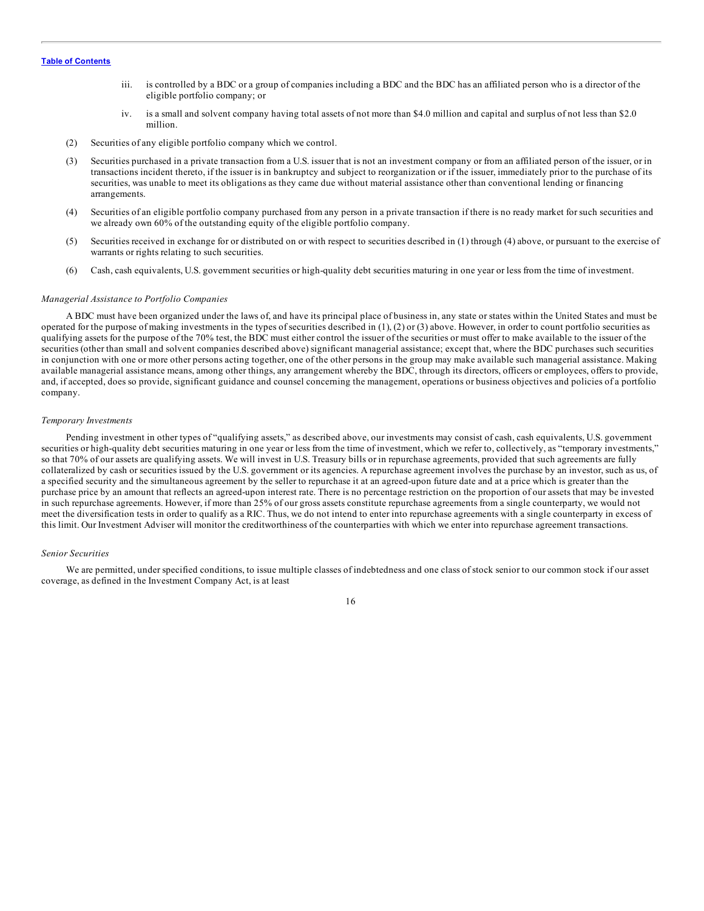iii. is controlled by a BDC or a group of companies including a BDC and the BDC has an affiliated person who is a director of the eligible portfolio company; or

iv. is a small and solvent company having total assets of not more than $4.0 million and capital and surplus of not less than $2.0 million.

(2) Securities of any eligible portfolio company which we control.

(3) Securities purchased in a private transaction from a U.S. issuer that is not an investment company or from an affiliated person of the issuer, or in transactions incident thereto, if the issuer is in bankruptcy and subject to reorganization or if the issuer, immediately prior to the purchase of its securities, was unable to meet its obligations as they came due without material assistance other than conventional lending or financing arrangements.

(4) Securities of an eligible portfolio company purchased from any person in a private transaction if there is no ready market for such securities and we already own 60% of the outstanding equity of the eligible portfolio company.

(5) Securities received in exchange for or distributed on or with respect to securities described in (1) through (4) above, or pursuant to the exercise of warrants or rights relating to such securities.

(6) Cash, cash equivalents, U.S. government securities or high-quality debt securities maturing in one year or less from the time of investment.

*Managerial Assistance to Portfolio Companies*

A BDC must have been organized under the laws of, and have its principal place of business in, any state or states within the United States and must be operated for the purpose of making investments in the types of securities described in (1), (2) or (3) above. However, in order to count portfolio securities as qualifying assets for the purpose of the 70% test, the BDC must either control the issuer of the securities or must offer to make available to the issuer of the securities (other than small and solvent companies described above) significant managerial assistance; except that, where the BDC purchases such securities in conjunction with one or more other persons acting together, one of the other persons in the group may make available such managerial assistance. Making available managerial assistance means, among other things, any arrangement whereby the BDC, through its directors, officers or employees, offers to provide, and, if accepted, does so provide, significant guidance and counsel concerning the management, operations or business objectives and policies of a portfolio company.

*Temporary Investments*

Pending investment in other types of "qualifying assets," as described above, our investments may consist of cash, cash equivalents, U.S. government securities or high-quality debt securities maturing in one year or less from the time of investment, which we refer to, collectively, as "temporary investments," so that 70% of our assets are qualifying assets. We will invest in U.S. Treasury bills or in repurchase agreements, provided that such agreements are fully collateralized by cash or securities issued by the U.S. government or its agencies. A repurchase agreement involves the purchase by an investor, such as us, of a specified security and the simultaneous agreement by the seller to repurchase it at an agreed-upon future date and at a price which is greater than the purchase price by an amount that reflects an agreed-upon interest rate. There is no percentage restriction on the proportion of our assets that may be invested in such repurchase agreements. However, if more than 25% of our gross assets constitute repurchase agreements from a single counterparty, we would not meet the diversification tests in order to qualify as a RIC. Thus, we do not intend to enter into repurchase agreements with a single counterparty in excess of this limit. Our Investment Adviser will monitor the creditworthiness of the counterparties with which we enter into repurchase agreement transactions.

*Senior Securities*

We are permitted, under specified conditions, to issue multiple classes of indebtedness and one class of stock senior to our common stock if our asset coverage, as defined in the Investment Company Act, is at least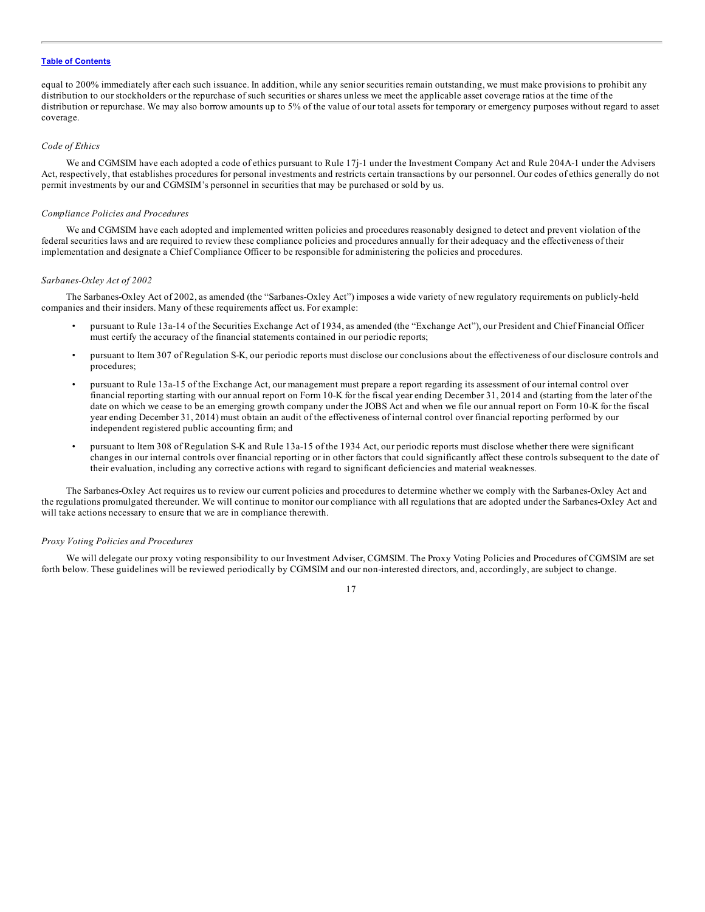equal to 200% immediately after each such issuance. In addition, while any senior securities remain outstanding, we must make provisions to prohibit any distribution to our stockholders or the repurchase of such securities or shares unless we meet the applicable asset coverage ratios at the time of the distribution or repurchase. We may also borrow amounts up to 5% of the value of our total assets for temporary or emergency purposes without regard to asset coverage.

*Code of Ethics*

We and CGMSIM have each adopted a code of ethics pursuant to Rule 17j-1 under the Investment Company Act and Rule 204A-1 under the Advisers Act, respectively, that establishes procedures for personal investments and restricts certain transactions by our personnel. Our codes of ethics generally do not permit investments by our and CGMSIM's personnel in securities that may be purchased or sold by us.

*Compliance Policies and Procedures*

We and CGMSIM have each adopted and implemented written policies and procedures reasonably designed to detect and prevent violation of the federal securities laws and are required to review these compliance policies and procedures annually for their adequacy and the effectiveness of their implementation and designate a Chief Compliance Officer to be responsible for administering the policies and procedures.

*Sarbanes-Oxley Act of 2002*

The Sarbanes-Oxley Act of 2002, as amended (the "Sarbanes-Oxley Act") imposes a wide variety of new regulatory requirements on publicly-held companies and their insiders. Many of these requirements affect us. For example:

- pursuant to Rule 13a-14 of the Securities Exchange Act of 1934, as amended (the "Exchange Act"), our President and Chief Financial Officer must certify the accuracy of the financial statements contained in our periodic reports;
- pursuant to Item 307 of Regulation S-K, our periodic reports must disclose our conclusions about the effectiveness of our disclosure controls and procedures;
- pursuant to Rule 13a-15 of the Exchange Act, our management must prepare a report regarding its assessment of our internal control over financial reporting starting with our annual report on Form 10-K for the fiscal year ending December 31, 2014 and (starting from the later of the date on which we cease to be an emerging growth company under the JOBS Act and when we file our annual report on Form 10-K for the fiscal year ending December 31, 2014) must obtain an audit of the effectiveness of internal control over financial reporting performed by our independent registered public accounting firm; and
- pursuant to Item 308 of Regulation S-K and Rule 13a-15 of the 1934 Act, our periodic reports must disclose whether there were significant changes in our internal controls over financial reporting or in other factors that could significantly affect these controls subsequent to the date of their evaluation, including any corrective actions with regard to significant deficiencies and material weaknesses.

The Sarbanes-Oxley Act requires us to review our current policies and procedures to determine whether we comply with the Sarbanes-Oxley Act and the regulations promulgated thereunder. We will continue to monitor our compliance with all regulations that are adopted under the Sarbanes-Oxley Act and will take actions necessary to ensure that we are in compliance therewith.

*Proxy Voting Policies and Procedures*

We will delegate our proxy voting responsibility to our Investment Adviser, CGMSIM. The Proxy Voting Policies and Procedures of CGMSIM are set forth below. These guidelines will be reviewed periodically by CGMSIM and our non-interested directors, and, accordingly, are subject to change.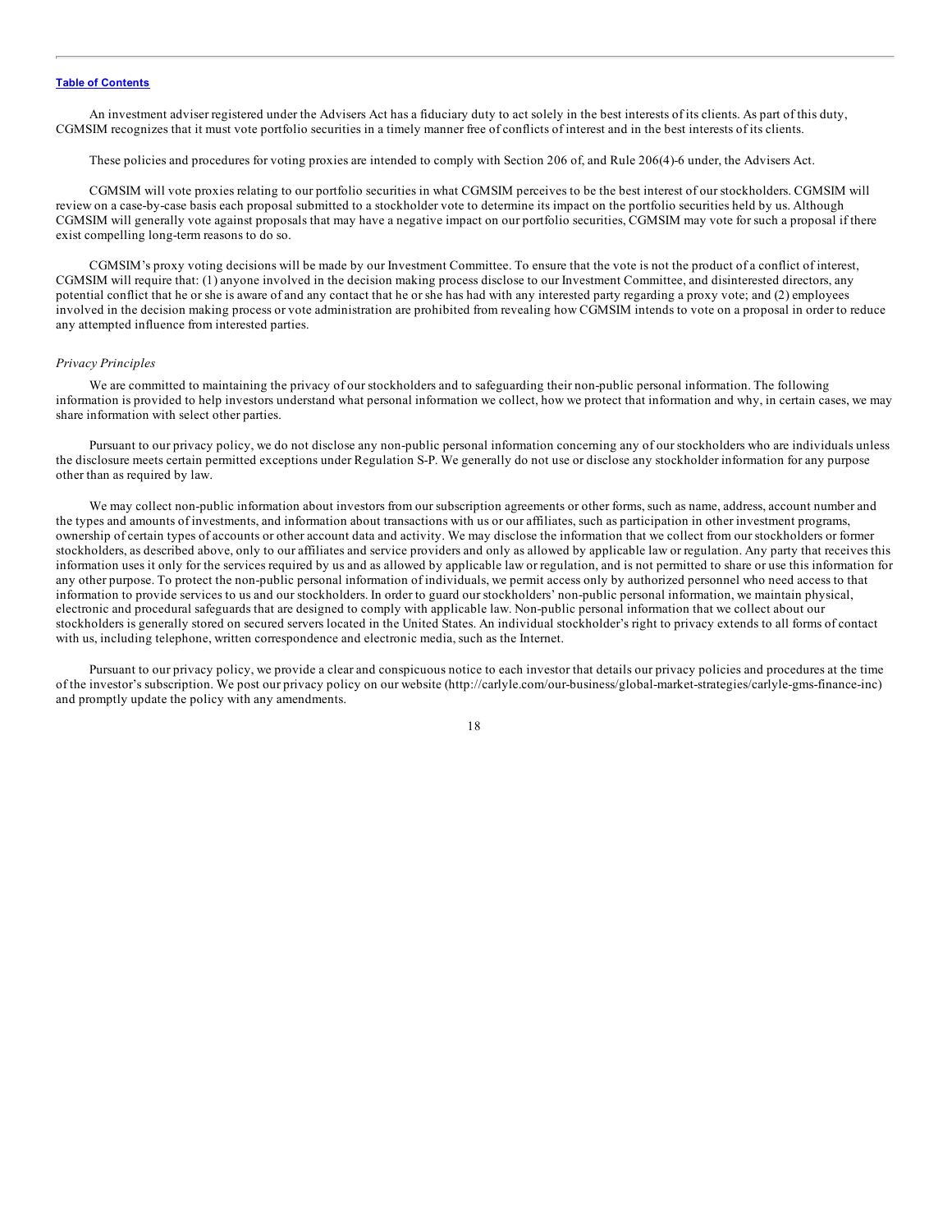An investment adviser registered under the Advisers Act has a fiduciary duty to act solely in the best interests of its clients. As part of this duty, CGMSIM recognizes that it must vote portfolio securities in a timely manner free of conflicts of interest and in the best interests of its clients.

These policies and procedures for voting proxies are intended to comply with Section 206 of, and Rule 206(4)-6 under, the Advisers Act.

CGMSIM will vote proxies relating to our portfolio securities in what CGMSIM perceives to be the best interest of our stockholders. CGMSIM will review on a case-by-case basis each proposal submitted to a stockholder vote to determine its impact on the portfolio securities held by us. Although CGMSIM will generally vote against proposals that may have a negative impact on our portfolio securities, CGMSIM may vote for such a proposal if there exist compelling long-term reasons to do so.

CGMSIM's proxy voting decisions will be made by our Investment Committee. To ensure that the vote is not the product of a conflict of interest, CGMSIM will require that: (1) anyone involved in the decision making process disclose to our Investment Committee, and disinterested directors, any potential conflict that he or she is aware of and any contact that he or she has had with any interested party regarding a proxy vote; and (2) employees involved in the decision making process or vote administration are prohibited from revealing how CGMSIM intends to vote on a proposal in order to reduce any attempted influence from interested parties.

*Privacy Principles*

We are committed to maintaining the privacy of our stockholders and to safeguarding their non-public personal information. The following information is provided to help investors understand what personal information we collect, how we protect that information and why, in certain cases, we may share information with select other parties.

Pursuant to our privacy policy, we do not disclose any non-public personal information concerning any of our stockholders who are individuals unless the disclosure meets certain permitted exceptions under Regulation S-P. We generally do not use or disclose any stockholder information for any purpose other than as required by law.

We may collect non-public information about investors from our subscription agreements or other forms, such as name, address, account number and the types and amounts of investments, and information about transactions with us or our affiliates, such as participation in other investment programs, ownership of certain types of accounts or other account data and activity. We may disclose the information that we collect from our stockholders or former stockholders, as described above, only to our affiliates and service providers and only as allowed by applicable law or regulation. Any party that receives this information uses it only for the services required by us and as allowed by applicable law or regulation, and is not permitted to share or use this information for any other purpose. To protect the non-public personal information of individuals, we permit access only by authorized personnel who need access to that information to provide services to us and our stockholders. In order to guard our stockholders' non-public personal information, we maintain physical, electronic and procedural safeguards that are designed to comply with applicable law. Non-public personal information that we collect about our stockholders is generally stored on secured servers located in the United States. An individual stockholder's right to privacy extends to all forms of contact with us, including telephone, written correspondence and electronic media, such as the Internet.

Pursuant to our privacy policy, we provide a clear and conspicuous notice to each investor that details our privacy policies and procedures at the time of the investor's subscription. We post our privacy policy on our website (http://carlyle.com/our-business/global-market-strategies/carlyle-gms-finance-inc) and promptly update the policy with any amendments.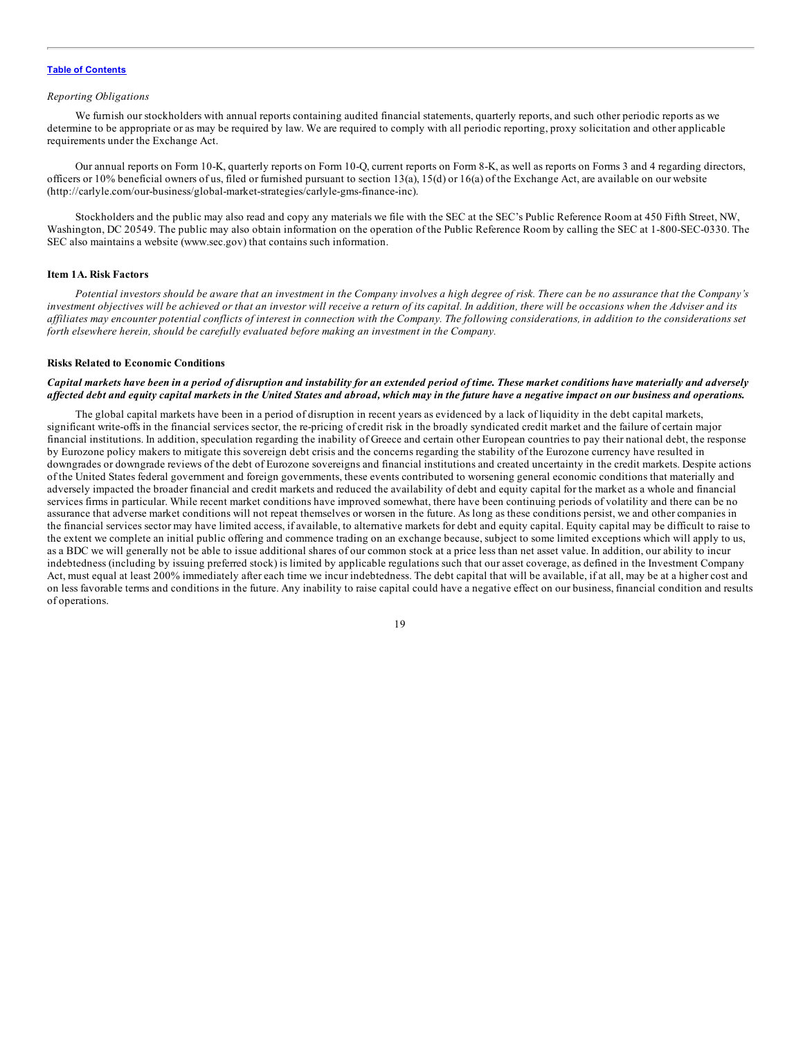*Reporting Obligations*

We furnish our stockholders with annual reports containing audited financial statements, quarterly reports, and such other periodic reports as we determine to be appropriate or as may be required by law. We are required to comply with all periodic reporting, proxy solicitation and other applicable requirements under the Exchange Act.

Our annual reports on Form 10-K, quarterly reports on Form 10-Q, current reports on Form 8-K, as well as reports on Forms 3 and 4 regarding directors, officers or 10% beneficial owners of us, filed or furnished pursuant to section 13(a), 15(d) or 16(a) of the Exchange Act, are available on our website (http://carlyle.com/our-business/global-market-strategies/carlyle-gms-finance-inc).

Stockholders and the public may also read and copy any materials we file with the SEC at the SEC's Public Reference Room at 450 Fifth Street, NW, Washington, DC 20549. The public may also obtain information on the operation of the Public Reference Room by calling the SEC at 1-800-SEC-0330. The SEC also maintains a website (www.sec.gov) that contains such information.

## Item 1A. Risk Factors

*Potential investors should be aware that an investment in the Company involves a high degree of risk. There can be no assurance that the Company's investment objectives will be achieved or that an investor will receive a return of its capital. In addition, there will be occasions when the Adviser and its affiliates may encounter potential conflicts of interest in connection with the Company. The following considerations, in addition to the considerations set forth elsewhere herein, should be carefully evaluated before making an investment in the Company.*

### Risks Related to Economic Conditions

***Capital markets have been in a period of disruption and instability for an extended period of time. These market conditions have materially and adversely affected debt and equity capital markets in the United States and abroad, which may in the future have a negative impact on our business and operations.***

The global capital markets have been in a period of disruption in recent years as evidenced by a lack of liquidity in the debt capital markets, significant write-offs in the financial services sector, the re-pricing of credit risk in the broadly syndicated credit market and the failure of certain major financial institutions. In addition, speculation regarding the inability of Greece and certain other European countries to pay their national debt, the response by Eurozone policy makers to mitigate this sovereign debt crisis and the concerns regarding the stability of the Eurozone currency have resulted in downgrades or downgrade reviews of the debt of Eurozone sovereigns and financial institutions and created uncertainty in the credit markets. Despite actions of the United States federal government and foreign governments, these events contributed to worsening general economic conditions that materially and adversely impacted the broader financial and credit markets and reduced the availability of debt and equity capital for the market as a whole and financial services firms in particular. While recent market conditions have improved somewhat, there have been continuing periods of volatility and there can be no assurance that adverse market conditions will not repeat themselves or worsen in the future. As long as these conditions persist, we and other companies in the financial services sector may have limited access, if available, to alternative markets for debt and equity capital. Equity capital may be difficult to raise to the extent we complete an initial public offering and commence trading on an exchange because, subject to some limited exceptions which will apply to us, as a BDC we will generally not be able to issue additional shares of our common stock at a price less than net asset value. In addition, our ability to incur indebtedness (including by issuing preferred stock) is limited by applicable regulations such that our asset coverage, as defined in the Investment Company Act, must equal at least 200% immediately after each time we incur indebtedness. The debt capital that will be available, if at all, may be at a higher cost and on less favorable terms and conditions in the future. Any inability to raise capital could have a negative effect on our business, financial condition and results of operations.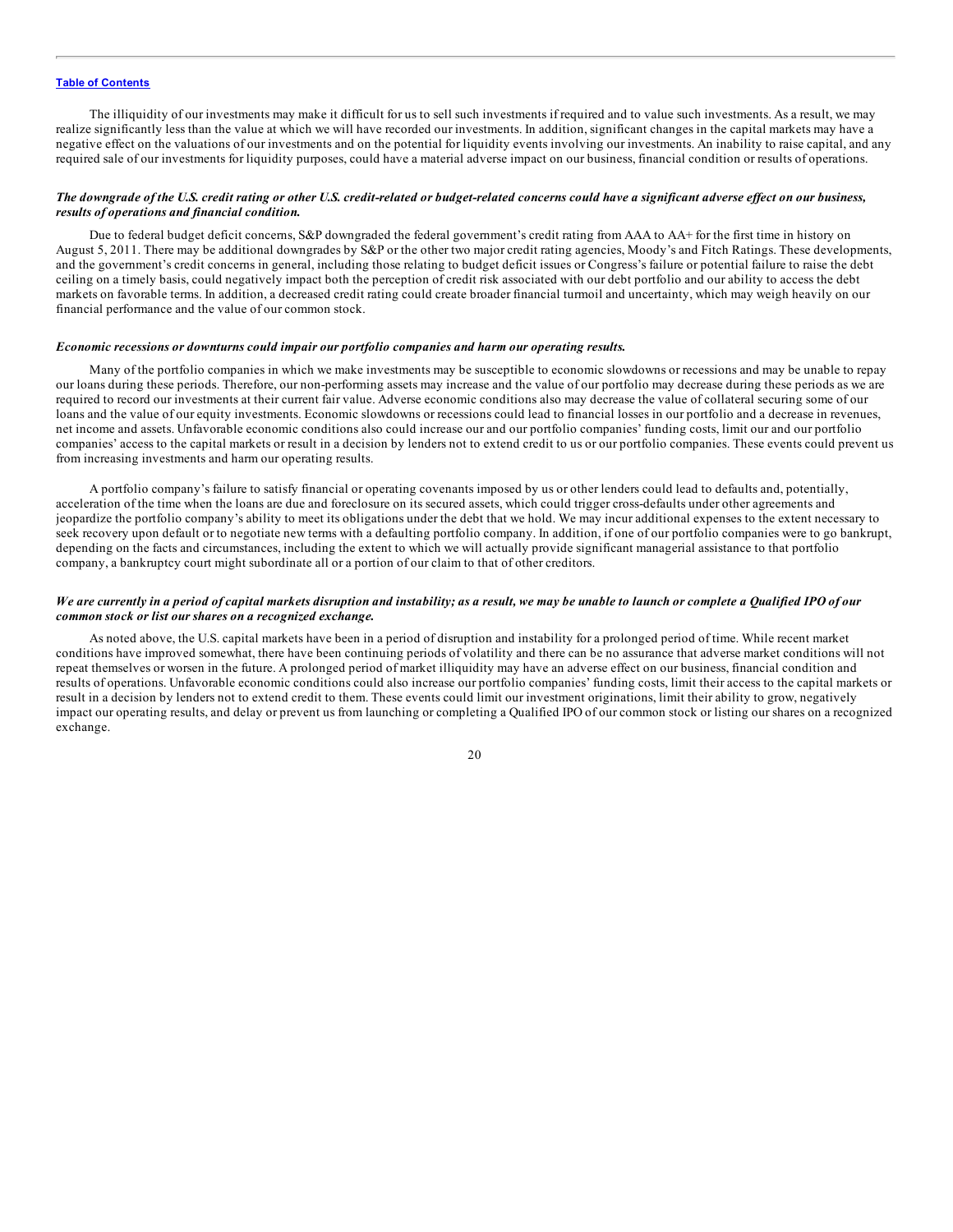The illiquidity of our investments may make it difficult for us to sell such investments if required and to value such investments. As a result, we may realize significantly less than the value at which we will have recorded our investments. In addition, significant changes in the capital markets may have a negative effect on the valuations of our investments and on the potential for liquidity events involving our investments. An inability to raise capital, and any required sale of our investments for liquidity purposes, could have a material adverse impact on our business, financial condition or results of operations.

***The downgrade of the U.S. credit rating or other U.S. credit-related or budget-related concerns could have a significant adverse effect on our business, results of operations and financial condition.***

Due to federal budget deficit concerns, S&P downgraded the federal government's credit rating from AAA to AA+ for the first time in history on August 5, 2011. There may be additional downgrades by S&P or the other two major credit rating agencies, Moody's and Fitch Ratings. These developments, and the government's credit concerns in general, including those relating to budget deficit issues or Congress's failure or potential failure to raise the debt ceiling on a timely basis, could negatively impact both the perception of credit risk associated with our debt portfolio and our ability to access the debt markets on favorable terms. In addition, a decreased credit rating could create broader financial turmoil and uncertainty, which may weigh heavily on our financial performance and the value of our common stock.

***Economic recessions or downturns could impair our portfolio companies and harm our operating results.***

Many of the portfolio companies in which we make investments may be susceptible to economic slowdowns or recessions and may be unable to repay our loans during these periods. Therefore, our non-performing assets may increase and the value of our portfolio may decrease during these periods as we are required to record our investments at their current fair value. Adverse economic conditions also may decrease the value of collateral securing some of our loans and the value of our equity investments. Economic slowdowns or recessions could lead to financial losses in our portfolio and a decrease in revenues, net income and assets. Unfavorable economic conditions also could increase our and our portfolio companies' funding costs, limit our and our portfolio companies' access to the capital markets or result in a decision by lenders not to extend credit to us or our portfolio companies. These events could prevent us from increasing investments and harm our operating results.

A portfolio company's failure to satisfy financial or operating covenants imposed by us or other lenders could lead to defaults and, potentially, acceleration of the time when the loans are due and foreclosure on its secured assets, which could trigger cross-defaults under other agreements and jeopardize the portfolio company's ability to meet its obligations under the debt that we hold. We may incur additional expenses to the extent necessary to seek recovery upon default or to negotiate new terms with a defaulting portfolio company. In addition, if one of our portfolio companies were to go bankrupt, depending on the facts and circumstances, including the extent to which we will actually provide significant managerial assistance to that portfolio company, a bankruptcy court might subordinate all or a portion of our claim to that of other creditors.

***We are currently in a period of capital markets disruption and instability; as a result, we may be unable to launch or complete a Qualified IPO of our common stock or list our shares on a recognized exchange.***

As noted above, the U.S. capital markets have been in a period of disruption and instability for a prolonged period of time. While recent market conditions have improved somewhat, there have been continuing periods of volatility and there can be no assurance that adverse market conditions will not repeat themselves or worsen in the future. A prolonged period of market illiquidity may have an adverse effect on our business, financial condition and results of operations. Unfavorable economic conditions could also increase our portfolio companies' funding costs, limit their access to the capital markets or result in a decision by lenders not to extend credit to them. These events could limit our investment originations, limit their ability to grow, negatively impact our operating results, and delay or prevent us from launching or completing a Qualified IPO of our common stock or listing our shares on a recognized exchange.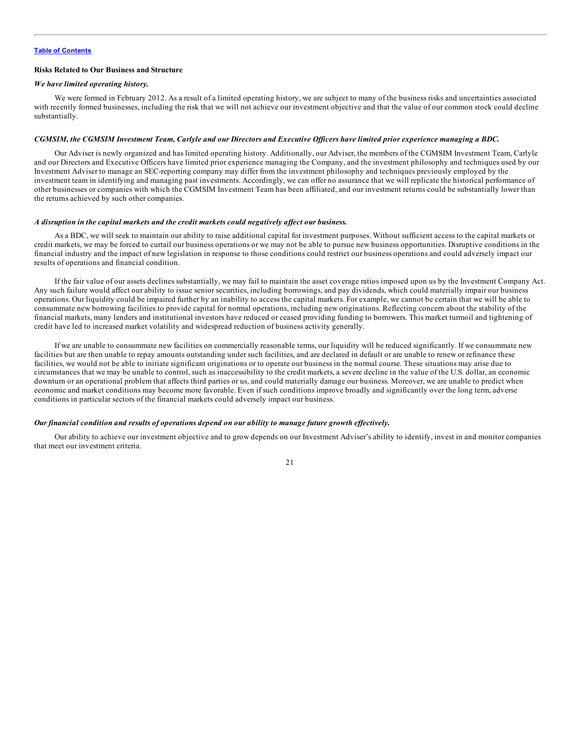### Risks Related to Our Business and Structure

***We have limited operating history.***

We were formed in February 2012. As a result of a limited operating history, we are subject to many of the business risks and uncertainties associated with recently formed businesses, including the risk that we will not achieve our investment objective and that the value of our common stock could decline substantially.

***CGMSIM, the CGMSIM Investment Team, Carlyle and our Directors and Executive Officers have limited prior experience managing a BDC.***

Our Adviser is newly organized and has limited operating history. Additionally, our Adviser, the members of the CGMSIM Investment Team, Carlyle and our Directors and Executive Officers have limited prior experience managing the Company, and the investment philosophy and techniques used by our Investment Adviser to manage an SEC-reporting company may differ from the investment philosophy and techniques previously employed by the investment team in identifying and managing past investments. Accordingly, we can offer no assurance that we will replicate the historical performance of other businesses or companies with which the CGMSIM Investment Team has been affiliated, and our investment returns could be substantially lower than the returns achieved by such other companies.

***A disruption in the capital markets and the credit markets could negatively affect our business.***

As a BDC, we will seek to maintain our ability to raise additional capital for investment purposes. Without sufficient access to the capital markets or credit markets, we may be forced to curtail our business operations or we may not be able to pursue new business opportunities. Disruptive conditions in the financial industry and the impact of new legislation in response to those conditions could restrict our business operations and could adversely impact our results of operations and financial condition.

If the fair value of our assets declines substantially, we may fail to maintain the asset coverage ratios imposed upon us by the Investment Company Act. Any such failure would affect our ability to issue senior securities, including borrowings, and pay dividends, which could materially impair our business operations. Our liquidity could be impaired further by an inability to access the capital markets. For example, we cannot be certain that we will be able to consummate new borrowing facilities to provide capital for normal operations, including new originations. Reflecting concern about the stability of the financial markets, many lenders and institutional investors have reduced or ceased providing funding to borrowers. This market turmoil and tightening of credit have led to increased market volatility and widespread reduction of business activity generally.

If we are unable to consummate new facilities on commercially reasonable terms, our liquidity will be reduced significantly. If we consummate new facilities but are then unable to repay amounts outstanding under such facilities, and are declared in default or are unable to renew or refinance these facilities, we would not be able to initiate significant originations or to operate our business in the normal course. These situations may arise due to circumstances that we may be unable to control, such as inaccessibility to the credit markets, a severe decline in the value of the U.S. dollar, an economic downturn or an operational problem that affects third parties or us, and could materially damage our business. Moreover, we are unable to predict when economic and market conditions may become more favorable. Even if such conditions improve broadly and significantly over the long term, adverse conditions in particular sectors of the financial markets could adversely impact our business.

***Our financial condition and results of operations depend on our ability to manage future growth effectively.***

Our ability to achieve our investment objective and to grow depends on our Investment Adviser's ability to identify, invest in and monitor companies that meet our investment criteria.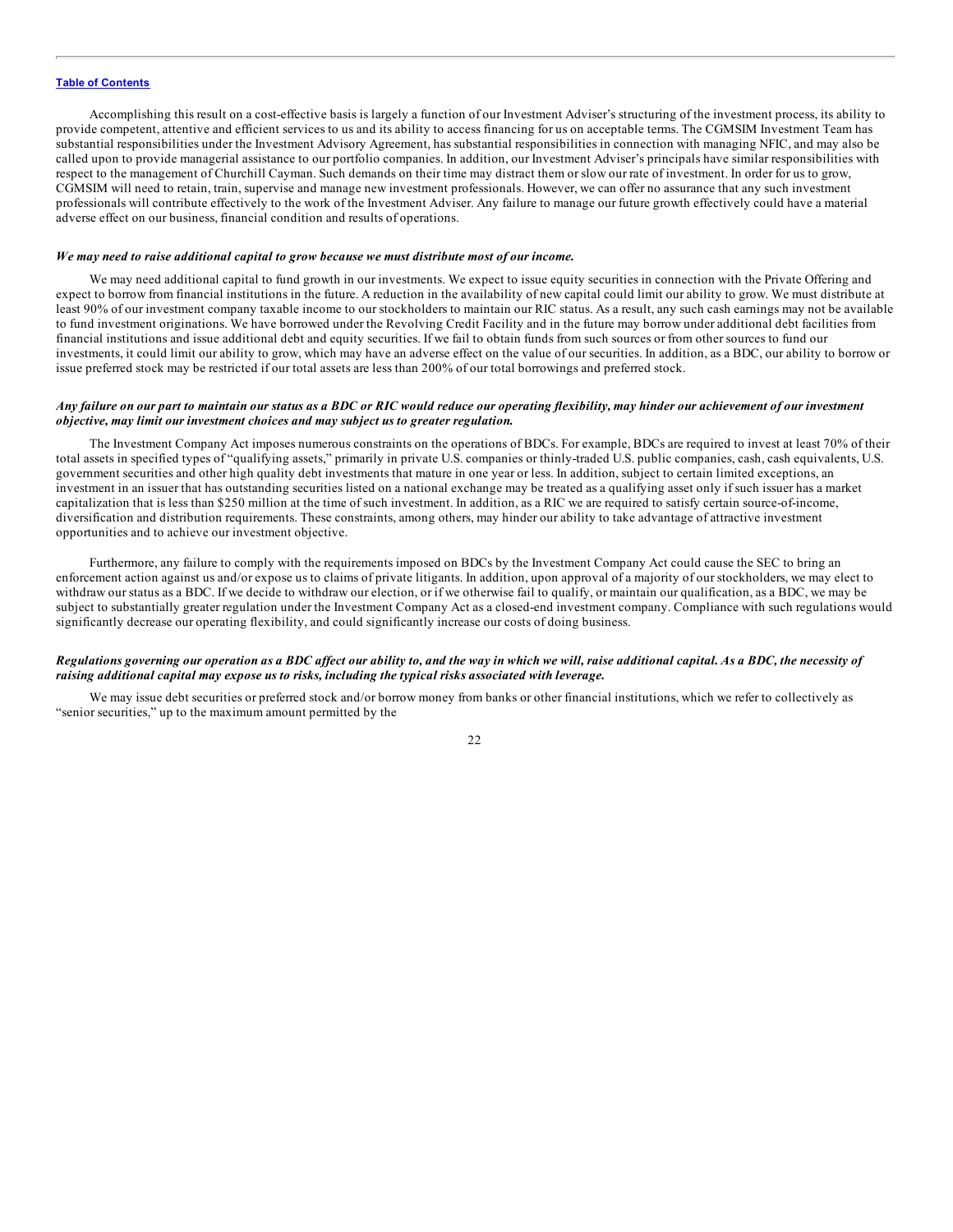Accomplishing this result on a cost-effective basis is largely a function of our Investment Adviser's structuring of the investment process, its ability to provide competent, attentive and efficient services to us and its ability to access financing for us on acceptable terms. The CGMSIM Investment Team has substantial responsibilities under the Investment Advisory Agreement, has substantial responsibilities in connection with managing NFIC, and may also be called upon to provide managerial assistance to our portfolio companies. In addition, our Investment Adviser's principals have similar responsibilities with respect to the management of Churchill Cayman. Such demands on their time may distract them or slow our rate of investment. In order for us to grow, CGMSIM will need to retain, train, supervise and manage new investment professionals. However, we can offer no assurance that any such investment professionals will contribute effectively to the work of the Investment Adviser. Any failure to manage our future growth effectively could have a material adverse effect on our business, financial condition and results of operations.

***We may need to raise additional capital to grow because we must distribute most of our income.***

We may need additional capital to fund growth in our investments. We expect to issue equity securities in connection with the Private Offering and expect to borrow from financial institutions in the future. A reduction in the availability of new capital could limit our ability to grow. We must distribute at least 90% of our investment company taxable income to our stockholders to maintain our RIC status. As a result, any such cash earnings may not be available to fund investment originations. We have borrowed under the Revolving Credit Facility and in the future may borrow under additional debt facilities from financial institutions and issue additional debt and equity securities. If we fail to obtain funds from such sources or from other sources to fund our investments, it could limit our ability to grow, which may have an adverse effect on the value of our securities. In addition, as a BDC, our ability to borrow or issue preferred stock may be restricted if our total assets are less than 200% of our total borrowings and preferred stock.

***Any failure on our part to maintain our status as a BDC or RIC would reduce our operating flexibility, may hinder our achievement of our investment objective, may limit our investment choices and may subject us to greater regulation.***

The Investment Company Act imposes numerous constraints on the operations of BDCs. For example, BDCs are required to invest at least 70% of their total assets in specified types of "qualifying assets," primarily in private U.S. companies or thinly-traded U.S. public companies, cash, cash equivalents, U.S. government securities and other high quality debt investments that mature in one year or less. In addition, subject to certain limited exceptions, an investment in an issuer that has outstanding securities listed on a national exchange may be treated as a qualifying asset only if such issuer has a market capitalization that is less than $250 million at the time of such investment. In addition, as a RIC we are required to satisfy certain source-of-income, diversification and distribution requirements. These constraints, among others, may hinder our ability to take advantage of attractive investment opportunities and to achieve our investment objective.

Furthermore, any failure to comply with the requirements imposed on BDCs by the Investment Company Act could cause the SEC to bring an enforcement action against us and/or expose us to claims of private litigants. In addition, upon approval of a majority of our stockholders, we may elect to withdraw our status as a BDC. If we decide to withdraw our election, or if we otherwise fail to qualify, or maintain our qualification, as a BDC, we may be subject to substantially greater regulation under the Investment Company Act as a closed-end investment company. Compliance with such regulations would significantly decrease our operating flexibility, and could significantly increase our costs of doing business.

***Regulations governing our operation as a BDC affect our ability to, and the way in which we will, raise additional capital. As a BDC, the necessity of raising additional capital may expose us to risks, including the typical risks associated with leverage.***

We may issue debt securities or preferred stock and/or borrow money from banks or other financial institutions, which we refer to collectively as "senior securities," up to the maximum amount permitted by the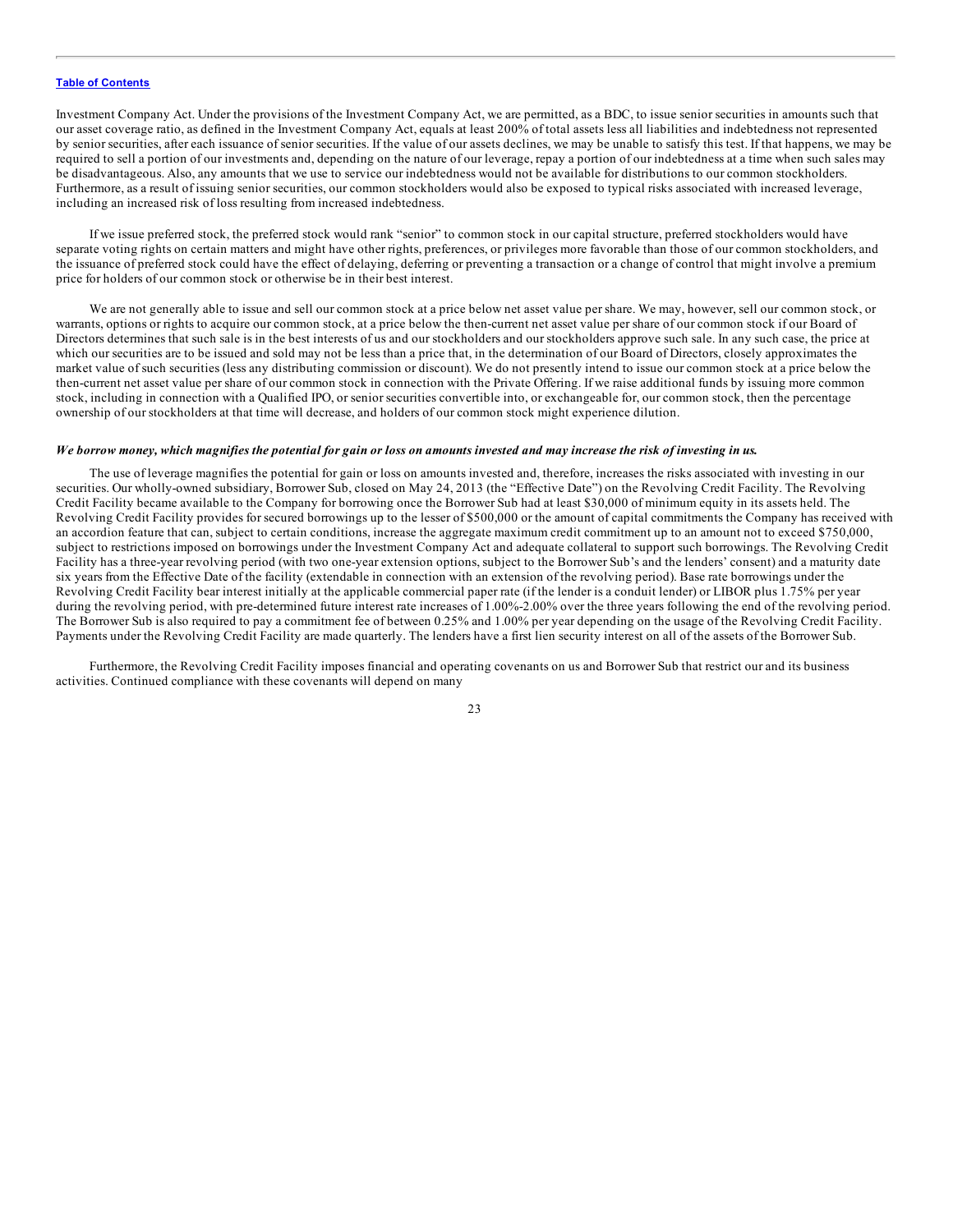Investment Company Act. Under the provisions of the Investment Company Act, we are permitted, as a BDC, to issue senior securities in amounts such that our asset coverage ratio, as defined in the Investment Company Act, equals at least 200% of total assets less all liabilities and indebtedness not represented by senior securities, after each issuance of senior securities. If the value of our assets declines, we may be unable to satisfy this test. If that happens, we may be required to sell a portion of our investments and, depending on the nature of our leverage, repay a portion of our indebtedness at a time when such sales may be disadvantageous. Also, any amounts that we use to service our indebtedness would not be available for distributions to our common stockholders. Furthermore, as a result of issuing senior securities, our common stockholders would also be exposed to typical risks associated with increased leverage, including an increased risk of loss resulting from increased indebtedness.

If we issue preferred stock, the preferred stock would rank "senior" to common stock in our capital structure, preferred stockholders would have separate voting rights on certain matters and might have other rights, preferences, or privileges more favorable than those of our common stockholders, and the issuance of preferred stock could have the effect of delaying, deferring or preventing a transaction or a change of control that might involve a premium price for holders of our common stock or otherwise be in their best interest.

We are not generally able to issue and sell our common stock at a price below net asset value per share. We may, however, sell our common stock, or warrants, options or rights to acquire our common stock, at a price below the then-current net asset value per share of our common stock if our Board of Directors determines that such sale is in the best interests of us and our stockholders and our stockholders approve such sale. In any such case, the price at which our securities are to be issued and sold may not be less than a price that, in the determination of our Board of Directors, closely approximates the market value of such securities (less any distributing commission or discount). We do not presently intend to issue our common stock at a price below the then-current net asset value per share of our common stock in connection with the Private Offering. If we raise additional funds by issuing more common stock, including in connection with a Qualified IPO, or senior securities convertible into, or exchangeable for, our common stock, then the percentage ownership of our stockholders at that time will decrease, and holders of our common stock might experience dilution.

***We borrow money, which magnifies the potential for gain or loss on amounts invested and may increase the risk of investing in us.***

The use of leverage magnifies the potential for gain or loss on amounts invested and, therefore, increases the risks associated with investing in our securities. Our wholly-owned subsidiary, Borrower Sub, closed on May 24, 2013 (the "Effective Date") on the Revolving Credit Facility. The Revolving Credit Facility became available to the Company for borrowing once the Borrower Sub had at least $30,000 of minimum equity in its assets held. The Revolving Credit Facility provides for secured borrowings up to the lesser of $500,000 or the amount of capital commitments the Company has received with an accordion feature that can, subject to certain conditions, increase the aggregate maximum credit commitment up to an amount not to exceed $750,000, subject to restrictions imposed on borrowings under the Investment Company Act and adequate collateral to support such borrowings. The Revolving Credit Facility has a three-year revolving period (with two one-year extension options, subject to the Borrower Sub's and the lenders' consent) and a maturity date six years from the Effective Date of the facility (extendable in connection with an extension of the revolving period). Base rate borrowings under the Revolving Credit Facility bear interest initially at the applicable commercial paper rate (if the lender is a conduit lender) or LIBOR plus 1.75% per year during the revolving period, with pre-determined future interest rate increases of 1.00%-2.00% over the three years following the end of the revolving period. The Borrower Sub is also required to pay a commitment fee of between 0.25% and 1.00% per year depending on the usage of the Revolving Credit Facility. Payments under the Revolving Credit Facility are made quarterly. The lenders have a first lien security interest on all of the assets of the Borrower Sub.

Furthermore, the Revolving Credit Facility imposes financial and operating covenants on us and Borrower Sub that restrict our and its business activities. Continued compliance with these covenants will depend on many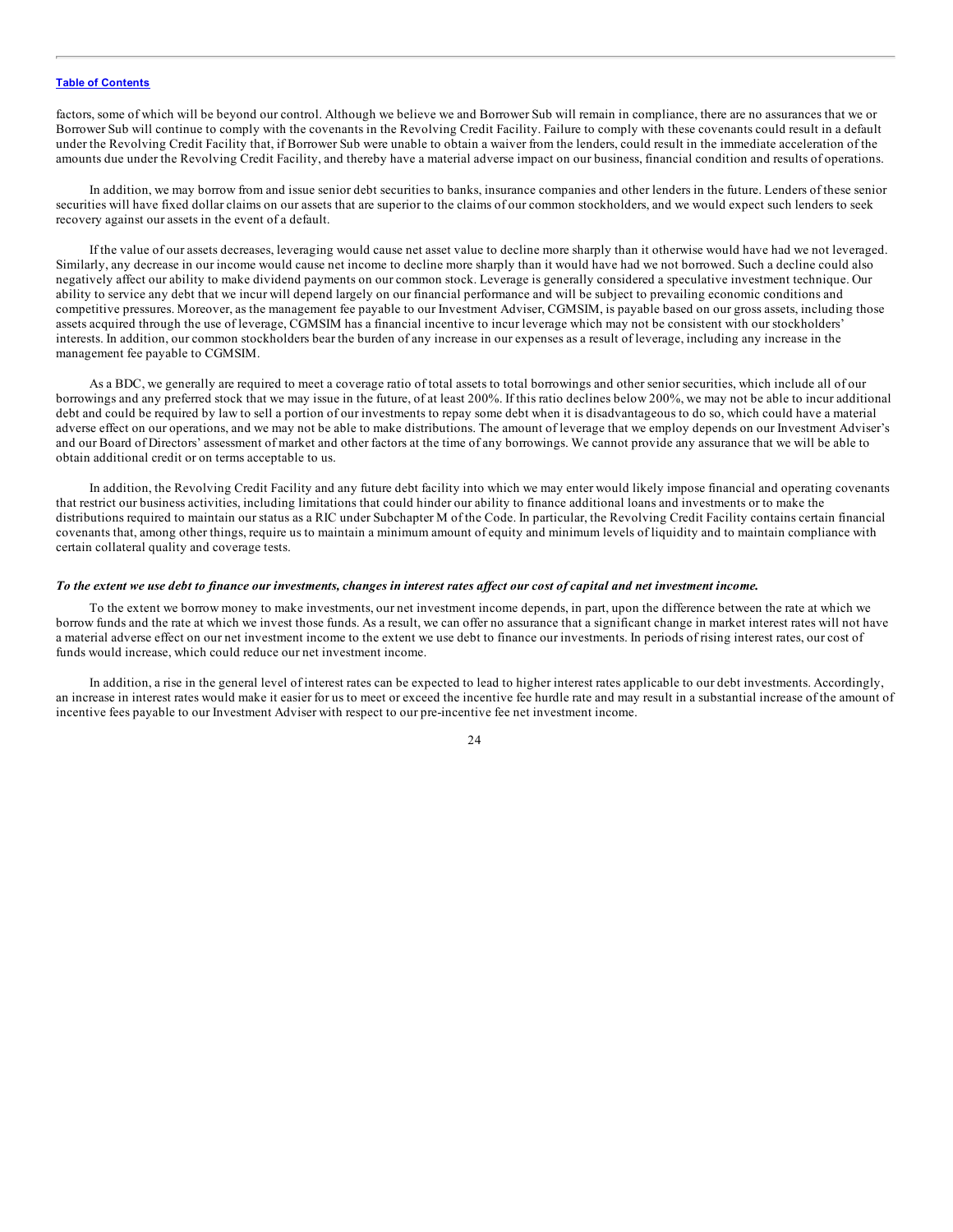factors, some of which will be beyond our control. Although we believe we and Borrower Sub will remain in compliance, there are no assurances that we or Borrower Sub will continue to comply with the covenants in the Revolving Credit Facility. Failure to comply with these covenants could result in a default under the Revolving Credit Facility that, if Borrower Sub were unable to obtain a waiver from the lenders, could result in the immediate acceleration of the amounts due under the Revolving Credit Facility, and thereby have a material adverse impact on our business, financial condition and results of operations.

In addition, we may borrow from and issue senior debt securities to banks, insurance companies and other lenders in the future. Lenders of these senior securities will have fixed dollar claims on our assets that are superior to the claims of our common stockholders, and we would expect such lenders to seek recovery against our assets in the event of a default.

If the value of our assets decreases, leveraging would cause net asset value to decline more sharply than it otherwise would have had we not leveraged. Similarly, any decrease in our income would cause net income to decline more sharply than it would have had we not borrowed. Such a decline could also negatively affect our ability to make dividend payments on our common stock. Leverage is generally considered a speculative investment technique. Our ability to service any debt that we incur will depend largely on our financial performance and will be subject to prevailing economic conditions and competitive pressures. Moreover, as the management fee payable to our Investment Adviser, CGMSIM, is payable based on our gross assets, including those assets acquired through the use of leverage, CGMSIM has a financial incentive to incur leverage which may not be consistent with our stockholders' interests. In addition, our common stockholders bear the burden of any increase in our expenses as a result of leverage, including any increase in the management fee payable to CGMSIM.

As a BDC, we generally are required to meet a coverage ratio of total assets to total borrowings and other senior securities, which include all of our borrowings and any preferred stock that we may issue in the future, of at least 200%. If this ratio declines below 200%, we may not be able to incur additional debt and could be required by law to sell a portion of our investments to repay some debt when it is disadvantageous to do so, which could have a material adverse effect on our operations, and we may not be able to make distributions. The amount of leverage that we employ depends on our Investment Adviser's and our Board of Directors' assessment of market and other factors at the time of any borrowings. We cannot provide any assurance that we will be able to obtain additional credit or on terms acceptable to us.

In addition, the Revolving Credit Facility and any future debt facility into which we may enter would likely impose financial and operating covenants that restrict our business activities, including limitations that could hinder our ability to finance additional loans and investments or to make the distributions required to maintain our status as a RIC under Subchapter M of the Code. In particular, the Revolving Credit Facility contains certain financial covenants that, among other things, require us to maintain a minimum amount of equity and minimum levels of liquidity and to maintain compliance with certain collateral quality and coverage tests.

***To the extent we use debt to finance our investments, changes in interest rates affect our cost of capital and net investment income.***

To the extent we borrow money to make investments, our net investment income depends, in part, upon the difference between the rate at which we borrow funds and the rate at which we invest those funds. As a result, we can offer no assurance that a significant change in market interest rates will not have a material adverse effect on our net investment income to the extent we use debt to finance our investments. In periods of rising interest rates, our cost of funds would increase, which could reduce our net investment income.

In addition, a rise in the general level of interest rates can be expected to lead to higher interest rates applicable to our debt investments. Accordingly, an increase in interest rates would make it easier for us to meet or exceed the incentive fee hurdle rate and may result in a substantial increase of the amount of incentive fees payable to our Investment Adviser with respect to our pre-incentive fee net investment income.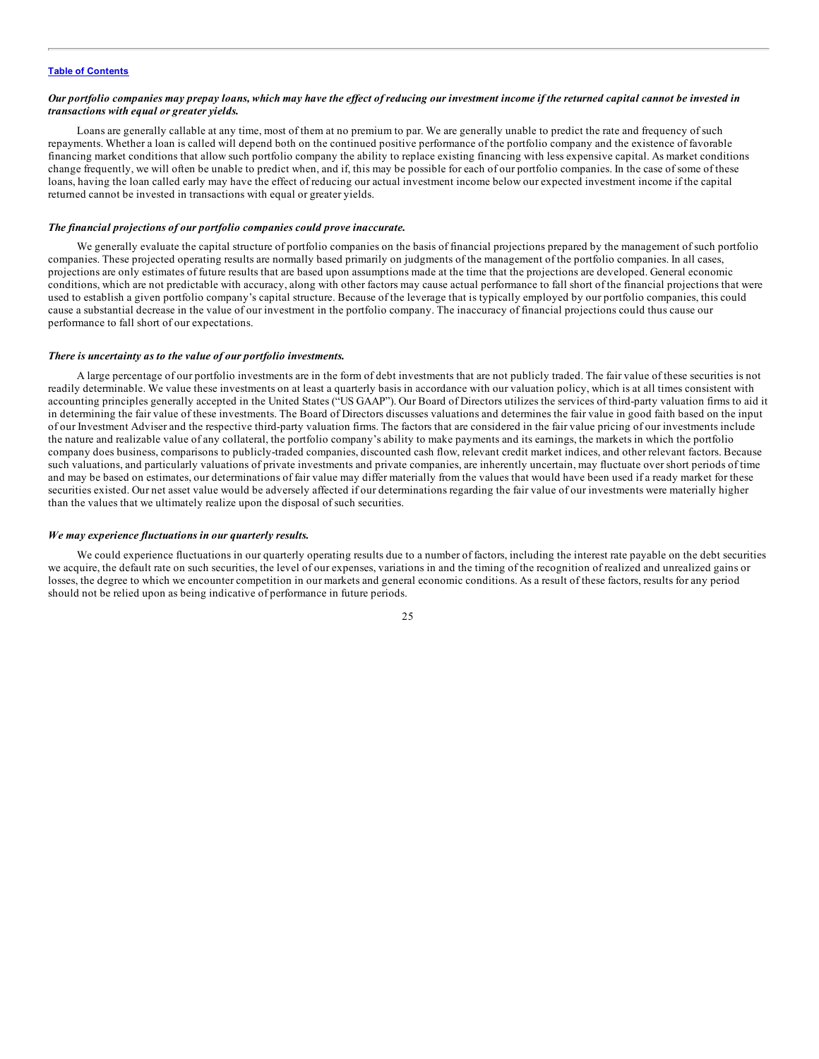***Our portfolio companies may prepay loans, which may have the effect of reducing our investment income if the returned capital cannot be invested in transactions with equal or greater yields.***

Loans are generally callable at any time, most of them at no premium to par. We are generally unable to predict the rate and frequency of such repayments. Whether a loan is called will depend both on the continued positive performance of the portfolio company and the existence of favorable financing market conditions that allow such portfolio company the ability to replace existing financing with less expensive capital. As market conditions change frequently, we will often be unable to predict when, and if, this may be possible for each of our portfolio companies. In the case of some of these loans, having the loan called early may have the effect of reducing our actual investment income below our expected investment income if the capital returned cannot be invested in transactions with equal or greater yields.

***The financial projections of our portfolio companies could prove inaccurate.***

We generally evaluate the capital structure of portfolio companies on the basis of financial projections prepared by the management of such portfolio companies. These projected operating results are normally based primarily on judgments of the management of the portfolio companies. In all cases, projections are only estimates of future results that are based upon assumptions made at the time that the projections are developed. General economic conditions, which are not predictable with accuracy, along with other factors may cause actual performance to fall short of the financial projections that were used to establish a given portfolio company's capital structure. Because of the leverage that is typically employed by our portfolio companies, this could cause a substantial decrease in the value of our investment in the portfolio company. The inaccuracy of financial projections could thus cause our performance to fall short of our expectations.

***There is uncertainty as to the value of our portfolio investments.***

A large percentage of our portfolio investments are in the form of debt investments that are not publicly traded. The fair value of these securities is not readily determinable. We value these investments on at least a quarterly basis in accordance with our valuation policy, which is at all times consistent with accounting principles generally accepted in the United States ("US GAAP"). Our Board of Directors utilizes the services of third-party valuation firms to aid it in determining the fair value of these investments. The Board of Directors discusses valuations and determines the fair value in good faith based on the input of our Investment Adviser and the respective third-party valuation firms. The factors that are considered in the fair value pricing of our investments include the nature and realizable value of any collateral, the portfolio company's ability to make payments and its earnings, the markets in which the portfolio company does business, comparisons to publicly-traded companies, discounted cash flow, relevant credit market indices, and other relevant factors. Because such valuations, and particularly valuations of private investments and private companies, are inherently uncertain, may fluctuate over short periods of time and may be based on estimates, our determinations of fair value may differ materially from the values that would have been used if a ready market for these securities existed. Our net asset value would be adversely affected if our determinations regarding the fair value of our investments were materially higher than the values that we ultimately realize upon the disposal of such securities.

***We may experience fluctuations in our quarterly results.***

We could experience fluctuations in our quarterly operating results due to a number of factors, including the interest rate payable on the debt securities we acquire, the default rate on such securities, the level of our expenses, variations in and the timing of the recognition of realized and unrealized gains or losses, the degree to which we encounter competition in our markets and general economic conditions. As a result of these factors, results for any period should not be relied upon as being indicative of performance in future periods.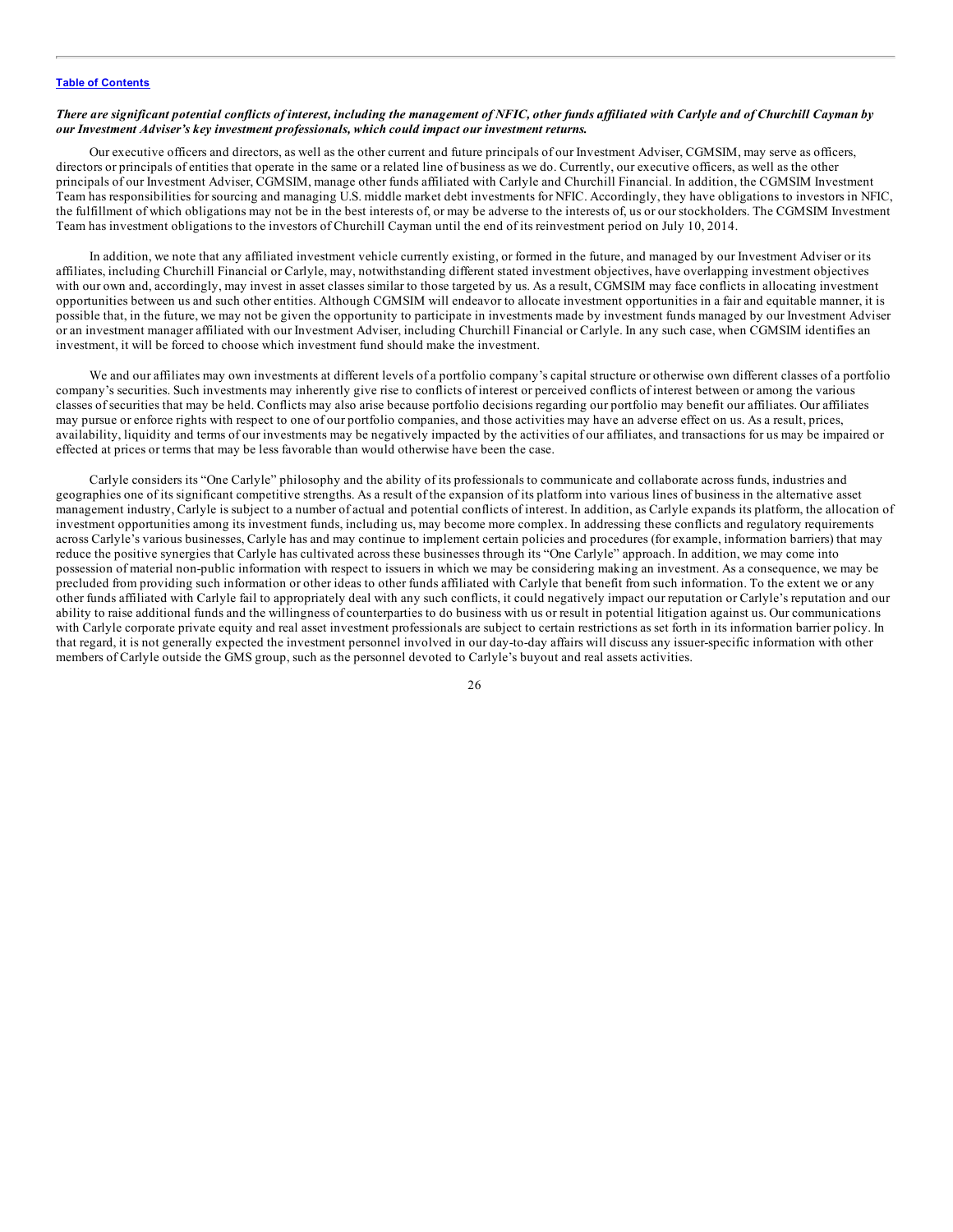***There are significant potential conflicts of interest, including the management of NFIC, other funds affiliated with Carlyle and of Churchill Cayman by our Investment Adviser's key investment professionals, which could impact our investment returns.***

Our executive officers and directors, as well as the other current and future principals of our Investment Adviser, CGMSIM, may serve as officers, directors or principals of entities that operate in the same or a related line of business as we do. Currently, our executive officers, as well as the other principals of our Investment Adviser, CGMSIM, manage other funds affiliated with Carlyle and Churchill Financial. In addition, the CGMSIM Investment Team has responsibilities for sourcing and managing U.S. middle market debt investments for NFIC. Accordingly, they have obligations to investors in NFIC, the fulfillment of which obligations may not be in the best interests of, or may be adverse to the interests of, us or our stockholders. The CGMSIM Investment Team has investment obligations to the investors of Churchill Cayman until the end of its reinvestment period on July 10, 2014.

In addition, we note that any affiliated investment vehicle currently existing, or formed in the future, and managed by our Investment Adviser or its affiliates, including Churchill Financial or Carlyle, may, notwithstanding different stated investment objectives, have overlapping investment objectives with our own and, accordingly, may invest in asset classes similar to those targeted by us. As a result, CGMSIM may face conflicts in allocating investment opportunities between us and such other entities. Although CGMSIM will endeavor to allocate investment opportunities in a fair and equitable manner, it is possible that, in the future, we may not be given the opportunity to participate in investments made by investment funds managed by our Investment Adviser or an investment manager affiliated with our Investment Adviser, including Churchill Financial or Carlyle. In any such case, when CGMSIM identifies an investment, it will be forced to choose which investment fund should make the investment.

We and our affiliates may own investments at different levels of a portfolio company's capital structure or otherwise own different classes of a portfolio company's securities. Such investments may inherently give rise to conflicts of interest or perceived conflicts of interest between or among the various classes of securities that may be held. Conflicts may also arise because portfolio decisions regarding our portfolio may benefit our affiliates. Our affiliates may pursue or enforce rights with respect to one of our portfolio companies, and those activities may have an adverse effect on us. As a result, prices, availability, liquidity and terms of our investments may be negatively impacted by the activities of our affiliates, and transactions for us may be impaired or effected at prices or terms that may be less favorable than would otherwise have been the case.

Carlyle considers its "One Carlyle" philosophy and the ability of its professionals to communicate and collaborate across funds, industries and geographies one of its significant competitive strengths. As a result of the expansion of its platform into various lines of business in the alternative asset management industry, Carlyle is subject to a number of actual and potential conflicts of interest. In addition, as Carlyle expands its platform, the allocation of investment opportunities among its investment funds, including us, may become more complex. In addressing these conflicts and regulatory requirements across Carlyle's various businesses, Carlyle has and may continue to implement certain policies and procedures (for example, information barriers) that may reduce the positive synergies that Carlyle has cultivated across these businesses through its "One Carlyle" approach. In addition, we may come into possession of material non-public information with respect to issuers in which we may be considering making an investment. As a consequence, we may be precluded from providing such information or other ideas to other funds affiliated with Carlyle that benefit from such information. To the extent we or any other funds affiliated with Carlyle fail to appropriately deal with any such conflicts, it could negatively impact our reputation or Carlyle's reputation and our ability to raise additional funds and the willingness of counterparties to do business with us or result in potential litigation against us. Our communications with Carlyle corporate private equity and real asset investment professionals are subject to certain restrictions as set forth in its information barrier policy. In that regard, it is not generally expected the investment personnel involved in our day-to-day affairs will discuss any issuer-specific information with other members of Carlyle outside the GMS group, such as the personnel devoted to Carlyle's buyout and real assets activities.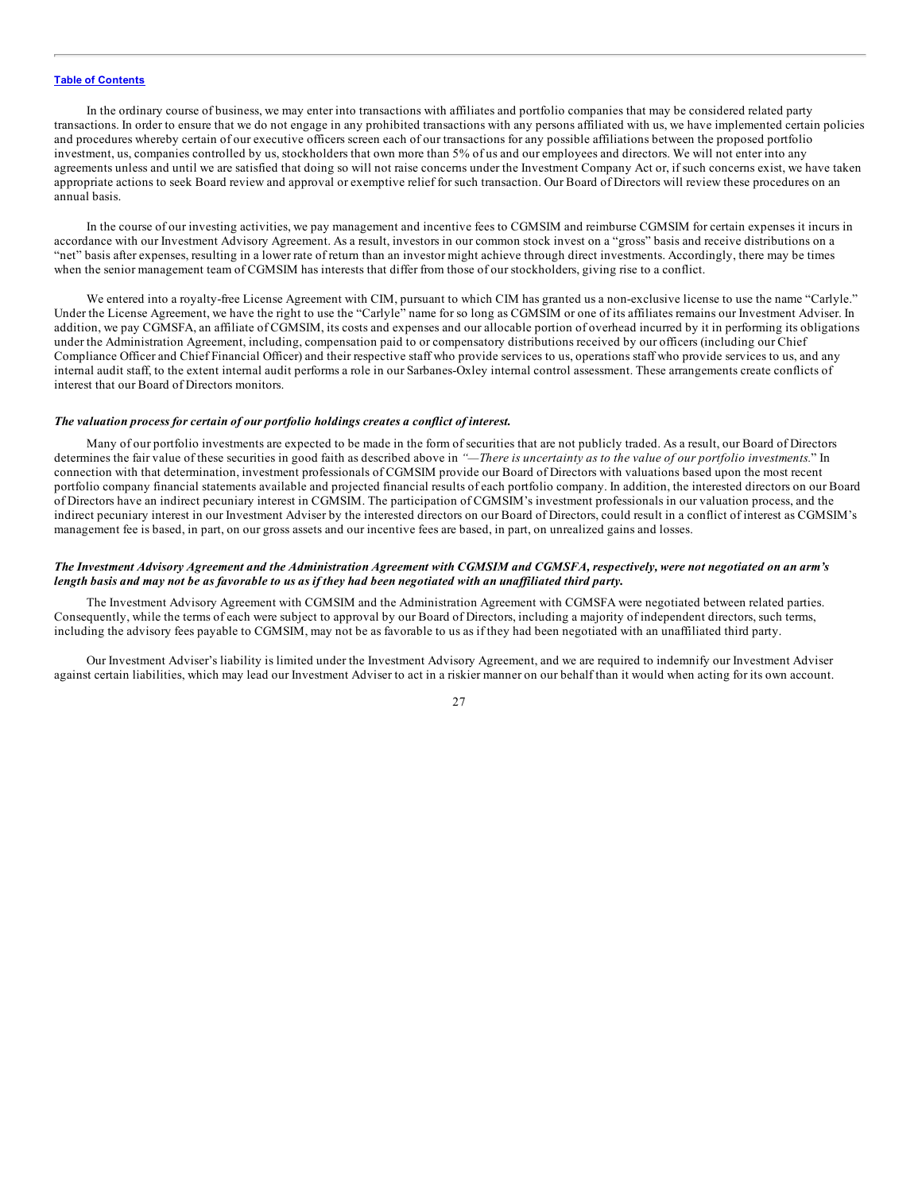In the ordinary course of business, we may enter into transactions with affiliates and portfolio companies that may be considered related party transactions. In order to ensure that we do not engage in any prohibited transactions with any persons affiliated with us, we have implemented certain policies and procedures whereby certain of our executive officers screen each of our transactions for any possible affiliations between the proposed portfolio investment, us, companies controlled by us, stockholders that own more than 5% of us and our employees and directors. We will not enter into any agreements unless and until we are satisfied that doing so will not raise concerns under the Investment Company Act or, if such concerns exist, we have taken appropriate actions to seek Board review and approval or exemptive relief for such transaction. Our Board of Directors will review these procedures on an annual basis.

In the course of our investing activities, we pay management and incentive fees to CGMSIM and reimburse CGMSIM for certain expenses it incurs in accordance with our Investment Advisory Agreement. As a result, investors in our common stock invest on a "gross" basis and receive distributions on a "net" basis after expenses, resulting in a lower rate of return than an investor might achieve through direct investments. Accordingly, there may be times when the senior management team of CGMSIM has interests that differ from those of our stockholders, giving rise to a conflict.

We entered into a royalty-free License Agreement with CIM, pursuant to which CIM has granted us a non-exclusive license to use the name "Carlyle." Under the License Agreement, we have the right to use the "Carlyle" name for so long as CGMSIM or one of its affiliates remains our Investment Adviser. In addition, we pay CGMSFA, an affiliate of CGMSIM, its costs and expenses and our allocable portion of overhead incurred by it in performing its obligations under the Administration Agreement, including, compensation paid to or compensatory distributions received by our officers (including our Chief Compliance Officer and Chief Financial Officer) and their respective staff who provide services to us, operations staff who provide services to us, and any internal audit staff, to the extent internal audit performs a role in our Sarbanes-Oxley internal control assessment. These arrangements create conflicts of interest that our Board of Directors monitors.

***The valuation process for certain of our portfolio holdings creates a conflict of interest.***

Many of our portfolio investments are expected to be made in the form of securities that are not publicly traded. As a result, our Board of Directors determines the fair value of these securities in good faith as described above in *"—There is uncertainty as to the value of our portfolio investments.*" In connection with that determination, investment professionals of CGMSIM provide our Board of Directors with valuations based upon the most recent portfolio company financial statements available and projected financial results of each portfolio company. In addition, the interested directors on our Board of Directors have an indirect pecuniary interest in CGMSIM. The participation of CGMSIM's investment professionals in our valuation process, and the indirect pecuniary interest in our Investment Adviser by the interested directors on our Board of Directors, could result in a conflict of interest as CGMSIM's management fee is based, in part, on our gross assets and our incentive fees are based, in part, on unrealized gains and losses.

***The Investment Advisory Agreement and the Administration Agreement with CGMSIM and CGMSFA, respectively, were not negotiated on an arm's length basis and may not be as favorable to us as if they had been negotiated with an unaffiliated third party.***

The Investment Advisory Agreement with CGMSIM and the Administration Agreement with CGMSFA were negotiated between related parties. Consequently, while the terms of each were subject to approval by our Board of Directors, including a majority of independent directors, such terms, including the advisory fees payable to CGMSIM, may not be as favorable to us as if they had been negotiated with an unaffiliated third party.

Our Investment Adviser's liability is limited under the Investment Advisory Agreement, and we are required to indemnify our Investment Adviser against certain liabilities, which may lead our Investment Adviser to act in a riskier manner on our behalf than it would when acting for its own account.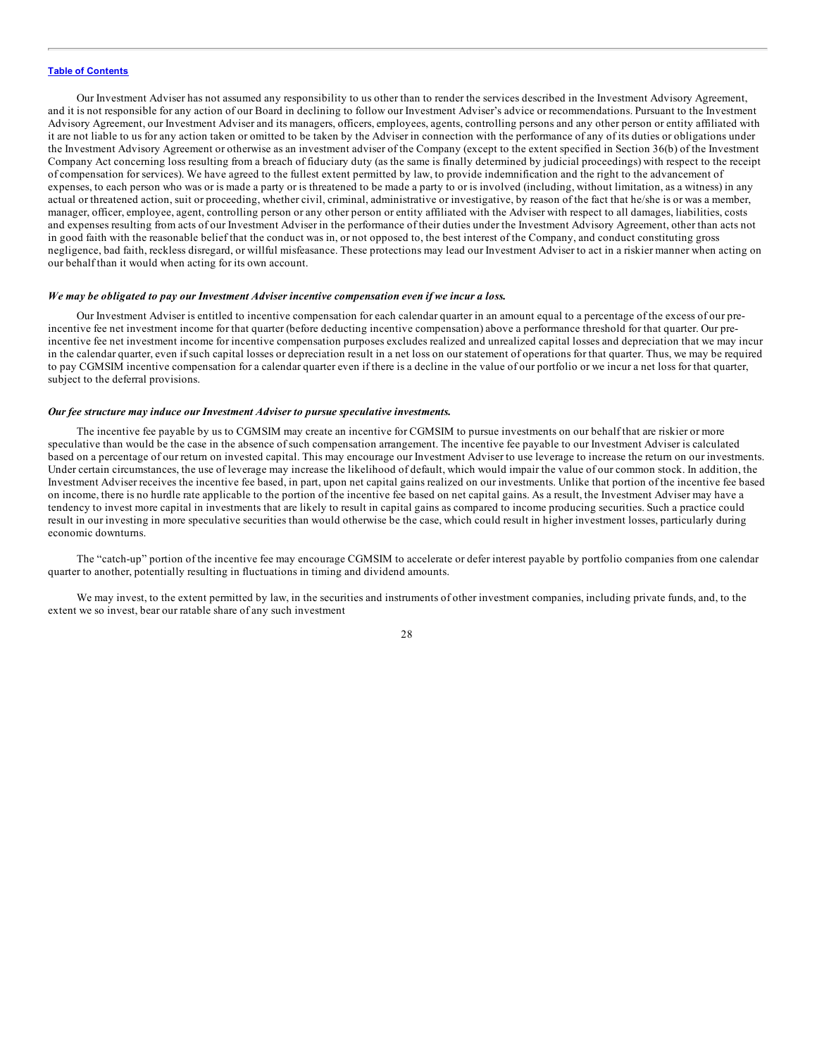Our Investment Adviser has not assumed any responsibility to us other than to render the services described in the Investment Advisory Agreement, and it is not responsible for any action of our Board in declining to follow our Investment Adviser's advice or recommendations. Pursuant to the Investment Advisory Agreement, our Investment Adviser and its managers, officers, employees, agents, controlling persons and any other person or entity affiliated with it are not liable to us for any action taken or omitted to be taken by the Adviser in connection with the performance of any of its duties or obligations under the Investment Advisory Agreement or otherwise as an investment adviser of the Company (except to the extent specified in Section 36(b) of the Investment Company Act concerning loss resulting from a breach of fiduciary duty (as the same is finally determined by judicial proceedings) with respect to the receipt of compensation for services). We have agreed to the fullest extent permitted by law, to provide indemnification and the right to the advancement of expenses, to each person who was or is made a party or is threatened to be made a party to or is involved (including, without limitation, as a witness) in any actual or threatened action, suit or proceeding, whether civil, criminal, administrative or investigative, by reason of the fact that he/she is or was a member, manager, officer, employee, agent, controlling person or any other person or entity affiliated with the Adviser with respect to all damages, liabilities, costs and expenses resulting from acts of our Investment Adviser in the performance of their duties under the Investment Advisory Agreement, other than acts not in good faith with the reasonable belief that the conduct was in, or not opposed to, the best interest of the Company, and conduct constituting gross negligence, bad faith, reckless disregard, or willful misfeasance. These protections may lead our Investment Adviser to act in a riskier manner when acting on our behalf than it would when acting for its own account.

***We may be obligated to pay our Investment Adviser incentive compensation even if we incur a loss.***

Our Investment Adviser is entitled to incentive compensation for each calendar quarter in an amount equal to a percentage of the excess of our pre-incentive fee net investment income for that quarter (before deducting incentive compensation) above a performance threshold for that quarter. Our pre-incentive fee net investment income for incentive compensation purposes excludes realized and unrealized capital losses and depreciation that we may incur in the calendar quarter, even if such capital losses or depreciation result in a net loss on our statement of operations for that quarter. Thus, we may be required to pay CGMSIM incentive compensation for a calendar quarter even if there is a decline in the value of our portfolio or we incur a net loss for that quarter, subject to the deferral provisions.

***Our fee structure may induce our Investment Adviser to pursue speculative investments.***

The incentive fee payable by us to CGMSIM may create an incentive for CGMSIM to pursue investments on our behalf that are riskier or more speculative than would be the case in the absence of such compensation arrangement. The incentive fee payable to our Investment Adviser is calculated based on a percentage of our return on invested capital. This may encourage our Investment Adviser to use leverage to increase the return on our investments. Under certain circumstances, the use of leverage may increase the likelihood of default, which would impair the value of our common stock. In addition, the Investment Adviser receives the incentive fee based, in part, upon net capital gains realized on our investments. Unlike that portion of the incentive fee based on income, there is no hurdle rate applicable to the portion of the incentive fee based on net capital gains. As a result, the Investment Adviser may have a tendency to invest more capital in investments that are likely to result in capital gains as compared to income producing securities. Such a practice could result in our investing in more speculative securities than would otherwise be the case, which could result in higher investment losses, particularly during economic downturns.

The "catch-up" portion of the incentive fee may encourage CGMSIM to accelerate or defer interest payable by portfolio companies from one calendar quarter to another, potentially resulting in fluctuations in timing and dividend amounts.

We may invest, to the extent permitted by law, in the securities and instruments of other investment companies, including private funds, and, to the extent we so invest, bear our ratable share of any such investment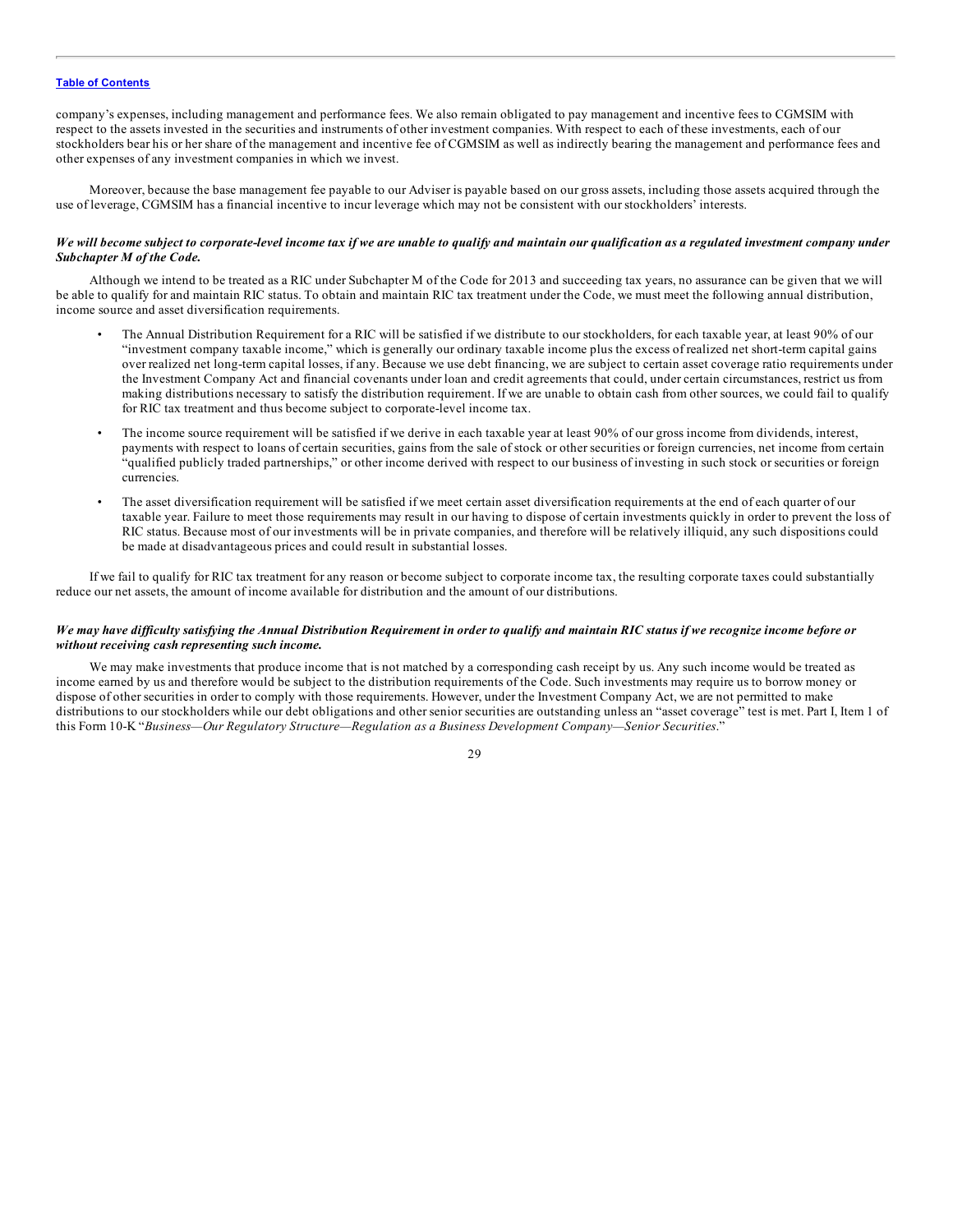company's expenses, including management and performance fees. We also remain obligated to pay management and incentive fees to CGMSIM with respect to the assets invested in the securities and instruments of other investment companies. With respect to each of these investments, each of our stockholders bear his or her share of the management and incentive fee of CGMSIM as well as indirectly bearing the management and performance fees and other expenses of any investment companies in which we invest.

Moreover, because the base management fee payable to our Adviser is payable based on our gross assets, including those assets acquired through the use of leverage, CGMSIM has a financial incentive to incur leverage which may not be consistent with our stockholders' interests.

***We will become subject to corporate-level income tax if we are unable to qualify and maintain our qualification as a regulated investment company under Subchapter M of the Code.***

Although we intend to be treated as a RIC under Subchapter M of the Code for 2013 and succeeding tax years, no assurance can be given that we will be able to qualify for and maintain RIC status. To obtain and maintain RIC tax treatment under the Code, we must meet the following annual distribution, income source and asset diversification requirements.

- The Annual Distribution Requirement for a RIC will be satisfied if we distribute to our stockholders, for each taxable year, at least 90% of our "investment company taxable income," which is generally our ordinary taxable income plus the excess of realized net short-term capital gains over realized net long-term capital losses, if any. Because we use debt financing, we are subject to certain asset coverage ratio requirements under the Investment Company Act and financial covenants under loan and credit agreements that could, under certain circumstances, restrict us from making distributions necessary to satisfy the distribution requirement. If we are unable to obtain cash from other sources, we could fail to qualify for RIC tax treatment and thus become subject to corporate-level income tax.
- The income source requirement will be satisfied if we derive in each taxable year at least 90% of our gross income from dividends, interest, payments with respect to loans of certain securities, gains from the sale of stock or other securities or foreign currencies, net income from certain "qualified publicly traded partnerships," or other income derived with respect to our business of investing in such stock or securities or foreign currencies.
- The asset diversification requirement will be satisfied if we meet certain asset diversification requirements at the end of each quarter of our taxable year. Failure to meet those requirements may result in our having to dispose of certain investments quickly in order to prevent the loss of RIC status. Because most of our investments will be in private companies, and therefore will be relatively illiquid, any such dispositions could be made at disadvantageous prices and could result in substantial losses.

If we fail to qualify for RIC tax treatment for any reason or become subject to corporate income tax, the resulting corporate taxes could substantially reduce our net assets, the amount of income available for distribution and the amount of our distributions.

***We may have difficulty satisfying the Annual Distribution Requirement in order to qualify and maintain RIC status if we recognize income before or without receiving cash representing such income.***

We may make investments that produce income that is not matched by a corresponding cash receipt by us. Any such income would be treated as income earned by us and therefore would be subject to the distribution requirements of the Code. Such investments may require us to borrow money or dispose of other securities in order to comply with those requirements. However, under the Investment Company Act, we are not permitted to make distributions to our stockholders while our debt obligations and other senior securities are outstanding unless an "asset coverage" test is met. Part I, Item 1 of this Form 10-K "*Business—Our Regulatory Structure—Regulation as a Business Development Company—Senior Securities*."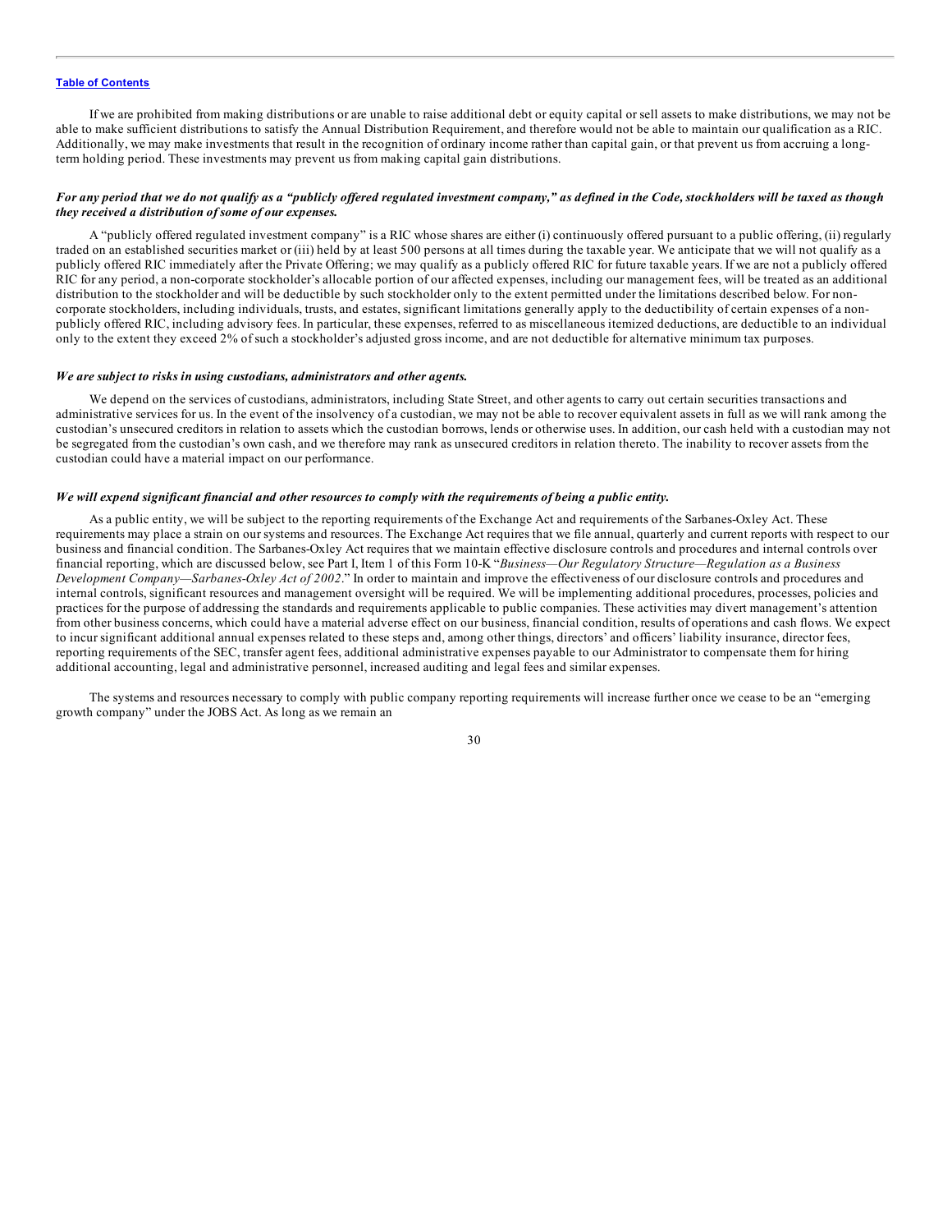If we are prohibited from making distributions or are unable to raise additional debt or equity capital or sell assets to make distributions, we may not be able to make sufficient distributions to satisfy the Annual Distribution Requirement, and therefore would not be able to maintain our qualification as a RIC. Additionally, we may make investments that result in the recognition of ordinary income rather than capital gain, or that prevent us from accruing a long-term holding period. These investments may prevent us from making capital gain distributions.

***For any period that we do not qualify as a "publicly offered regulated investment company," as defined in the Code, stockholders will be taxed as though they received a distribution of some of our expenses.***

A "publicly offered regulated investment company" is a RIC whose shares are either (i) continuously offered pursuant to a public offering, (ii) regularly traded on an established securities market or (iii) held by at least 500 persons at all times during the taxable year. We anticipate that we will not qualify as a publicly offered RIC immediately after the Private Offering; we may qualify as a publicly offered RIC for future taxable years. If we are not a publicly offered RIC for any period, a non-corporate stockholder's allocable portion of our affected expenses, including our management fees, will be treated as an additional distribution to the stockholder and will be deductible by such stockholder only to the extent permitted under the limitations described below. For non-corporate stockholders, including individuals, trusts, and estates, significant limitations generally apply to the deductibility of certain expenses of a non-publicly offered RIC, including advisory fees. In particular, these expenses, referred to as miscellaneous itemized deductions, are deductible to an individual only to the extent they exceed 2% of such a stockholder's adjusted gross income, and are not deductible for alternative minimum tax purposes.

***We are subject to risks in using custodians, administrators and other agents.***

We depend on the services of custodians, administrators, including State Street, and other agents to carry out certain securities transactions and administrative services for us. In the event of the insolvency of a custodian, we may not be able to recover equivalent assets in full as we will rank among the custodian's unsecured creditors in relation to assets which the custodian borrows, lends or otherwise uses. In addition, our cash held with a custodian may not be segregated from the custodian's own cash, and we therefore may rank as unsecured creditors in relation thereto. The inability to recover assets from the custodian could have a material impact on our performance.

***We will expend significant financial and other resources to comply with the requirements of being a public entity.***

As a public entity, we will be subject to the reporting requirements of the Exchange Act and requirements of the Sarbanes-Oxley Act. These requirements may place a strain on our systems and resources. The Exchange Act requires that we file annual, quarterly and current reports with respect to our business and financial condition. The Sarbanes-Oxley Act requires that we maintain effective disclosure controls and procedures and internal controls over financial reporting, which are discussed below, see Part I, Item 1 of this Form 10-K "*Business—Our Regulatory Structure—Regulation as a Business Development Company—Sarbanes-Oxley Act of 2002*." In order to maintain and improve the effectiveness of our disclosure controls and procedures and internal controls, significant resources and management oversight will be required. We will be implementing additional procedures, processes, policies and practices for the purpose of addressing the standards and requirements applicable to public companies. These activities may divert management's attention from other business concerns, which could have a material adverse effect on our business, financial condition, results of operations and cash flows. We expect to incur significant additional annual expenses related to these steps and, among other things, directors' and officers' liability insurance, director fees, reporting requirements of the SEC, transfer agent fees, additional administrative expenses payable to our Administrator to compensate them for hiring additional accounting, legal and administrative personnel, increased auditing and legal fees and similar expenses.

The systems and resources necessary to comply with public company reporting requirements will increase further once we cease to be an "emerging growth company" under the JOBS Act. As long as we remain an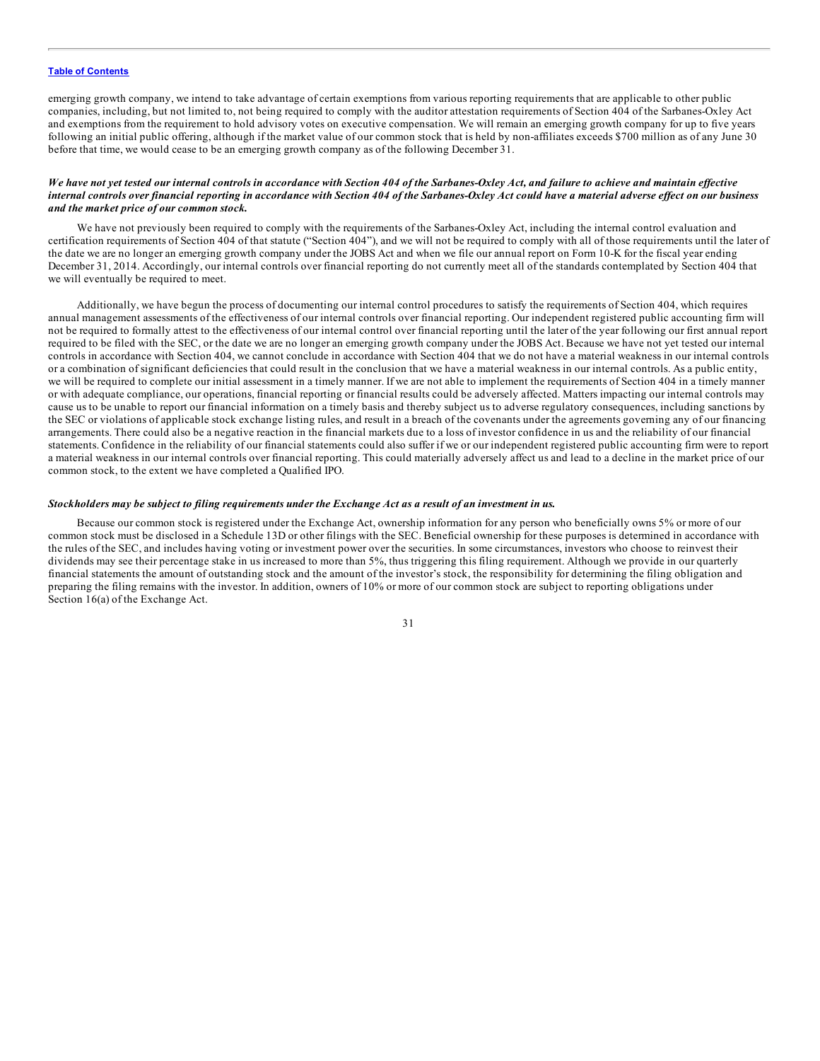emerging growth company, we intend to take advantage of certain exemptions from various reporting requirements that are applicable to other public companies, including, but not limited to, not being required to comply with the auditor attestation requirements of Section 404 of the Sarbanes-Oxley Act and exemptions from the requirement to hold advisory votes on executive compensation. We will remain an emerging growth company for up to five years following an initial public offering, although if the market value of our common stock that is held by non-affiliates exceeds $700 million as of any June 30 before that time, we would cease to be an emerging growth company as of the following December 31.

***We have not yet tested our internal controls in accordance with Section 404 of the Sarbanes-Oxley Act, and failure to achieve and maintain effective internal controls over financial reporting in accordance with Section 404 of the Sarbanes-Oxley Act could have a material adverse effect on our business and the market price of our common stock.***

We have not previously been required to comply with the requirements of the Sarbanes-Oxley Act, including the internal control evaluation and certification requirements of Section 404 of that statute ("Section 404"), and we will not be required to comply with all of those requirements until the later of the date we are no longer an emerging growth company under the JOBS Act and when we file our annual report on Form 10-K for the fiscal year ending December 31, 2014. Accordingly, our internal controls over financial reporting do not currently meet all of the standards contemplated by Section 404 that we will eventually be required to meet.

Additionally, we have begun the process of documenting our internal control procedures to satisfy the requirements of Section 404, which requires annual management assessments of the effectiveness of our internal controls over financial reporting. Our independent registered public accounting firm will not be required to formally attest to the effectiveness of our internal control over financial reporting until the later of the year following our first annual report required to be filed with the SEC, or the date we are no longer an emerging growth company under the JOBS Act. Because we have not yet tested our internal controls in accordance with Section 404, we cannot conclude in accordance with Section 404 that we do not have a material weakness in our internal controls or a combination of significant deficiencies that could result in the conclusion that we have a material weakness in our internal controls. As a public entity, we will be required to complete our initial assessment in a timely manner. If we are not able to implement the requirements of Section 404 in a timely manner or with adequate compliance, our operations, financial reporting or financial results could be adversely affected. Matters impacting our internal controls may cause us to be unable to report our financial information on a timely basis and thereby subject us to adverse regulatory consequences, including sanctions by the SEC or violations of applicable stock exchange listing rules, and result in a breach of the covenants under the agreements governing any of our financing arrangements. There could also be a negative reaction in the financial markets due to a loss of investor confidence in us and the reliability of our financial statements. Confidence in the reliability of our financial statements could also suffer if we or our independent registered public accounting firm were to report a material weakness in our internal controls over financial reporting. This could materially adversely affect us and lead to a decline in the market price of our common stock, to the extent we have completed a Qualified IPO.

***Stockholders may be subject to filing requirements under the Exchange Act as a result of an investment in us.***

Because our common stock is registered under the Exchange Act, ownership information for any person who beneficially owns 5% or more of our common stock must be disclosed in a Schedule 13D or other filings with the SEC. Beneficial ownership for these purposes is determined in accordance with the rules of the SEC, and includes having voting or investment power over the securities. In some circumstances, investors who choose to reinvest their dividends may see their percentage stake in us increased to more than 5%, thus triggering this filing requirement. Although we provide in our quarterly financial statements the amount of outstanding stock and the amount of the investor's stock, the responsibility for determining the filing obligation and preparing the filing remains with the investor. In addition, owners of 10% or more of our common stock are subject to reporting obligations under Section 16(a) of the Exchange Act.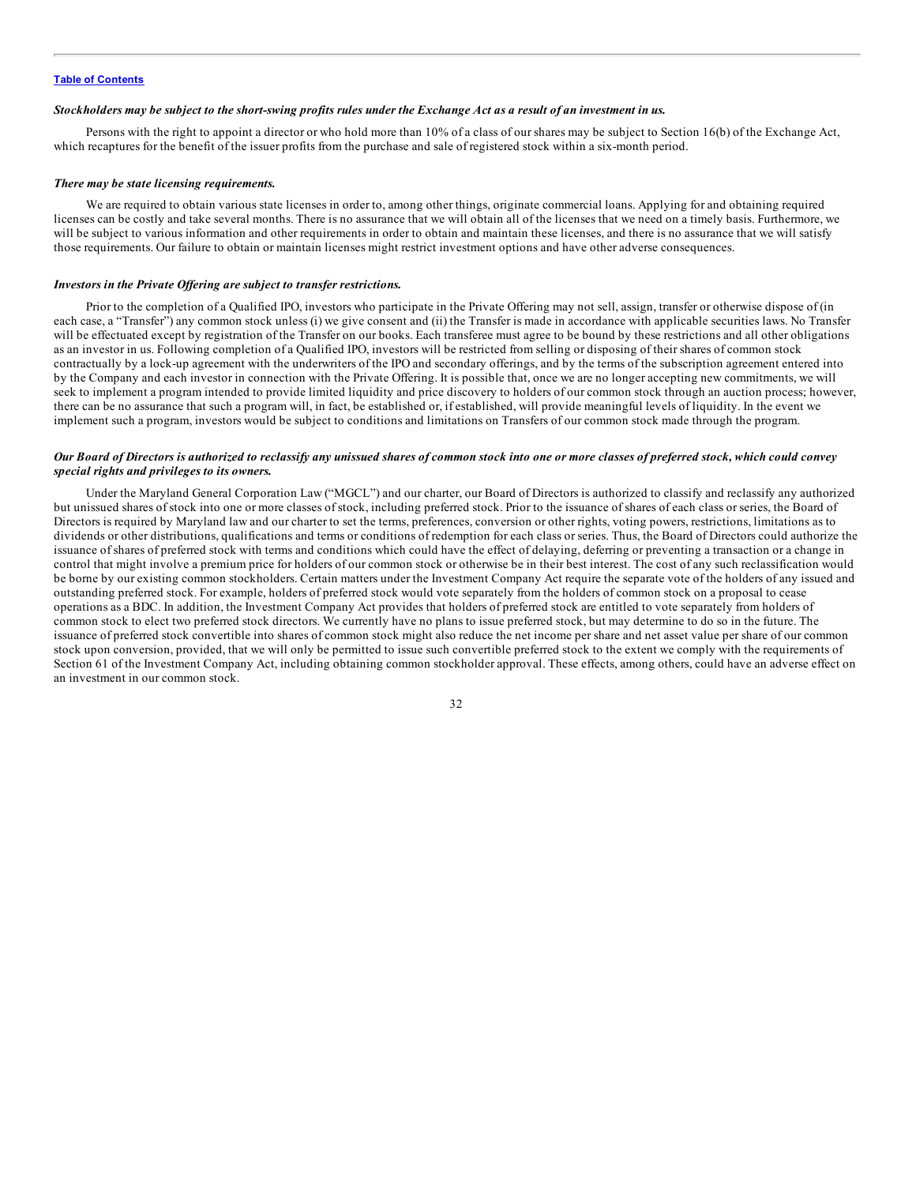***Stockholders may be subject to the short-swing profits rules under the Exchange Act as a result of an investment in us.***

Persons with the right to appoint a director or who hold more than 10% of a class of our shares may be subject to Section 16(b) of the Exchange Act, which recaptures for the benefit of the issuer profits from the purchase and sale of registered stock within a six-month period.

***There may be state licensing requirements.***

We are required to obtain various state licenses in order to, among other things, originate commercial loans. Applying for and obtaining required licenses can be costly and take several months. There is no assurance that we will obtain all of the licenses that we need on a timely basis. Furthermore, we will be subject to various information and other requirements in order to obtain and maintain these licenses, and there is no assurance that we will satisfy those requirements. Our failure to obtain or maintain licenses might restrict investment options and have other adverse consequences.

***Investors in the Private Offering are subject to transfer restrictions.***

Prior to the completion of a Qualified IPO, investors who participate in the Private Offering may not sell, assign, transfer or otherwise dispose of (in each case, a "Transfer") any common stock unless (i) we give consent and (ii) the Transfer is made in accordance with applicable securities laws. No Transfer will be effectuated except by registration of the Transfer on our books. Each transferee must agree to be bound by these restrictions and all other obligations as an investor in us. Following completion of a Qualified IPO, investors will be restricted from selling or disposing of their shares of common stock contractually by a lock-up agreement with the underwriters of the IPO and secondary offerings, and by the terms of the subscription agreement entered into by the Company and each investor in connection with the Private Offering. It is possible that, once we are no longer accepting new commitments, we will seek to implement a program intended to provide limited liquidity and price discovery to holders of our common stock through an auction process; however, there can be no assurance that such a program will, in fact, be established or, if established, will provide meaningful levels of liquidity. In the event we implement such a program, investors would be subject to conditions and limitations on Transfers of our common stock made through the program.

***Our Board of Directors is authorized to reclassify any unissued shares of common stock into one or more classes of preferred stock, which could convey special rights and privileges to its owners.***

Under the Maryland General Corporation Law ("MGCL") and our charter, our Board of Directors is authorized to classify and reclassify any authorized but unissued shares of stock into one or more classes of stock, including preferred stock. Prior to the issuance of shares of each class or series, the Board of Directors is required by Maryland law and our charter to set the terms, preferences, conversion or other rights, voting powers, restrictions, limitations as to dividends or other distributions, qualifications and terms or conditions of redemption for each class or series. Thus, the Board of Directors could authorize the issuance of shares of preferred stock with terms and conditions which could have the effect of delaying, deferring or preventing a transaction or a change in control that might involve a premium price for holders of our common stock or otherwise be in their best interest. The cost of any such reclassification would be borne by our existing common stockholders. Certain matters under the Investment Company Act require the separate vote of the holders of any issued and outstanding preferred stock. For example, holders of preferred stock would vote separately from the holders of common stock on a proposal to cease operations as a BDC. In addition, the Investment Company Act provides that holders of preferred stock are entitled to vote separately from holders of common stock to elect two preferred stock directors. We currently have no plans to issue preferred stock, but may determine to do so in the future. The issuance of preferred stock convertible into shares of common stock might also reduce the net income per share and net asset value per share of our common stock upon conversion, provided, that we will only be permitted to issue such convertible preferred stock to the extent we comply with the requirements of Section 61 of the Investment Company Act, including obtaining common stockholder approval. These effects, among others, could have an adverse effect on an investment in our common stock.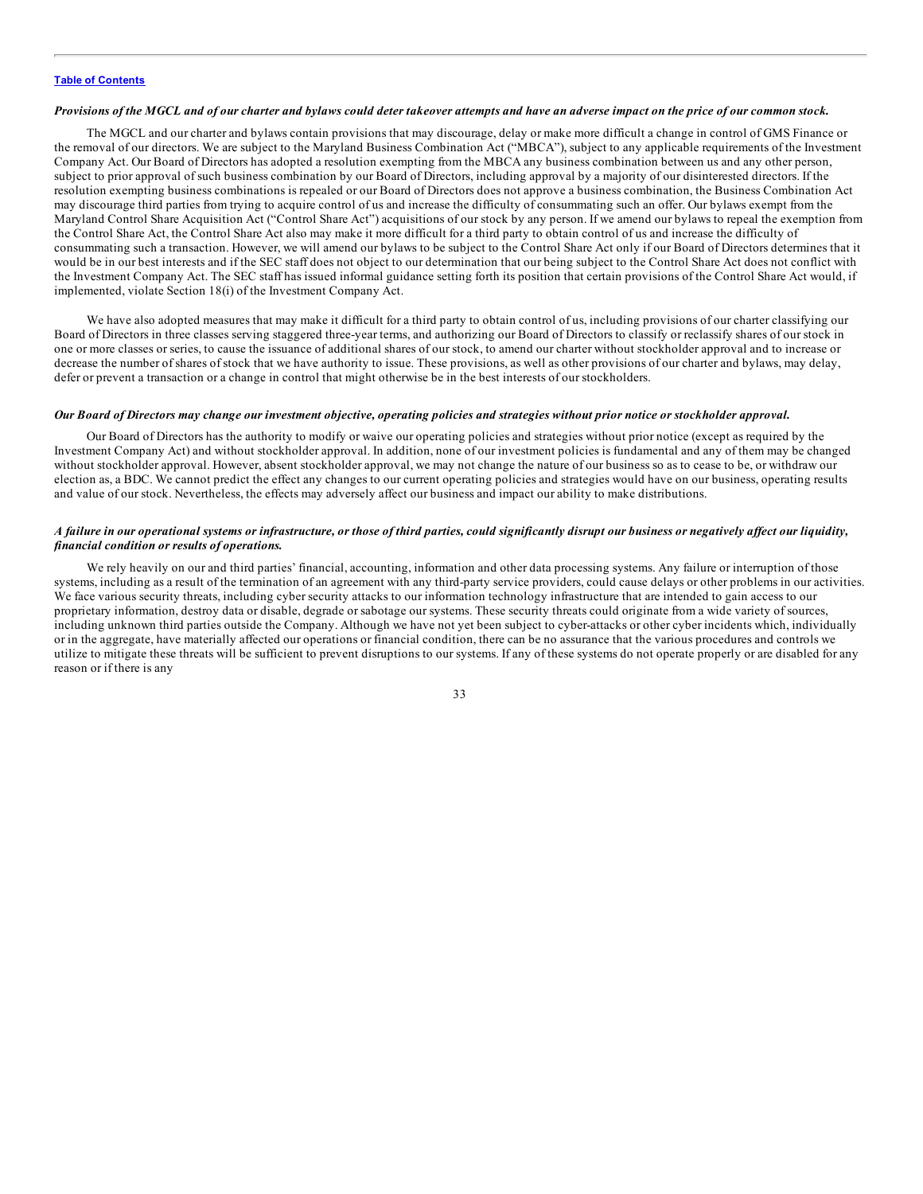***Provisions of the MGCL and of our charter and bylaws could deter takeover attempts and have an adverse impact on the price of our common stock.***

The MGCL and our charter and bylaws contain provisions that may discourage, delay or make more difficult a change in control of GMS Finance or the removal of our directors. We are subject to the Maryland Business Combination Act ("MBCA"), subject to any applicable requirements of the Investment Company Act. Our Board of Directors has adopted a resolution exempting from the MBCA any business combination between us and any other person, subject to prior approval of such business combination by our Board of Directors, including approval by a majority of our disinterested directors. If the resolution exempting business combinations is repealed or our Board of Directors does not approve a business combination, the Business Combination Act may discourage third parties from trying to acquire control of us and increase the difficulty of consummating such an offer. Our bylaws exempt from the Maryland Control Share Acquisition Act ("Control Share Act") acquisitions of our stock by any person. If we amend our bylaws to repeal the exemption from the Control Share Act, the Control Share Act also may make it more difficult for a third party to obtain control of us and increase the difficulty of consummating such a transaction. However, we will amend our bylaws to be subject to the Control Share Act only if our Board of Directors determines that it would be in our best interests and if the SEC staff does not object to our determination that our being subject to the Control Share Act does not conflict with the Investment Company Act. The SEC staff has issued informal guidance setting forth its position that certain provisions of the Control Share Act would, if implemented, violate Section 18(i) of the Investment Company Act.

We have also adopted measures that may make it difficult for a third party to obtain control of us, including provisions of our charter classifying our Board of Directors in three classes serving staggered three-year terms, and authorizing our Board of Directors to classify or reclassify shares of our stock in one or more classes or series, to cause the issuance of additional shares of our stock, to amend our charter without stockholder approval and to increase or decrease the number of shares of stock that we have authority to issue. These provisions, as well as other provisions of our charter and bylaws, may delay, defer or prevent a transaction or a change in control that might otherwise be in the best interests of our stockholders.

***Our Board of Directors may change our investment objective, operating policies and strategies without prior notice or stockholder approval.***

Our Board of Directors has the authority to modify or waive our operating policies and strategies without prior notice (except as required by the Investment Company Act) and without stockholder approval. In addition, none of our investment policies is fundamental and any of them may be changed without stockholder approval. However, absent stockholder approval, we may not change the nature of our business so as to cease to be, or withdraw our election as, a BDC. We cannot predict the effect any changes to our current operating policies and strategies would have on our business, operating results and value of our stock. Nevertheless, the effects may adversely affect our business and impact our ability to make distributions.

***A failure in our operational systems or infrastructure, or those of third parties, could significantly disrupt our business or negatively affect our liquidity, financial condition or results of operations.***

We rely heavily on our and third parties' financial, accounting, information and other data processing systems. Any failure or interruption of those systems, including as a result of the termination of an agreement with any third-party service providers, could cause delays or other problems in our activities. We face various security threats, including cyber security attacks to our information technology infrastructure that are intended to gain access to our proprietary information, destroy data or disable, degrade or sabotage our systems. These security threats could originate from a wide variety of sources, including unknown third parties outside the Company. Although we have not yet been subject to cyber-attacks or other cyber incidents which, individually or in the aggregate, have materially affected our operations or financial condition, there can be no assurance that the various procedures and controls we utilize to mitigate these threats will be sufficient to prevent disruptions to our systems. If any of these systems do not operate properly or are disabled for any reason or if there is any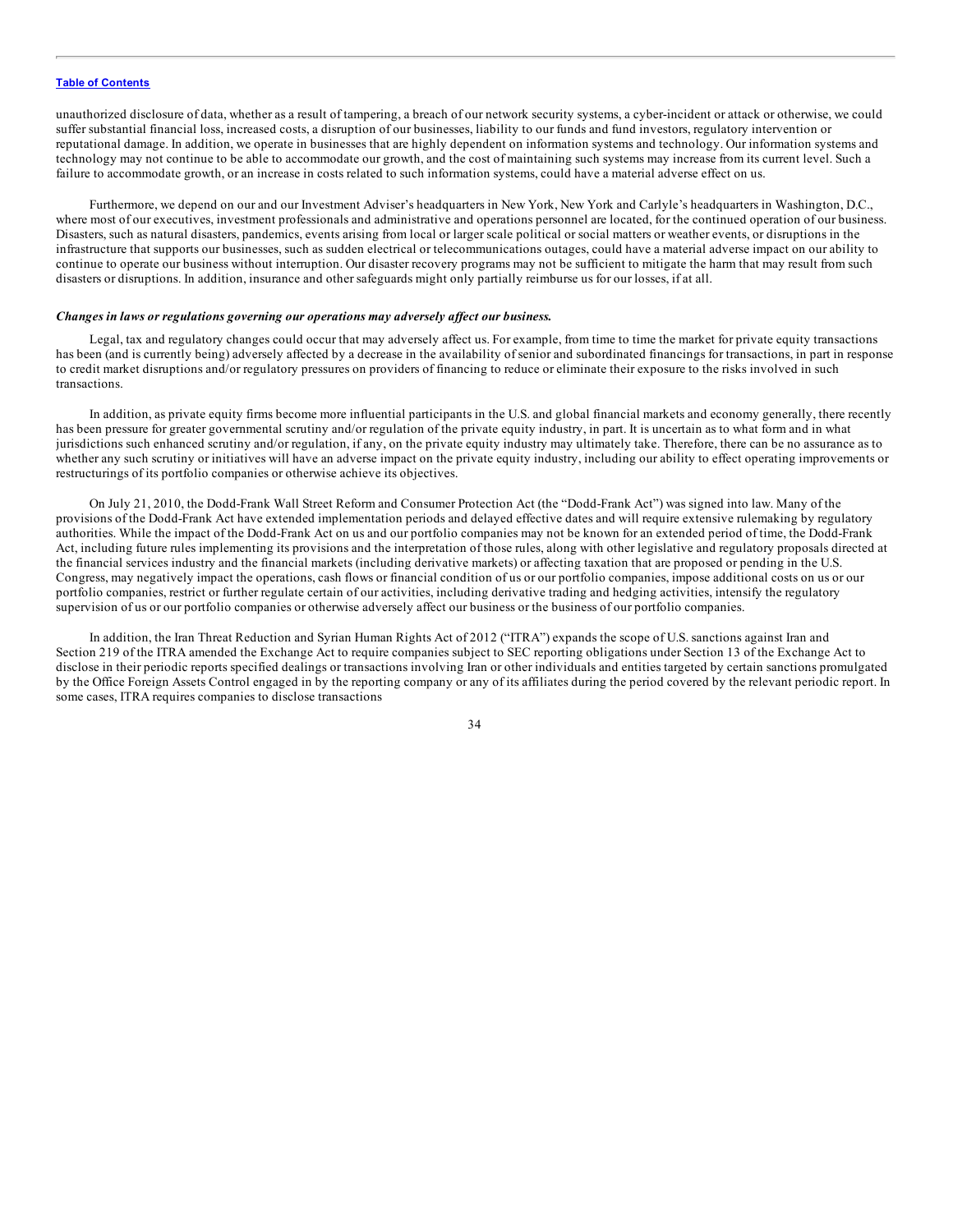unauthorized disclosure of data, whether as a result of tampering, a breach of our network security systems, a cyber-incident or attack or otherwise, we could suffer substantial financial loss, increased costs, a disruption of our businesses, liability to our funds and fund investors, regulatory intervention or reputational damage. In addition, we operate in businesses that are highly dependent on information systems and technology. Our information systems and technology may not continue to be able to accommodate our growth, and the cost of maintaining such systems may increase from its current level. Such a failure to accommodate growth, or an increase in costs related to such information systems, could have a material adverse effect on us.

Furthermore, we depend on our and our Investment Adviser's headquarters in New York, New York and Carlyle's headquarters in Washington, D.C., where most of our executives, investment professionals and administrative and operations personnel are located, for the continued operation of our business. Disasters, such as natural disasters, pandemics, events arising from local or larger scale political or social matters or weather events, or disruptions in the infrastructure that supports our businesses, such as sudden electrical or telecommunications outages, could have a material adverse impact on our ability to continue to operate our business without interruption. Our disaster recovery programs may not be sufficient to mitigate the harm that may result from such disasters or disruptions. In addition, insurance and other safeguards might only partially reimburse us for our losses, if at all.

***Changes in laws or regulations governing our operations may adversely affect our business.***

Legal, tax and regulatory changes could occur that may adversely affect us. For example, from time to time the market for private equity transactions has been (and is currently being) adversely affected by a decrease in the availability of senior and subordinated financings for transactions, in part in response to credit market disruptions and/or regulatory pressures on providers of financing to reduce or eliminate their exposure to the risks involved in such transactions.

In addition, as private equity firms become more influential participants in the U.S. and global financial markets and economy generally, there recently has been pressure for greater governmental scrutiny and/or regulation of the private equity industry, in part. It is uncertain as to what form and in what jurisdictions such enhanced scrutiny and/or regulation, if any, on the private equity industry may ultimately take. Therefore, there can be no assurance as to whether any such scrutiny or initiatives will have an adverse impact on the private equity industry, including our ability to effect operating improvements or restructurings of its portfolio companies or otherwise achieve its objectives.

On July 21, 2010, the Dodd-Frank Wall Street Reform and Consumer Protection Act (the "Dodd-Frank Act") was signed into law. Many of the provisions of the Dodd-Frank Act have extended implementation periods and delayed effective dates and will require extensive rulemaking by regulatory authorities. While the impact of the Dodd-Frank Act on us and our portfolio companies may not be known for an extended period of time, the Dodd-Frank Act, including future rules implementing its provisions and the interpretation of those rules, along with other legislative and regulatory proposals directed at the financial services industry and the financial markets (including derivative markets) or affecting taxation that are proposed or pending in the U.S. Congress, may negatively impact the operations, cash flows or financial condition of us or our portfolio companies, impose additional costs on us or our portfolio companies, restrict or further regulate certain of our activities, including derivative trading and hedging activities, intensify the regulatory supervision of us or our portfolio companies or otherwise adversely affect our business or the business of our portfolio companies.

In addition, the Iran Threat Reduction and Syrian Human Rights Act of 2012 ("ITRA") expands the scope of U.S. sanctions against Iran and Section 219 of the ITRA amended the Exchange Act to require companies subject to SEC reporting obligations under Section 13 of the Exchange Act to disclose in their periodic reports specified dealings or transactions involving Iran or other individuals and entities targeted by certain sanctions promulgated by the Office Foreign Assets Control engaged in by the reporting company or any of its affiliates during the period covered by the relevant periodic report. In some cases, ITRA requires companies to disclose transactions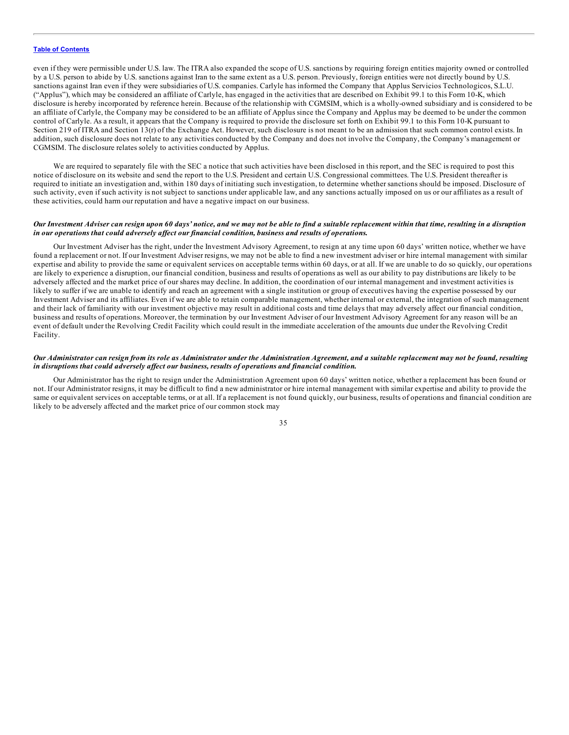even if they were permissible under U.S. law. The ITRA also expanded the scope of U.S. sanctions by requiring foreign entities majority owned or controlled by a U.S. person to abide by U.S. sanctions against Iran to the same extent as a U.S. person. Previously, foreign entities were not directly bound by U.S. sanctions against Iran even if they were subsidiaries of U.S. companies. Carlyle has informed the Company that Applus Servicios Technologicos, S.L.U. ("Applus"), which may be considered an affiliate of Carlyle, has engaged in the activities that are described on Exhibit 99.1 to this Form 10-K, which disclosure is hereby incorporated by reference herein. Because of the relationship with CGMSIM, which is a wholly-owned subsidiary and is considered to be an affiliate of Carlyle, the Company may be considered to be an affiliate of Applus since the Company and Applus may be deemed to be under the common control of Carlyle. As a result, it appears that the Company is required to provide the disclosure set forth on Exhibit 99.1 to this Form 10-K pursuant to Section 219 of ITRA and Section 13(r) of the Exchange Act. However, such disclosure is not meant to be an admission that such common control exists. In addition, such disclosure does not relate to any activities conducted by the Company and does not involve the Company, the Company's management or CGMSIM. The disclosure relates solely to activities conducted by Applus.

We are required to separately file with the SEC a notice that such activities have been disclosed in this report, and the SEC is required to post this notice of disclosure on its website and send the report to the U.S. President and certain U.S. Congressional committees. The U.S. President thereafter is required to initiate an investigation and, within 180 days of initiating such investigation, to determine whether sanctions should be imposed. Disclosure of such activity, even if such activity is not subject to sanctions under applicable law, and any sanctions actually imposed on us or our affiliates as a result of these activities, could harm our reputation and have a negative impact on our business.

***Our Investment Adviser can resign upon 60 days' notice, and we may not be able to find a suitable replacement within that time, resulting in a disruption in our operations that could adversely affect our financial condition, business and results of operations.***

Our Investment Adviser has the right, under the Investment Advisory Agreement, to resign at any time upon 60 days' written notice, whether we have found a replacement or not. If our Investment Adviser resigns, we may not be able to find a new investment adviser or hire internal management with similar expertise and ability to provide the same or equivalent services on acceptable terms within 60 days, or at all. If we are unable to do so quickly, our operations are likely to experience a disruption, our financial condition, business and results of operations as well as our ability to pay distributions are likely to be adversely affected and the market price of our shares may decline. In addition, the coordination of our internal management and investment activities is likely to suffer if we are unable to identify and reach an agreement with a single institution or group of executives having the expertise possessed by our Investment Adviser and its affiliates. Even if we are able to retain comparable management, whether internal or external, the integration of such management and their lack of familiarity with our investment objective may result in additional costs and time delays that may adversely affect our financial condition, business and results of operations. Moreover, the termination by our Investment Adviser of our Investment Advisory Agreement for any reason will be an event of default under the Revolving Credit Facility which could result in the immediate acceleration of the amounts due under the Revolving Credit Facility.

***Our Administrator can resign from its role as Administrator under the Administration Agreement, and a suitable replacement may not be found, resulting in disruptions that could adversely affect our business, results of operations and financial condition.***

Our Administrator has the right to resign under the Administration Agreement upon 60 days' written notice, whether a replacement has been found or not. If our Administrator resigns, it may be difficult to find a new administrator or hire internal management with similar expertise and ability to provide the same or equivalent services on acceptable terms, or at all. If a replacement is not found quickly, our business, results of operations and financial condition are likely to be adversely affected and the market price of our common stock may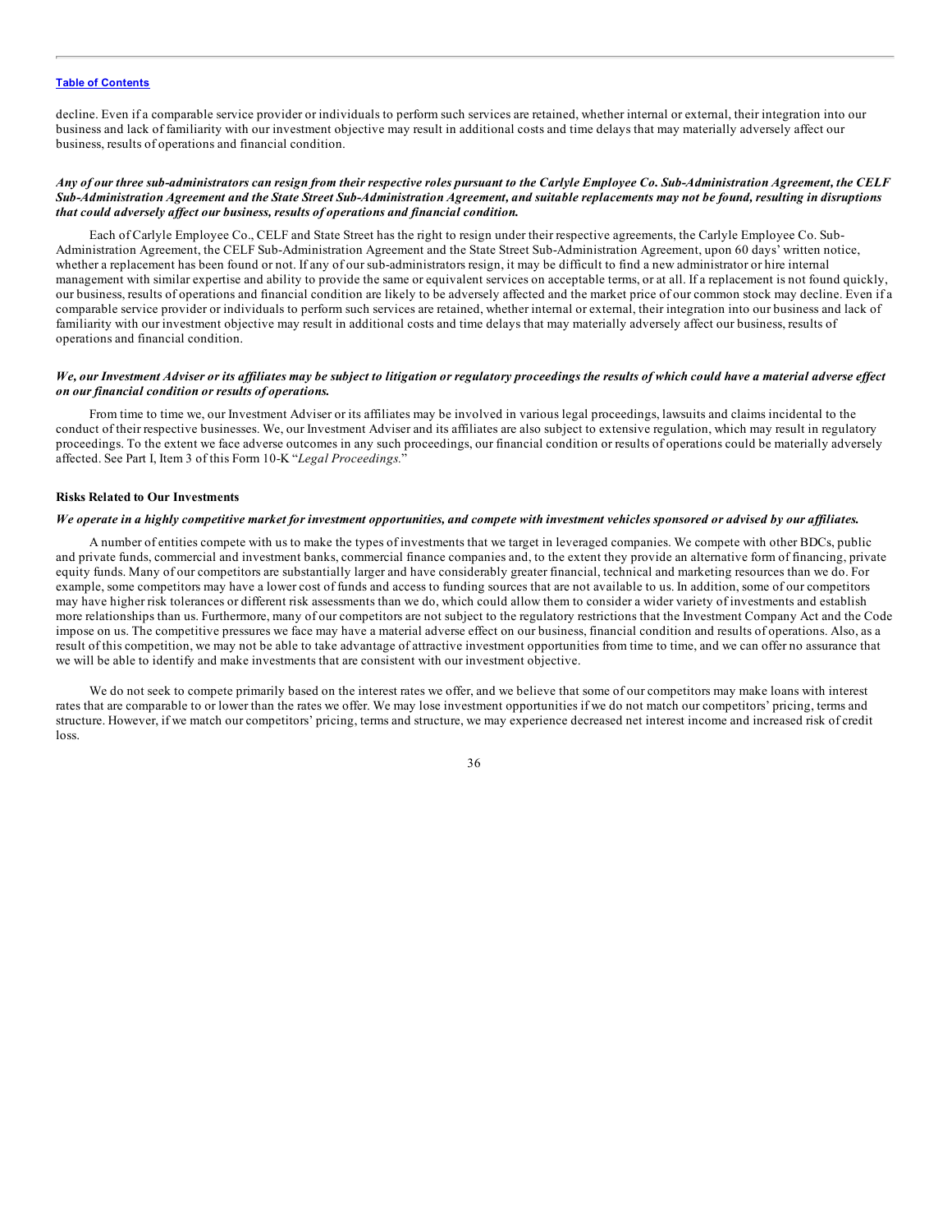decline. Even if a comparable service provider or individuals to perform such services are retained, whether internal or external, their integration into our business and lack of familiarity with our investment objective may result in additional costs and time delays that may materially adversely affect our business, results of operations and financial condition.

***Any of our three sub-administrators can resign from their respective roles pursuant to the Carlyle Employee Co. Sub-Administration Agreement, the CELF Sub-Administration Agreement and the State Street Sub-Administration Agreement, and suitable replacements may not be found, resulting in disruptions that could adversely affect our business, results of operations and financial condition.***

Each of Carlyle Employee Co., CELF and State Street has the right to resign under their respective agreements, the Carlyle Employee Co. Sub-Administration Agreement, the CELF Sub-Administration Agreement and the State Street Sub-Administration Agreement, upon 60 days' written notice, whether a replacement has been found or not. If any of our sub-administrators resign, it may be difficult to find a new administrator or hire internal management with similar expertise and ability to provide the same or equivalent services on acceptable terms, or at all. If a replacement is not found quickly, our business, results of operations and financial condition are likely to be adversely affected and the market price of our common stock may decline. Even if a comparable service provider or individuals to perform such services are retained, whether internal or external, their integration into our business and lack of familiarity with our investment objective may result in additional costs and time delays that may materially adversely affect our business, results of operations and financial condition.

***We, our Investment Adviser or its affiliates may be subject to litigation or regulatory proceedings the results of which could have a material adverse effect on our financial condition or results of operations.***

From time to time we, our Investment Adviser or its affiliates may be involved in various legal proceedings, lawsuits and claims incidental to the conduct of their respective businesses. We, our Investment Adviser and its affiliates are also subject to extensive regulation, which may result in regulatory proceedings. To the extent we face adverse outcomes in any such proceedings, our financial condition or results of operations could be materially adversely affected. See Part I, Item 3 of this Form 10-K "*Legal Proceedings.*"

**Risks Related to Our Investments**

***We operate in a highly competitive market for investment opportunities, and compete with investment vehicles sponsored or advised by our affiliates.***

A number of entities compete with us to make the types of investments that we target in leveraged companies. We compete with other BDCs, public and private funds, commercial and investment banks, commercial finance companies and, to the extent they provide an alternative form of financing, private equity funds. Many of our competitors are substantially larger and have considerably greater financial, technical and marketing resources than we do. For example, some competitors may have a lower cost of funds and access to funding sources that are not available to us. In addition, some of our competitors may have higher risk tolerances or different risk assessments than we do, which could allow them to consider a wider variety of investments and establish more relationships than us. Furthermore, many of our competitors are not subject to the regulatory restrictions that the Investment Company Act and the Code impose on us. The competitive pressures we face may have a material adverse effect on our business, financial condition and results of operations. Also, as a result of this competition, we may not be able to take advantage of attractive investment opportunities from time to time, and we can offer no assurance that we will be able to identify and make investments that are consistent with our investment objective.

We do not seek to compete primarily based on the interest rates we offer, and we believe that some of our competitors may make loans with interest rates that are comparable to or lower than the rates we offer. We may lose investment opportunities if we do not match our competitors' pricing, terms and structure. However, if we match our competitors' pricing, terms and structure, we may experience decreased net interest income and increased risk of credit loss.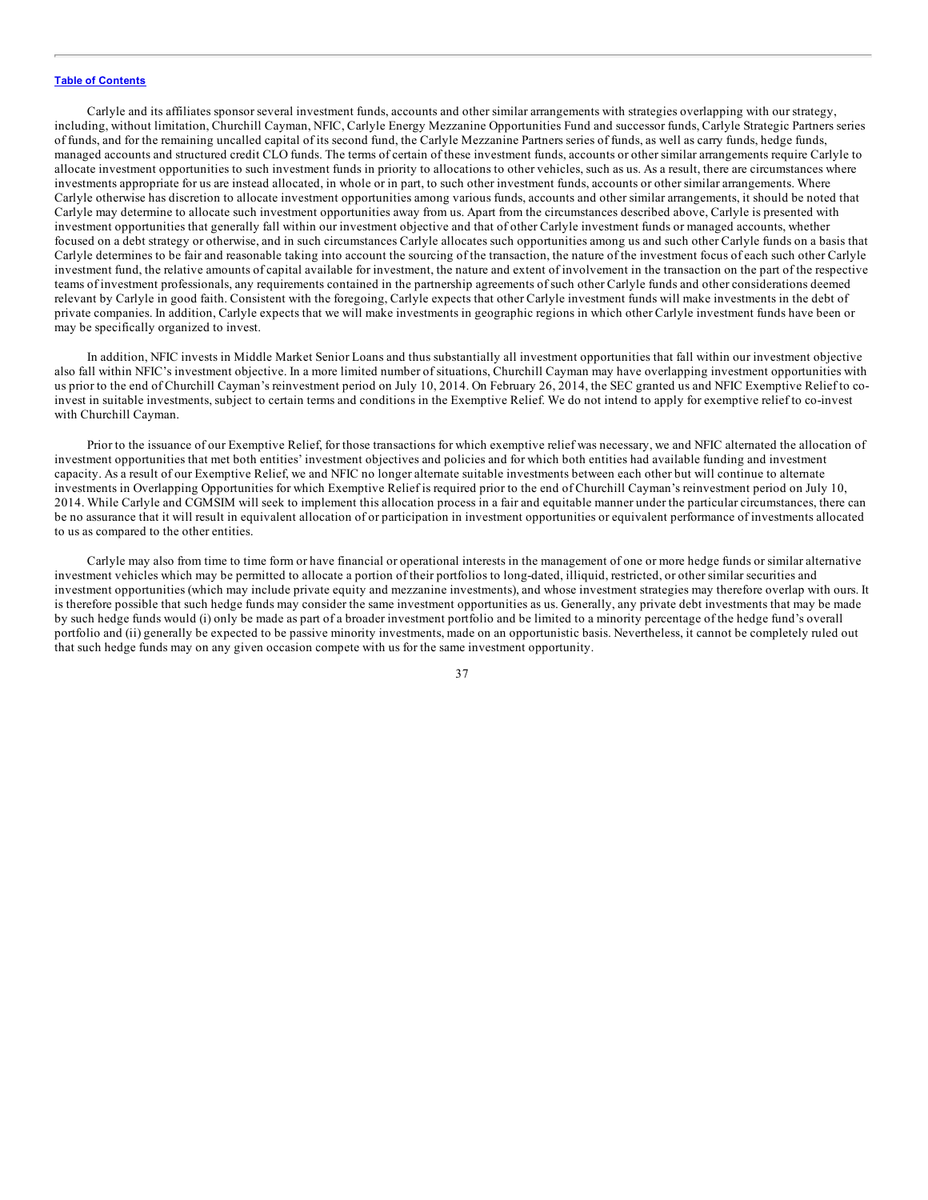Carlyle and its affiliates sponsor several investment funds, accounts and other similar arrangements with strategies overlapping with our strategy, including, without limitation, Churchill Cayman, NFIC, Carlyle Energy Mezzanine Opportunities Fund and successor funds, Carlyle Strategic Partners series of funds, and for the remaining uncalled capital of its second fund, the Carlyle Mezzanine Partners series of funds, as well as carry funds, hedge funds, managed accounts and structured credit CLO funds. The terms of certain of these investment funds, accounts or other similar arrangements require Carlyle to allocate investment opportunities to such investment funds in priority to allocations to other vehicles, such as us. As a result, there are circumstances where investments appropriate for us are instead allocated, in whole or in part, to such other investment funds, accounts or other similar arrangements. Where Carlyle otherwise has discretion to allocate investment opportunities among various funds, accounts and other similar arrangements, it should be noted that Carlyle may determine to allocate such investment opportunities away from us. Apart from the circumstances described above, Carlyle is presented with investment opportunities that generally fall within our investment objective and that of other Carlyle investment funds or managed accounts, whether focused on a debt strategy or otherwise, and in such circumstances Carlyle allocates such opportunities among us and such other Carlyle funds on a basis that Carlyle determines to be fair and reasonable taking into account the sourcing of the transaction, the nature of the investment focus of each such other Carlyle investment fund, the relative amounts of capital available for investment, the nature and extent of involvement in the transaction on the part of the respective teams of investment professionals, any requirements contained in the partnership agreements of such other Carlyle funds and other considerations deemed relevant by Carlyle in good faith. Consistent with the foregoing, Carlyle expects that other Carlyle investment funds will make investments in the debt of private companies. In addition, Carlyle expects that we will make investments in geographic regions in which other Carlyle investment funds have been or may be specifically organized to invest.

In addition, NFIC invests in Middle Market Senior Loans and thus substantially all investment opportunities that fall within our investment objective also fall within NFIC's investment objective. In a more limited number of situations, Churchill Cayman may have overlapping investment opportunities with us prior to the end of Churchill Cayman's reinvestment period on July 10, 2014. On February 26, 2014, the SEC granted us and NFIC Exemptive Relief to co-invest in suitable investments, subject to certain terms and conditions in the Exemptive Relief. We do not intend to apply for exemptive relief to co-invest with Churchill Cayman.

Prior to the issuance of our Exemptive Relief, for those transactions for which exemptive relief was necessary, we and NFIC alternated the allocation of investment opportunities that met both entities' investment objectives and policies and for which both entities had available funding and investment capacity. As a result of our Exemptive Relief, we and NFIC no longer alternate suitable investments between each other but will continue to alternate investments in Overlapping Opportunities for which Exemptive Relief is required prior to the end of Churchill Cayman's reinvestment period on July 10, 2014. While Carlyle and CGMSIM will seek to implement this allocation process in a fair and equitable manner under the particular circumstances, there can be no assurance that it will result in equivalent allocation of or participation in investment opportunities or equivalent performance of investments allocated to us as compared to the other entities.

Carlyle may also from time to time form or have financial or operational interests in the management of one or more hedge funds or similar alternative investment vehicles which may be permitted to allocate a portion of their portfolios to long-dated, illiquid, restricted, or other similar securities and investment opportunities (which may include private equity and mezzanine investments), and whose investment strategies may therefore overlap with ours. It is therefore possible that such hedge funds may consider the same investment opportunities as us. Generally, any private debt investments that may be made by such hedge funds would (i) only be made as part of a broader investment portfolio and be limited to a minority percentage of the hedge fund's overall portfolio and (ii) generally be expected to be passive minority investments, made on an opportunistic basis. Nevertheless, it cannot be completely ruled out that such hedge funds may on any given occasion compete with us for the same investment opportunity.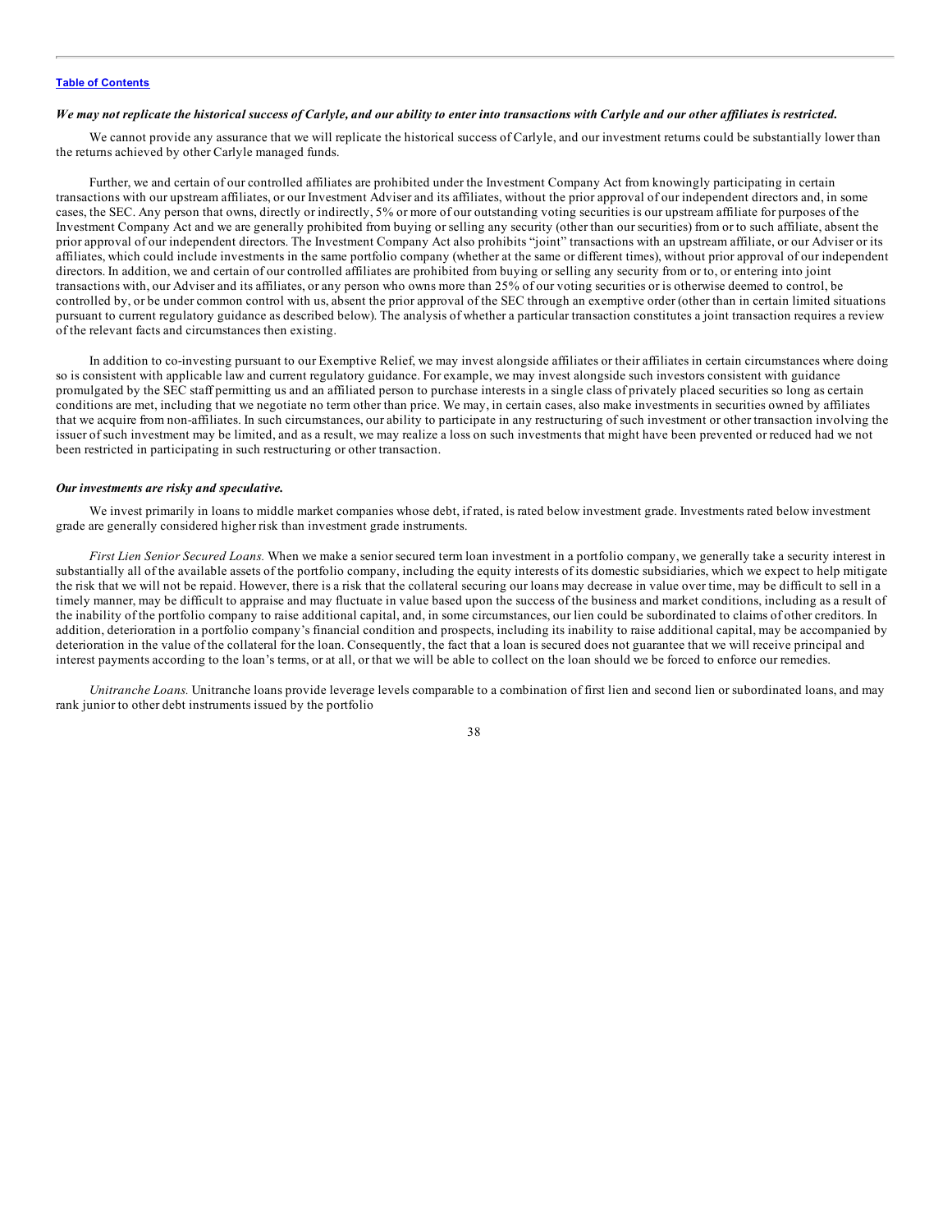***We may not replicate the historical success of Carlyle, and our ability to enter into transactions with Carlyle and our other affiliates is restricted.***

We cannot provide any assurance that we will replicate the historical success of Carlyle, and our investment returns could be substantially lower than the returns achieved by other Carlyle managed funds.

Further, we and certain of our controlled affiliates are prohibited under the Investment Company Act from knowingly participating in certain transactions with our upstream affiliates, or our Investment Adviser and its affiliates, without the prior approval of our independent directors and, in some cases, the SEC. Any person that owns, directly or indirectly, 5% or more of our outstanding voting securities is our upstream affiliate for purposes of the Investment Company Act and we are generally prohibited from buying or selling any security (other than our securities) from or to such affiliate, absent the prior approval of our independent directors. The Investment Company Act also prohibits "joint" transactions with an upstream affiliate, or our Adviser or its affiliates, which could include investments in the same portfolio company (whether at the same or different times), without prior approval of our independent directors. In addition, we and certain of our controlled affiliates are prohibited from buying or selling any security from or to, or entering into joint transactions with, our Adviser and its affiliates, or any person who owns more than 25% of our voting securities or is otherwise deemed to control, be controlled by, or be under common control with us, absent the prior approval of the SEC through an exemptive order (other than in certain limited situations pursuant to current regulatory guidance as described below). The analysis of whether a particular transaction constitutes a joint transaction requires a review of the relevant facts and circumstances then existing.

In addition to co-investing pursuant to our Exemptive Relief, we may invest alongside affiliates or their affiliates in certain circumstances where doing so is consistent with applicable law and current regulatory guidance. For example, we may invest alongside such investors consistent with guidance promulgated by the SEC staff permitting us and an affiliated person to purchase interests in a single class of privately placed securities so long as certain conditions are met, including that we negotiate no term other than price. We may, in certain cases, also make investments in securities owned by affiliates that we acquire from non-affiliates. In such circumstances, our ability to participate in any restructuring of such investment or other transaction involving the issuer of such investment may be limited, and as a result, we may realize a loss on such investments that might have been prevented or reduced had we not been restricted in participating in such restructuring or other transaction.

***Our investments are risky and speculative.***

We invest primarily in loans to middle market companies whose debt, if rated, is rated below investment grade. Investments rated below investment grade are generally considered higher risk than investment grade instruments.

*First Lien Senior Secured Loans.* When we make a senior secured term loan investment in a portfolio company, we generally take a security interest in substantially all of the available assets of the portfolio company, including the equity interests of its domestic subsidiaries, which we expect to help mitigate the risk that we will not be repaid. However, there is a risk that the collateral securing our loans may decrease in value over time, may be difficult to sell in a timely manner, may be difficult to appraise and may fluctuate in value based upon the success of the business and market conditions, including as a result of the inability of the portfolio company to raise additional capital, and, in some circumstances, our lien could be subordinated to claims of other creditors. In addition, deterioration in a portfolio company's financial condition and prospects, including its inability to raise additional capital, may be accompanied by deterioration in the value of the collateral for the loan. Consequently, the fact that a loan is secured does not guarantee that we will receive principal and interest payments according to the loan's terms, or at all, or that we will be able to collect on the loan should we be forced to enforce our remedies.

*Unitranche Loans.* Unitranche loans provide leverage levels comparable to a combination of first lien and second lien or subordinated loans, and may rank junior to other debt instruments issued by the portfolio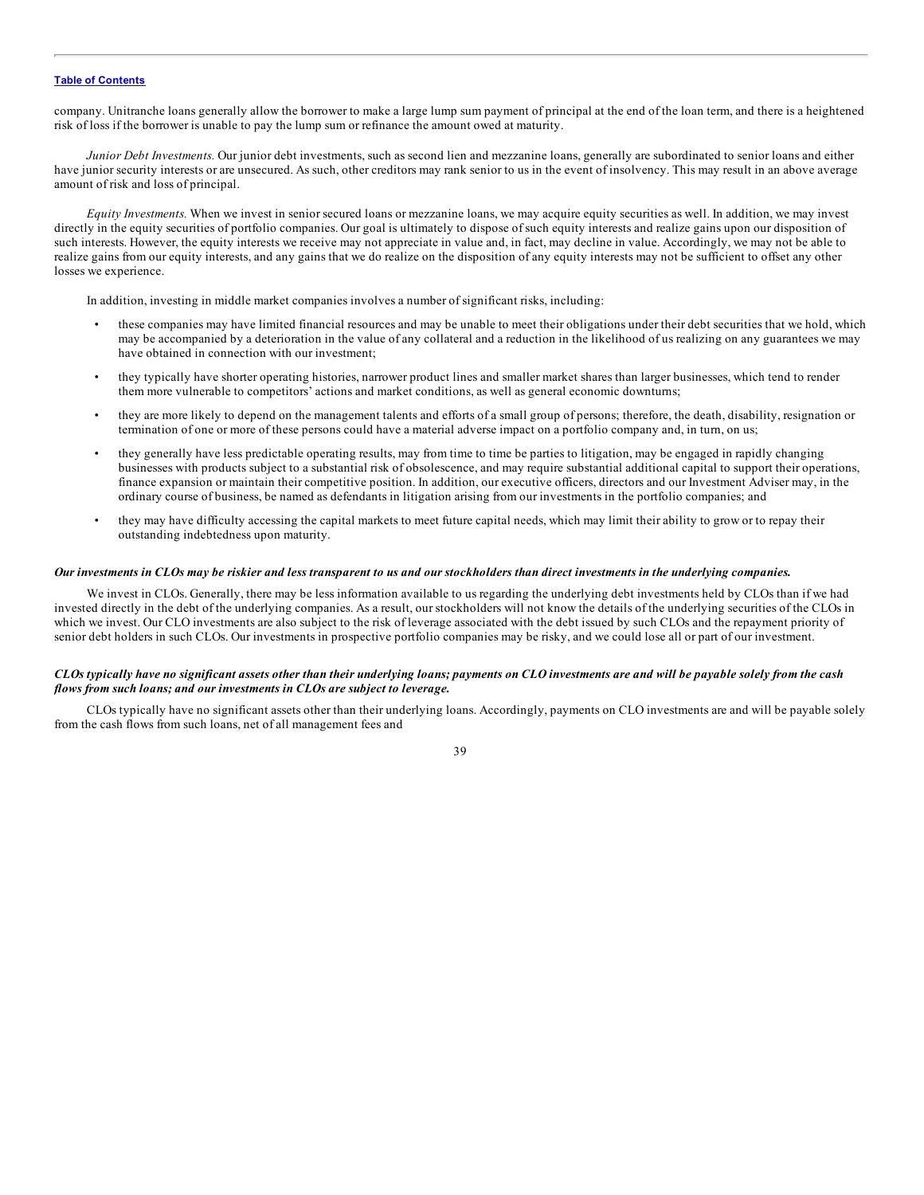company. Unitranche loans generally allow the borrower to make a large lump sum payment of principal at the end of the loan term, and there is a heightened risk of loss if the borrower is unable to pay the lump sum or refinance the amount owed at maturity.

*Junior Debt Investments.* Our junior debt investments, such as second lien and mezzanine loans, generally are subordinated to senior loans and either have junior security interests or are unsecured. As such, other creditors may rank senior to us in the event of insolvency. This may result in an above average amount of risk and loss of principal.

*Equity Investments.* When we invest in senior secured loans or mezzanine loans, we may acquire equity securities as well. In addition, we may invest directly in the equity securities of portfolio companies. Our goal is ultimately to dispose of such equity interests and realize gains upon our disposition of such interests. However, the equity interests we receive may not appreciate in value and, in fact, may decline in value. Accordingly, we may not be able to realize gains from our equity interests, and any gains that we do realize on the disposition of any equity interests may not be sufficient to offset any other losses we experience.

In addition, investing in middle market companies involves a number of significant risks, including:

- these companies may have limited financial resources and may be unable to meet their obligations under their debt securities that we hold, which may be accompanied by a deterioration in the value of any collateral and a reduction in the likelihood of us realizing on any guarantees we may have obtained in connection with our investment;
- they typically have shorter operating histories, narrower product lines and smaller market shares than larger businesses, which tend to render them more vulnerable to competitors' actions and market conditions, as well as general economic downturns;
- they are more likely to depend on the management talents and efforts of a small group of persons; therefore, the death, disability, resignation or termination of one or more of these persons could have a material adverse impact on a portfolio company and, in turn, on us;
- they generally have less predictable operating results, may from time to time be parties to litigation, may be engaged in rapidly changing businesses with products subject to a substantial risk of obsolescence, and may require substantial additional capital to support their operations, finance expansion or maintain their competitive position. In addition, our executive officers, directors and our Investment Adviser may, in the ordinary course of business, be named as defendants in litigation arising from our investments in the portfolio companies; and
- they may have difficulty accessing the capital markets to meet future capital needs, which may limit their ability to grow or to repay their outstanding indebtedness upon maturity.

***Our investments in CLOs may be riskier and less transparent to us and our stockholders than direct investments in the underlying companies.***

We invest in CLOs. Generally, there may be less information available to us regarding the underlying debt investments held by CLOs than if we had invested directly in the debt of the underlying companies. As a result, our stockholders will not know the details of the underlying securities of the CLOs in which we invest. Our CLO investments are also subject to the risk of leverage associated with the debt issued by such CLOs and the repayment priority of senior debt holders in such CLOs. Our investments in prospective portfolio companies may be risky, and we could lose all or part of our investment.

***CLOs typically have no significant assets other than their underlying loans; payments on CLO investments are and will be payable solely from the cash flows from such loans; and our investments in CLOs are subject to leverage.***

CLOs typically have no significant assets other than their underlying loans. Accordingly, payments on CLO investments are and will be payable solely from the cash flows from such loans, net of all management fees and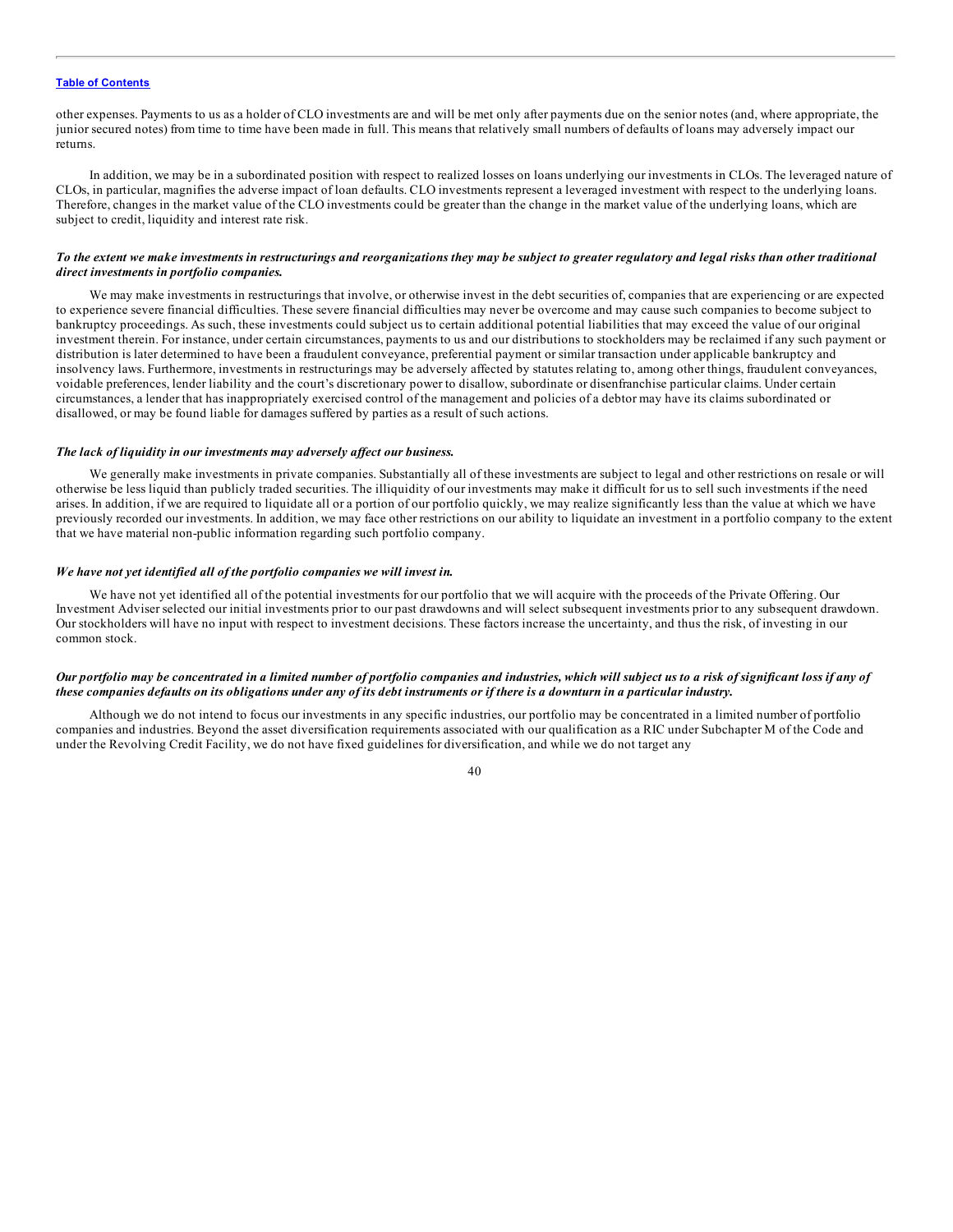other expenses. Payments to us as a holder of CLO investments are and will be met only after payments due on the senior notes (and, where appropriate, the junior secured notes) from time to time have been made in full. This means that relatively small numbers of defaults of loans may adversely impact our returns.

In addition, we may be in a subordinated position with respect to realized losses on loans underlying our investments in CLOs. The leveraged nature of CLOs, in particular, magnifies the adverse impact of loan defaults. CLO investments represent a leveraged investment with respect to the underlying loans. Therefore, changes in the market value of the CLO investments could be greater than the change in the market value of the underlying loans, which are subject to credit, liquidity and interest rate risk.

***To the extent we make investments in restructurings and reorganizations they may be subject to greater regulatory and legal risks than other traditional direct investments in portfolio companies.***

We may make investments in restructurings that involve, or otherwise invest in the debt securities of, companies that are experiencing or are expected to experience severe financial difficulties. These severe financial difficulties may never be overcome and may cause such companies to become subject to bankruptcy proceedings. As such, these investments could subject us to certain additional potential liabilities that may exceed the value of our original investment therein. For instance, under certain circumstances, payments to us and our distributions to stockholders may be reclaimed if any such payment or distribution is later determined to have been a fraudulent conveyance, preferential payment or similar transaction under applicable bankruptcy and insolvency laws. Furthermore, investments in restructurings may be adversely affected by statutes relating to, among other things, fraudulent conveyances, voidable preferences, lender liability and the court's discretionary power to disallow, subordinate or disenfranchise particular claims. Under certain circumstances, a lender that has inappropriately exercised control of the management and policies of a debtor may have its claims subordinated or disallowed, or may be found liable for damages suffered by parties as a result of such actions.

***The lack of liquidity in our investments may adversely affect our business.***

We generally make investments in private companies. Substantially all of these investments are subject to legal and other restrictions on resale or will otherwise be less liquid than publicly traded securities. The illiquidity of our investments may make it difficult for us to sell such investments if the need arises. In addition, if we are required to liquidate all or a portion of our portfolio quickly, we may realize significantly less than the value at which we have previously recorded our investments. In addition, we may face other restrictions on our ability to liquidate an investment in a portfolio company to the extent that we have material non-public information regarding such portfolio company.

***We have not yet identified all of the portfolio companies we will invest in.***

We have not yet identified all of the potential investments for our portfolio that we will acquire with the proceeds of the Private Offering. Our Investment Adviser selected our initial investments prior to our past drawdowns and will select subsequent investments prior to any subsequent drawdown. Our stockholders will have no input with respect to investment decisions. These factors increase the uncertainty, and thus the risk, of investing in our common stock.

***Our portfolio may be concentrated in a limited number of portfolio companies and industries, which will subject us to a risk of significant loss if any of these companies defaults on its obligations under any of its debt instruments or if there is a downturn in a particular industry.***

Although we do not intend to focus our investments in any specific industries, our portfolio may be concentrated in a limited number of portfolio companies and industries. Beyond the asset diversification requirements associated with our qualification as a RIC under Subchapter M of the Code and under the Revolving Credit Facility, we do not have fixed guidelines for diversification, and while we do not target any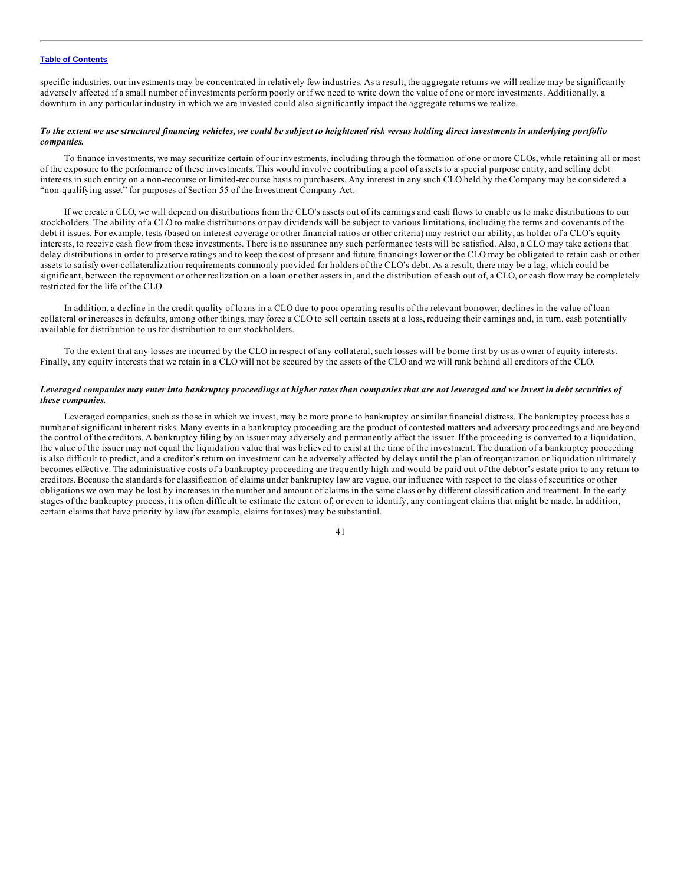specific industries, our investments may be concentrated in relatively few industries. As a result, the aggregate returns we will realize may be significantly adversely affected if a small number of investments perform poorly or if we need to write down the value of one or more investments. Additionally, a downturn in any particular industry in which we are invested could also significantly impact the aggregate returns we realize.

***To the extent we use structured financing vehicles, we could be subject to heightened risk versus holding direct investments in underlying portfolio companies.***

To finance investments, we may securitize certain of our investments, including through the formation of one or more CLOs, while retaining all or most of the exposure to the performance of these investments. This would involve contributing a pool of assets to a special purpose entity, and selling debt interests in such entity on a non-recourse or limited-recourse basis to purchasers. Any interest in any such CLO held by the Company may be considered a "non-qualifying asset" for purposes of Section 55 of the Investment Company Act.

If we create a CLO, we will depend on distributions from the CLO's assets out of its earnings and cash flows to enable us to make distributions to our stockholders. The ability of a CLO to make distributions or pay dividends will be subject to various limitations, including the terms and covenants of the debt it issues. For example, tests (based on interest coverage or other financial ratios or other criteria) may restrict our ability, as holder of a CLO's equity interests, to receive cash flow from these investments. There is no assurance any such performance tests will be satisfied. Also, a CLO may take actions that delay distributions in order to preserve ratings and to keep the cost of present and future financings lower or the CLO may be obligated to retain cash or other assets to satisfy over-collateralization requirements commonly provided for holders of the CLO's debt. As a result, there may be a lag, which could be significant, between the repayment or other realization on a loan or other assets in, and the distribution of cash out of, a CLO, or cash flow may be completely restricted for the life of the CLO.

In addition, a decline in the credit quality of loans in a CLO due to poor operating results of the relevant borrower, declines in the value of loan collateral or increases in defaults, among other things, may force a CLO to sell certain assets at a loss, reducing their earnings and, in turn, cash potentially available for distribution to us for distribution to our stockholders.

To the extent that any losses are incurred by the CLO in respect of any collateral, such losses will be borne first by us as owner of equity interests. Finally, any equity interests that we retain in a CLO will not be secured by the assets of the CLO and we will rank behind all creditors of the CLO.

***Leveraged companies may enter into bankruptcy proceedings at higher rates than companies that are not leveraged and we invest in debt securities of these companies.***

Leveraged companies, such as those in which we invest, may be more prone to bankruptcy or similar financial distress. The bankruptcy process has a number of significant inherent risks. Many events in a bankruptcy proceeding are the product of contested matters and adversary proceedings and are beyond the control of the creditors. A bankruptcy filing by an issuer may adversely and permanently affect the issuer. If the proceeding is converted to a liquidation, the value of the issuer may not equal the liquidation value that was believed to exist at the time of the investment. The duration of a bankruptcy proceeding is also difficult to predict, and a creditor's return on investment can be adversely affected by delays until the plan of reorganization or liquidation ultimately becomes effective. The administrative costs of a bankruptcy proceeding are frequently high and would be paid out of the debtor's estate prior to any return to creditors. Because the standards for classification of claims under bankruptcy law are vague, our influence with respect to the class of securities or other obligations we own may be lost by increases in the number and amount of claims in the same class or by different classification and treatment. In the early stages of the bankruptcy process, it is often difficult to estimate the extent of, or even to identify, any contingent claims that might be made. In addition, certain claims that have priority by law (for example, claims for taxes) may be substantial.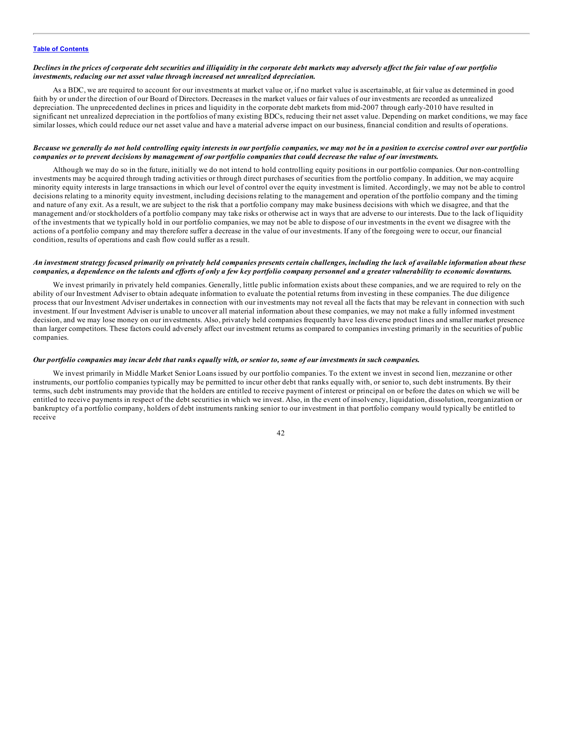***Declines in the prices of corporate debt securities and illiquidity in the corporate debt markets may adversely affect the fair value of our portfolio investments, reducing our net asset value through increased net unrealized depreciation.***

As a BDC, we are required to account for our investments at market value or, if no market value is ascertainable, at fair value as determined in good faith by or under the direction of our Board of Directors. Decreases in the market values or fair values of our investments are recorded as unrealized depreciation. The unprecedented declines in prices and liquidity in the corporate debt markets from mid-2007 through early-2010 have resulted in significant net unrealized depreciation in the portfolios of many existing BDCs, reducing their net asset value. Depending on market conditions, we may face similar losses, which could reduce our net asset value and have a material adverse impact on our business, financial condition and results of operations.

***Because we generally do not hold controlling equity interests in our portfolio companies, we may not be in a position to exercise control over our portfolio companies or to prevent decisions by management of our portfolio companies that could decrease the value of our investments.***

Although we may do so in the future, initially we do not intend to hold controlling equity positions in our portfolio companies. Our non-controlling investments may be acquired through trading activities or through direct purchases of securities from the portfolio company. In addition, we may acquire minority equity interests in large transactions in which our level of control over the equity investment is limited. Accordingly, we may not be able to control decisions relating to a minority equity investment, including decisions relating to the management and operation of the portfolio company and the timing and nature of any exit. As a result, we are subject to the risk that a portfolio company may make business decisions with which we disagree, and that the management and/or stockholders of a portfolio company may take risks or otherwise act in ways that are adverse to our interests. Due to the lack of liquidity of the investments that we typically hold in our portfolio companies, we may not be able to dispose of our investments in the event we disagree with the actions of a portfolio company and may therefore suffer a decrease in the value of our investments. If any of the foregoing were to occur, our financial condition, results of operations and cash flow could suffer as a result.

***An investment strategy focused primarily on privately held companies presents certain challenges, including the lack of available information about these companies, a dependence on the talents and efforts of only a few key portfolio company personnel and a greater vulnerability to economic downturns.***

We invest primarily in privately held companies. Generally, little public information exists about these companies, and we are required to rely on the ability of our Investment Adviser to obtain adequate information to evaluate the potential returns from investing in these companies. The due diligence process that our Investment Adviser undertakes in connection with our investments may not reveal all the facts that may be relevant in connection with such investment. If our Investment Adviser is unable to uncover all material information about these companies, we may not make a fully informed investment decision, and we may lose money on our investments. Also, privately held companies frequently have less diverse product lines and smaller market presence than larger competitors. These factors could adversely affect our investment returns as compared to companies investing primarily in the securities of public companies.

***Our portfolio companies may incur debt that ranks equally with, or senior to, some of our investments in such companies.***

We invest primarily in Middle Market Senior Loans issued by our portfolio companies. To the extent we invest in second lien, mezzanine or other instruments, our portfolio companies typically may be permitted to incur other debt that ranks equally with, or senior to, such debt instruments. By their terms, such debt instruments may provide that the holders are entitled to receive payment of interest or principal on or before the dates on which we will be entitled to receive payments in respect of the debt securities in which we invest. Also, in the event of insolvency, liquidation, dissolution, reorganization or bankruptcy of a portfolio company, holders of debt instruments ranking senior to our investment in that portfolio company would typically be entitled to receive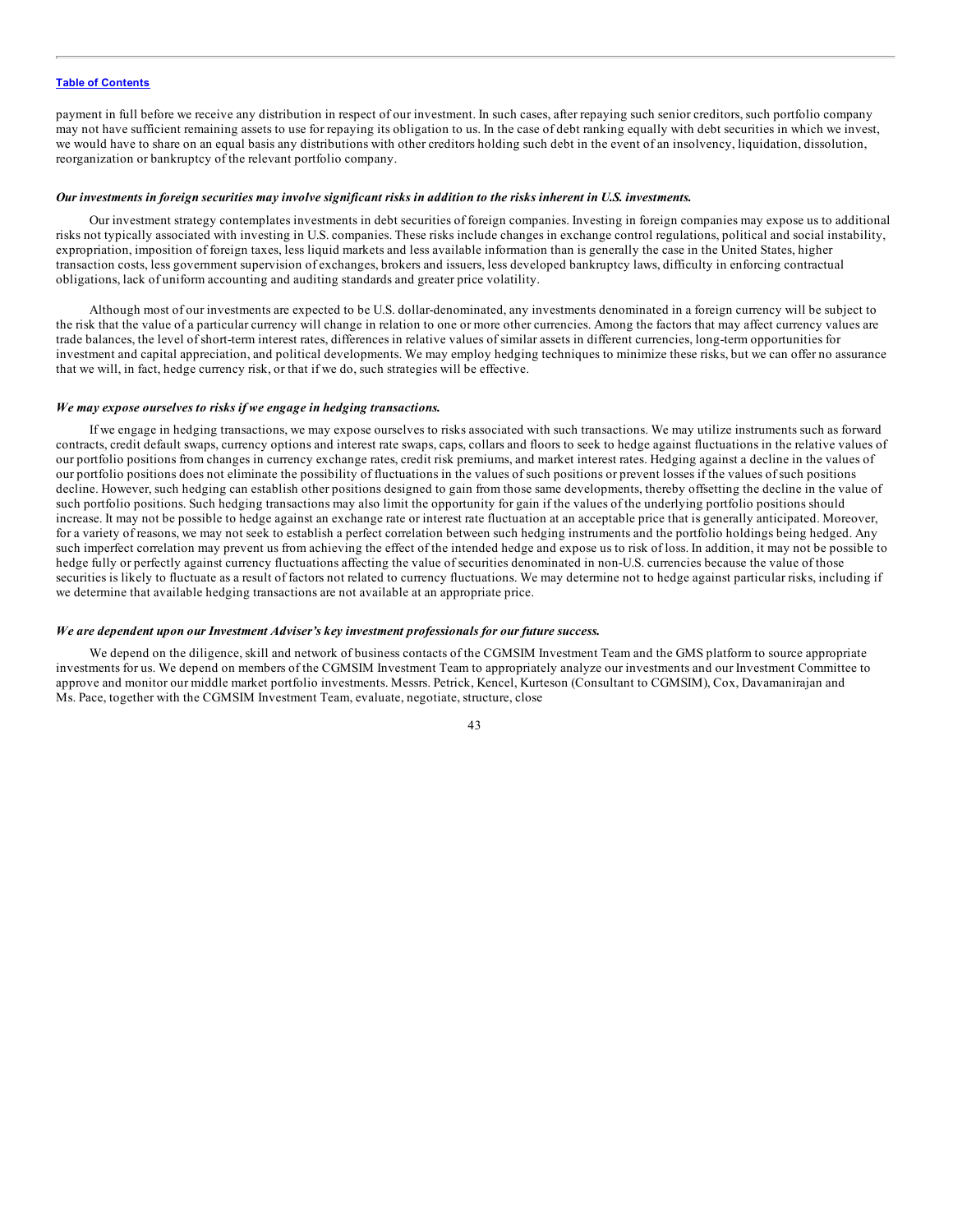payment in full before we receive any distribution in respect of our investment. In such cases, after repaying such senior creditors, such portfolio company may not have sufficient remaining assets to use for repaying its obligation to us. In the case of debt ranking equally with debt securities in which we invest, we would have to share on an equal basis any distributions with other creditors holding such debt in the event of an insolvency, liquidation, dissolution, reorganization or bankruptcy of the relevant portfolio company.

***Our investments in foreign securities may involve significant risks in addition to the risks inherent in U.S. investments.***

Our investment strategy contemplates investments in debt securities of foreign companies. Investing in foreign companies may expose us to additional risks not typically associated with investing in U.S. companies. These risks include changes in exchange control regulations, political and social instability, expropriation, imposition of foreign taxes, less liquid markets and less available information than is generally the case in the United States, higher transaction costs, less government supervision of exchanges, brokers and issuers, less developed bankruptcy laws, difficulty in enforcing contractual obligations, lack of uniform accounting and auditing standards and greater price volatility.

Although most of our investments are expected to be U.S. dollar-denominated, any investments denominated in a foreign currency will be subject to the risk that the value of a particular currency will change in relation to one or more other currencies. Among the factors that may affect currency values are trade balances, the level of short-term interest rates, differences in relative values of similar assets in different currencies, long-term opportunities for investment and capital appreciation, and political developments. We may employ hedging techniques to minimize these risks, but we can offer no assurance that we will, in fact, hedge currency risk, or that if we do, such strategies will be effective.

***We may expose ourselves to risks if we engage in hedging transactions.***

If we engage in hedging transactions, we may expose ourselves to risks associated with such transactions. We may utilize instruments such as forward contracts, credit default swaps, currency options and interest rate swaps, caps, collars and floors to seek to hedge against fluctuations in the relative values of our portfolio positions from changes in currency exchange rates, credit risk premiums, and market interest rates. Hedging against a decline in the values of our portfolio positions does not eliminate the possibility of fluctuations in the values of such positions or prevent losses if the values of such positions decline. However, such hedging can establish other positions designed to gain from those same developments, thereby offsetting the decline in the value of such portfolio positions. Such hedging transactions may also limit the opportunity for gain if the values of the underlying portfolio positions should increase. It may not be possible to hedge against an exchange rate or interest rate fluctuation at an acceptable price that is generally anticipated. Moreover, for a variety of reasons, we may not seek to establish a perfect correlation between such hedging instruments and the portfolio holdings being hedged. Any such imperfect correlation may prevent us from achieving the effect of the intended hedge and expose us to risk of loss. In addition, it may not be possible to hedge fully or perfectly against currency fluctuations affecting the value of securities denominated in non-U.S. currencies because the value of those securities is likely to fluctuate as a result of factors not related to currency fluctuations. We may determine not to hedge against particular risks, including if we determine that available hedging transactions are not available at an appropriate price.

***We are dependent upon our Investment Adviser's key investment professionals for our future success.***

We depend on the diligence, skill and network of business contacts of the CGMSIM Investment Team and the GMS platform to source appropriate investments for us. We depend on members of the CGMSIM Investment Team to appropriately analyze our investments and our Investment Committee to approve and monitor our middle market portfolio investments. Messrs. Petrick, Kencel, Kurteson (Consultant to CGMSIM), Cox, Davamanirajan and Ms. Pace, together with the CGMSIM Investment Team, evaluate, negotiate, structure, close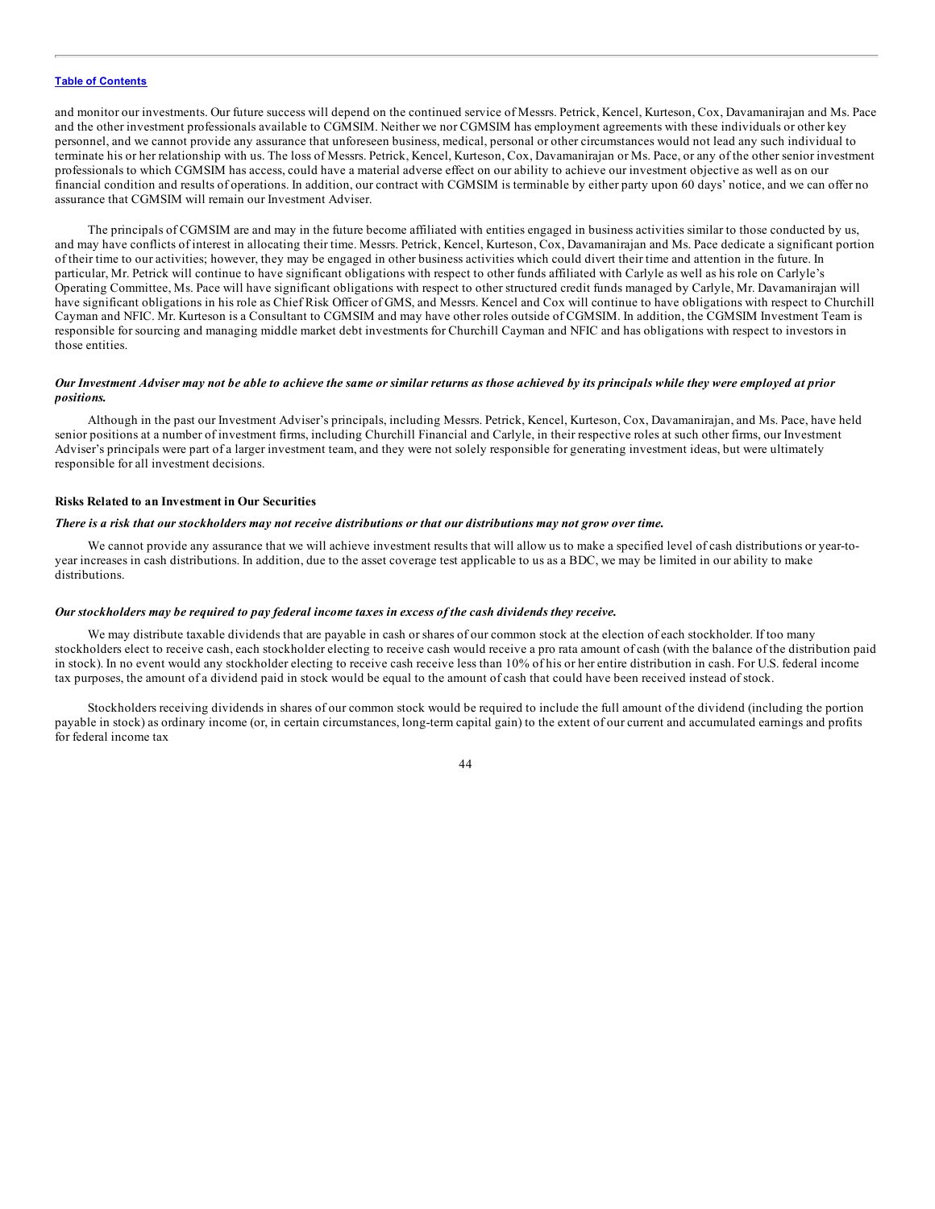and monitor our investments. Our future success will depend on the continued service of Messrs. Petrick, Kencel, Kurteson, Cox, Davamanirajan and Ms. Pace and the other investment professionals available to CGMSIM. Neither we nor CGMSIM has employment agreements with these individuals or other key personnel, and we cannot provide any assurance that unforeseen business, medical, personal or other circumstances would not lead any such individual to terminate his or her relationship with us. The loss of Messrs. Petrick, Kencel, Kurteson, Cox, Davamanirajan or Ms. Pace, or any of the other senior investment professionals to which CGMSIM has access, could have a material adverse effect on our ability to achieve our investment objective as well as on our financial condition and results of operations. In addition, our contract with CGMSIM is terminable by either party upon 60 days' notice, and we can offer no assurance that CGMSIM will remain our Investment Adviser.

The principals of CGMSIM are and may in the future become affiliated with entities engaged in business activities similar to those conducted by us, and may have conflicts of interest in allocating their time. Messrs. Petrick, Kencel, Kurteson, Cox, Davamanirajan and Ms. Pace dedicate a significant portion of their time to our activities; however, they may be engaged in other business activities which could divert their time and attention in the future. In particular, Mr. Petrick will continue to have significant obligations with respect to other funds affiliated with Carlyle as well as his role on Carlyle's Operating Committee, Ms. Pace will have significant obligations with respect to other structured credit funds managed by Carlyle, Mr. Davamanirajan will have significant obligations in his role as Chief Risk Officer of GMS, and Messrs. Kencel and Cox will continue to have obligations with respect to Churchill Cayman and NFIC. Mr. Kurteson is a Consultant to CGMSIM and may have other roles outside of CGMSIM. In addition, the CGMSIM Investment Team is responsible for sourcing and managing middle market debt investments for Churchill Cayman and NFIC and has obligations with respect to investors in those entities.

***Our Investment Adviser may not be able to achieve the same or similar returns as those achieved by its principals while they were employed at prior positions.***

Although in the past our Investment Adviser's principals, including Messrs. Petrick, Kencel, Kurteson, Cox, Davamanirajan, and Ms. Pace, have held senior positions at a number of investment firms, including Churchill Financial and Carlyle, in their respective roles at such other firms, our Investment Adviser's principals were part of a larger investment team, and they were not solely responsible for generating investment ideas, but were ultimately responsible for all investment decisions.

**Risks Related to an Investment in Our Securities**

***There is a risk that our stockholders may not receive distributions or that our distributions may not grow over time.***

We cannot provide any assurance that we will achieve investment results that will allow us to make a specified level of cash distributions or year-to-year increases in cash distributions. In addition, due to the asset coverage test applicable to us as a BDC, we may be limited in our ability to make distributions.

***Our stockholders may be required to pay federal income taxes in excess of the cash dividends they receive.***

We may distribute taxable dividends that are payable in cash or shares of our common stock at the election of each stockholder. If too many stockholders elect to receive cash, each stockholder electing to receive cash would receive a pro rata amount of cash (with the balance of the distribution paid in stock). In no event would any stockholder electing to receive cash receive less than 10% of his or her entire distribution in cash. For U.S. federal income tax purposes, the amount of a dividend paid in stock would be equal to the amount of cash that could have been received instead of stock.

Stockholders receiving dividends in shares of our common stock would be required to include the full amount of the dividend (including the portion payable in stock) as ordinary income (or, in certain circumstances, long-term capital gain) to the extent of our current and accumulated earnings and profits for federal income tax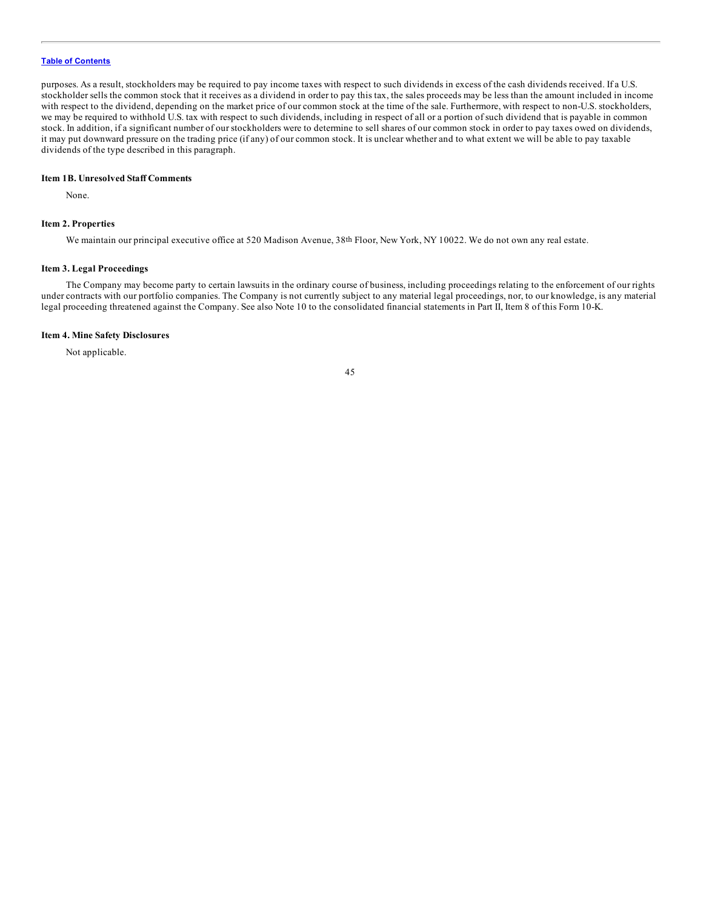purposes. As a result, stockholders may be required to pay income taxes with respect to such dividends in excess of the cash dividends received. If a U.S. stockholder sells the common stock that it receives as a dividend in order to pay this tax, the sales proceeds may be less than the amount included in income with respect to the dividend, depending on the market price of our common stock at the time of the sale. Furthermore, with respect to non-U.S. stockholders, we may be required to withhold U.S. tax with respect to such dividends, including in respect of all or a portion of such dividend that is payable in common stock. In addition, if a significant number of our stockholders were to determine to sell shares of our common stock in order to pay taxes owed on dividends, it may put downward pressure on the trading price (if any) of our common stock. It is unclear whether and to what extent we will be able to pay taxable dividends of the type described in this paragraph.

### Item 1B. Unresolved Staff Comments

None.

### Item 2. Properties

We maintain our principal executive office at 520 Madison Avenue, 38th Floor, New York, NY 10022. We do not own any real estate.

### Item 3. Legal Proceedings

The Company may become party to certain lawsuits in the ordinary course of business, including proceedings relating to the enforcement of our rights under contracts with our portfolio companies. The Company is not currently subject to any material legal proceedings, nor, to our knowledge, is any material legal proceeding threatened against the Company. See also Note 10 to the consolidated financial statements in Part II, Item 8 of this Form 10-K.

### Item 4. Mine Safety Disclosures

Not applicable.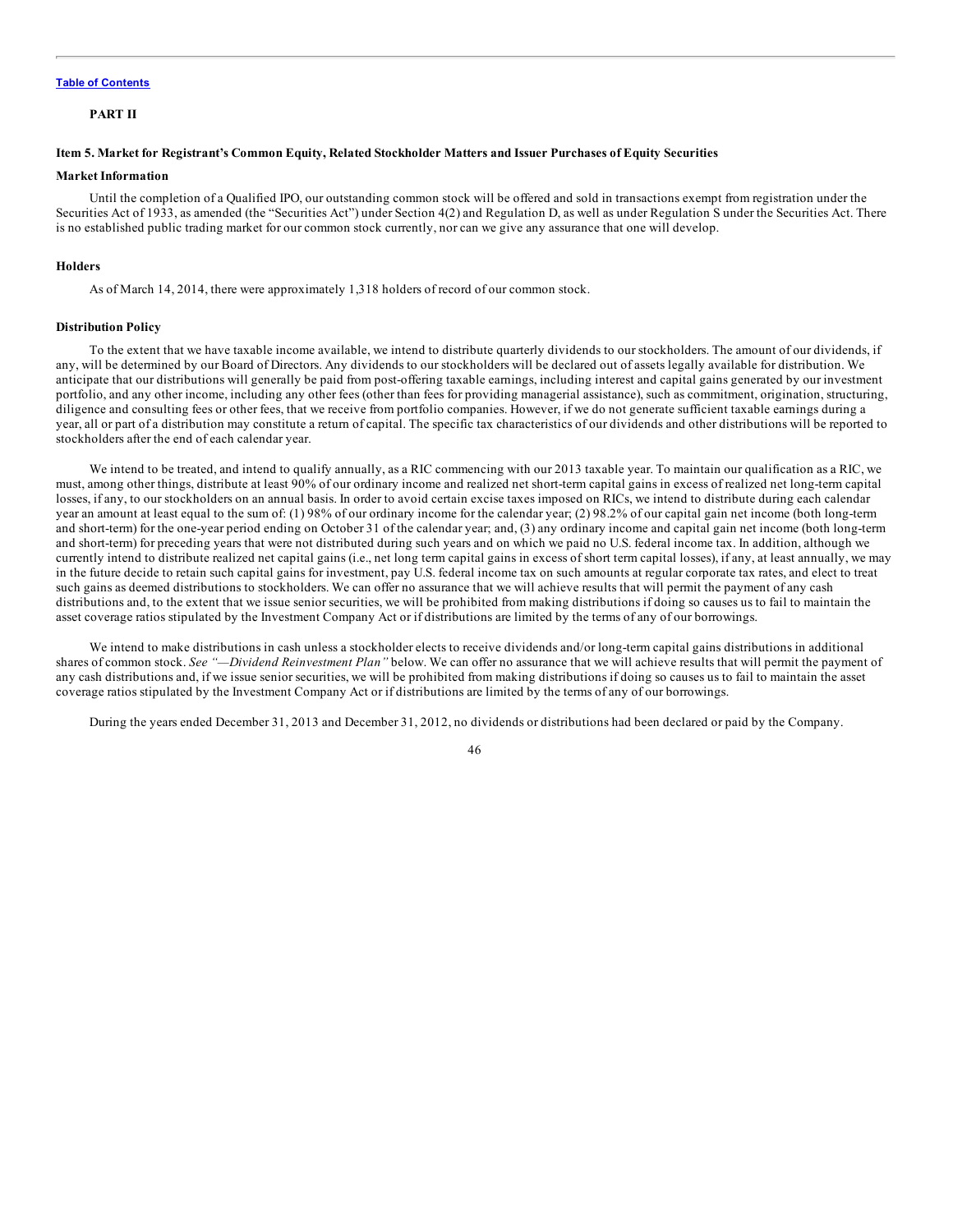## PART II

### Item 5. Market for Registrant's Common Equity, Related Stockholder Matters and Issuer Purchases of Equity Securities

#### Market Information

Until the completion of a Qualified IPO, our outstanding common stock will be offered and sold in transactions exempt from registration under the Securities Act of 1933, as amended (the "Securities Act") under Section 4(2) and Regulation D, as well as under Regulation S under the Securities Act. There is no established public trading market for our common stock currently, nor can we give any assurance that one will develop.

#### Holders

As of March 14, 2014, there were approximately 1,318 holders of record of our common stock.

#### Distribution Policy

To the extent that we have taxable income available, we intend to distribute quarterly dividends to our stockholders. The amount of our dividends, if any, will be determined by our Board of Directors. Any dividends to our stockholders will be declared out of assets legally available for distribution. We anticipate that our distributions will generally be paid from post-offering taxable earnings, including interest and capital gains generated by our investment portfolio, and any other income, including any other fees (other than fees for providing managerial assistance), such as commitment, origination, structuring, diligence and consulting fees or other fees, that we receive from portfolio companies. However, if we do not generate sufficient taxable earnings during a year, all or part of a distribution may constitute a return of capital. The specific tax characteristics of our dividends and other distributions will be reported to stockholders after the end of each calendar year.

We intend to be treated, and intend to qualify annually, as a RIC commencing with our 2013 taxable year. To maintain our qualification as a RIC, we must, among other things, distribute at least 90% of our ordinary income and realized net short-term capital gains in excess of realized net long-term capital losses, if any, to our stockholders on an annual basis. In order to avoid certain excise taxes imposed on RICs, we intend to distribute during each calendar year an amount at least equal to the sum of: (1) 98% of our ordinary income for the calendar year; (2) 98.2% of our capital gain net income (both long-term and short-term) for the one-year period ending on October 31 of the calendar year; and, (3) any ordinary income and capital gain net income (both long-term and short-term) for preceding years that were not distributed during such years and on which we paid no U.S. federal income tax. In addition, although we currently intend to distribute realized net capital gains (i.e., net long term capital gains in excess of short term capital losses), if any, at least annually, we may in the future decide to retain such capital gains for investment, pay U.S. federal income tax on such amounts at regular corporate tax rates, and elect to treat such gains as deemed distributions to stockholders. We can offer no assurance that we will achieve results that will permit the payment of any cash distributions and, to the extent that we issue senior securities, we will be prohibited from making distributions if doing so causes us to fail to maintain the asset coverage ratios stipulated by the Investment Company Act or if distributions are limited by the terms of any of our borrowings.

We intend to make distributions in cash unless a stockholder elects to receive dividends and/or long-term capital gains distributions in additional shares of common stock. *See "—Dividend Reinvestment Plan"* below. We can offer no assurance that we will achieve results that will permit the payment of any cash distributions and, if we issue senior securities, we will be prohibited from making distributions if doing so causes us to fail to maintain the asset coverage ratios stipulated by the Investment Company Act or if distributions are limited by the terms of any of our borrowings.

During the years ended December 31, 2013 and December 31, 2012, no dividends or distributions had been declared or paid by the Company.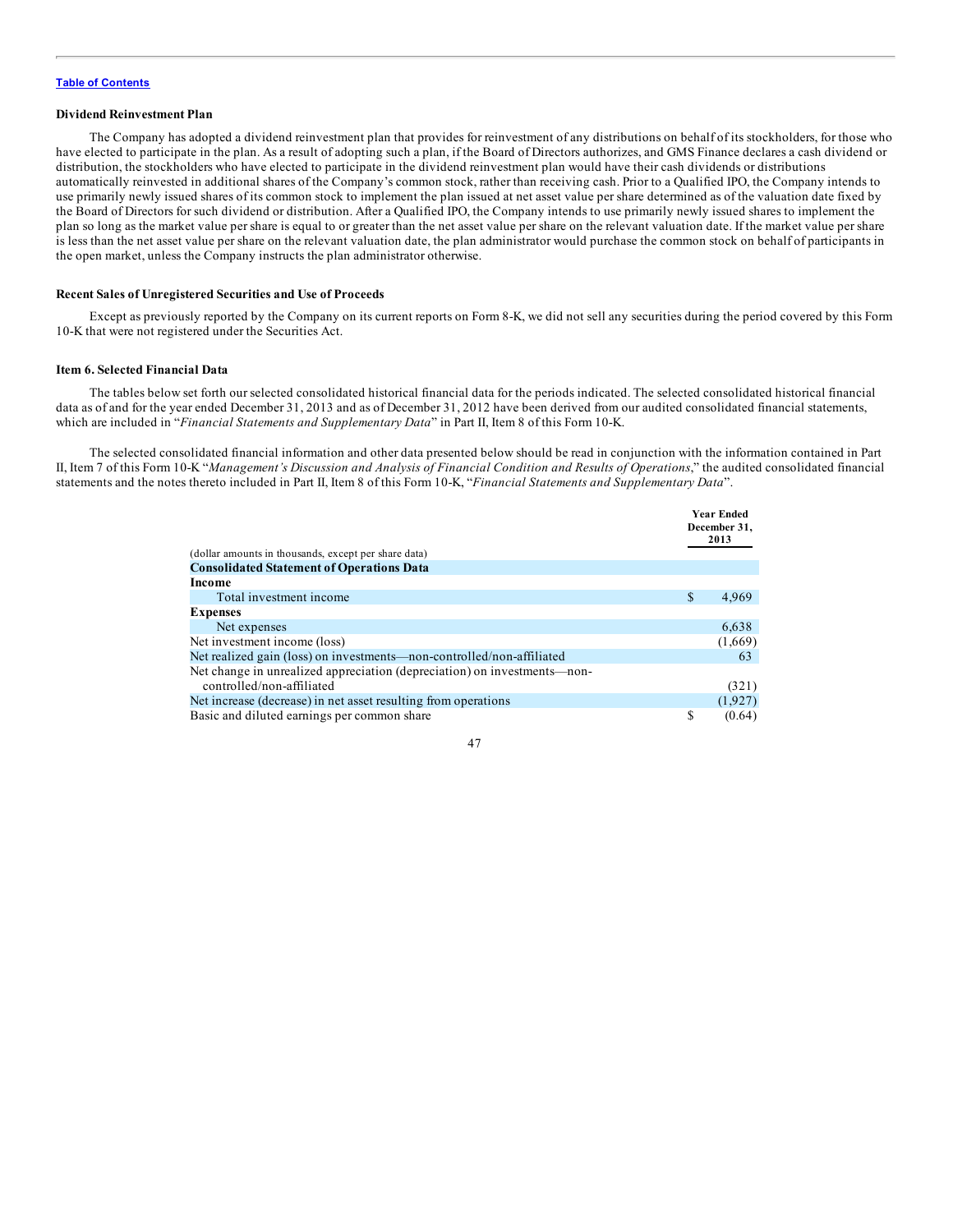[Table of Contents](#)

**Dividend Reinvestment Plan**

The Company has adopted a dividend reinvestment plan that provides for reinvestment of any distributions on behalf of its stockholders, for those who have elected to participate in the plan. As a result of adopting such a plan, if the Board of Directors authorizes, and GMS Finance declares a cash dividend or distribution, the stockholders who have elected to participate in the dividend reinvestment plan would have their cash dividends or distributions automatically reinvested in additional shares of the Company's common stock, rather than receiving cash. Prior to a Qualified IPO, the Company intends to use primarily newly issued shares of its common stock to implement the plan issued at net asset value per share determined as of the valuation date fixed by the Board of Directors for such dividend or distribution. After a Qualified IPO, the Company intends to use primarily newly issued shares to implement the plan so long as the market value per share is equal to or greater than the net asset value per share on the relevant valuation date. If the market value per share is less than the net asset value per share on the relevant valuation date, the plan administrator would purchase the common stock on behalf of participants in the open market, unless the Company instructs the plan administrator otherwise.

**Recent Sales of Unregistered Securities and Use of Proceeds**

Except as previously reported by the Company on its current reports on Form 8-K, we did not sell any securities during the period covered by this Form 10-K that were not registered under the Securities Act.

**Item 6. Selected Financial Data**

The tables below set forth our selected consolidated historical financial data for the periods indicated. The selected consolidated historical financial data as of and for the year ended December 31, 2013 and as of December 31, 2012 have been derived from our audited consolidated financial statements, which are included in "*Financial Statements and Supplementary Data*" in Part II, Item 8 of this Form 10-K.

The selected consolidated financial information and other data presented below should be read in conjunction with the information contained in Part II, Item 7 of this Form 10-K "*Management's Discussion and Analysis of Financial Condition and Results of Operations*," the audited consolidated financial statements and the notes thereto included in Part II, Item 8 of this Form 10-K, "*Financial Statements and Supplementary Data*".

| (dollar amounts in thousands, except per share data) | Year Ended December 31, 2013 |
|---|---|
| **Consolidated Statement of Operations Data** | |
| **Income** | |
| Total investment income | $ 4,969 |
| **Expenses** | |
| Net expenses | 6,638 |
| Net investment income (loss) | (1,669) |
| Net realized gain (loss) on investments—non-controlled/non-affiliated | 63 |
| Net change in unrealized appreciation (depreciation) on investments—non-controlled/non-affiliated | (321) |
| Net increase (decrease) in net asset resulting from operations | (1,927) |
| Basic and diluted earnings per common share | $ (0.64) |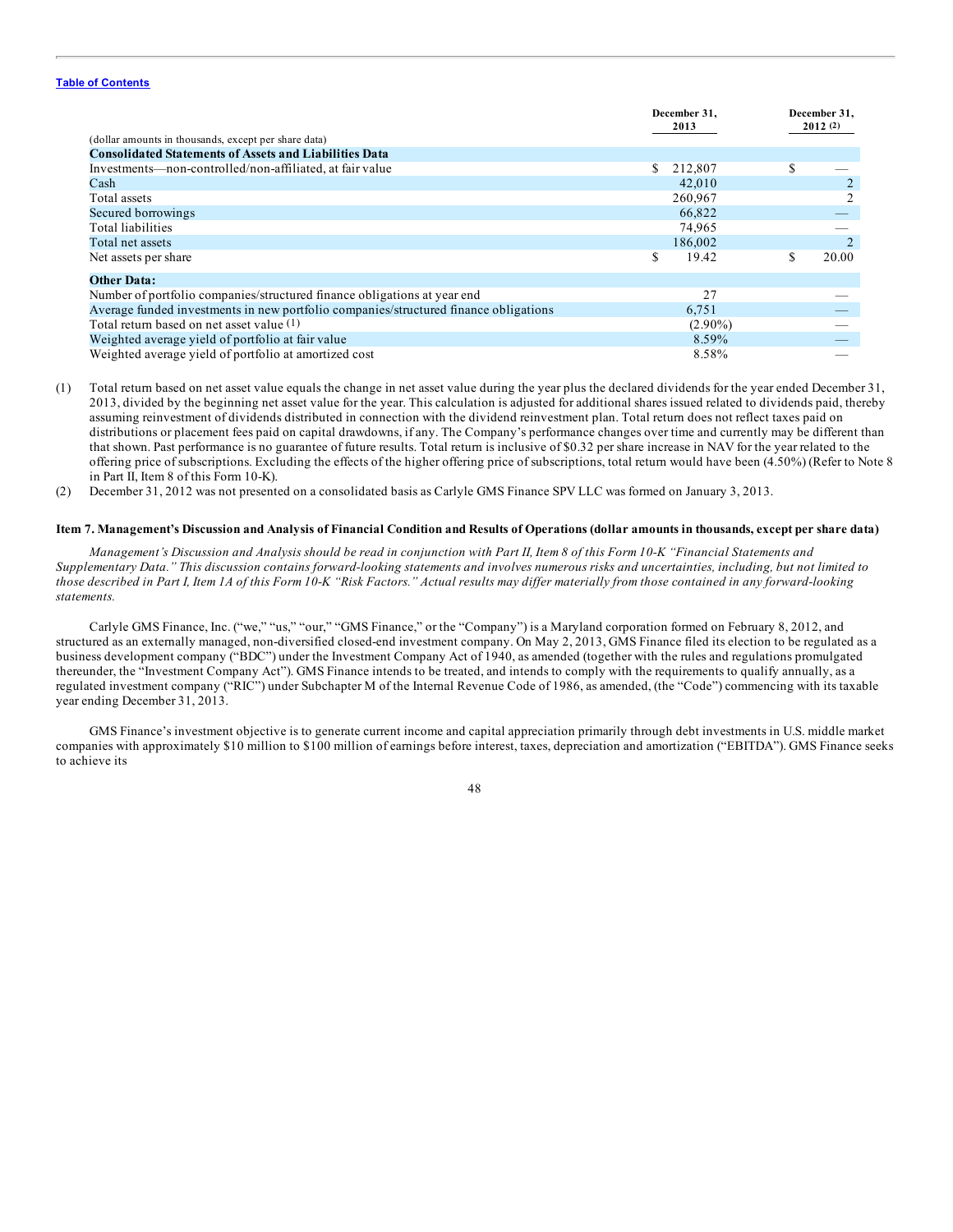[Table of Contents](#)

| (dollar amounts in thousands, except per share data) | December 31, 2013 | December 31, 2012 (2) |
|---|---|---|
| **Consolidated Statements of Assets and Liabilities Data** | | |
| Investments—non-controlled/non-affiliated, at fair value | $ 212,807 | $ — |
| Cash | 42,010 | 2 |
| Total assets | 260,967 | 2 |
| Secured borrowings | 66,822 | — |
| Total liabilities | 74,965 | — |
| Total net assets | 186,002 | 2 |
| Net assets per share | $ 19.42 | $ 20.00 |
| **Other Data:** | | |
| Number of portfolio companies/structured finance obligations at year end | 27 | — |
| Average funded investments in new portfolio companies/structured finance obligations | 6,751 | — |
| Total return based on net asset value (1) | (2.90%) | — |
| Weighted average yield of portfolio at fair value | 8.59% | — |
| Weighted average yield of portfolio at amortized cost | 8.58% | — |

(1) Total return based on net asset value equals the change in net asset value during the year plus the declared dividends for the year ended December 31, 2013, divided by the beginning net asset value for the year. This calculation is adjusted for additional shares issued related to dividends paid, thereby assuming reinvestment of dividends distributed in connection with the dividend reinvestment plan. Total return does not reflect taxes paid on distributions or placement fees paid on capital drawdowns, if any. The Company's performance changes over time and currently may be different than that shown. Past performance is no guarantee of future results. Total return is inclusive of $0.32 per share increase in NAV for the year related to the offering price of subscriptions. Excluding the effects of the higher offering price of subscriptions, total return would have been (4.50%) (Refer to Note 8 in Part II, Item 8 of this Form 10-K).

(2) December 31, 2012 was not presented on a consolidated basis as Carlyle GMS Finance SPV LLC was formed on January 3, 2013.

## Item 7. Management's Discussion and Analysis of Financial Condition and Results of Operations (dollar amounts in thousands, except per share data)

*Management's Discussion and Analysis should be read in conjunction with Part II, Item 8 of this Form 10-K "Financial Statements and Supplementary Data." This discussion contains forward-looking statements and involves numerous risks and uncertainties, including, but not limited to those described in Part I, Item 1A of this Form 10-K "Risk Factors." Actual results may differ materially from those contained in any forward-looking statements.*

Carlyle GMS Finance, Inc. ("we," "us," "our," "GMS Finance," or the "Company") is a Maryland corporation formed on February 8, 2012, and structured as an externally managed, non-diversified closed-end investment company. On May 2, 2013, GMS Finance filed its election to be regulated as a business development company ("BDC") under the Investment Company Act of 1940, as amended (together with the rules and regulations promulgated thereunder, the "Investment Company Act"). GMS Finance intends to be treated, and intends to comply with the requirements to qualify annually, as a regulated investment company ("RIC") under Subchapter M of the Internal Revenue Code of 1986, as amended, (the "Code") commencing with its taxable year ending December 31, 2013.

GMS Finance's investment objective is to generate current income and capital appreciation primarily through debt investments in U.S. middle market companies with approximately $10 million to $100 million of earnings before interest, taxes, depreciation and amortization ("EBITDA"). GMS Finance seeks to achieve its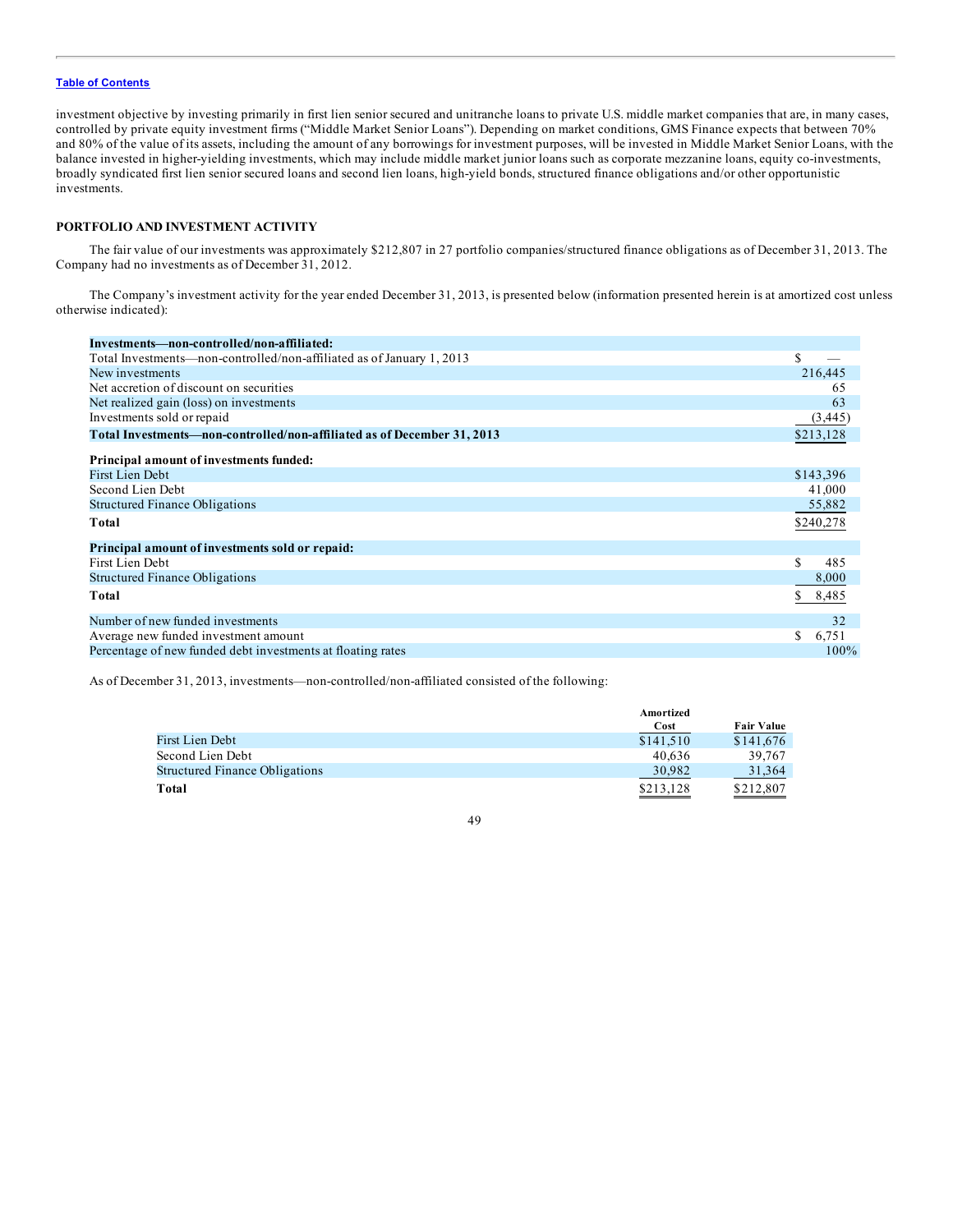investment objective by investing primarily in first lien senior secured and unitranche loans to private U.S. middle market companies that are, in many cases, controlled by private equity investment firms ("Middle Market Senior Loans"). Depending on market conditions, GMS Finance expects that between 70% and 80% of the value of its assets, including the amount of any borrowings for investment purposes, will be invested in Middle Market Senior Loans, with the balance invested in higher-yielding investments, which may include middle market junior loans such as corporate mezzanine loans, equity co-investments, broadly syndicated first lien senior secured loans and second lien loans, high-yield bonds, structured finance obligations and/or other opportunistic investments.

## PORTFOLIO AND INVESTMENT ACTIVITY

The fair value of our investments was approximately $212,807 in 27 portfolio companies/structured finance obligations as of December 31, 2013. The Company had no investments as of December 31, 2012.

The Company's investment activity for the year ended December 31, 2013, is presented below (information presented herein is at amortized cost unless otherwise indicated):

| | |
|---|---|
| **Investments—non-controlled/non-affiliated:** | |
| Total Investments—non-controlled/non-affiliated as of January 1, 2013 | $ — |
| New investments | 216,445 |
| Net accretion of discount on securities | 65 |
| Net realized gain (loss) on investments | 63 |
| Investments sold or repaid | (3,445) |
| **Total Investments—non-controlled/non-affiliated as of December 31, 2013** | $213,128 |
| **Principal amount of investments funded:** | |
| First Lien Debt | $143,396 |
| Second Lien Debt | 41,000 |
| Structured Finance Obligations | 55,882 |
| **Total** | $240,278 |
| **Principal amount of investments sold or repaid:** | |
| First Lien Debt | $ 485 |
| Structured Finance Obligations | 8,000 |
| **Total** | $ 8,485 |
| Number of new funded investments | 32 |
| Average new funded investment amount | $ 6,751 |
| Percentage of new funded debt investments at floating rates | 100% |

As of December 31, 2013, investments—non-controlled/non-affiliated consisted of the following:

| | Amortized Cost | Fair Value |
|---|---|---|
| First Lien Debt | $141,510 | $141,676 |
| Second Lien Debt | 40,636 | 39,767 |
| Structured Finance Obligations | 30,982 | 31,364 |
| **Total** | $213,128 | $212,807 |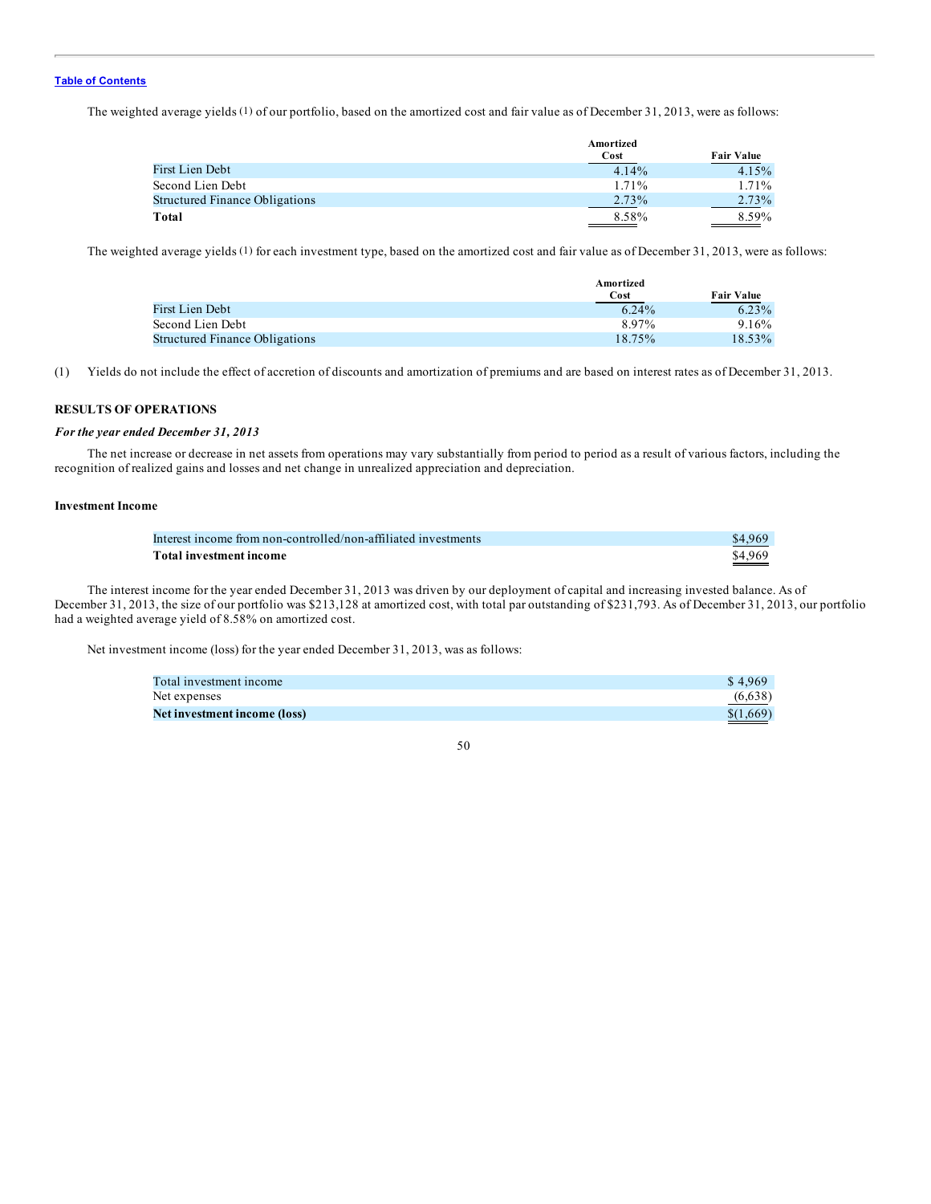[Table of Contents](#)

The weighted average yields [1] of our portfolio, based on the amortized cost and fair value as of December 31, 2013, were as follows:

| | Amortized Cost | Fair Value |
|---|---|---|
| First Lien Debt | 4.14% | 4.15% |
| Second Lien Debt | 1.71% | 1.71% |
| Structured Finance Obligations | 2.73% | 2.73% |
| **Total** | 8.58% | 8.59% |

The weighted average yields [1] for each investment type, based on the amortized cost and fair value as of December 31, 2013, were as follows:

| | Amortized Cost | Fair Value |
|---|---|---|
| First Lien Debt | 6.24% | 6.23% |
| Second Lien Debt | 8.97% | 9.16% |
| Structured Finance Obligations | 18.75% | 18.53% |

(1) Yields do not include the effect of accretion of discounts and amortization of premiums and are based on interest rates as of December 31, 2013.

## RESULTS OF OPERATIONS

### *For the year ended December 31, 2013*

The net increase or decrease in net assets from operations may vary substantially from period to period as a result of various factors, including the recognition of realized gains and losses and net change in unrealized appreciation and depreciation.

### Investment Income

| | |
|---|---|
| Interest income from non-controlled/non-affiliated investments | $4,969 |
| **Total investment income** | $4,969 |

The interest income for the year ended December 31, 2013 was driven by our deployment of capital and increasing invested balance. As of December 31, 2013, the size of our portfolio was $213,128 at amortized cost, with total par outstanding of $231,793. As of December 31, 2013, our portfolio had a weighted average yield of 8.58% on amortized cost.

Net investment income (loss) for the year ended December 31, 2013, was as follows:

| | |
|---|---|
| Total investment income | $ 4,969 |
| Net expenses | (6,638) |
| **Net investment income (loss)** | $(1,669) |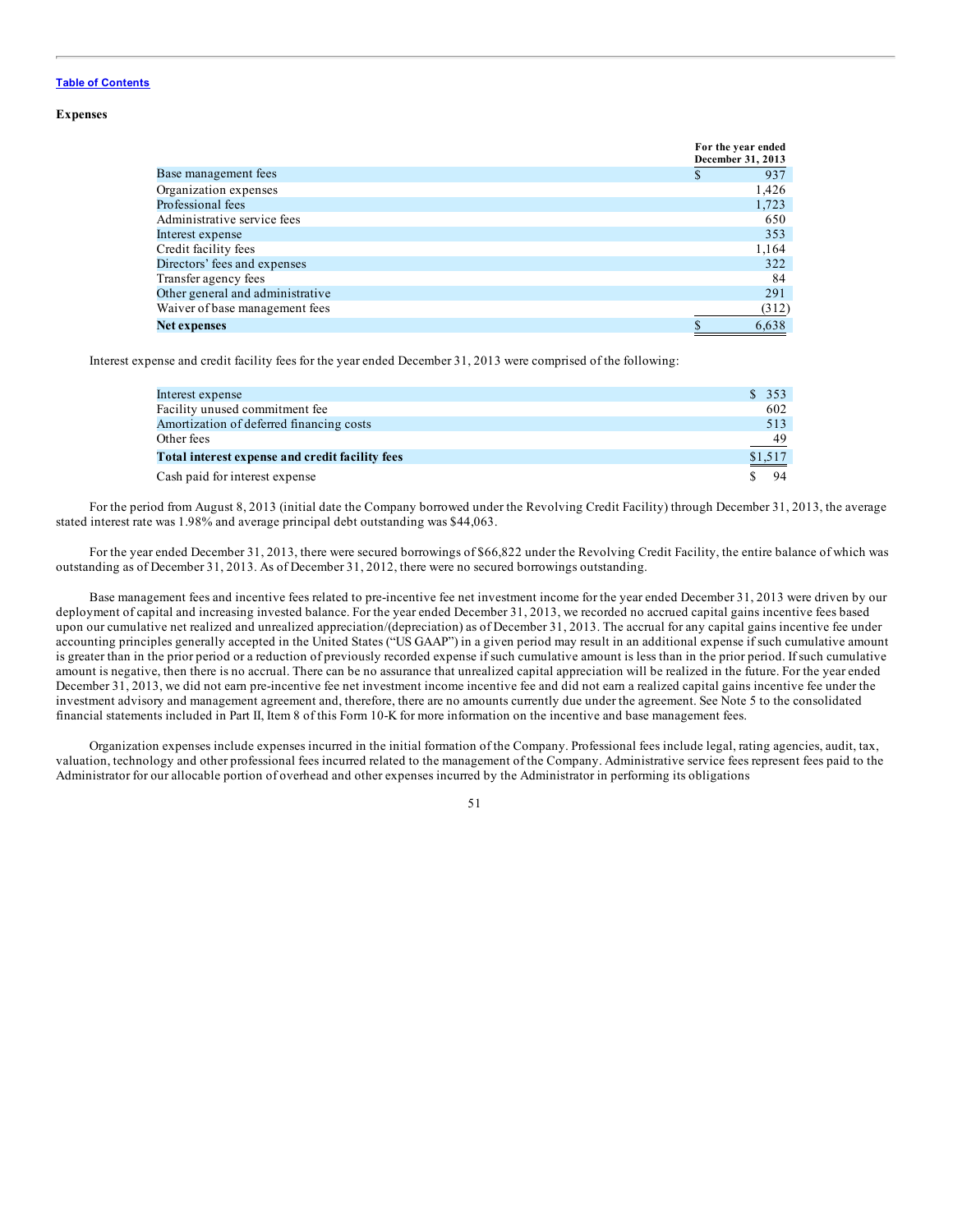**Expenses**

| | For the year ended December 31, 2013 |
|---|---|
| Base management fees | $ 937 |
| Organization expenses | 1,426 |
| Professional fees | 1,723 |
| Administrative service fees | 650 |
| Interest expense | 353 |
| Credit facility fees | 1,164 |
| Directors' fees and expenses | 322 |
| Transfer agency fees | 84 |
| Other general and administrative | 291 |
| Waiver of base management fees | (312) |
| **Net expenses** | $ 6,638 |

Interest expense and credit facility fees for the year ended December 31, 2013 were comprised of the following:

| | |
|---|---|
| Interest expense | $ 353 |
| Facility unused commitment fee | 602 |
| Amortization of deferred financing costs | 513 |
| Other fees | 49 |
| **Total interest expense and credit facility fees** | $1,517 |
| Cash paid for interest expense | $ 94 |

For the period from August 8, 2013 (initial date the Company borrowed under the Revolving Credit Facility) through December 31, 2013, the average stated interest rate was 1.98% and average principal debt outstanding was $44,063.

For the year ended December 31, 2013, there were secured borrowings of $66,822 under the Revolving Credit Facility, the entire balance of which was outstanding as of December 31, 2013. As of December 31, 2012, there were no secured borrowings outstanding.

Base management fees and incentive fees related to pre-incentive fee net investment income for the year ended December 31, 2013 were driven by our deployment of capital and increasing invested balance. For the year ended December 31, 2013, we recorded no accrued capital gains incentive fees based upon our cumulative net realized and unrealized appreciation/(depreciation) as of December 31, 2013. The accrual for any capital gains incentive fee under accounting principles generally accepted in the United States ("US GAAP") in a given period may result in an additional expense if such cumulative amount is greater than in the prior period or a reduction of previously recorded expense if such cumulative amount is less than in the prior period. If such cumulative amount is negative, then there is no accrual. There can be no assurance that unrealized capital appreciation will be realized in the future. For the year ended December 31, 2013, we did not earn pre-incentive fee net investment income incentive fee and did not earn a realized capital gains incentive fee under the investment advisory and management agreement and, therefore, there are no amounts currently due under the agreement. See Note 5 to the consolidated financial statements included in Part II, Item 8 of this Form 10-K for more information on the incentive and base management fees.

Organization expenses include expenses incurred in the initial formation of the Company. Professional fees include legal, rating agencies, audit, tax, valuation, technology and other professional fees incurred related to the management of the Company. Administrative service fees represent fees paid to the Administrator for our allocable portion of overhead and other expenses incurred by the Administrator in performing its obligations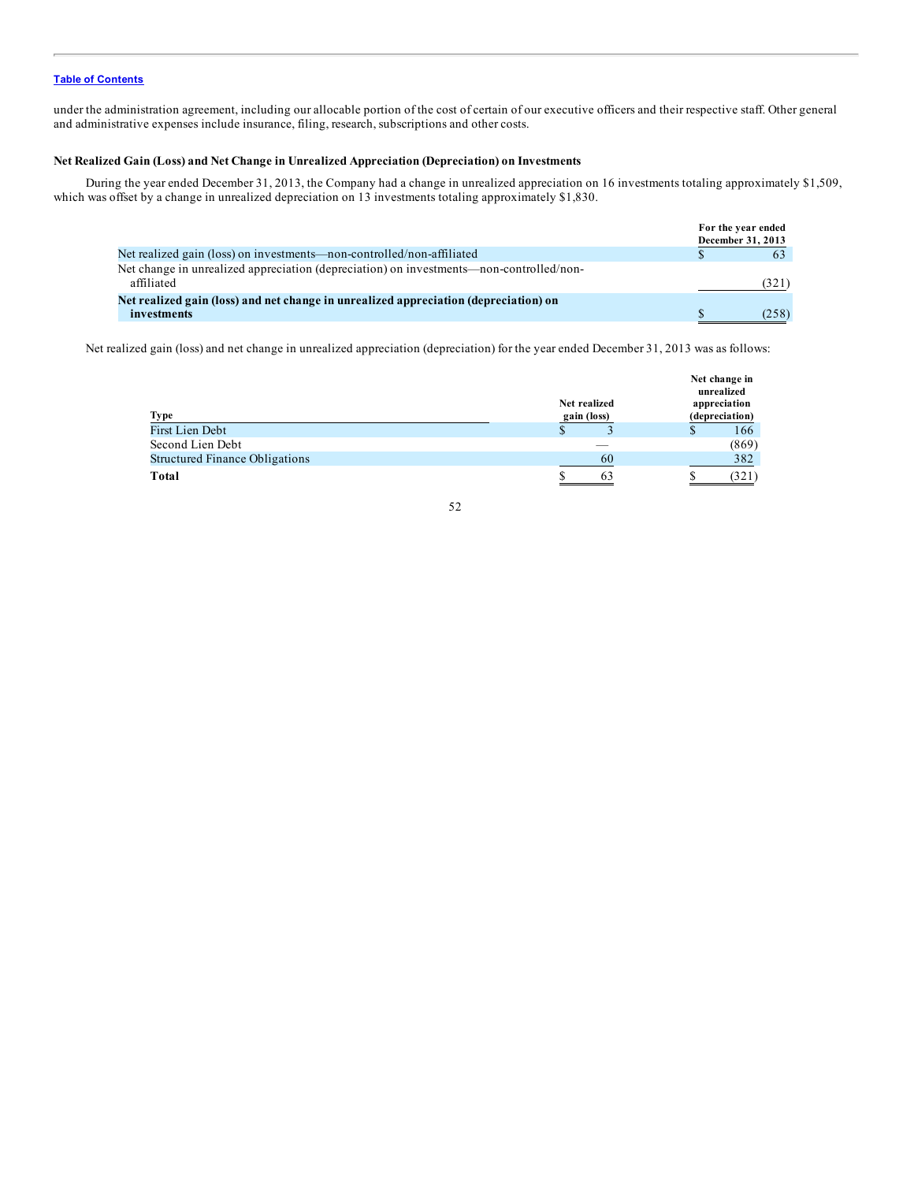under the administration agreement, including our allocable portion of the cost of certain of our executive officers and their respective staff. Other general and administrative expenses include insurance, filing, research, subscriptions and other costs.

### Net Realized Gain (Loss) and Net Change in Unrealized Appreciation (Depreciation) on Investments

During the year ended December 31, 2013, the Company had a change in unrealized appreciation on 16 investments totaling approximately $1,509, which was offset by a change in unrealized depreciation on 13 investments totaling approximately $1,830.

| | For the year ended December 31, 2013 |
|---|---|
| Net realized gain (loss) on investments—non-controlled/non-affiliated | $ 63 |
| Net change in unrealized appreciation (depreciation) on investments—non-controlled/non-affiliated | (321) |
| **Net realized gain (loss) and net change in unrealized appreciation (depreciation) on investments** | $ (258) |

Net realized gain (loss) and net change in unrealized appreciation (depreciation) for the year ended December 31, 2013 was as follows:

| Type | Net realized gain (loss) | Net change in unrealized appreciation (depreciation) |
|---|---|---|
| First Lien Debt | $ 3 | $ 166 |
| Second Lien Debt | — | (869) |
| Structured Finance Obligations | 60 | 382 |
| **Total** | $ 63 | $ (321) |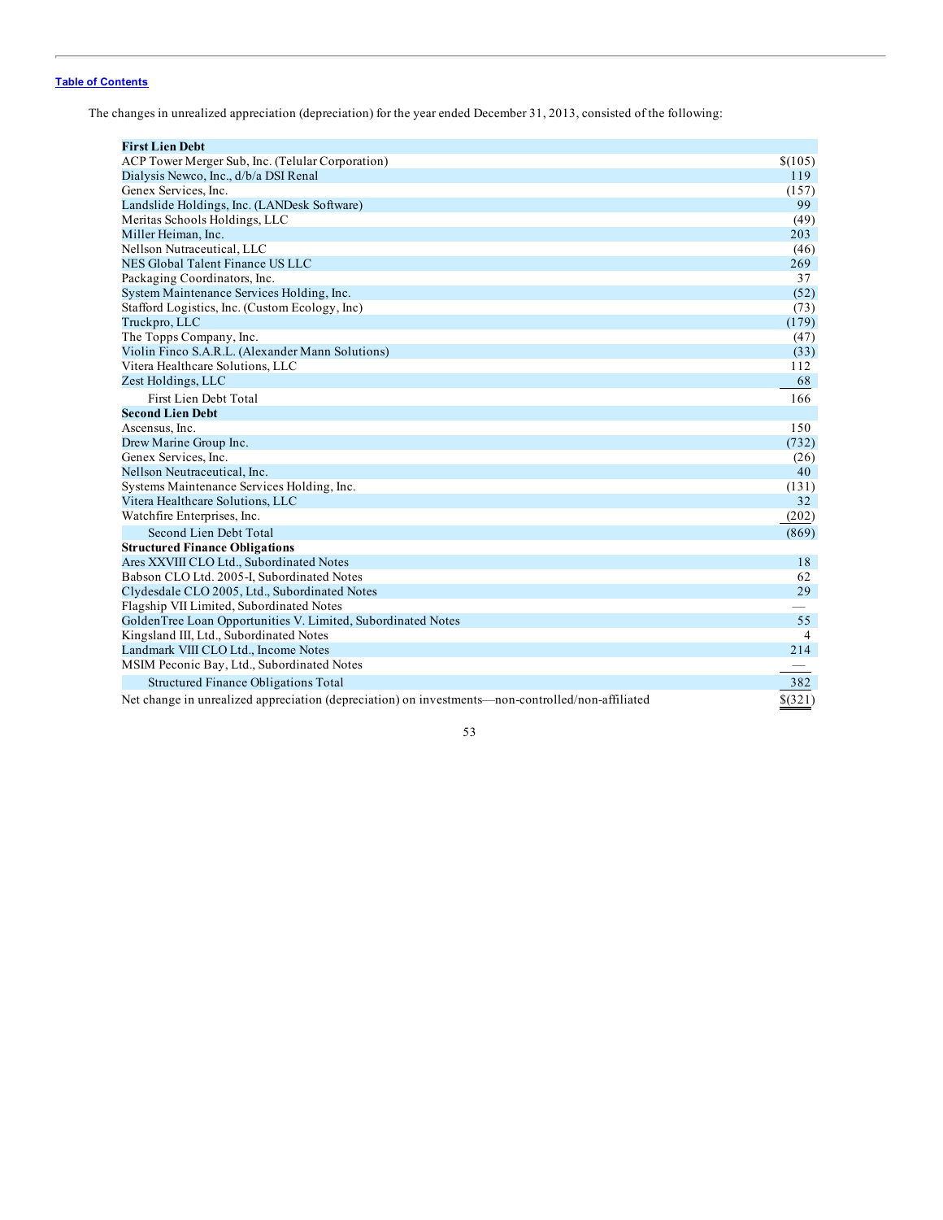The changes in unrealized appreciation (depreciation) for the year ended December 31, 2013, consisted of the following:

| | |
|---|---|
| **First Lien Debt** | |
| ACP Tower Merger Sub, Inc. (Telular Corporation) | $(105) |
| Dialysis Newco, Inc., d/b/a DSI Renal | 119 |
| Genex Services, Inc. | (157) |
| Landslide Holdings, Inc. (LANDesk Software) | 99 |
| Meritas Schools Holdings, LLC | (49) |
| Miller Heiman, Inc. | 203 |
| Nellson Nutraceutical, LLC | (46) |
| NES Global Talent Finance US LLC | 269 |
| Packaging Coordinators, Inc. | 37 |
| System Maintenance Services Holding, Inc. | (52) |
| Stafford Logistics, Inc. (Custom Ecology, Inc) | (73) |
| Truckpro, LLC | (179) |
| The Topps Company, Inc. | (47) |
| Violin Finco S.A.R.L. (Alexander Mann Solutions) | (33) |
| Vitera Healthcare Solutions, LLC | 112 |
| Zest Holdings, LLC | 68 |
| First Lien Debt Total | 166 |
| **Second Lien Debt** | |
| Ascensus, Inc. | 150 |
| Drew Marine Group Inc. | (732) |
| Genex Services, Inc. | (26) |
| Nellson Neutraceutical, Inc. | 40 |
| Systems Maintenance Services Holding, Inc. | (131) |
| Vitera Healthcare Solutions, LLC | 32 |
| Watchfire Enterprises, Inc. | (202) |
| Second Lien Debt Total | (869) |
| **Structured Finance Obligations** | |
| Ares XXVIII CLO Ltd., Subordinated Notes | 18 |
| Babson CLO Ltd. 2005-I, Subordinated Notes | 62 |
| Clydesdale CLO 2005, Ltd., Subordinated Notes | 29 |
| Flagship VII Limited, Subordinated Notes | — |
| GoldenTree Loan Opportunities V. Limited, Subordinated Notes | 55 |
| Kingsland III, Ltd., Subordinated Notes | 4 |
| Landmark VIII CLO Ltd., Income Notes | 214 |
| MSIM Peconic Bay, Ltd., Subordinated Notes | — |
| Structured Finance Obligations Total | 382 |
| Net change in unrealized appreciation (depreciation) on investments—non-controlled/non-affiliated | $(321) |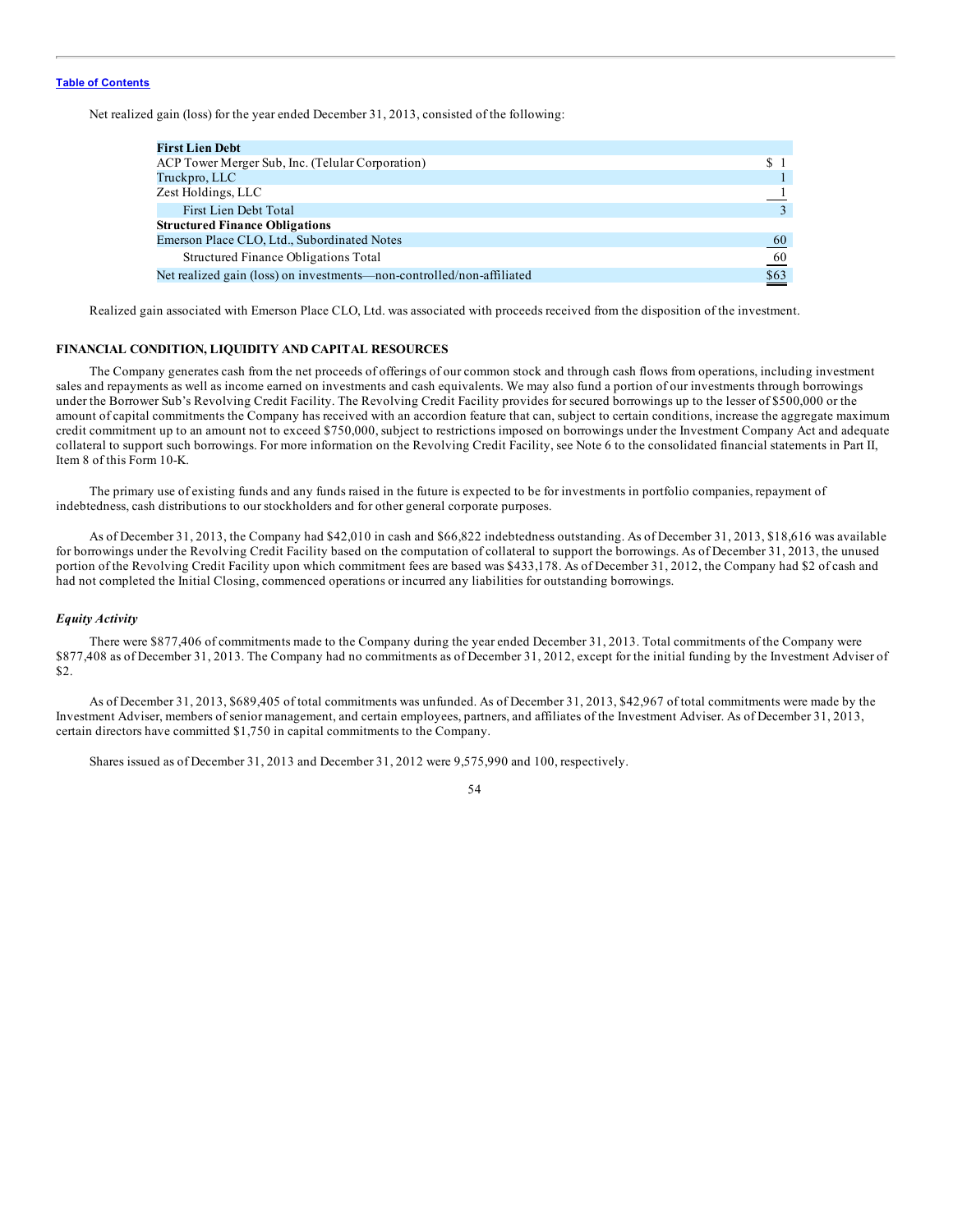Net realized gain (loss) for the year ended December 31, 2013, consisted of the following:

| | |
|---|---|
| **First Lien Debt** | |
| ACP Tower Merger Sub, Inc. (Telular Corporation) | $ 1 |
| Truckpro, LLC | 1 |
| Zest Holdings, LLC | 1 |
| First Lien Debt Total | 3 |
| **Structured Finance Obligations** | |
| Emerson Place CLO, Ltd., Subordinated Notes | 60 |
| Structured Finance Obligations Total | 60 |
| Net realized gain (loss) on investments—non-controlled/non-affiliated | $63 |

Realized gain associated with Emerson Place CLO, Ltd. was associated with proceeds received from the disposition of the investment.

## FINANCIAL CONDITION, LIQUIDITY AND CAPITAL RESOURCES

The Company generates cash from the net proceeds of offerings of our common stock and through cash flows from operations, including investment sales and repayments as well as income earned on investments and cash equivalents. We may also fund a portion of our investments through borrowings under the Borrower Sub's Revolving Credit Facility. The Revolving Credit Facility provides for secured borrowings up to the lesser of $500,000 or the amount of capital commitments the Company has received with an accordion feature that can, subject to certain conditions, increase the aggregate maximum credit commitment up to an amount not to exceed $750,000, subject to restrictions imposed on borrowings under the Investment Company Act and adequate collateral to support such borrowings. For more information on the Revolving Credit Facility, see Note 6 to the consolidated financial statements in Part II, Item 8 of this Form 10-K.

The primary use of existing funds and any funds raised in the future is expected to be for investments in portfolio companies, repayment of indebtedness, cash distributions to our stockholders and for other general corporate purposes.

As of December 31, 2013, the Company had $42,010 in cash and $66,822 indebtedness outstanding. As of December 31, 2013, $18,616 was available for borrowings under the Revolving Credit Facility based on the computation of collateral to support the borrowings. As of December 31, 2013, the unused portion of the Revolving Credit Facility upon which commitment fees are based was $433,178. As of December 31, 2012, the Company had $2 of cash and had not completed the Initial Closing, commenced operations or incurred any liabilities for outstanding borrowings.

### *Equity Activity*

There were $877,406 of commitments made to the Company during the year ended December 31, 2013. Total commitments of the Company were $877,408 as of December 31, 2013. The Company had no commitments as of December 31, 2012, except for the initial funding by the Investment Adviser of $2.

As of December 31, 2013, $689,405 of total commitments was unfunded. As of December 31, 2013, $42,967 of total commitments were made by the Investment Adviser, members of senior management, and certain employees, partners, and affiliates of the Investment Adviser. As of December 31, 2013, certain directors have committed $1,750 in capital commitments to the Company.

Shares issued as of December 31, 2013 and December 31, 2012 were 9,575,990 and 100, respectively.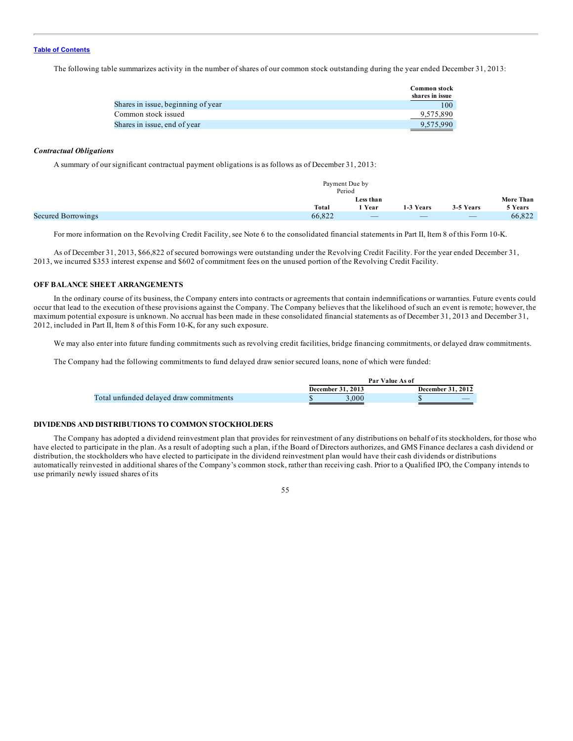The following table summarizes activity in the number of shares of our common stock outstanding during the year ended December 31, 2013:

| | Common stock shares in issue |
|---|---|
| Shares in issue, beginning of year | 100 |
| Common stock issued | 9,575,890 |
| Shares in issue, end of year | 9,575,990 |

### *Contractual Obligations*

A summary of our significant contractual payment obligations is as follows as of December 31, 2013:

| | Payment Due by Period | | | | |
|---|---|---|---|---|---|
| | Total | Less than 1 Year | 1-3 Years | 3-5 Years | More Than 5 Years |
| Secured Borrowings | 66,822 | — | — | — | 66,822 |

For more information on the Revolving Credit Facility, see Note 6 to the consolidated financial statements in Part II, Item 8 of this Form 10-K.

As of December 31, 2013, $66,822 of secured borrowings were outstanding under the Revolving Credit Facility. For the year ended December 31, 2013, we incurred $353 interest expense and $602 of commitment fees on the unused portion of the Revolving Credit Facility.

## OFF BALANCE SHEET ARRANGEMENTS

In the ordinary course of its business, the Company enters into contracts or agreements that contain indemnifications or warranties. Future events could occur that lead to the execution of these provisions against the Company. The Company believes that the likelihood of such an event is remote; however, the maximum potential exposure is unknown. No accrual has been made in these consolidated financial statements as of December 31, 2013 and December 31, 2012, included in Part II, Item 8 of this Form 10-K, for any such exposure.

We may also enter into future funding commitments such as revolving credit facilities, bridge financing commitments, or delayed draw commitments.

The Company had the following commitments to fund delayed draw senior secured loans, none of which were funded:

| | Par Value As of | |
|---|---|---|
| | December 31, 2013 | December 31, 2012 |
| Total unfunded delayed draw commitments | $ 3,000 | $ — |

## DIVIDENDS AND DISTRIBUTIONS TO COMMON STOCKHOLDERS

The Company has adopted a dividend reinvestment plan that provides for reinvestment of any distributions on behalf of its stockholders, for those who have elected to participate in the plan. As a result of adopting such a plan, if the Board of Directors authorizes, and GMS Finance declares a cash dividend or distribution, the stockholders who have elected to participate in the dividend reinvestment plan would have their cash dividends or distributions automatically reinvested in additional shares of the Company's common stock, rather than receiving cash. Prior to a Qualified IPO, the Company intends to use primarily newly issued shares of its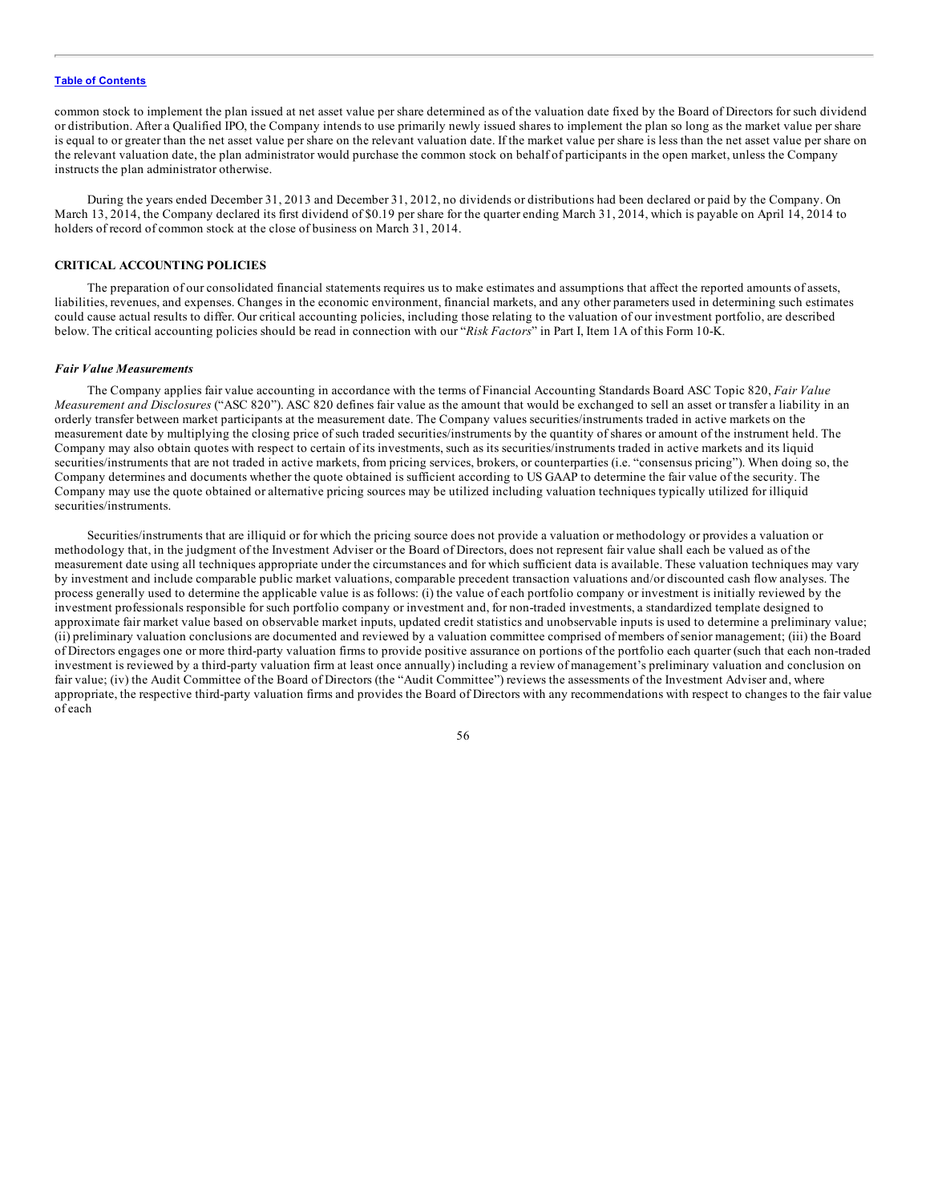common stock to implement the plan issued at net asset value per share determined as of the valuation date fixed by the Board of Directors for such dividend or distribution. After a Qualified IPO, the Company intends to use primarily newly issued shares to implement the plan so long as the market value per share is equal to or greater than the net asset value per share on the relevant valuation date. If the market value per share is less than the net asset value per share on the relevant valuation date, the plan administrator would purchase the common stock on behalf of participants in the open market, unless the Company instructs the plan administrator otherwise.

During the years ended December 31, 2013 and December 31, 2012, no dividends or distributions had been declared or paid by the Company. On March 13, 2014, the Company declared its first dividend of $0.19 per share for the quarter ending March 31, 2014, which is payable on April 14, 2014 to holders of record of common stock at the close of business on March 31, 2014.

## CRITICAL ACCOUNTING POLICIES

The preparation of our consolidated financial statements requires us to make estimates and assumptions that affect the reported amounts of assets, liabilities, revenues, and expenses. Changes in the economic environment, financial markets, and any other parameters used in determining such estimates could cause actual results to differ. Our critical accounting policies, including those relating to the valuation of our investment portfolio, are described below. The critical accounting policies should be read in connection with our "*Risk Factors*" in Part I, Item 1A of this Form 10-K.

### *Fair Value Measurements*

The Company applies fair value accounting in accordance with the terms of Financial Accounting Standards Board ASC Topic 820, *Fair Value Measurement and Disclosures* ("ASC 820"). ASC 820 defines fair value as the amount that would be exchanged to sell an asset or transfer a liability in an orderly transfer between market participants at the measurement date. The Company values securities/instruments traded in active markets on the measurement date by multiplying the closing price of such traded securities/instruments by the quantity of shares or amount of the instrument held. The Company may also obtain quotes with respect to certain of its investments, such as its securities/instruments traded in active markets and its liquid securities/instruments that are not traded in active markets, from pricing services, brokers, or counterparties (i.e. "consensus pricing"). When doing so, the Company determines and documents whether the quote obtained is sufficient according to US GAAP to determine the fair value of the security. The Company may use the quote obtained or alternative pricing sources may be utilized including valuation techniques typically utilized for illiquid securities/instruments.

Securities/instruments that are illiquid or for which the pricing source does not provide a valuation or methodology or provides a valuation or methodology that, in the judgment of the Investment Adviser or the Board of Directors, does not represent fair value shall each be valued as of the measurement date using all techniques appropriate under the circumstances and for which sufficient data is available. These valuation techniques may vary by investment and include comparable public market valuations, comparable precedent transaction valuations and/or discounted cash flow analyses. The process generally used to determine the applicable value is as follows: (i) the value of each portfolio company or investment is initially reviewed by the investment professionals responsible for such portfolio company or investment and, for non-traded investments, a standardized template designed to approximate fair market value based on observable market inputs, updated credit statistics and unobservable inputs is used to determine a preliminary value; (ii) preliminary valuation conclusions are documented and reviewed by a valuation committee comprised of members of senior management; (iii) the Board of Directors engages one or more third-party valuation firms to provide positive assurance on portions of the portfolio each quarter (such that each non-traded investment is reviewed by a third-party valuation firm at least once annually) including a review of management's preliminary valuation and conclusion on fair value; (iv) the Audit Committee of the Board of Directors (the "Audit Committee") reviews the assessments of the Investment Adviser and, where appropriate, the respective third-party valuation firms and provides the Board of Directors with any recommendations with respect to changes to the fair value of each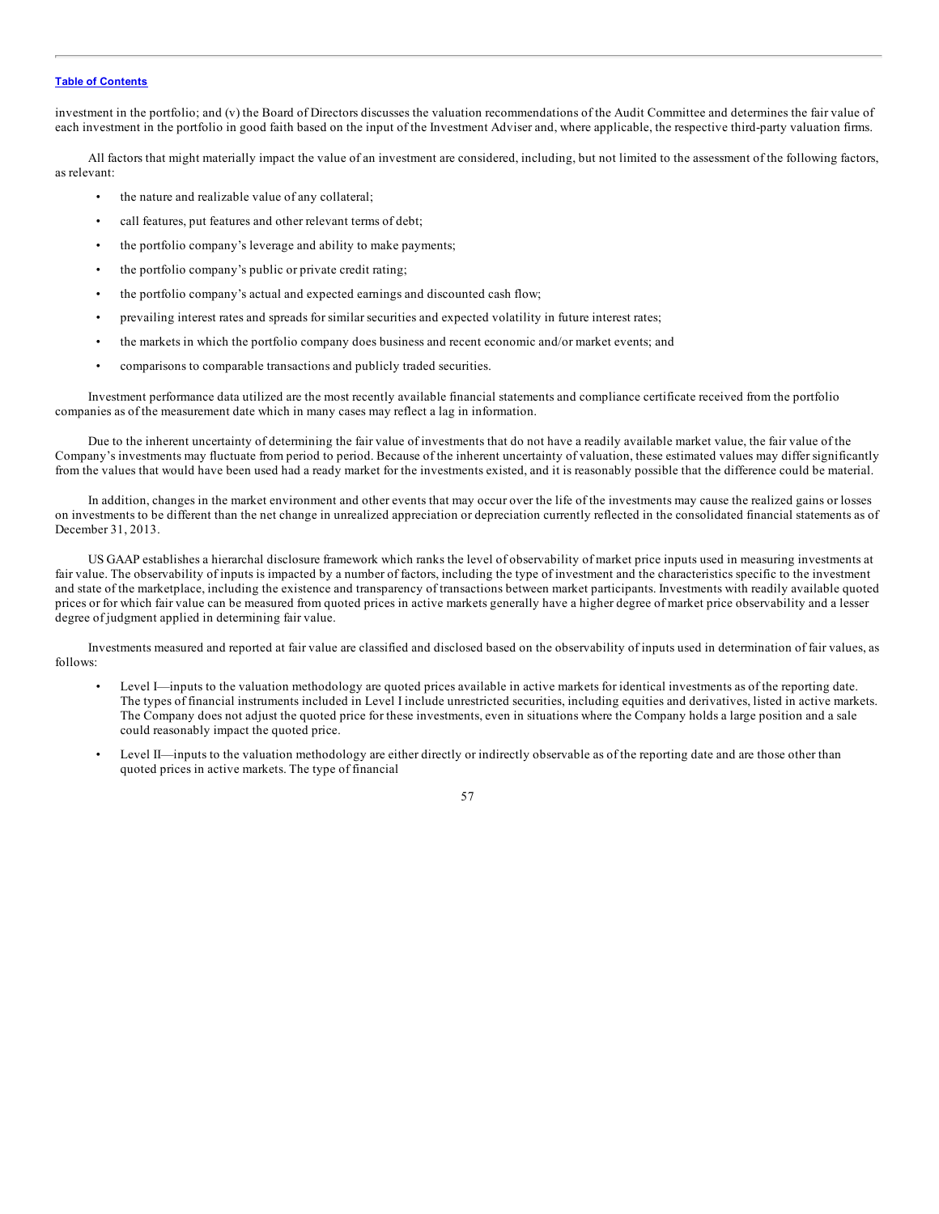investment in the portfolio; and (v) the Board of Directors discusses the valuation recommendations of the Audit Committee and determines the fair value of each investment in the portfolio in good faith based on the input of the Investment Adviser and, where applicable, the respective third-party valuation firms.

All factors that might materially impact the value of an investment are considered, including, but not limited to the assessment of the following factors, as relevant:

- the nature and realizable value of any collateral;
- call features, put features and other relevant terms of debt;
- the portfolio company's leverage and ability to make payments;
- the portfolio company's public or private credit rating;
- the portfolio company's actual and expected earnings and discounted cash flow;
- prevailing interest rates and spreads for similar securities and expected volatility in future interest rates;
- the markets in which the portfolio company does business and recent economic and/or market events; and
- comparisons to comparable transactions and publicly traded securities.

Investment performance data utilized are the most recently available financial statements and compliance certificate received from the portfolio companies as of the measurement date which in many cases may reflect a lag in information.

Due to the inherent uncertainty of determining the fair value of investments that do not have a readily available market value, the fair value of the Company's investments may fluctuate from period to period. Because of the inherent uncertainty of valuation, these estimated values may differ significantly from the values that would have been used had a ready market for the investments existed, and it is reasonably possible that the difference could be material.

In addition, changes in the market environment and other events that may occur over the life of the investments may cause the realized gains or losses on investments to be different than the net change in unrealized appreciation or depreciation currently reflected in the consolidated financial statements as of December 31, 2013.

US GAAP establishes a hierarchal disclosure framework which ranks the level of observability of market price inputs used in measuring investments at fair value. The observability of inputs is impacted by a number of factors, including the type of investment and the characteristics specific to the investment and state of the marketplace, including the existence and transparency of transactions between market participants. Investments with readily available quoted prices or for which fair value can be measured from quoted prices in active markets generally have a higher degree of market price observability and a lesser degree of judgment applied in determining fair value.

Investments measured and reported at fair value are classified and disclosed based on the observability of inputs used in determination of fair values, as follows:

- Level I—inputs to the valuation methodology are quoted prices available in active markets for identical investments as of the reporting date. The types of financial instruments included in Level I include unrestricted securities, including equities and derivatives, listed in active markets. The Company does not adjust the quoted price for these investments, even in situations where the Company holds a large position and a sale could reasonably impact the quoted price.
- Level II—inputs to the valuation methodology are either directly or indirectly observable as of the reporting date and are those other than quoted prices in active markets. The type of financial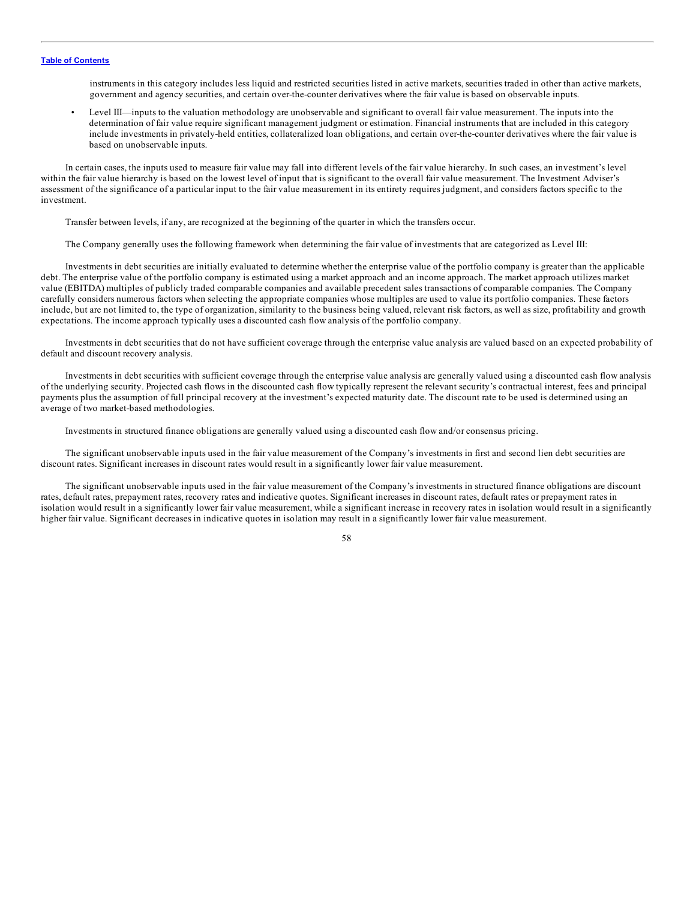instruments in this category includes less liquid and restricted securities listed in active markets, securities traded in other than active markets, government and agency securities, and certain over-the-counter derivatives where the fair value is based on observable inputs.

- Level III—inputs to the valuation methodology are unobservable and significant to overall fair value measurement. The inputs into the determination of fair value require significant management judgment or estimation. Financial instruments that are included in this category include investments in privately-held entities, collateralized loan obligations, and certain over-the-counter derivatives where the fair value is based on unobservable inputs.

In certain cases, the inputs used to measure fair value may fall into different levels of the fair value hierarchy. In such cases, an investment's level within the fair value hierarchy is based on the lowest level of input that is significant to the overall fair value measurement. The Investment Adviser's assessment of the significance of a particular input to the fair value measurement in its entirety requires judgment, and considers factors specific to the investment.

Transfer between levels, if any, are recognized at the beginning of the quarter in which the transfers occur.

The Company generally uses the following framework when determining the fair value of investments that are categorized as Level III:

Investments in debt securities are initially evaluated to determine whether the enterprise value of the portfolio company is greater than the applicable debt. The enterprise value of the portfolio company is estimated using a market approach and an income approach. The market approach utilizes market value (EBITDA) multiples of publicly traded comparable companies and available precedent sales transactions of comparable companies. The Company carefully considers numerous factors when selecting the appropriate companies whose multiples are used to value its portfolio companies. These factors include, but are not limited to, the type of organization, similarity to the business being valued, relevant risk factors, as well as size, profitability and growth expectations. The income approach typically uses a discounted cash flow analysis of the portfolio company.

Investments in debt securities that do not have sufficient coverage through the enterprise value analysis are valued based on an expected probability of default and discount recovery analysis.

Investments in debt securities with sufficient coverage through the enterprise value analysis are generally valued using a discounted cash flow analysis of the underlying security. Projected cash flows in the discounted cash flow typically represent the relevant security's contractual interest, fees and principal payments plus the assumption of full principal recovery at the investment's expected maturity date. The discount rate to be used is determined using an average of two market-based methodologies.

Investments in structured finance obligations are generally valued using a discounted cash flow and/or consensus pricing.

The significant unobservable inputs used in the fair value measurement of the Company's investments in first and second lien debt securities are discount rates. Significant increases in discount rates would result in a significantly lower fair value measurement.

The significant unobservable inputs used in the fair value measurement of the Company's investments in structured finance obligations are discount rates, default rates, prepayment rates, recovery rates and indicative quotes. Significant increases in discount rates, default rates or prepayment rates in isolation would result in a significantly lower fair value measurement, while a significant increase in recovery rates in isolation would result in a significantly higher fair value. Significant decreases in indicative quotes in isolation may result in a significantly lower fair value measurement.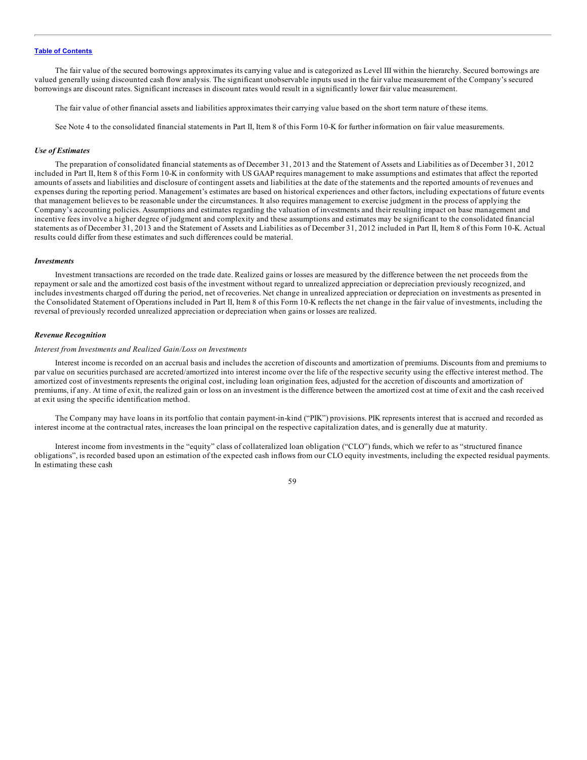The fair value of the secured borrowings approximates its carrying value and is categorized as Level III within the hierarchy. Secured borrowings are valued generally using discounted cash flow analysis. The significant unobservable inputs used in the fair value measurement of the Company's secured borrowings are discount rates. Significant increases in discount rates would result in a significantly lower fair value measurement.

The fair value of other financial assets and liabilities approximates their carrying value based on the short term nature of these items.

See Note 4 to the consolidated financial statements in Part II, Item 8 of this Form 10-K for further information on fair value measurements.

### *Use of Estimates*

The preparation of consolidated financial statements as of December 31, 2013 and the Statement of Assets and Liabilities as of December 31, 2012 included in Part II, Item 8 of this Form 10-K in conformity with US GAAP requires management to make assumptions and estimates that affect the reported amounts of assets and liabilities and disclosure of contingent assets and liabilities at the date of the statements and the reported amounts of revenues and expenses during the reporting period. Management's estimates are based on historical experiences and other factors, including expectations of future events that management believes to be reasonable under the circumstances. It also requires management to exercise judgment in the process of applying the Company's accounting policies. Assumptions and estimates regarding the valuation of investments and their resulting impact on base management and incentive fees involve a higher degree of judgment and complexity and these assumptions and estimates may be significant to the consolidated financial statements as of December 31, 2013 and the Statement of Assets and Liabilities as of December 31, 2012 included in Part II, Item 8 of this Form 10-K. Actual results could differ from these estimates and such differences could be material.

### *Investments*

Investment transactions are recorded on the trade date. Realized gains or losses are measured by the difference between the net proceeds from the repayment or sale and the amortized cost basis of the investment without regard to unrealized appreciation or depreciation previously recognized, and includes investments charged off during the period, net of recoveries. Net change in unrealized appreciation or depreciation on investments as presented in the Consolidated Statement of Operations included in Part II, Item 8 of this Form 10-K reflects the net change in the fair value of investments, including the reversal of previously recorded unrealized appreciation or depreciation when gains or losses are realized.

### *Revenue Recognition*

#### *Interest from Investments and Realized Gain/Loss on Investments*

Interest income is recorded on an accrual basis and includes the accretion of discounts and amortization of premiums. Discounts from and premiums to par value on securities purchased are accreted/amortized into interest income over the life of the respective security using the effective interest method. The amortized cost of investments represents the original cost, including loan origination fees, adjusted for the accretion of discounts and amortization of premiums, if any. At time of exit, the realized gain or loss on an investment is the difference between the amortized cost at time of exit and the cash received at exit using the specific identification method.

The Company may have loans in its portfolio that contain payment-in-kind ("PIK") provisions. PIK represents interest that is accrued and recorded as interest income at the contractual rates, increases the loan principal on the respective capitalization dates, and is generally due at maturity.

Interest income from investments in the "equity" class of collateralized loan obligation ("CLO") funds, which we refer to as "structured finance obligations", is recorded based upon an estimation of the expected cash inflows from our CLO equity investments, including the expected residual payments. In estimating these cash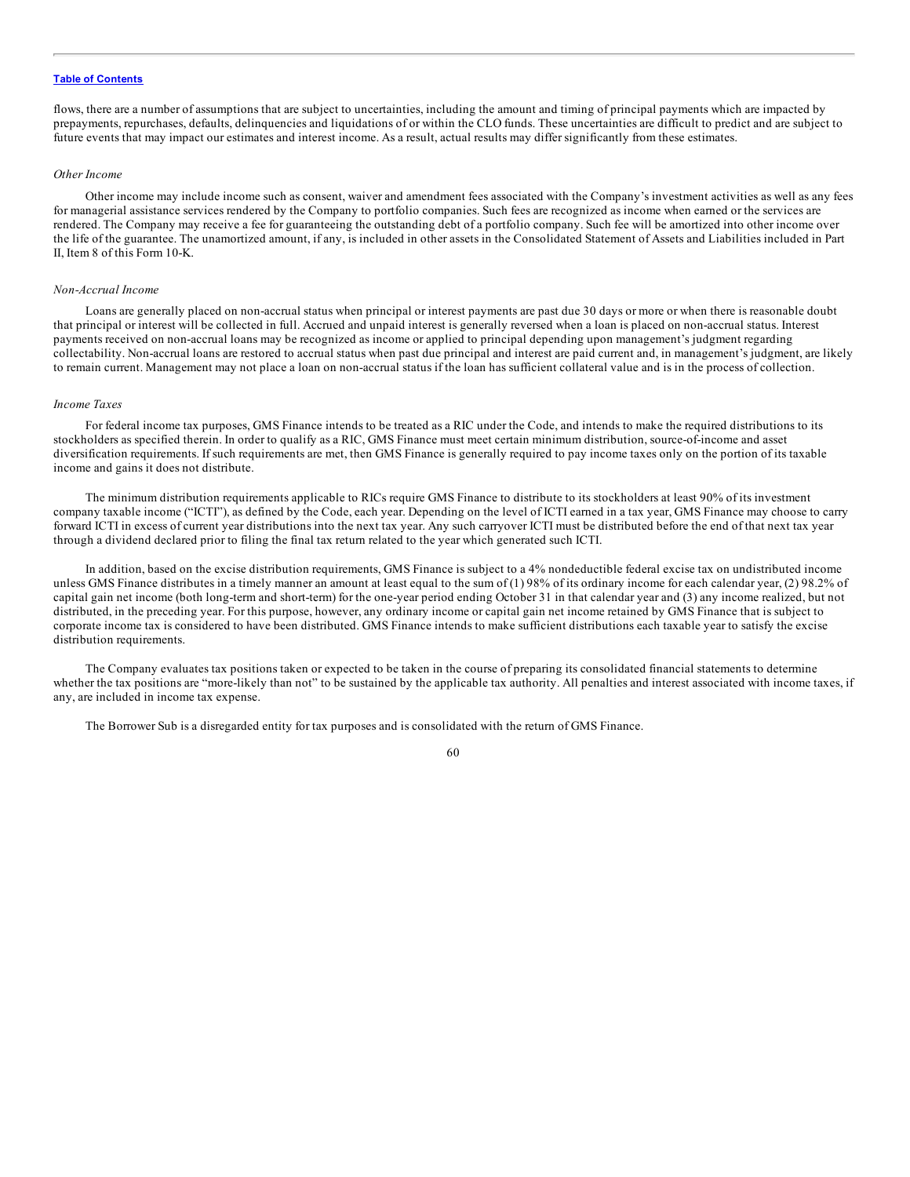flows, there are a number of assumptions that are subject to uncertainties, including the amount and timing of principal payments which are impacted by prepayments, repurchases, defaults, delinquencies and liquidations of or within the CLO funds. These uncertainties are difficult to predict and are subject to future events that may impact our estimates and interest income. As a result, actual results may differ significantly from these estimates.

*Other Income*

Other income may include income such as consent, waiver and amendment fees associated with the Company's investment activities as well as any fees for managerial assistance services rendered by the Company to portfolio companies. Such fees are recognized as income when earned or the services are rendered. The Company may receive a fee for guaranteeing the outstanding debt of a portfolio company. Such fee will be amortized into other income over the life of the guarantee. The unamortized amount, if any, is included in other assets in the Consolidated Statement of Assets and Liabilities included in Part II, Item 8 of this Form 10-K.

*Non-Accrual Income*

Loans are generally placed on non-accrual status when principal or interest payments are past due 30 days or more or when there is reasonable doubt that principal or interest will be collected in full. Accrued and unpaid interest is generally reversed when a loan is placed on non-accrual status. Interest payments received on non-accrual loans may be recognized as income or applied to principal depending upon management's judgment regarding collectability. Non-accrual loans are restored to accrual status when past due principal and interest are paid current and, in management's judgment, are likely to remain current. Management may not place a loan on non-accrual status if the loan has sufficient collateral value and is in the process of collection.

*Income Taxes*

For federal income tax purposes, GMS Finance intends to be treated as a RIC under the Code, and intends to make the required distributions to its stockholders as specified therein. In order to qualify as a RIC, GMS Finance must meet certain minimum distribution, source-of-income and asset diversification requirements. If such requirements are met, then GMS Finance is generally required to pay income taxes only on the portion of its taxable income and gains it does not distribute.

The minimum distribution requirements applicable to RICs require GMS Finance to distribute to its stockholders at least 90% of its investment company taxable income ("ICTI"), as defined by the Code, each year. Depending on the level of ICTI earned in a tax year, GMS Finance may choose to carry forward ICTI in excess of current year distributions into the next tax year. Any such carryover ICTI must be distributed before the end of that next tax year through a dividend declared prior to filing the final tax return related to the year which generated such ICTI.

In addition, based on the excise distribution requirements, GMS Finance is subject to a 4% nondeductible federal excise tax on undistributed income unless GMS Finance distributes in a timely manner an amount at least equal to the sum of (1) 98% of its ordinary income for each calendar year, (2) 98.2% of capital gain net income (both long-term and short-term) for the one-year period ending October 31 in that calendar year and (3) any income realized, but not distributed, in the preceding year. For this purpose, however, any ordinary income or capital gain net income retained by GMS Finance that is subject to corporate income tax is considered to have been distributed. GMS Finance intends to make sufficient distributions each taxable year to satisfy the excise distribution requirements.

The Company evaluates tax positions taken or expected to be taken in the course of preparing its consolidated financial statements to determine whether the tax positions are "more-likely than not" to be sustained by the applicable tax authority. All penalties and interest associated with income taxes, if any, are included in income tax expense.

The Borrower Sub is a disregarded entity for tax purposes and is consolidated with the return of GMS Finance.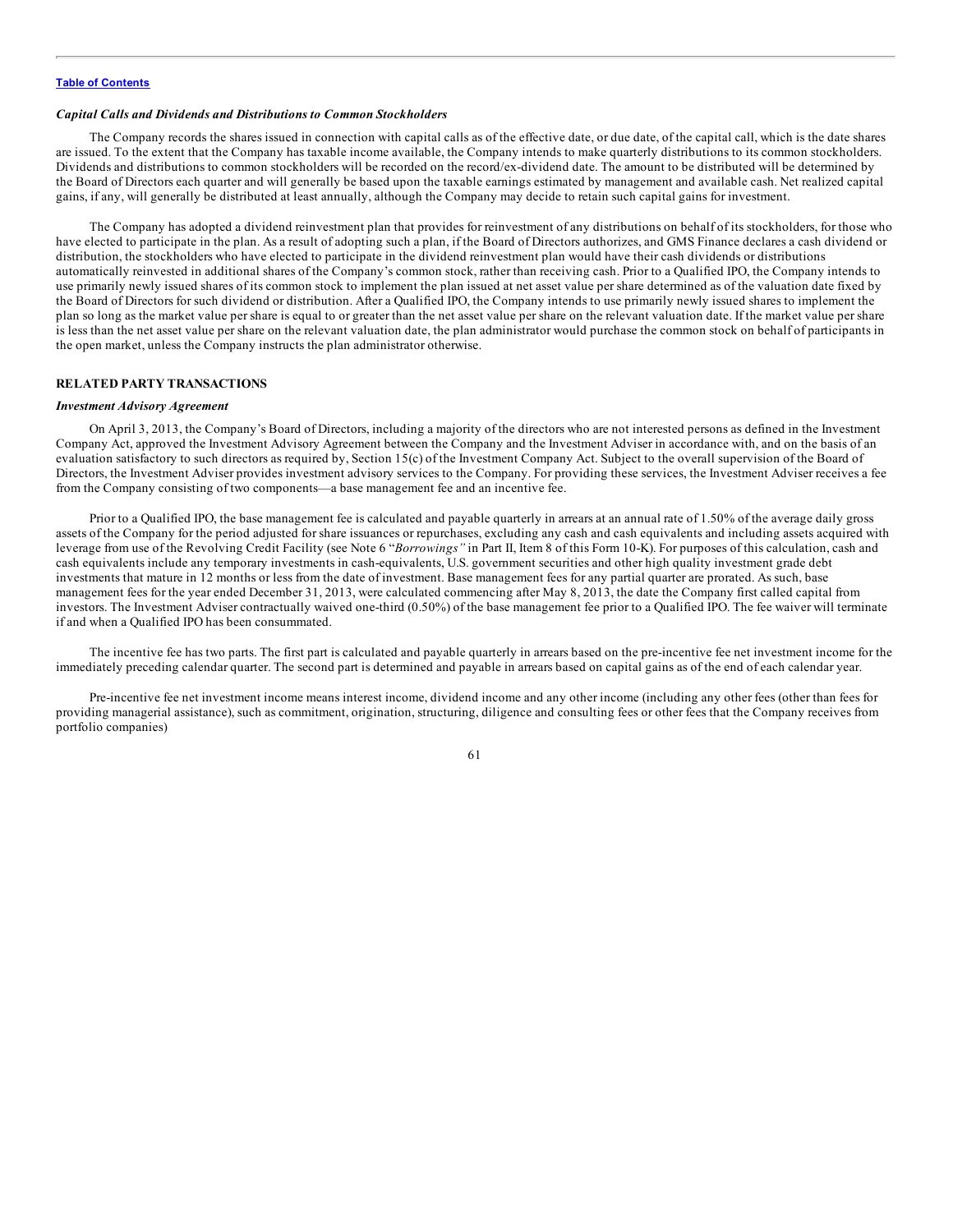### *Capital Calls and Dividends and Distributions to Common Stockholders*

The Company records the shares issued in connection with capital calls as of the effective date, or due date, of the capital call, which is the date shares are issued. To the extent that the Company has taxable income available, the Company intends to make quarterly distributions to its common stockholders. Dividends and distributions to common stockholders will be recorded on the record/ex-dividend date. The amount to be distributed will be determined by the Board of Directors each quarter and will generally be based upon the taxable earnings estimated by management and available cash. Net realized capital gains, if any, will generally be distributed at least annually, although the Company may decide to retain such capital gains for investment.

The Company has adopted a dividend reinvestment plan that provides for reinvestment of any distributions on behalf of its stockholders, for those who have elected to participate in the plan. As a result of adopting such a plan, if the Board of Directors authorizes, and GMS Finance declares a cash dividend or distribution, the stockholders who have elected to participate in the dividend reinvestment plan would have their cash dividends or distributions automatically reinvested in additional shares of the Company's common stock, rather than receiving cash. Prior to a Qualified IPO, the Company intends to use primarily newly issued shares of its common stock to implement the plan issued at net asset value per share determined as of the valuation date fixed by the Board of Directors for such dividend or distribution. After a Qualified IPO, the Company intends to use primarily newly issued shares to implement the plan so long as the market value per share is equal to or greater than the net asset value per share on the relevant valuation date. If the market value per share is less than the net asset value per share on the relevant valuation date, the plan administrator would purchase the common stock on behalf of participants in the open market, unless the Company instructs the plan administrator otherwise.

## RELATED PARTY TRANSACTIONS

### *Investment Advisory Agreement*

On April 3, 2013, the Company's Board of Directors, including a majority of the directors who are not interested persons as defined in the Investment Company Act, approved the Investment Advisory Agreement between the Company and the Investment Adviser in accordance with, and on the basis of an evaluation satisfactory to such directors as required by, Section 15(c) of the Investment Company Act. Subject to the overall supervision of the Board of Directors, the Investment Adviser provides investment advisory services to the Company. For providing these services, the Investment Adviser receives a fee from the Company consisting of two components—a base management fee and an incentive fee.

Prior to a Qualified IPO, the base management fee is calculated and payable quarterly in arrears at an annual rate of 1.50% of the average daily gross assets of the Company for the period adjusted for share issuances or repurchases, excluding any cash and cash equivalents and including assets acquired with leverage from use of the Revolving Credit Facility (see Note 6 "*Borrowings*" in Part II, Item 8 of this Form 10-K). For purposes of this calculation, cash and cash equivalents include any temporary investments in cash-equivalents, U.S. government securities and other high quality investment grade debt investments that mature in 12 months or less from the date of investment. Base management fees for any partial quarter are prorated. As such, base management fees for the year ended December 31, 2013, were calculated commencing after May 8, 2013, the date the Company first called capital from investors. The Investment Adviser contractually waived one-third (0.50%) of the base management fee prior to a Qualified IPO. The fee waiver will terminate if and when a Qualified IPO has been consummated.

The incentive fee has two parts. The first part is calculated and payable quarterly in arrears based on the pre-incentive fee net investment income for the immediately preceding calendar quarter. The second part is determined and payable in arrears based on capital gains as of the end of each calendar year.

Pre-incentive fee net investment income means interest income, dividend income and any other income (including any other fees (other than fees for providing managerial assistance), such as commitment, origination, structuring, diligence and consulting fees or other fees that the Company receives from portfolio companies)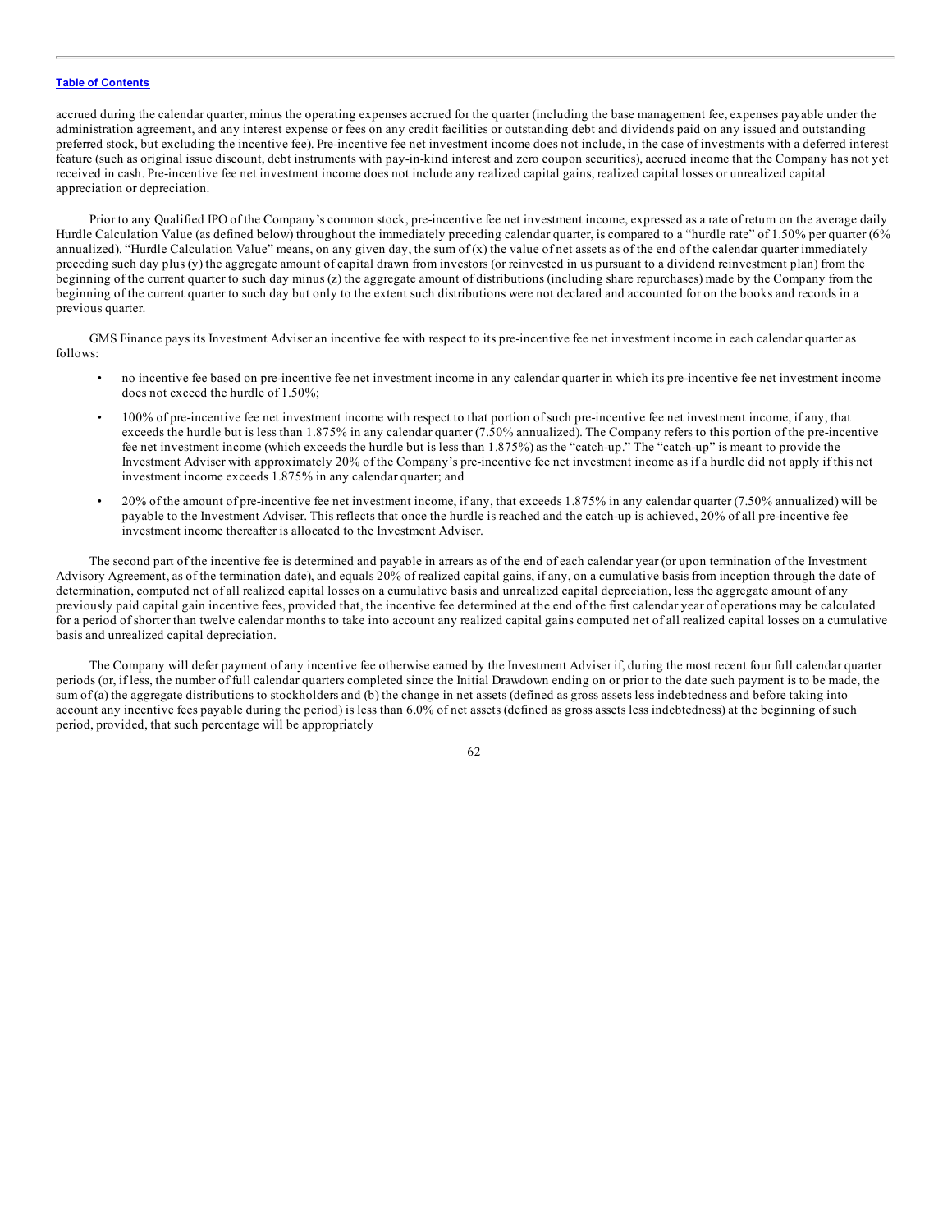accrued during the calendar quarter, minus the operating expenses accrued for the quarter (including the base management fee, expenses payable under the administration agreement, and any interest expense or fees on any credit facilities or outstanding debt and dividends paid on any issued and outstanding preferred stock, but excluding the incentive fee). Pre-incentive fee net investment income does not include, in the case of investments with a deferred interest feature (such as original issue discount, debt instruments with pay-in-kind interest and zero coupon securities), accrued income that the Company has not yet received in cash. Pre-incentive fee net investment income does not include any realized capital gains, realized capital losses or unrealized capital appreciation or depreciation.

Prior to any Qualified IPO of the Company's common stock, pre-incentive fee net investment income, expressed as a rate of return on the average daily Hurdle Calculation Value (as defined below) throughout the immediately preceding calendar quarter, is compared to a "hurdle rate" of 1.50% per quarter (6% annualized). "Hurdle Calculation Value" means, on any given day, the sum of (x) the value of net assets as of the end of the calendar quarter immediately preceding such day plus (y) the aggregate amount of capital drawn from investors (or reinvested in us pursuant to a dividend reinvestment plan) from the beginning of the current quarter to such day minus (z) the aggregate amount of distributions (including share repurchases) made by the Company from the beginning of the current quarter to such day but only to the extent such distributions were not declared and accounted for on the books and records in a previous quarter.

GMS Finance pays its Investment Adviser an incentive fee with respect to its pre-incentive fee net investment income in each calendar quarter as follows:

- no incentive fee based on pre-incentive fee net investment income in any calendar quarter in which its pre-incentive fee net investment income does not exceed the hurdle of 1.50%;
- 100% of pre-incentive fee net investment income with respect to that portion of such pre-incentive fee net investment income, if any, that exceeds the hurdle but is less than 1.875% in any calendar quarter (7.50% annualized). The Company refers to this portion of the pre-incentive fee net investment income (which exceeds the hurdle but is less than 1.875%) as the "catch-up." The "catch-up" is meant to provide the Investment Adviser with approximately 20% of the Company's pre-incentive fee net investment income as if a hurdle did not apply if this net investment income exceeds 1.875% in any calendar quarter; and
- 20% of the amount of pre-incentive fee net investment income, if any, that exceeds 1.875% in any calendar quarter (7.50% annualized) will be payable to the Investment Adviser. This reflects that once the hurdle is reached and the catch-up is achieved, 20% of all pre-incentive fee investment income thereafter is allocated to the Investment Adviser.

The second part of the incentive fee is determined and payable in arrears as of the end of each calendar year (or upon termination of the Investment Advisory Agreement, as of the termination date), and equals 20% of realized capital gains, if any, on a cumulative basis from inception through the date of determination, computed net of all realized capital losses on a cumulative basis and unrealized capital depreciation, less the aggregate amount of any previously paid capital gain incentive fees, provided that, the incentive fee determined at the end of the first calendar year of operations may be calculated for a period of shorter than twelve calendar months to take into account any realized capital gains computed net of all realized capital losses on a cumulative basis and unrealized capital depreciation.

The Company will defer payment of any incentive fee otherwise earned by the Investment Adviser if, during the most recent four full calendar quarter periods (or, if less, the number of full calendar quarters completed since the Initial Drawdown ending on or prior to the date such payment is to be made, the sum of (a) the aggregate distributions to stockholders and (b) the change in net assets (defined as gross assets less indebtedness and before taking into account any incentive fees payable during the period) is less than 6.0% of net assets (defined as gross assets less indebtedness) at the beginning of such period, provided, that such percentage will be appropriately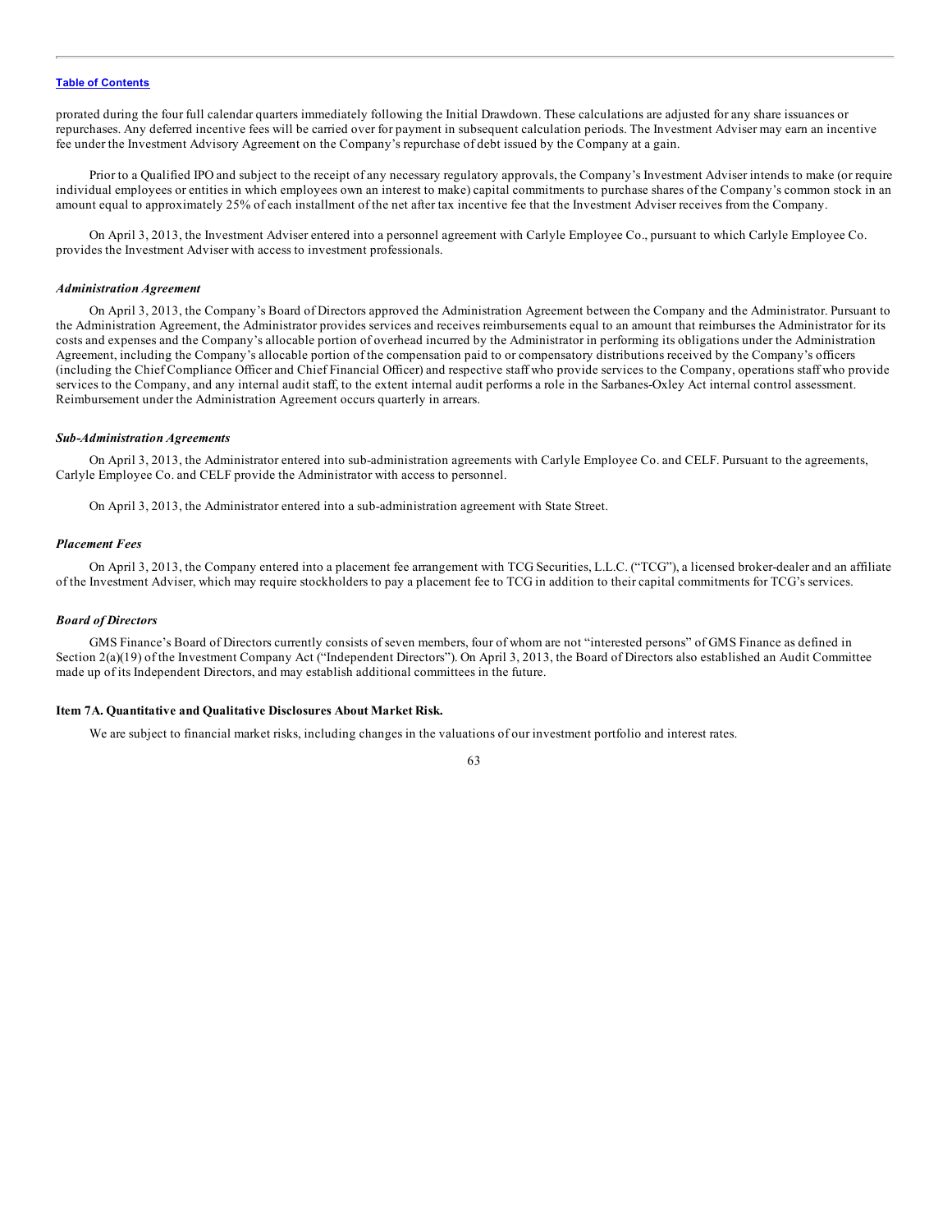prorated during the four full calendar quarters immediately following the Initial Drawdown. These calculations are adjusted for any share issuances or repurchases. Any deferred incentive fees will be carried over for payment in subsequent calculation periods. The Investment Adviser may earn an incentive fee under the Investment Advisory Agreement on the Company's repurchase of debt issued by the Company at a gain.

Prior to a Qualified IPO and subject to the receipt of any necessary regulatory approvals, the Company's Investment Adviser intends to make (or require individual employees or entities in which employees own an interest to make) capital commitments to purchase shares of the Company's common stock in an amount equal to approximately 25% of each installment of the net after tax incentive fee that the Investment Adviser receives from the Company.

On April 3, 2013, the Investment Adviser entered into a personnel agreement with Carlyle Employee Co., pursuant to which Carlyle Employee Co. provides the Investment Adviser with access to investment professionals.

### *Administration Agreement*

On April 3, 2013, the Company's Board of Directors approved the Administration Agreement between the Company and the Administrator. Pursuant to the Administration Agreement, the Administrator provides services and receives reimbursements equal to an amount that reimburses the Administrator for its costs and expenses and the Company's allocable portion of overhead incurred by the Administrator in performing its obligations under the Administration Agreement, including the Company's allocable portion of the compensation paid to or compensatory distributions received by the Company's officers (including the Chief Compliance Officer and Chief Financial Officer) and respective staff who provide services to the Company, operations staff who provide services to the Company, and any internal audit staff, to the extent internal audit performs a role in the Sarbanes-Oxley Act internal control assessment. Reimbursement under the Administration Agreement occurs quarterly in arrears.

### *Sub-Administration Agreements*

On April 3, 2013, the Administrator entered into sub-administration agreements with Carlyle Employee Co. and CELF. Pursuant to the agreements, Carlyle Employee Co. and CELF provide the Administrator with access to personnel.

On April 3, 2013, the Administrator entered into a sub-administration agreement with State Street.

### *Placement Fees*

On April 3, 2013, the Company entered into a placement fee arrangement with TCG Securities, L.L.C. ("TCG"), a licensed broker-dealer and an affiliate of the Investment Adviser, which may require stockholders to pay a placement fee to TCG in addition to their capital commitments for TCG's services.

### *Board of Directors*

GMS Finance's Board of Directors currently consists of seven members, four of whom are not "interested persons" of GMS Finance as defined in Section 2(a)(19) of the Investment Company Act ("Independent Directors"). On April 3, 2013, the Board of Directors also established an Audit Committee made up of its Independent Directors, and may establish additional committees in the future.

## Item 7A. Quantitative and Qualitative Disclosures About Market Risk.

We are subject to financial market risks, including changes in the valuations of our investment portfolio and interest rates.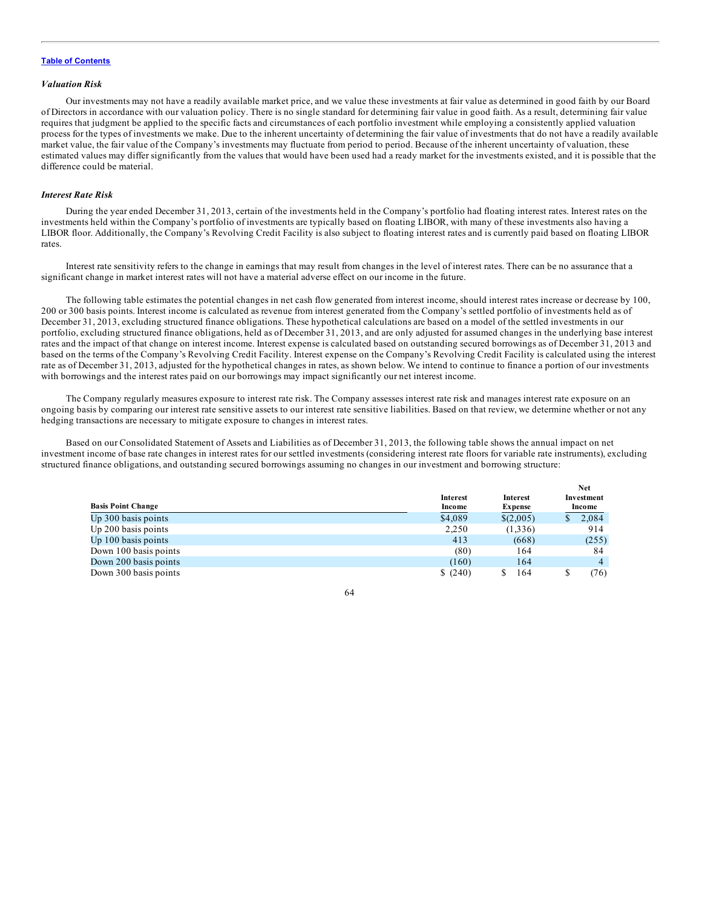### *Valuation Risk*

Our investments may not have a readily available market price, and we value these investments at fair value as determined in good faith by our Board of Directors in accordance with our valuation policy. There is no single standard for determining fair value in good faith. As a result, determining fair value requires that judgment be applied to the specific facts and circumstances of each portfolio investment while employing a consistently applied valuation process for the types of investments we make. Due to the inherent uncertainty of determining the fair value of investments that do not have a readily available market value, the fair value of the Company's investments may fluctuate from period to period. Because of the inherent uncertainty of valuation, these estimated values may differ significantly from the values that would have been used had a ready market for the investments existed, and it is possible that the difference could be material.

### *Interest Rate Risk*

During the year ended December 31, 2013, certain of the investments held in the Company's portfolio had floating interest rates. Interest rates on the investments held within the Company's portfolio of investments are typically based on floating LIBOR, with many of these investments also having a LIBOR floor. Additionally, the Company's Revolving Credit Facility is also subject to floating interest rates and is currently paid based on floating LIBOR rates.

Interest rate sensitivity refers to the change in earnings that may result from changes in the level of interest rates. There can be no assurance that a significant change in market interest rates will not have a material adverse effect on our income in the future.

The following table estimates the potential changes in net cash flow generated from interest income, should interest rates increase or decrease by 100, 200 or 300 basis points. Interest income is calculated as revenue from interest generated from the Company's settled portfolio of investments held as of December 31, 2013, excluding structured finance obligations. These hypothetical calculations are based on a model of the settled investments in our portfolio, excluding structured finance obligations, held as of December 31, 2013, and are only adjusted for assumed changes in the underlying base interest rates and the impact of that change on interest income. Interest expense is calculated based on outstanding secured borrowings as of December 31, 2013 and based on the terms of the Company's Revolving Credit Facility. Interest expense on the Company's Revolving Credit Facility is calculated using the interest rate as of December 31, 2013, adjusted for the hypothetical changes in rates, as shown below. We intend to continue to finance a portion of our investments with borrowings and the interest rates paid on our borrowings may impact significantly our net interest income.

The Company regularly measures exposure to interest rate risk. The Company assesses interest rate risk and manages interest rate exposure on an ongoing basis by comparing our interest rate sensitive assets to our interest rate sensitive liabilities. Based on that review, we determine whether or not any hedging transactions are necessary to mitigate exposure to changes in interest rates.

Based on our Consolidated Statement of Assets and Liabilities as of December 31, 2013, the following table shows the annual impact on net investment income of base rate changes in interest rates for our settled investments (considering interest rate floors for variable rate instruments), excluding structured finance obligations, and outstanding secured borrowings assuming no changes in our investment and borrowing structure:

| Basis Point Change | Interest Income | Interest Expense | Net Investment Income |
|---|---|---|---|
| Up 300 basis points | $4,089 | $(2,005) | $ 2,084 |
| Up 200 basis points | 2,250 | (1,336) | 914 |
| Up 100 basis points | 413 | (668) | (255) |
| Down 100 basis points | (80) | 164 | 84 |
| Down 200 basis points | (160) | 164 | 4 |
| Down 300 basis points | $ (240) | $ 164 | $ (76) |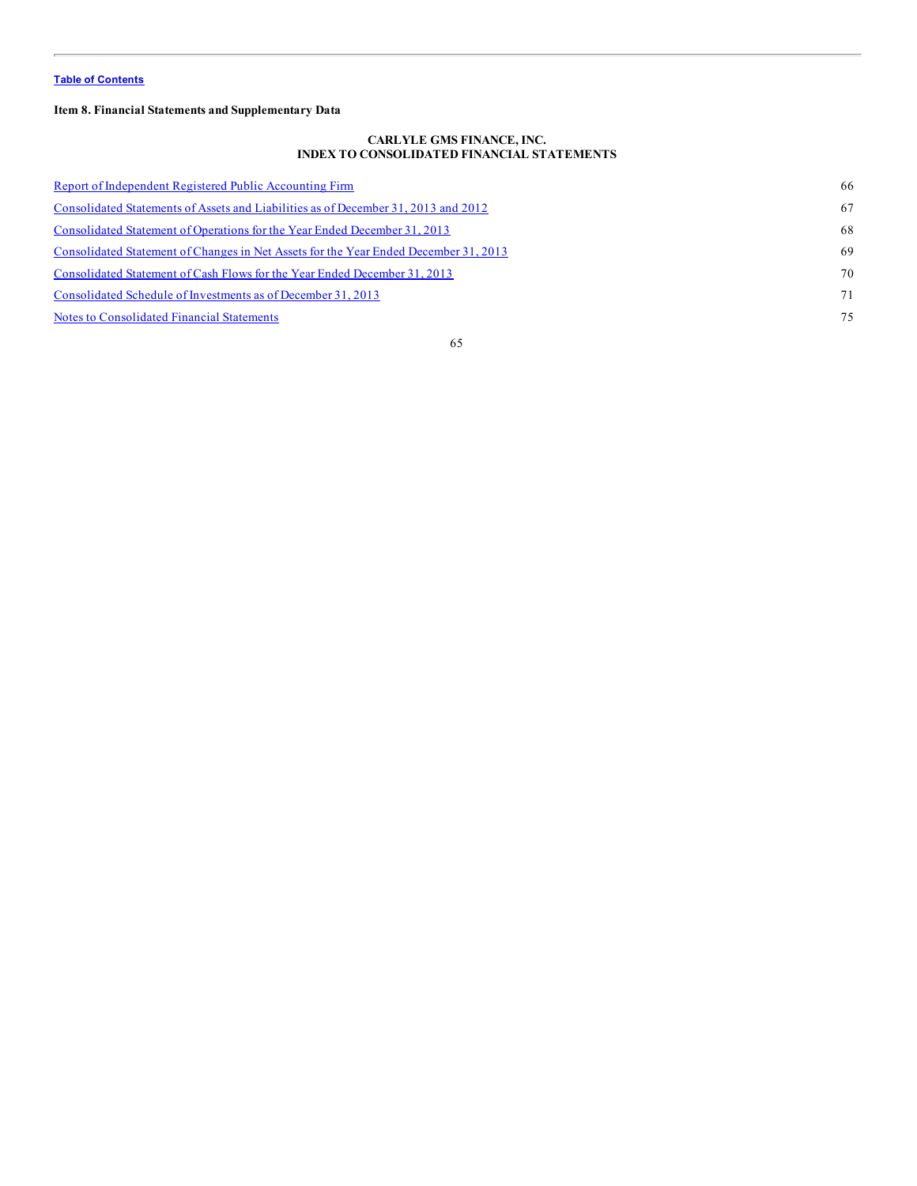Table of Contents

**Item 8. Financial Statements and Supplementary Data**

**CARLYLE GMS FINANCE, INC.**
**INDEX TO CONSOLIDATED FINANCIAL STATEMENTS**

| | |
|---|---|
| Report of Independent Registered Public Accounting Firm | 66 |
| Consolidated Statements of Assets and Liabilities as of December 31, 2013 and 2012 | 67 |
| Consolidated Statement of Operations for the Year Ended December 31, 2013 | 68 |
| Consolidated Statement of Changes in Net Assets for the Year Ended December 31, 2013 | 69 |
| Consolidated Statement of Cash Flows for the Year Ended December 31, 2013 | 70 |
| Consolidated Schedule of Investments as of December 31, 2013 | 71 |
| Notes to Consolidated Financial Statements | 75 |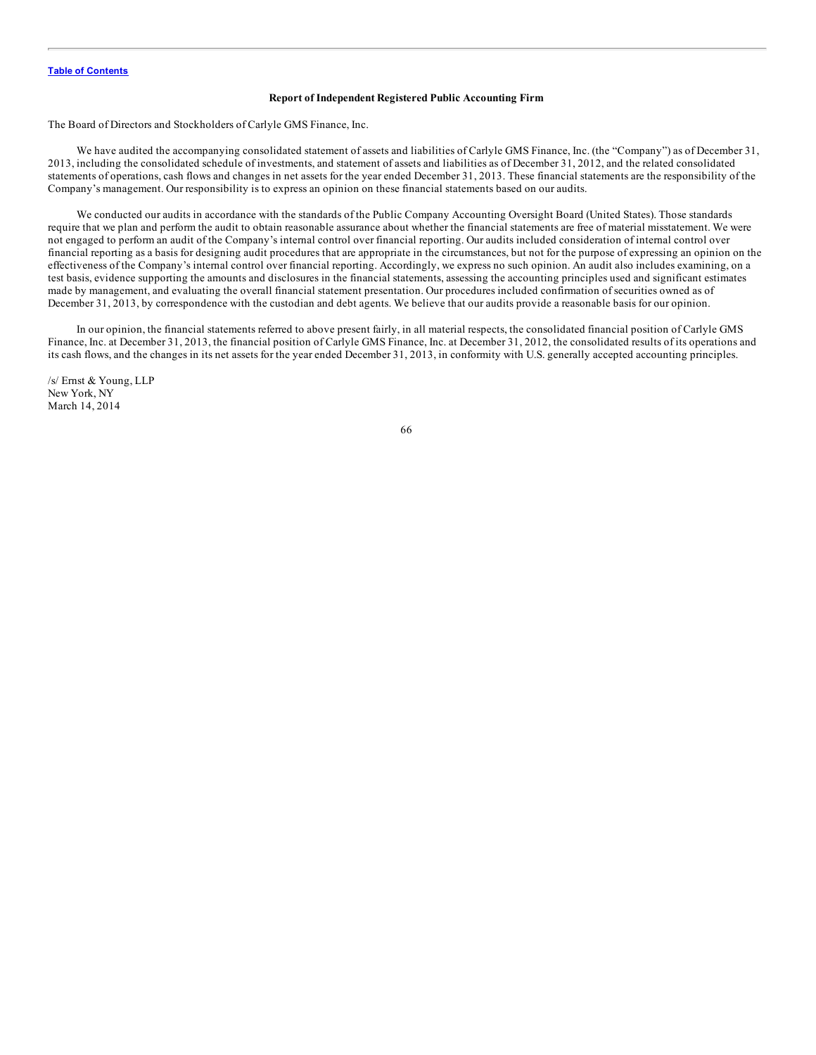[Table of Contents](#)

## Report of Independent Registered Public Accounting Firm

The Board of Directors and Stockholders of Carlyle GMS Finance, Inc.

We have audited the accompanying consolidated statement of assets and liabilities of Carlyle GMS Finance, Inc. (the "Company") as of December 31, 2013, including the consolidated schedule of investments, and statement of assets and liabilities as of December 31, 2012, and the related consolidated statements of operations, cash flows and changes in net assets for the year ended December 31, 2013. These financial statements are the responsibility of the Company's management. Our responsibility is to express an opinion on these financial statements based on our audits.

We conducted our audits in accordance with the standards of the Public Company Accounting Oversight Board (United States). Those standards require that we plan and perform the audit to obtain reasonable assurance about whether the financial statements are free of material misstatement. We were not engaged to perform an audit of the Company's internal control over financial reporting. Our audits included consideration of internal control over financial reporting as a basis for designing audit procedures that are appropriate in the circumstances, but not for the purpose of expressing an opinion on the effectiveness of the Company's internal control over financial reporting. Accordingly, we express no such opinion. An audit also includes examining, on a test basis, evidence supporting the amounts and disclosures in the financial statements, assessing the accounting principles used and significant estimates made by management, and evaluating the overall financial statement presentation. Our procedures included confirmation of securities owned as of December 31, 2013, by correspondence with the custodian and debt agents. We believe that our audits provide a reasonable basis for our opinion.

In our opinion, the financial statements referred to above present fairly, in all material respects, the consolidated financial position of Carlyle GMS Finance, Inc. at December 31, 2013, the financial position of Carlyle GMS Finance, Inc. at December 31, 2012, the consolidated results of its operations and its cash flows, and the changes in its net assets for the year ended December 31, 2013, in conformity with U.S. generally accepted accounting principles.

/s/ Ernst & Young, LLP
New York, NY
March 14, 2014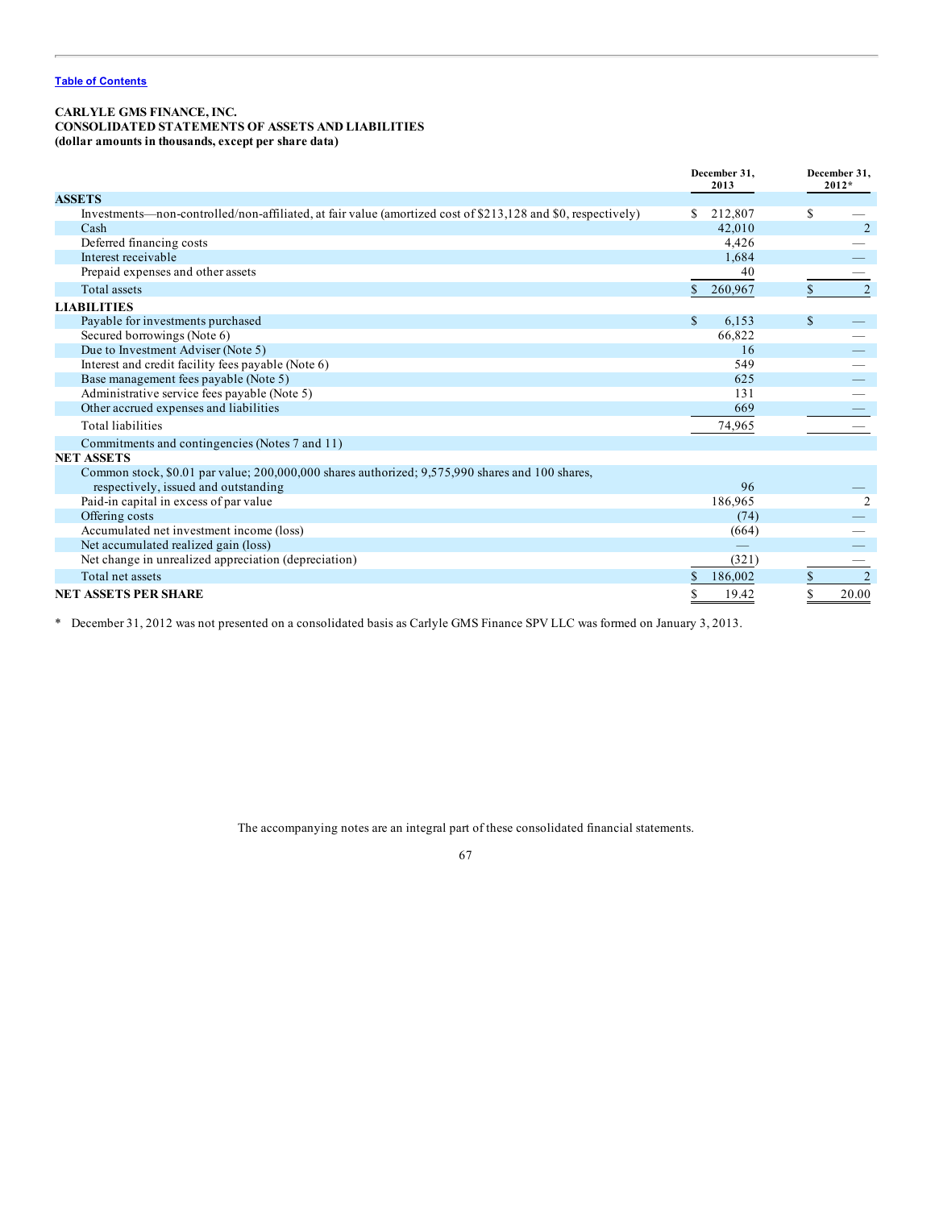Table of Contents

**CARLYLE GMS FINANCE, INC.**
**CONSOLIDATED STATEMENTS OF ASSETS AND LIABILITIES**
**(dollar amounts in thousands, except per share data)**

| | December 31, 2013 | December 31, 2012* |
|---|---|---|
| **ASSETS** | | |
| Investments—non-controlled/non-affiliated, at fair value (amortized cost of $213,128 and $0, respectively) | $ 212,807 | $ — |
| Cash | 42,010 | 2 |
| Deferred financing costs | 4,426 | — |
| Interest receivable | 1,684 | — |
| Prepaid expenses and other assets | 40 | — |
| Total assets | $ 260,967 | $ 2 |
| **LIABILITIES** | | |
| Payable for investments purchased | $ 6,153 | $ — |
| Secured borrowings (Note 6) | 66,822 | — |
| Due to Investment Adviser (Note 5) | 16 | — |
| Interest and credit facility fees payable (Note 6) | 549 | — |
| Base management fees payable (Note 5) | 625 | — |
| Administrative service fees payable (Note 5) | 131 | — |
| Other accrued expenses and liabilities | 669 | — |
| Total liabilities | 74,965 | — |
| Commitments and contingencies (Notes 7 and 11) | | |
| **NET ASSETS** | | |
| Common stock, $0.01 par value; 200,000,000 shares authorized; 9,575,990 shares and 100 shares, respectively, issued and outstanding | 96 | — |
| Paid-in capital in excess of par value | 186,965 | 2 |
| Offering costs | (74) | — |
| Accumulated net investment income (loss) | (664) | — |
| Net accumulated realized gain (loss) | — | — |
| Net change in unrealized appreciation (depreciation) | (321) | — |
| Total net assets | $ 186,002 | $ 2 |
| **NET ASSETS PER SHARE** | $ 19.42 | $ 20.00 |

* December 31, 2012 was not presented on a consolidated basis as Carlyle GMS Finance SPV LLC was formed on January 3, 2013.

The accompanying notes are an integral part of these consolidated financial statements.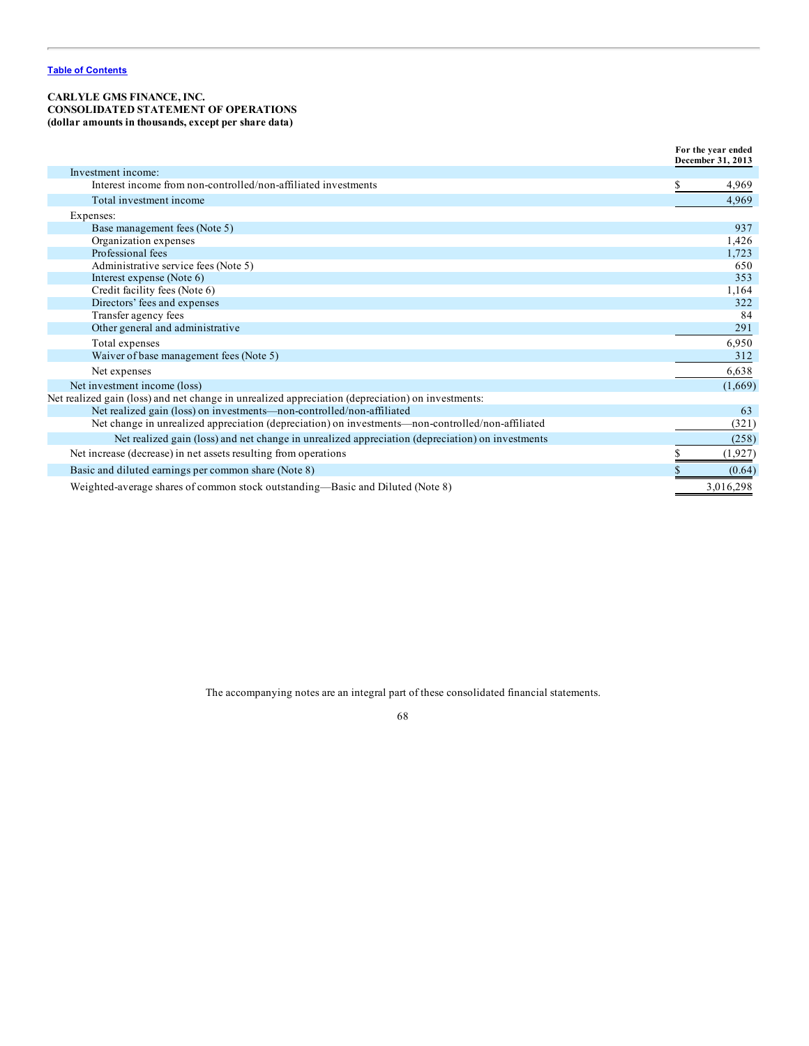Table of Contents

**CARLYLE GMS FINANCE, INC.**
**CONSOLIDATED STATEMENT OF OPERATIONS**
**(dollar amounts in thousands, except per share data)**

| | For the year ended December 31, 2013 |
|---|---|
| Investment income: | |
| Interest income from non-controlled/non-affiliated investments | $ 4,969 |
| Total investment income | 4,969 |
| Expenses: | |
| Base management fees (Note 5) | 937 |
| Organization expenses | 1,426 |
| Professional fees | 1,723 |
| Administrative service fees (Note 5) | 650 |
| Interest expense (Note 6) | 353 |
| Credit facility fees (Note 6) | 1,164 |
| Directors' fees and expenses | 322 |
| Transfer agency fees | 84 |
| Other general and administrative | 291 |
| Total expenses | 6,950 |
| Waiver of base management fees (Note 5) | 312 |
| Net expenses | 6,638 |
| Net investment income (loss) | (1,669) |
| Net realized gain (loss) and net change in unrealized appreciation (depreciation) on investments: | |
| Net realized gain (loss) on investments—non-controlled/non-affiliated | 63 |
| Net change in unrealized appreciation (depreciation) on investments—non-controlled/non-affiliated | (321) |
| Net realized gain (loss) and net change in unrealized appreciation (depreciation) on investments | (258) |
| Net increase (decrease) in net assets resulting from operations | $ (1,927) |
| Basic and diluted earnings per common share (Note 8) | $ (0.64) |
| Weighted-average shares of common stock outstanding—Basic and Diluted (Note 8) | 3,016,298 |

The accompanying notes are an integral part of these consolidated financial statements.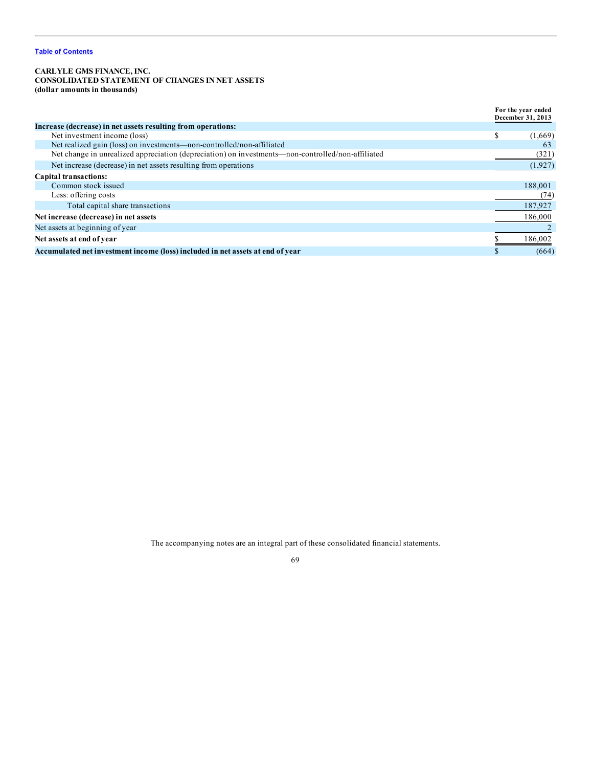[Table of Contents](#)

**CARLYLE GMS FINANCE, INC.**
**CONSOLIDATED STATEMENT OF CHANGES IN NET ASSETS**
**(dollar amounts in thousands)**

| | For the year ended December 31, 2013 |
|---|---|
| **Increase (decrease) in net assets resulting from operations:** | |
| Net investment income (loss) | $ (1,669) |
| Net realized gain (loss) on investments—non-controlled/non-affiliated | 63 |
| Net change in unrealized appreciation (depreciation) on investments—non-controlled/non-affiliated | (321) |
| Net increase (decrease) in net assets resulting from operations | (1,927) |
| **Capital transactions:** | |
| Common stock issued | 188,001 |
| Less: offering costs | (74) |
| Total capital share transactions | 187,927 |
| **Net increase (decrease) in net assets** | 186,000 |
| Net assets at beginning of year | 2 |
| **Net assets at end of year** | $ 186,002 |
| **Accumulated net investment income (loss) included in net assets at end of year** | $ (664) |

The accompanying notes are an integral part of these consolidated financial statements.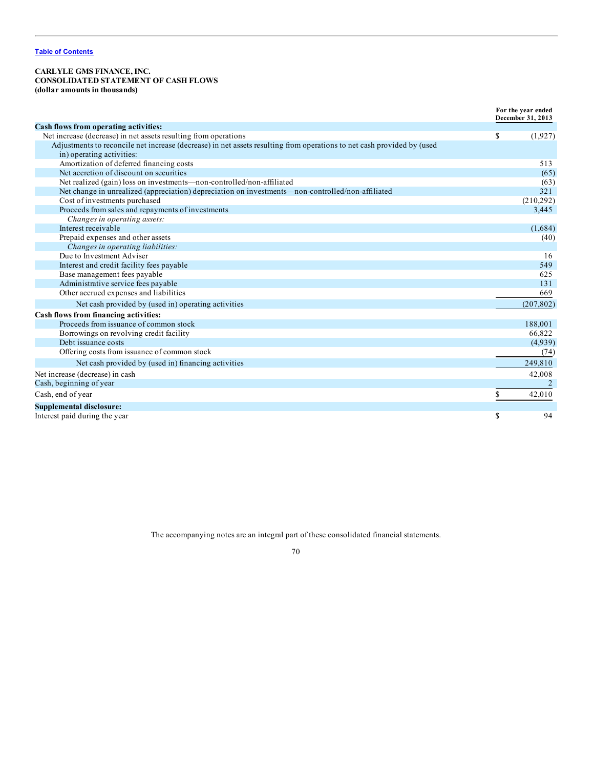[Table of Contents]

**CARLYLE GMS FINANCE, INC.**
**CONSOLIDATED STATEMENT OF CASH FLOWS**
**(dollar amounts in thousands)**

| | For the year ended December 31, 2013 |
|---|---|
| **Cash flows from operating activities:** | |
| Net increase (decrease) in net assets resulting from operations | $ (1,927) |
| Adjustments to reconcile net increase (decrease) in net assets resulting from operations to net cash provided by (used in) operating activities: | |
| Amortization of deferred financing costs | 513 |
| Net accretion of discount on securities | (65) |
| Net realized (gain) loss on investments—non-controlled/non-affiliated | (63) |
| Net change in unrealized (appreciation) depreciation on investments—non-controlled/non-affiliated | 321 |
| Cost of investments purchased | (210,292) |
| Proceeds from sales and repayments of investments | 3,445 |
| *Changes in operating assets:* | |
| Interest receivable | (1,684) |
| Prepaid expenses and other assets | (40) |
| *Changes in operating liabilities:* | |
| Due to Investment Adviser | 16 |
| Interest and credit facility fees payable | 549 |
| Base management fees payable | 625 |
| Administrative service fees payable | 131 |
| Other accrued expenses and liabilities | 669 |
| Net cash provided by (used in) operating activities | (207,802) |
| **Cash flows from financing activities:** | |
| Proceeds from issuance of common stock | 188,001 |
| Borrowings on revolving credit facility | 66,822 |
| Debt issuance costs | (4,939) |
| Offering costs from issuance of common stock | (74) |
| Net cash provided by (used in) financing activities | 249,810 |
| Net increase (decrease) in cash | 42,008 |
| Cash, beginning of year | 2 |
| Cash, end of year | $ 42,010 |
| **Supplemental disclosure:** | |
| Interest paid during the year | $ 94 |

The accompanying notes are an integral part of these consolidated financial statements.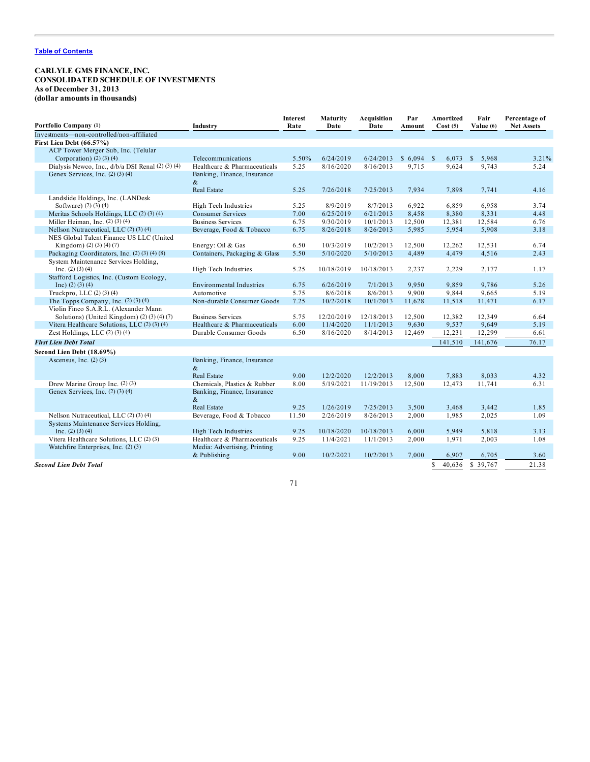Table of Contents

**CARLYLE GMS FINANCE, INC.**
**CONSOLIDATED SCHEDULE OF INVESTMENTS**
**As of December 31, 2013**
**(dollar amounts in thousands)**

| Portfolio Company (1) | Industry | Interest Rate | Maturity Date | Acquisition Date | Par Amount | Amortized Cost (5) | Fair Value (6) | Percentage of Net Assets |
|---|---|---|---|---|---|---|---|---|
| Investments—non-controlled/non-affiliated | | | | | | | | |
| **First Lien Debt (66.57%)** | | | | | | | | |
| ACP Tower Merger Sub, Inc. (Telular Corporation) (2) (3) (4) | Telecommunications | 5.50% | 6/24/2019 | 6/24/2013 | $ 6,094 | $ 6,073 | $ 5,968 | 3.21% |
| Dialysis Newco, Inc., d/b/a DSI Renal (2) (3) (4) | Healthcare & Pharmaceuticals | 5.25 | 8/16/2020 | 8/16/2013 | 9,715 | 9,624 | 9,743 | 5.24 |
| Genex Services, Inc. (2) (3) (4) | Banking, Finance, Insurance & Real Estate | 5.25 | 7/26/2018 | 7/25/2013 | 7,934 | 7,898 | 7,741 | 4.16 |
| Landslide Holdings, Inc. (LANDesk Software) (2) (3) (4) | High Tech Industries | 5.25 | 8/9/2019 | 8/7/2013 | 6,922 | 6,859 | 6,958 | 3.74 |
| Meritas Schools Holdings, LLC (2) (3) (4) | Consumer Services | 7.00 | 6/25/2019 | 6/21/2013 | 8,458 | 8,380 | 8,331 | 4.48 |
| Miller Heiman, Inc. (2) (3) (4) | Business Services | 6.75 | 9/30/2019 | 10/1/2013 | 12,500 | 12,381 | 12,584 | 6.76 |
| Nellson Nutraceutical, LLC (2) (3) (4) | Beverage, Food & Tobacco | 6.75 | 8/26/2018 | 8/26/2013 | 5,985 | 5,954 | 5,908 | 3.18 |
| NES Global Talent Finance US LLC (United Kingdom) (2) (3) (4) (7) | Energy: Oil & Gas | 6.50 | 10/3/2019 | 10/2/2013 | 12,500 | 12,262 | 12,531 | 6.74 |
| Packaging Coordinators, Inc. (2) (3) (4) (8) | Containers, Packaging & Glass | 5.50 | 5/10/2020 | 5/10/2013 | 4,489 | 4,479 | 4,516 | 2.43 |
| System Maintenance Services Holding, Inc. (2) (3) (4) | High Tech Industries | 5.25 | 10/18/2019 | 10/18/2013 | 2,237 | 2,229 | 2,177 | 1.17 |
| Stafford Logistics, Inc. (Custom Ecology, Inc) (2) (3) (4) | Environmental Industries | 6.75 | 6/26/2019 | 7/1/2013 | 9,950 | 9,859 | 9,786 | 5.26 |
| Truckpro, LLC (2) (3) (4) | Automotive | 5.75 | 8/6/2018 | 8/6/2013 | 9,900 | 9,844 | 9,665 | 5.19 |
| The Topps Company, Inc. (2) (3) (4) | Non-durable Consumer Goods | 7.25 | 10/2/2018 | 10/1/2013 | 11,628 | 11,518 | 11,471 | 6.17 |
| Violin Finco S.A.R.L. (Alexander Mann Solutions) (United Kingdom) (2) (3) (4) (7) | Business Services | 5.75 | 12/20/2019 | 12/18/2013 | 12,500 | 12,382 | 12,349 | 6.64 |
| Vitera Healthcare Solutions, LLC (2) (3) (4) | Healthcare & Pharmaceuticals | 6.00 | 11/4/2020 | 11/1/2013 | 9,630 | 9,537 | 9,649 | 5.19 |
| Zest Holdings, LLC (2) (3) (4) | Durable Consumer Goods | 6.50 | 8/16/2020 | 8/14/2013 | 12,469 | 12,231 | 12,299 | 6.61 |
| ***First Lien Debt Total*** | | | | | | 141,510 | 141,676 | 76.17 |
| **Second Lien Debt (18.69%)** | | | | | | | | |
| Ascensus, Inc. (2) (3) | Banking, Finance, Insurance & Real Estate | 9.00 | 12/2/2020 | 12/2/2013 | 8,000 | 7,883 | 8,033 | 4.32 |
| Drew Marine Group Inc. (2) (3) | Chemicals, Plastics & Rubber | 8.00 | 5/19/2021 | 11/19/2013 | 12,500 | 12,473 | 11,741 | 6.31 |
| Genex Services, Inc. (2) (3) (4) | Banking, Finance, Insurance & Real Estate | 9.25 | 1/26/2019 | 7/25/2013 | 3,500 | 3,468 | 3,442 | 1.85 |
| Nellson Nutraceutical, LLC (2) (3) (4) | Beverage, Food & Tobacco | 11.50 | 2/26/2019 | 8/26/2013 | 2,000 | 1,985 | 2,025 | 1.09 |
| Systems Maintenance Services Holding, Inc. (2) (3) (4) | High Tech Industries | 9.25 | 10/18/2020 | 10/18/2013 | 6,000 | 5,949 | 5,818 | 3.13 |
| Vitera Healthcare Solutions, LLC (2) (3) | Healthcare & Pharmaceuticals | 9.25 | 11/4/2021 | 11/1/2013 | 2,000 | 1,971 | 2,003 | 1.08 |
| Watchfire Enterprises, Inc. (2) (3) | Media: Advertising, Printing & Publishing | 9.00 | 10/2/2021 | 10/2/2013 | 7,000 | 6,907 | 6,705 | 3.60 |
| ***Second Lien Debt Total*** | | | | | | $ 40,636 | $ 39,767 | 21.38 |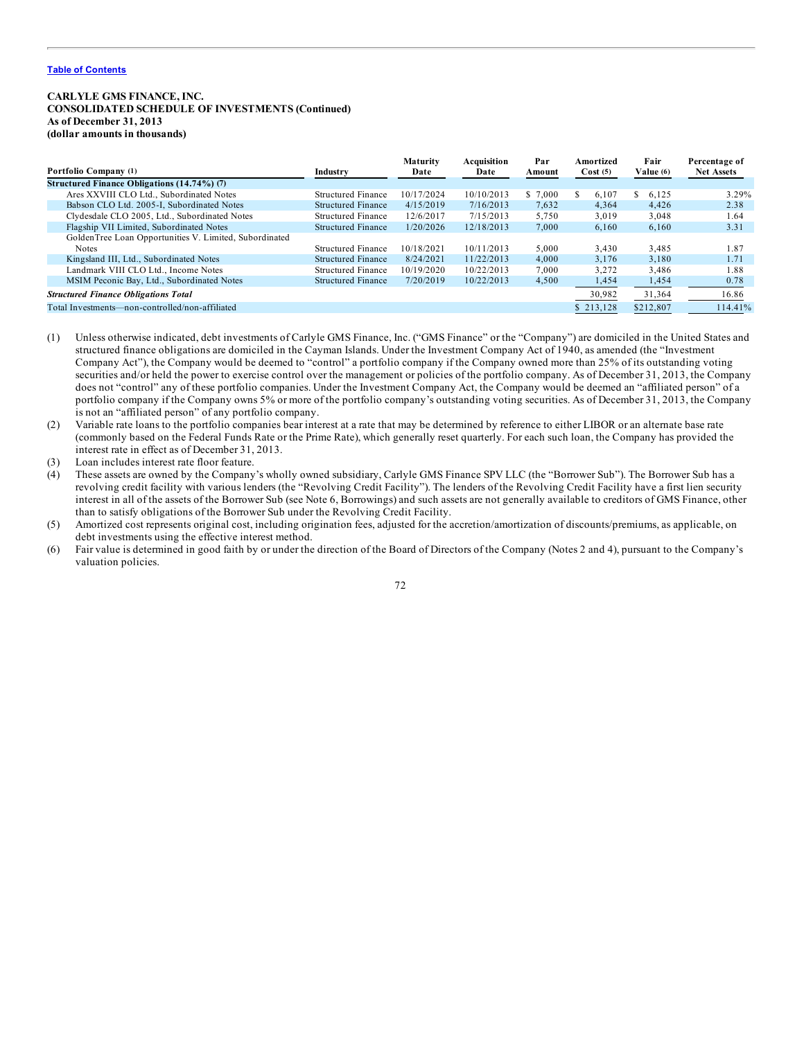[Table of Contents](#)

**CARLYLE GMS FINANCE, INC.**
**CONSOLIDATED SCHEDULE OF INVESTMENTS (Continued)**
**As of December 31, 2013**
**(dollar amounts in thousands)**

| Portfolio Company (1) | Industry | Maturity Date | Acquisition Date | Par Amount | Amortized Cost (5) | Fair Value (6) | Percentage of Net Assets |
|---|---|---|---|---|---|---|---|
| **Structured Finance Obligations (14.74%) (7)** | | | | | | | |
| Ares XXVIII CLO Ltd., Subordinated Notes | Structured Finance | 10/17/2024 | 10/10/2013 | $ 7,000 | $ 6,107 | $ 6,125 | 3.29% |
| Babson CLO Ltd. 2005-I, Subordinated Notes | Structured Finance | 4/15/2019 | 7/16/2013 | 7,632 | 4,364 | 4,426 | 2.38 |
| Clydesdale CLO 2005, Ltd., Subordinated Notes | Structured Finance | 12/6/2017 | 7/15/2013 | 5,750 | 3,019 | 3,048 | 1.64 |
| Flagship VII Limited, Subordinated Notes | Structured Finance | 1/20/2026 | 12/18/2013 | 7,000 | 6,160 | 6,160 | 3.31 |
| GoldenTree Loan Opportunities V. Limited, Subordinated Notes | Structured Finance | 10/18/2021 | 10/11/2013 | 5,000 | 3,430 | 3,485 | 1.87 |
| Kingsland III, Ltd., Subordinated Notes | Structured Finance | 8/24/2021 | 11/22/2013 | 4,000 | 3,176 | 3,180 | 1.71 |
| Landmark VIII CLO Ltd., Income Notes | Structured Finance | 10/19/2020 | 10/22/2013 | 7,000 | 3,272 | 3,486 | 1.88 |
| MSIM Peconic Bay, Ltd., Subordinated Notes | Structured Finance | 7/20/2019 | 10/22/2013 | 4,500 | 1,454 | 1,454 | 0.78 |
| ***Structured Finance Obligations Total*** | | | | | 30,982 | 31,364 | 16.86 |
| Total Investments—non-controlled/non-affiliated | | | | | $ 213,128 | $212,807 | 114.41% |

(1) Unless otherwise indicated, debt investments of Carlyle GMS Finance, Inc. ("GMS Finance" or the "Company") are domiciled in the United States and structured finance obligations are domiciled in the Cayman Islands. Under the Investment Company Act of 1940, as amended (the "Investment Company Act"), the Company would be deemed to "control" a portfolio company if the Company owned more than 25% of its outstanding voting securities and/or held the power to exercise control over the management or policies of the portfolio company. As of December 31, 2013, the Company does not "control" any of these portfolio companies. Under the Investment Company Act, the Company would be deemed an "affiliated person" of a portfolio company if the Company owns 5% or more of the portfolio company's outstanding voting securities. As of December 31, 2013, the Company is not an "affiliated person" of any portfolio company.

(2) Variable rate loans to the portfolio companies bear interest at a rate that may be determined by reference to either LIBOR or an alternate base rate (commonly based on the Federal Funds Rate or the Prime Rate), which generally reset quarterly. For each such loan, the Company has provided the interest rate in effect as of December 31, 2013.

(3) Loan includes interest rate floor feature.

(4) These assets are owned by the Company's wholly owned subsidiary, Carlyle GMS Finance SPV LLC (the "Borrower Sub"). The Borrower Sub has a revolving credit facility with various lenders (the "Revolving Credit Facility"). The lenders of the Revolving Credit Facility have a first lien security interest in all of the assets of the Borrower Sub (see Note 6, Borrowings) and such assets are not generally available to creditors of GMS Finance, other than to satisfy obligations of the Borrower Sub under the Revolving Credit Facility.

(5) Amortized cost represents original cost, including origination fees, adjusted for the accretion/amortization of discounts/premiums, as applicable, on debt investments using the effective interest method.

(6) Fair value is determined in good faith by or under the direction of the Board of Directors of the Company (Notes 2 and 4), pursuant to the Company's valuation policies.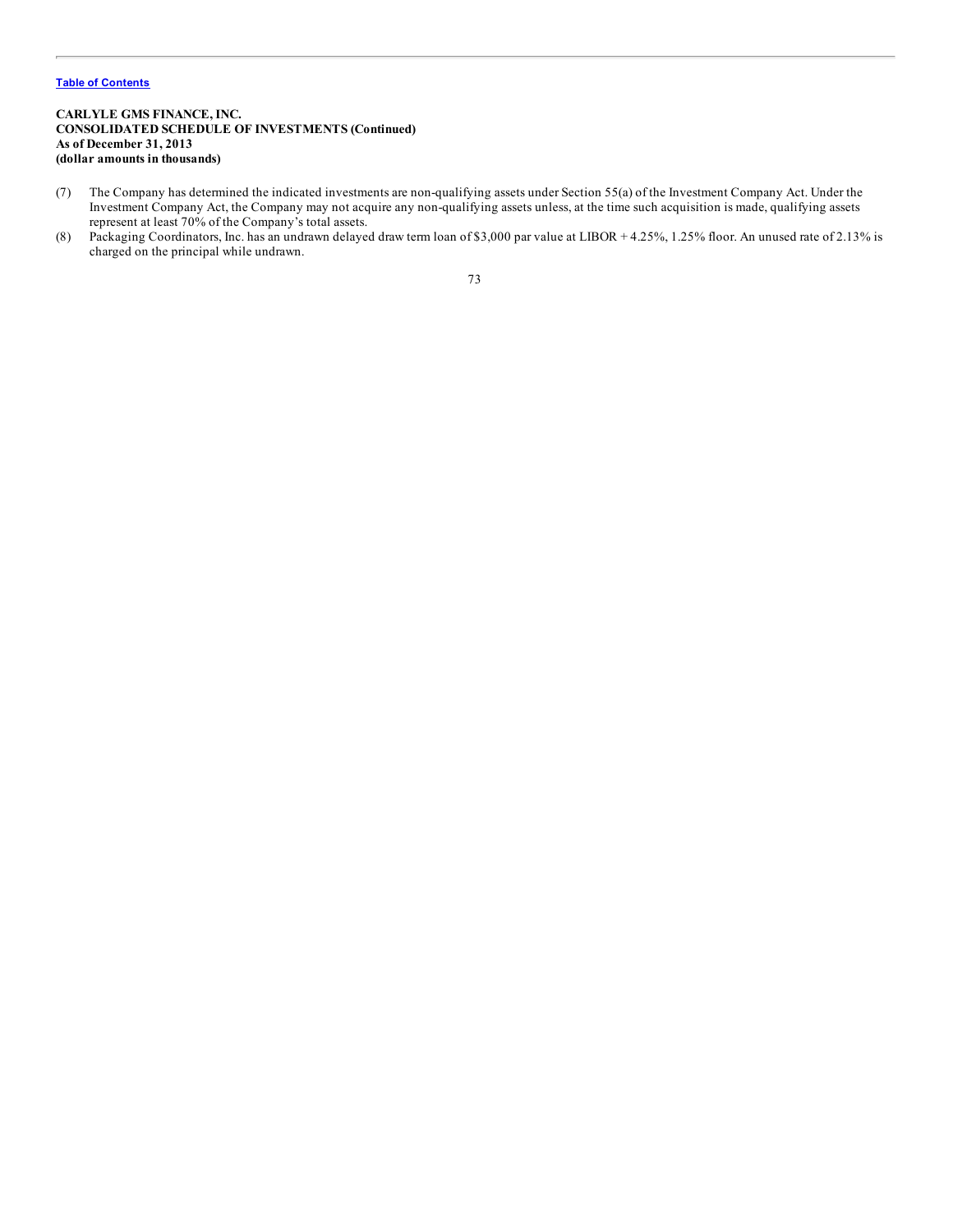**CARLYLE GMS FINANCE, INC.**
**CONSOLIDATED SCHEDULE OF INVESTMENTS (Continued)**
**As of December 31, 2013**
**(dollar amounts in thousands)**

(7) The Company has determined the indicated investments are non-qualifying assets under Section 55(a) of the Investment Company Act. Under the Investment Company Act, the Company may not acquire any non-qualifying assets unless, at the time such acquisition is made, qualifying assets represent at least 70% of the Company's total assets.

(8) Packaging Coordinators, Inc. has an undrawn delayed draw term loan of $3,000 par value at LIBOR + 4.25%, 1.25% floor. An unused rate of 2.13% is charged on the principal while undrawn.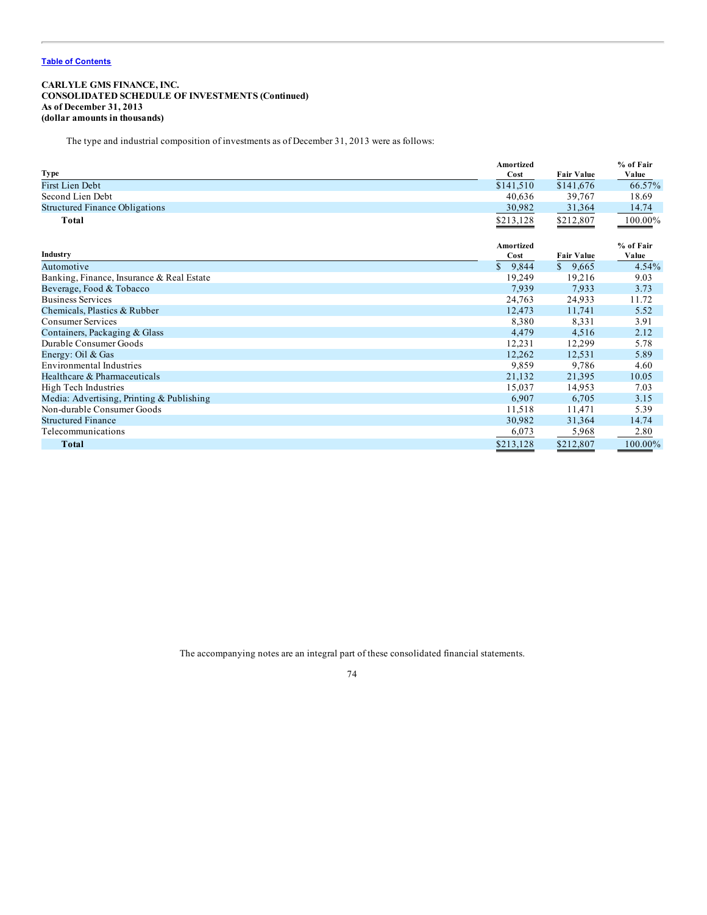[Table of Contents](#)

**CARLYLE GMS FINANCE, INC.**
**CONSOLIDATED SCHEDULE OF INVESTMENTS (Continued)**
**As of December 31, 2013**
**(dollar amounts in thousands)**

The type and industrial composition of investments as of December 31, 2013 were as follows:

| Type | Amortized Cost | Fair Value | % of Fair Value |
|---|---|---|---|
| First Lien Debt | $141,510 | $141,676 | 66.57% |
| Second Lien Debt | 40,636 | 39,767 | 18.69 |
| Structured Finance Obligations | 30,982 | 31,364 | 14.74 |
| **Total** | $213,128 | $212,807 | 100.00% |

| Industry | Amortized Cost | Fair Value | % of Fair Value |
|---|---|---|---|
| Automotive | $ 9,844 | $ 9,665 | 4.54% |
| Banking, Finance, Insurance & Real Estate | 19,249 | 19,216 | 9.03 |
| Beverage, Food & Tobacco | 7,939 | 7,933 | 3.73 |
| Business Services | 24,763 | 24,933 | 11.72 |
| Chemicals, Plastics & Rubber | 12,473 | 11,741 | 5.52 |
| Consumer Services | 8,380 | 8,331 | 3.91 |
| Containers, Packaging & Glass | 4,479 | 4,516 | 2.12 |
| Durable Consumer Goods | 12,231 | 12,299 | 5.78 |
| Energy: Oil & Gas | 12,262 | 12,531 | 5.89 |
| Environmental Industries | 9,859 | 9,786 | 4.60 |
| Healthcare & Pharmaceuticals | 21,132 | 21,395 | 10.05 |
| High Tech Industries | 15,037 | 14,953 | 7.03 |
| Media: Advertising, Printing & Publishing | 6,907 | 6,705 | 3.15 |
| Non-durable Consumer Goods | 11,518 | 11,471 | 5.39 |
| Structured Finance | 30,982 | 31,364 | 14.74 |
| Telecommunications | 6,073 | 5,968 | 2.80 |
| **Total** | $213,128 | $212,807 | 100.00% |

The accompanying notes are an integral part of these consolidated financial statements.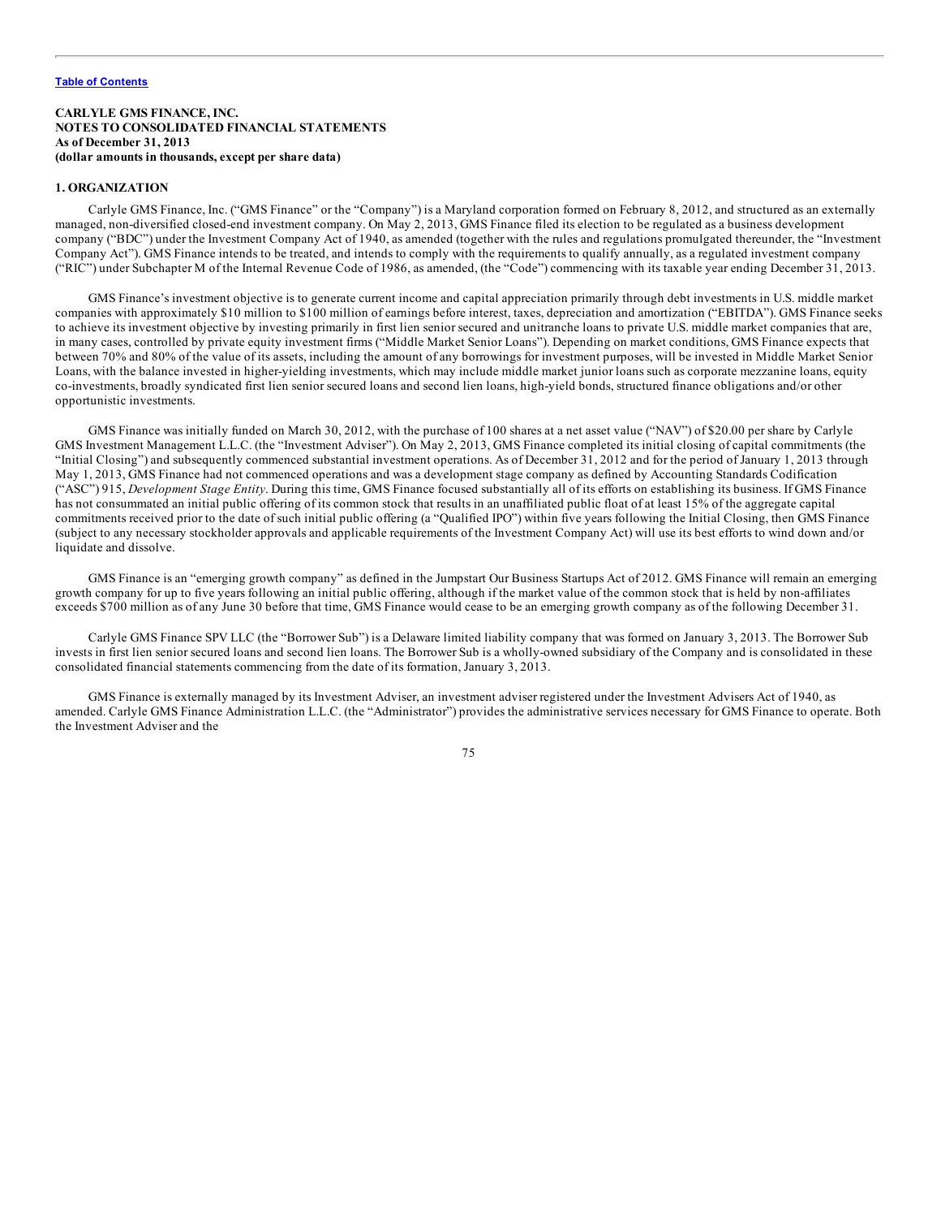**CARLYLE GMS FINANCE, INC.**
**NOTES TO CONSOLIDATED FINANCIAL STATEMENTS**
**As of December 31, 2013**
**(dollar amounts in thousands, except per share data)**

## 1. ORGANIZATION

Carlyle GMS Finance, Inc. ("GMS Finance" or the "Company") is a Maryland corporation formed on February 8, 2012, and structured as an externally managed, non-diversified closed-end investment company. On May 2, 2013, GMS Finance filed its election to be regulated as a business development company ("BDC") under the Investment Company Act of 1940, as amended (together with the rules and regulations promulgated thereunder, the "Investment Company Act"). GMS Finance intends to be treated, and intends to comply with the requirements to qualify annually, as a regulated investment company ("RIC") under Subchapter M of the Internal Revenue Code of 1986, as amended, (the "Code") commencing with its taxable year ending December 31, 2013.

GMS Finance's investment objective is to generate current income and capital appreciation primarily through debt investments in U.S. middle market companies with approximately $10 million to $100 million of earnings before interest, taxes, depreciation and amortization ("EBITDA"). GMS Finance seeks to achieve its investment objective by investing primarily in first lien senior secured and unitranche loans to private U.S. middle market companies that are, in many cases, controlled by private equity investment firms ("Middle Market Senior Loans"). Depending on market conditions, GMS Finance expects that between 70% and 80% of the value of its assets, including the amount of any borrowings for investment purposes, will be invested in Middle Market Senior Loans, with the balance invested in higher-yielding investments, which may include middle market junior loans such as corporate mezzanine loans, equity co-investments, broadly syndicated first lien senior secured loans and second lien loans, high-yield bonds, structured finance obligations and/or other opportunistic investments.

GMS Finance was initially funded on March 30, 2012, with the purchase of 100 shares at a net asset value ("NAV") of $20.00 per share by Carlyle GMS Investment Management L.L.C. (the "Investment Adviser"). On May 2, 2013, GMS Finance completed its initial closing of capital commitments (the "Initial Closing") and subsequently commenced substantial investment operations. As of December 31, 2012 and for the period of January 1, 2013 through May 1, 2013, GMS Finance had not commenced operations and was a development stage company as defined by Accounting Standards Codification ("ASC") 915, *Development Stage Entity*. During this time, GMS Finance focused substantially all of its efforts on establishing its business. If GMS Finance has not consummated an initial public offering of its common stock that results in an unaffiliated public float of at least 15% of the aggregate capital commitments received prior to the date of such initial public offering (a "Qualified IPO") within five years following the Initial Closing, then GMS Finance (subject to any necessary stockholder approvals and applicable requirements of the Investment Company Act) will use its best efforts to wind down and/or liquidate and dissolve.

GMS Finance is an "emerging growth company" as defined in the Jumpstart Our Business Startups Act of 2012. GMS Finance will remain an emerging growth company for up to five years following an initial public offering, although if the market value of the common stock that is held by non-affiliates exceeds $700 million as of any June 30 before that time, GMS Finance would cease to be an emerging growth company as of the following December 31.

Carlyle GMS Finance SPV LLC (the "Borrower Sub") is a Delaware limited liability company that was formed on January 3, 2013. The Borrower Sub invests in first lien senior secured loans and second lien loans. The Borrower Sub is a wholly-owned subsidiary of the Company and is consolidated in these consolidated financial statements commencing from the date of its formation, January 3, 2013.

GMS Finance is externally managed by its Investment Adviser, an investment adviser registered under the Investment Advisers Act of 1940, as amended. Carlyle GMS Finance Administration L.L.C. (the "Administrator") provides the administrative services necessary for GMS Finance to operate. Both the Investment Adviser and the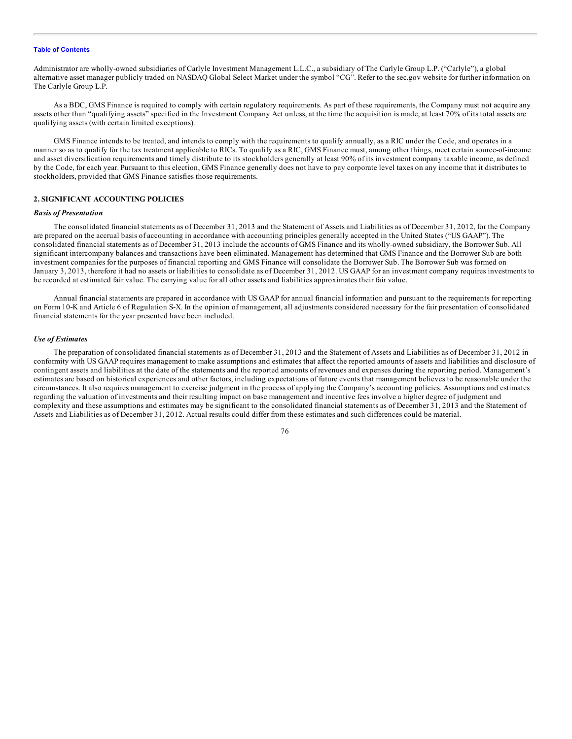Administrator are wholly-owned subsidiaries of Carlyle Investment Management L.L.C., a subsidiary of The Carlyle Group L.P. ("Carlyle"), a global alternative asset manager publicly traded on NASDAQ Global Select Market under the symbol "CG". Refer to the sec.gov website for further information on The Carlyle Group L.P.

As a BDC, GMS Finance is required to comply with certain regulatory requirements. As part of these requirements, the Company must not acquire any assets other than "qualifying assets" specified in the Investment Company Act unless, at the time the acquisition is made, at least 70% of its total assets are qualifying assets (with certain limited exceptions).

GMS Finance intends to be treated, and intends to comply with the requirements to qualify annually, as a RIC under the Code, and operates in a manner so as to qualify for the tax treatment applicable to RICs. To qualify as a RIC, GMS Finance must, among other things, meet certain source-of-income and asset diversification requirements and timely distribute to its stockholders generally at least 90% of its investment company taxable income, as defined by the Code, for each year. Pursuant to this election, GMS Finance generally does not have to pay corporate level taxes on any income that it distributes to stockholders, provided that GMS Finance satisfies those requirements.

## 2. SIGNIFICANT ACCOUNTING POLICIES

### *Basis of Presentation*

The consolidated financial statements as of December 31, 2013 and the Statement of Assets and Liabilities as of December 31, 2012, for the Company are prepared on the accrual basis of accounting in accordance with accounting principles generally accepted in the United States ("US GAAP"). The consolidated financial statements as of December 31, 2013 include the accounts of GMS Finance and its wholly-owned subsidiary, the Borrower Sub. All significant intercompany balances and transactions have been eliminated. Management has determined that GMS Finance and the Borrower Sub are both investment companies for the purposes of financial reporting and GMS Finance will consolidate the Borrower Sub. The Borrower Sub was formed on January 3, 2013, therefore it had no assets or liabilities to consolidate as of December 31, 2012. US GAAP for an investment company requires investments to be recorded at estimated fair value. The carrying value for all other assets and liabilities approximates their fair value.

Annual financial statements are prepared in accordance with US GAAP for annual financial information and pursuant to the requirements for reporting on Form 10-K and Article 6 of Regulation S-X. In the opinion of management, all adjustments considered necessary for the fair presentation of consolidated financial statements for the year presented have been included.

### *Use of Estimates*

The preparation of consolidated financial statements as of December 31, 2013 and the Statement of Assets and Liabilities as of December 31, 2012 in conformity with US GAAP requires management to make assumptions and estimates that affect the reported amounts of assets and liabilities and disclosure of contingent assets and liabilities at the date of the statements and the reported amounts of revenues and expenses during the reporting period. Management's estimates are based on historical experiences and other factors, including expectations of future events that management believes to be reasonable under the circumstances. It also requires management to exercise judgment in the process of applying the Company's accounting policies. Assumptions and estimates regarding the valuation of investments and their resulting impact on base management and incentive fees involve a higher degree of judgment and complexity and these assumptions and estimates may be significant to the consolidated financial statements as of December 31, 2013 and the Statement of Assets and Liabilities as of December 31, 2012. Actual results could differ from these estimates and such differences could be material.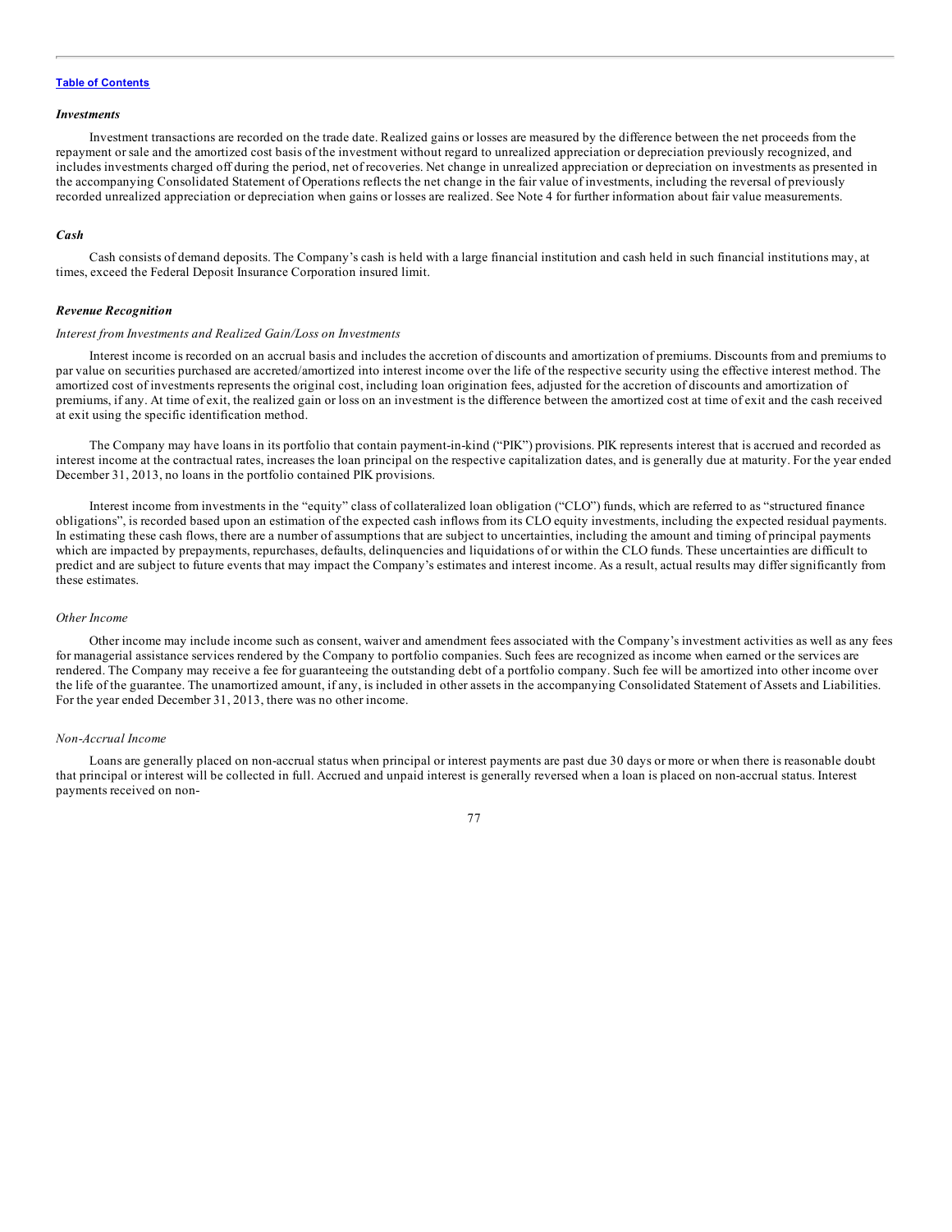*Investments*

Investment transactions are recorded on the trade date. Realized gains or losses are measured by the difference between the net proceeds from the repayment or sale and the amortized cost basis of the investment without regard to unrealized appreciation or depreciation previously recognized, and includes investments charged off during the period, net of recoveries. Net change in unrealized appreciation or depreciation on investments as presented in the accompanying Consolidated Statement of Operations reflects the net change in the fair value of investments, including the reversal of previously recorded unrealized appreciation or depreciation when gains or losses are realized. See Note 4 for further information about fair value measurements.

*Cash*

Cash consists of demand deposits. The Company's cash is held with a large financial institution and cash held in such financial institutions may, at times, exceed the Federal Deposit Insurance Corporation insured limit.

***Revenue Recognition***

*Interest from Investments and Realized Gain/Loss on Investments*

Interest income is recorded on an accrual basis and includes the accretion of discounts and amortization of premiums. Discounts from and premiums to par value on securities purchased are accreted/amortized into interest income over the life of the respective security using the effective interest method. The amortized cost of investments represents the original cost, including loan origination fees, adjusted for the accretion of discounts and amortization of premiums, if any. At time of exit, the realized gain or loss on an investment is the difference between the amortized cost at time of exit and the cash received at exit using the specific identification method.

The Company may have loans in its portfolio that contain payment-in-kind ("PIK") provisions. PIK represents interest that is accrued and recorded as interest income at the contractual rates, increases the loan principal on the respective capitalization dates, and is generally due at maturity. For the year ended December 31, 2013, no loans in the portfolio contained PIK provisions.

Interest income from investments in the "equity" class of collateralized loan obligation ("CLO") funds, which are referred to as "structured finance obligations", is recorded based upon an estimation of the expected cash inflows from its CLO equity investments, including the expected residual payments. In estimating these cash flows, there are a number of assumptions that are subject to uncertainties, including the amount and timing of principal payments which are impacted by prepayments, repurchases, defaults, delinquencies and liquidations of or within the CLO funds. These uncertainties are difficult to predict and are subject to future events that may impact the Company's estimates and interest income. As a result, actual results may differ significantly from these estimates.

*Other Income*

Other income may include income such as consent, waiver and amendment fees associated with the Company's investment activities as well as any fees for managerial assistance services rendered by the Company to portfolio companies. Such fees are recognized as income when earned or the services are rendered. The Company may receive a fee for guaranteeing the outstanding debt of a portfolio company. Such fee will be amortized into other income over the life of the guarantee. The unamortized amount, if any, is included in other assets in the accompanying Consolidated Statement of Assets and Liabilities. For the year ended December 31, 2013, there was no other income.

*Non-Accrual Income*

Loans are generally placed on non-accrual status when principal or interest payments are past due 30 days or more or when there is reasonable doubt that principal or interest will be collected in full. Accrued and unpaid interest is generally reversed when a loan is placed on non-accrual status. Interest payments received on non-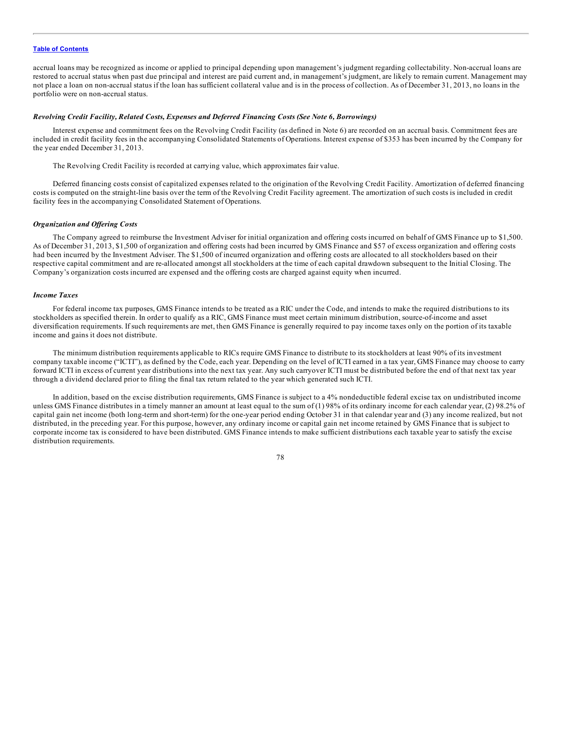accrual loans may be recognized as income or applied to principal depending upon management's judgment regarding collectability. Non-accrual loans are restored to accrual status when past due principal and interest are paid current and, in management's judgment, are likely to remain current. Management may not place a loan on non-accrual status if the loan has sufficient collateral value and is in the process of collection. As of December 31, 2013, no loans in the portfolio were on non-accrual status.

***Revolving Credit Facility, Related Costs, Expenses and Deferred Financing Costs (See Note 6, Borrowings)***

Interest expense and commitment fees on the Revolving Credit Facility (as defined in Note 6) are recorded on an accrual basis. Commitment fees are included in credit facility fees in the accompanying Consolidated Statements of Operations. Interest expense of $353 has been incurred by the Company for the year ended December 31, 2013.

The Revolving Credit Facility is recorded at carrying value, which approximates fair value.

Deferred financing costs consist of capitalized expenses related to the origination of the Revolving Credit Facility. Amortization of deferred financing costs is computed on the straight-line basis over the term of the Revolving Credit Facility agreement. The amortization of such costs is included in credit facility fees in the accompanying Consolidated Statement of Operations.

***Organization and Offering Costs***

The Company agreed to reimburse the Investment Adviser for initial organization and offering costs incurred on behalf of GMS Finance up to $1,500. As of December 31, 2013, $1,500 of organization and offering costs had been incurred by GMS Finance and $57 of excess organization and offering costs had been incurred by the Investment Adviser. The $1,500 of incurred organization and offering costs are allocated to all stockholders based on their respective capital commitment and are re-allocated amongst all stockholders at the time of each capital drawdown subsequent to the Initial Closing. The Company's organization costs incurred are expensed and the offering costs are charged against equity when incurred.

***Income Taxes***

For federal income tax purposes, GMS Finance intends to be treated as a RIC under the Code, and intends to make the required distributions to its stockholders as specified therein. In order to qualify as a RIC, GMS Finance must meet certain minimum distribution, source-of-income and asset diversification requirements. If such requirements are met, then GMS Finance is generally required to pay income taxes only on the portion of its taxable income and gains it does not distribute.

The minimum distribution requirements applicable to RICs require GMS Finance to distribute to its stockholders at least 90% of its investment company taxable income ("ICTI"), as defined by the Code, each year. Depending on the level of ICTI earned in a tax year, GMS Finance may choose to carry forward ICTI in excess of current year distributions into the next tax year. Any such carryover ICTI must be distributed before the end of that next tax year through a dividend declared prior to filing the final tax return related to the year which generated such ICTI.

In addition, based on the excise distribution requirements, GMS Finance is subject to a 4% nondeductible federal excise tax on undistributed income unless GMS Finance distributes in a timely manner an amount at least equal to the sum of (1) 98% of its ordinary income for each calendar year, (2) 98.2% of capital gain net income (both long-term and short-term) for the one-year period ending October 31 in that calendar year and (3) any income realized, but not distributed, in the preceding year. For this purpose, however, any ordinary income or capital gain net income retained by GMS Finance that is subject to corporate income tax is considered to have been distributed. GMS Finance intends to make sufficient distributions each taxable year to satisfy the excise distribution requirements.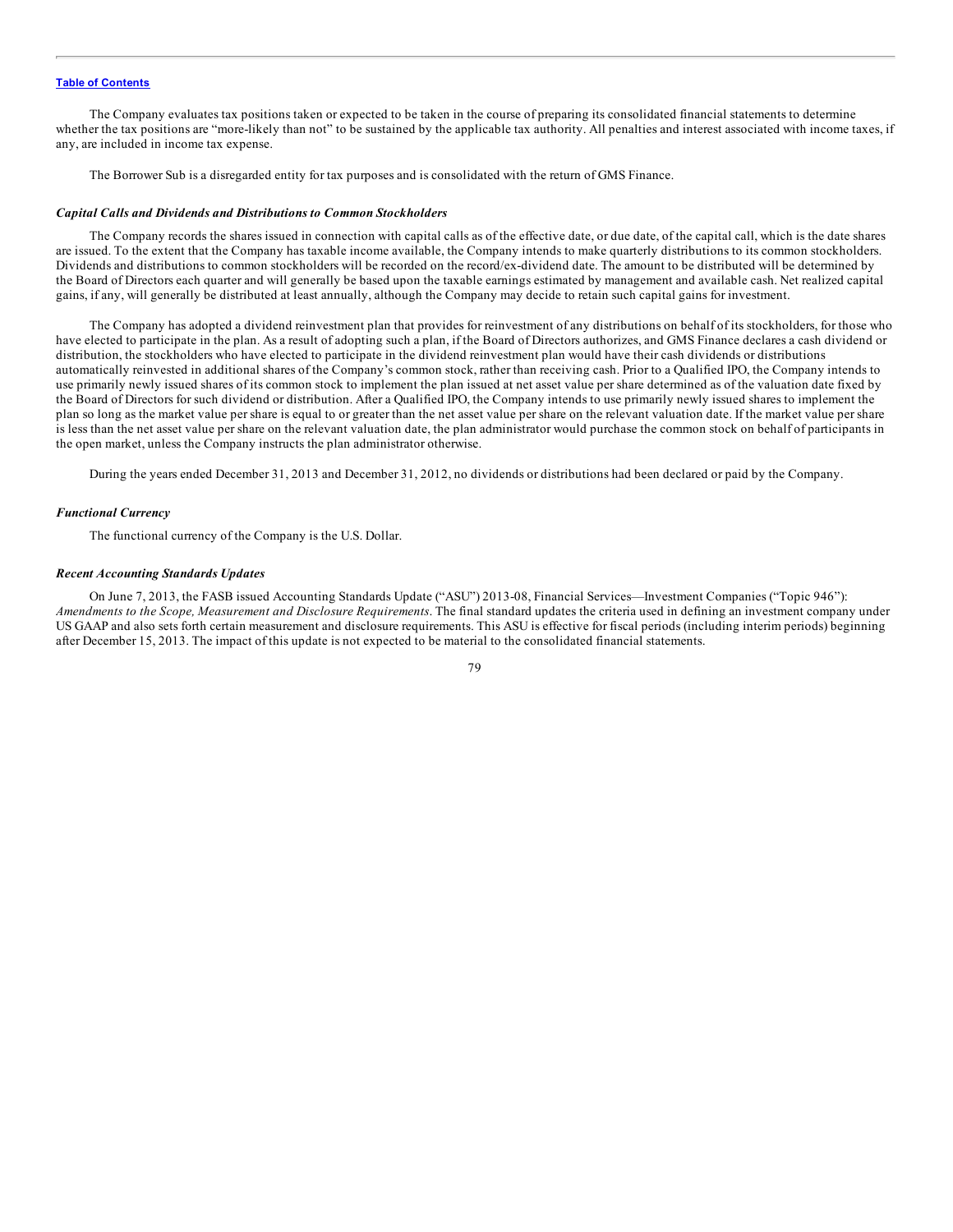The Company evaluates tax positions taken or expected to be taken in the course of preparing its consolidated financial statements to determine whether the tax positions are "more-likely than not" to be sustained by the applicable tax authority. All penalties and interest associated with income taxes, if any, are included in income tax expense.

The Borrower Sub is a disregarded entity for tax purposes and is consolidated with the return of GMS Finance.

***Capital Calls and Dividends and Distributions to Common Stockholders***

The Company records the shares issued in connection with capital calls as of the effective date, or due date, of the capital call, which is the date shares are issued. To the extent that the Company has taxable income available, the Company intends to make quarterly distributions to its common stockholders. Dividends and distributions to common stockholders will be recorded on the record/ex-dividend date. The amount to be distributed will be determined by the Board of Directors each quarter and will generally be based upon the taxable earnings estimated by management and available cash. Net realized capital gains, if any, will generally be distributed at least annually, although the Company may decide to retain such capital gains for investment.

The Company has adopted a dividend reinvestment plan that provides for reinvestment of any distributions on behalf of its stockholders, for those who have elected to participate in the plan. As a result of adopting such a plan, if the Board of Directors authorizes, and GMS Finance declares a cash dividend or distribution, the stockholders who have elected to participate in the dividend reinvestment plan would have their cash dividends or distributions automatically reinvested in additional shares of the Company's common stock, rather than receiving cash. Prior to a Qualified IPO, the Company intends to use primarily newly issued shares of its common stock to implement the plan issued at net asset value per share determined as of the valuation date fixed by the Board of Directors for such dividend or distribution. After a Qualified IPO, the Company intends to use primarily newly issued shares to implement the plan so long as the market value per share is equal to or greater than the net asset value per share on the relevant valuation date. If the market value per share is less than the net asset value per share on the relevant valuation date, the plan administrator would purchase the common stock on behalf of participants in the open market, unless the Company instructs the plan administrator otherwise.

During the years ended December 31, 2013 and December 31, 2012, no dividends or distributions had been declared or paid by the Company.

***Functional Currency***

The functional currency of the Company is the U.S. Dollar.

***Recent Accounting Standards Updates***

On June 7, 2013, the FASB issued Accounting Standards Update ("ASU") 2013-08, Financial Services—Investment Companies ("Topic 946"): *Amendments to the Scope, Measurement and Disclosure Requirements*. The final standard updates the criteria used in defining an investment company under US GAAP and also sets forth certain measurement and disclosure requirements. This ASU is effective for fiscal periods (including interim periods) beginning after December 15, 2013. The impact of this update is not expected to be material to the consolidated financial statements.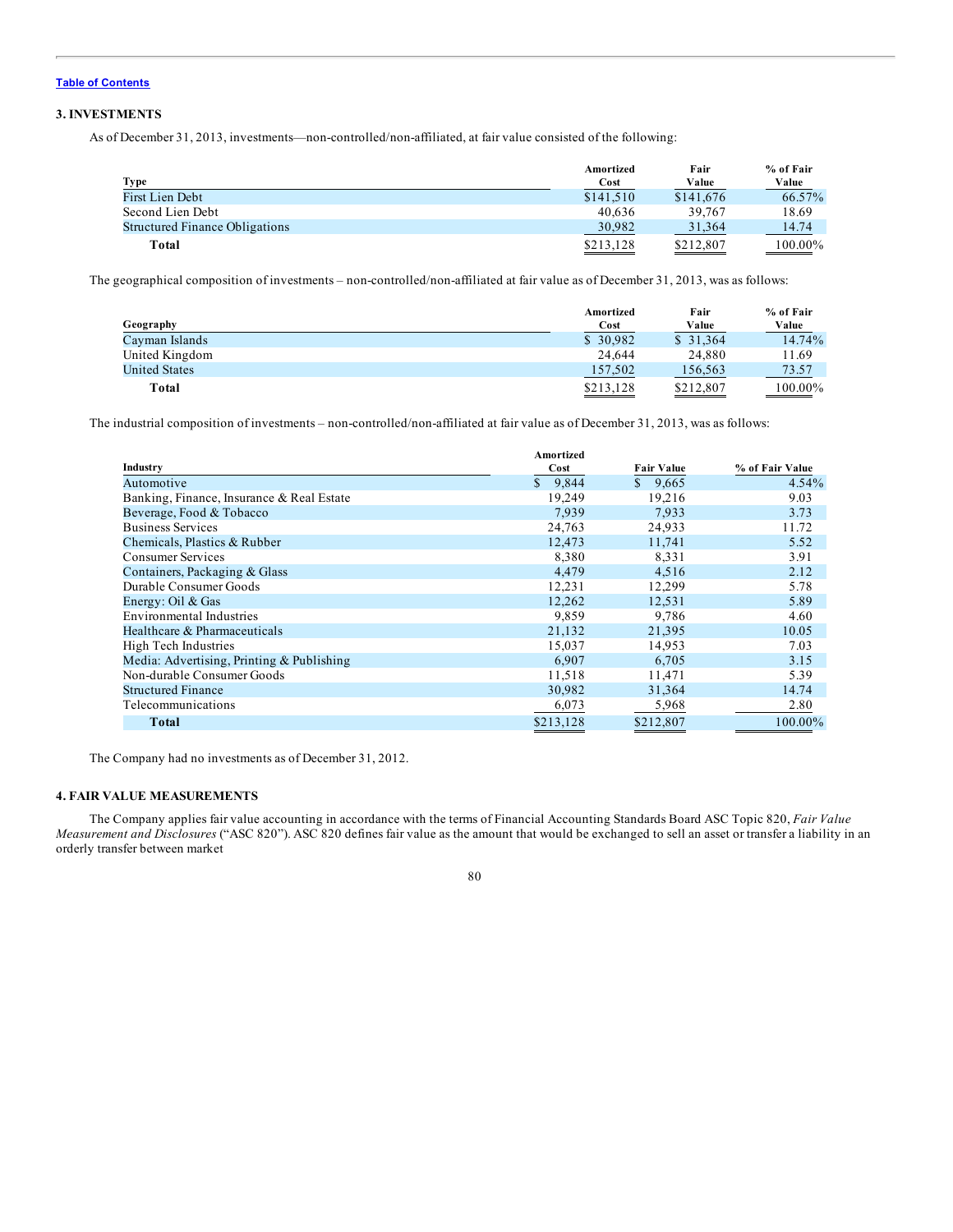[Table of Contents](#)

### 3. INVESTMENTS

As of December 31, 2013, investments—non-controlled/non-affiliated, at fair value consisted of the following:

| Type | Amortized Cost | Fair Value | % of Fair Value |
|---|---|---|---|
| First Lien Debt | $141,510 | $141,676 | 66.57% |
| Second Lien Debt | 40,636 | 39,767 | 18.69 |
| Structured Finance Obligations | 30,982 | 31,364 | 14.74 |
| **Total** | $213,128 | $212,807 | 100.00% |

The geographical composition of investments – non-controlled/non-affiliated at fair value as of December 31, 2013, was as follows:

| Geography | Amortized Cost | Fair Value | % of Fair Value |
|---|---|---|---|
| Cayman Islands | $ 30,982 | $ 31,364 | 14.74% |
| United Kingdom | 24,644 | 24,880 | 11.69 |
| United States | 157,502 | 156,563 | 73.57 |
| **Total** | $213,128 | $212,807 | 100.00% |

The industrial composition of investments – non-controlled/non-affiliated at fair value as of December 31, 2013, was as follows:

| Industry | Amortized Cost | Fair Value | % of Fair Value |
|---|---|---|---|
| Automotive | $ 9,844 | $ 9,665 | 4.54% |
| Banking, Finance, Insurance & Real Estate | 19,249 | 19,216 | 9.03 |
| Beverage, Food & Tobacco | 7,939 | 7,933 | 3.73 |
| Business Services | 24,763 | 24,933 | 11.72 |
| Chemicals, Plastics & Rubber | 12,473 | 11,741 | 5.52 |
| Consumer Services | 8,380 | 8,331 | 3.91 |
| Containers, Packaging & Glass | 4,479 | 4,516 | 2.12 |
| Durable Consumer Goods | 12,231 | 12,299 | 5.78 |
| Energy: Oil & Gas | 12,262 | 12,531 | 5.89 |
| Environmental Industries | 9,859 | 9,786 | 4.60 |
| Healthcare & Pharmaceuticals | 21,132 | 21,395 | 10.05 |
| High Tech Industries | 15,037 | 14,953 | 7.03 |
| Media: Advertising, Printing & Publishing | 6,907 | 6,705 | 3.15 |
| Non-durable Consumer Goods | 11,518 | 11,471 | 5.39 |
| Structured Finance | 30,982 | 31,364 | 14.74 |
| Telecommunications | 6,073 | 5,968 | 2.80 |
| **Total** | $213,128 | $212,807 | 100.00% |

The Company had no investments as of December 31, 2012.

### 4. FAIR VALUE MEASUREMENTS

The Company applies fair value accounting in accordance with the terms of Financial Accounting Standards Board ASC Topic 820, *Fair Value Measurement and Disclosures* ("ASC 820"). ASC 820 defines fair value as the amount that would be exchanged to sell an asset or transfer a liability in an orderly transfer between market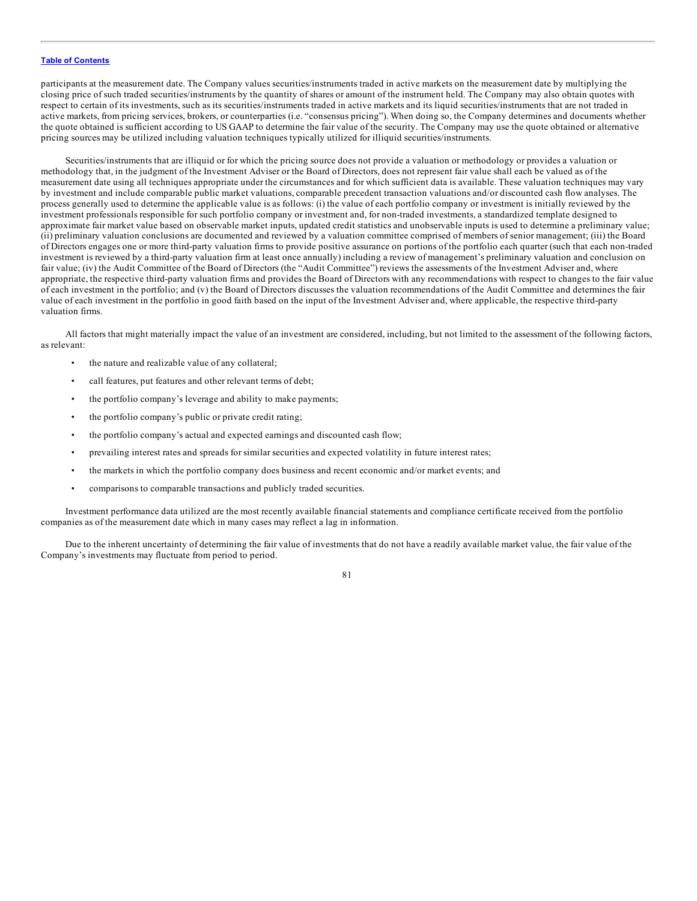participants at the measurement date. The Company values securities/instruments traded in active markets on the measurement date by multiplying the closing price of such traded securities/instruments by the quantity of shares or amount of the instrument held. The Company may also obtain quotes with respect to certain of its investments, such as its securities/instruments traded in active markets and its liquid securities/instruments that are not traded in active markets, from pricing services, brokers, or counterparties (i.e. "consensus pricing"). When doing so, the Company determines and documents whether the quote obtained is sufficient according to US GAAP to determine the fair value of the security. The Company may use the quote obtained or alternative pricing sources may be utilized including valuation techniques typically utilized for illiquid securities/instruments.

Securities/instruments that are illiquid or for which the pricing source does not provide a valuation or methodology or provides a valuation or methodology that, in the judgment of the Investment Adviser or the Board of Directors, does not represent fair value shall each be valued as of the measurement date using all techniques appropriate under the circumstances and for which sufficient data is available. These valuation techniques may vary by investment and include comparable public market valuations, comparable precedent transaction valuations and/or discounted cash flow analyses. The process generally used to determine the applicable value is as follows: (i) the value of each portfolio company or investment is initially reviewed by the investment professionals responsible for such portfolio company or investment and, for non-traded investments, a standardized template designed to approximate fair market value based on observable market inputs, updated credit statistics and unobservable inputs is used to determine a preliminary value; (ii) preliminary valuation conclusions are documented and reviewed by a valuation committee comprised of members of senior management; (iii) the Board of Directors engages one or more third-party valuation firms to provide positive assurance on portions of the portfolio each quarter (such that each non-traded investment is reviewed by a third-party valuation firm at least once annually) including a review of management's preliminary valuation and conclusion on fair value; (iv) the Audit Committee of the Board of Directors (the "Audit Committee") reviews the assessments of the Investment Adviser and, where appropriate, the respective third-party valuation firms and provides the Board of Directors with any recommendations with respect to changes to the fair value of each investment in the portfolio; and (v) the Board of Directors discusses the valuation recommendations of the Audit Committee and determines the fair value of each investment in the portfolio in good faith based on the input of the Investment Adviser and, where applicable, the respective third-party valuation firms.

All factors that might materially impact the value of an investment are considered, including, but not limited to the assessment of the following factors, as relevant:

- the nature and realizable value of any collateral;
- call features, put features and other relevant terms of debt;
- the portfolio company's leverage and ability to make payments;
- the portfolio company's public or private credit rating;
- the portfolio company's actual and expected earnings and discounted cash flow;
- prevailing interest rates and spreads for similar securities and expected volatility in future interest rates;
- the markets in which the portfolio company does business and recent economic and/or market events; and
- comparisons to comparable transactions and publicly traded securities.

Investment performance data utilized are the most recently available financial statements and compliance certificate received from the portfolio companies as of the measurement date which in many cases may reflect a lag in information.

Due to the inherent uncertainty of determining the fair value of investments that do not have a readily available market value, the fair value of the Company's investments may fluctuate from period to period.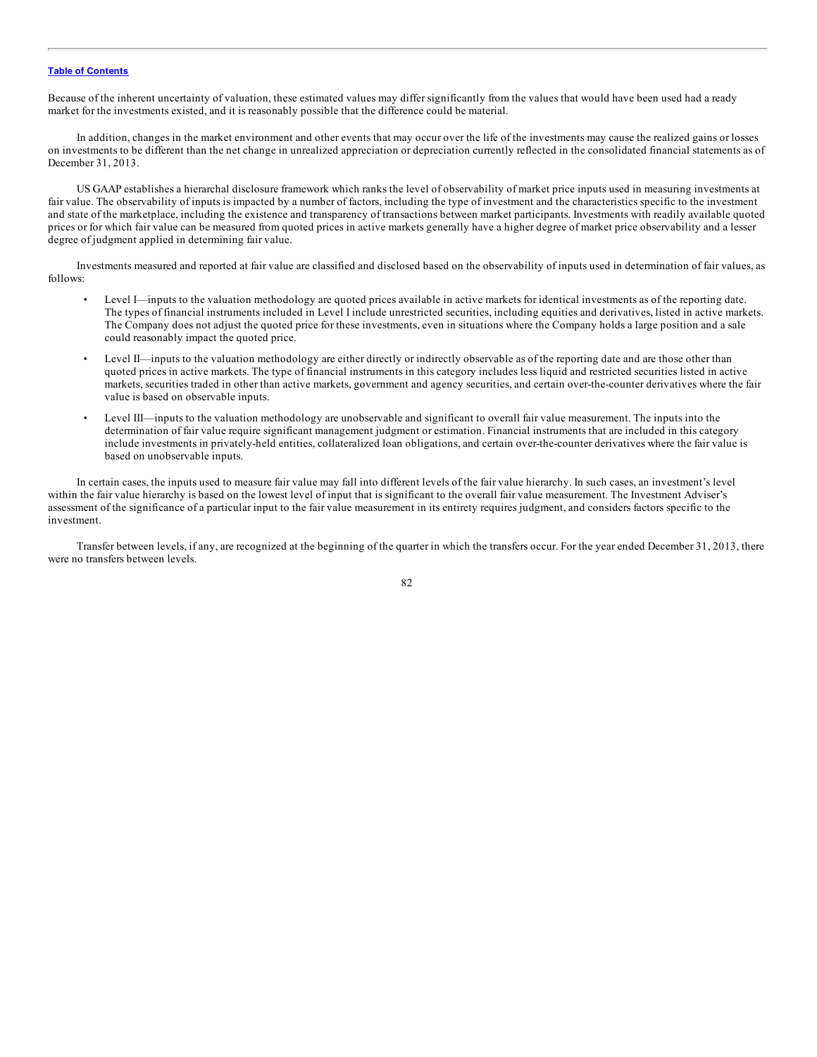Because of the inherent uncertainty of valuation, these estimated values may differ significantly from the values that would have been used had a ready market for the investments existed, and it is reasonably possible that the difference could be material.

In addition, changes in the market environment and other events that may occur over the life of the investments may cause the realized gains or losses on investments to be different than the net change in unrealized appreciation or depreciation currently reflected in the consolidated financial statements as of December 31, 2013.

US GAAP establishes a hierarchal disclosure framework which ranks the level of observability of market price inputs used in measuring investments at fair value. The observability of inputs is impacted by a number of factors, including the type of investment and the characteristics specific to the investment and state of the marketplace, including the existence and transparency of transactions between market participants. Investments with readily available quoted prices or for which fair value can be measured from quoted prices in active markets generally have a higher degree of market price observability and a lesser degree of judgment applied in determining fair value.

Investments measured and reported at fair value are classified and disclosed based on the observability of inputs used in determination of fair values, as follows:

- Level I—inputs to the valuation methodology are quoted prices available in active markets for identical investments as of the reporting date. The types of financial instruments included in Level I include unrestricted securities, including equities and derivatives, listed in active markets. The Company does not adjust the quoted price for these investments, even in situations where the Company holds a large position and a sale could reasonably impact the quoted price.
- Level II—inputs to the valuation methodology are either directly or indirectly observable as of the reporting date and are those other than quoted prices in active markets. The type of financial instruments in this category includes less liquid and restricted securities listed in active markets, securities traded in other than active markets, government and agency securities, and certain over-the-counter derivatives where the fair value is based on observable inputs.
- Level III—inputs to the valuation methodology are unobservable and significant to overall fair value measurement. The inputs into the determination of fair value require significant management judgment or estimation. Financial instruments that are included in this category include investments in privately-held entities, collateralized loan obligations, and certain over-the-counter derivatives where the fair value is based on unobservable inputs.

In certain cases, the inputs used to measure fair value may fall into different levels of the fair value hierarchy. In such cases, an investment's level within the fair value hierarchy is based on the lowest level of input that is significant to the overall fair value measurement. The Investment Adviser's assessment of the significance of a particular input to the fair value measurement in its entirety requires judgment, and considers factors specific to the investment.

Transfer between levels, if any, are recognized at the beginning of the quarter in which the transfers occur. For the year ended December 31, 2013, there were no transfers between levels.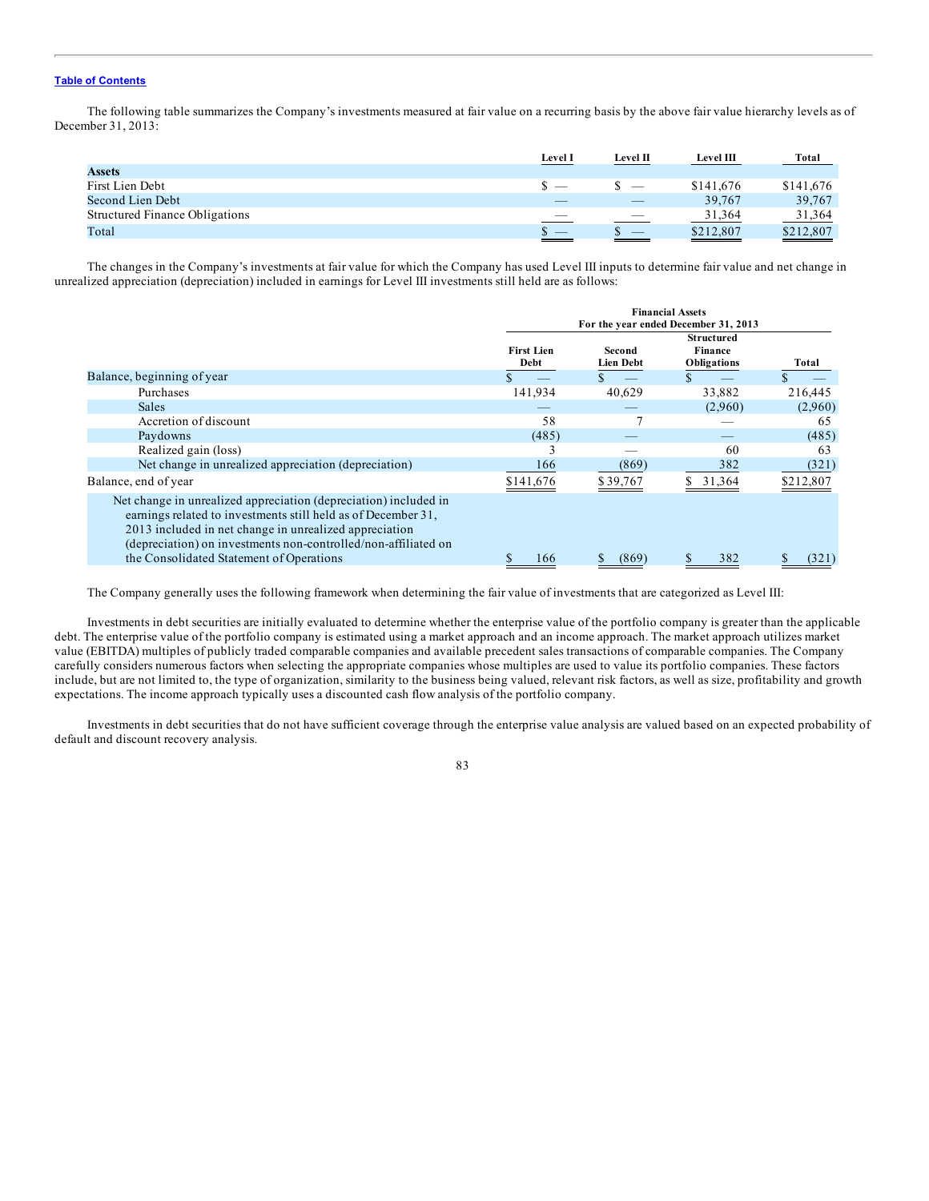The following table summarizes the Company's investments measured at fair value on a recurring basis by the above fair value hierarchy levels as of December 31, 2013:

| | Level I | Level II | Level III | Total |
|---|---|---|---|---|
| **Assets** | | | | |
| First Lien Debt | $ — | $ — | $141,676 | $141,676 |
| Second Lien Debt | — | — | 39,767 | 39,767 |
| Structured Finance Obligations | — | — | 31,364 | 31,364 |
| Total | $ — | $ — | $212,807 | $212,807 |

The changes in the Company's investments at fair value for which the Company has used Level III inputs to determine fair value and net change in unrealized appreciation (depreciation) included in earnings for Level III investments still held are as follows:

| | Financial Assets For the year ended December 31, 2013 | | | |
|---|---|---|---|---|
| | First Lien Debt | Second Lien Debt | Structured Finance Obligations | Total |
| Balance, beginning of year | $ — | $ — | $ — | $ — |
| Purchases | 141,934 | 40,629 | 33,882 | 216,445 |
| Sales | — | — | (2,960) | (2,960) |
| Accretion of discount | 58 | 7 | — | 65 |
| Paydowns | (485) | — | — | (485) |
| Realized gain (loss) | 3 | — | 60 | 63 |
| Net change in unrealized appreciation (depreciation) | 166 | (869) | 382 | (321) |
| Balance, end of year | $141,676 | $39,767 | $ 31,364 | $212,807 |
| Net change in unrealized appreciation (depreciation) included in earnings related to investments still held as of December 31, 2013 included in net change in unrealized appreciation (depreciation) on investments non-controlled/non-affiliated on the Consolidated Statement of Operations | $ 166 | $ (869) | $ 382 | $ (321) |

The Company generally uses the following framework when determining the fair value of investments that are categorized as Level III:

Investments in debt securities are initially evaluated to determine whether the enterprise value of the portfolio company is greater than the applicable debt. The enterprise value of the portfolio company is estimated using a market approach and an income approach. The market approach utilizes market value (EBITDA) multiples of publicly traded comparable companies and available precedent sales transactions of comparable companies. The Company carefully considers numerous factors when selecting the appropriate companies whose multiples are used to value its portfolio companies. These factors include, but are not limited to, the type of organization, similarity to the business being valued, relevant risk factors, as well as size, profitability and growth expectations. The income approach typically uses a discounted cash flow analysis of the portfolio company.

Investments in debt securities that do not have sufficient coverage through the enterprise value analysis are valued based on an expected probability of default and discount recovery analysis.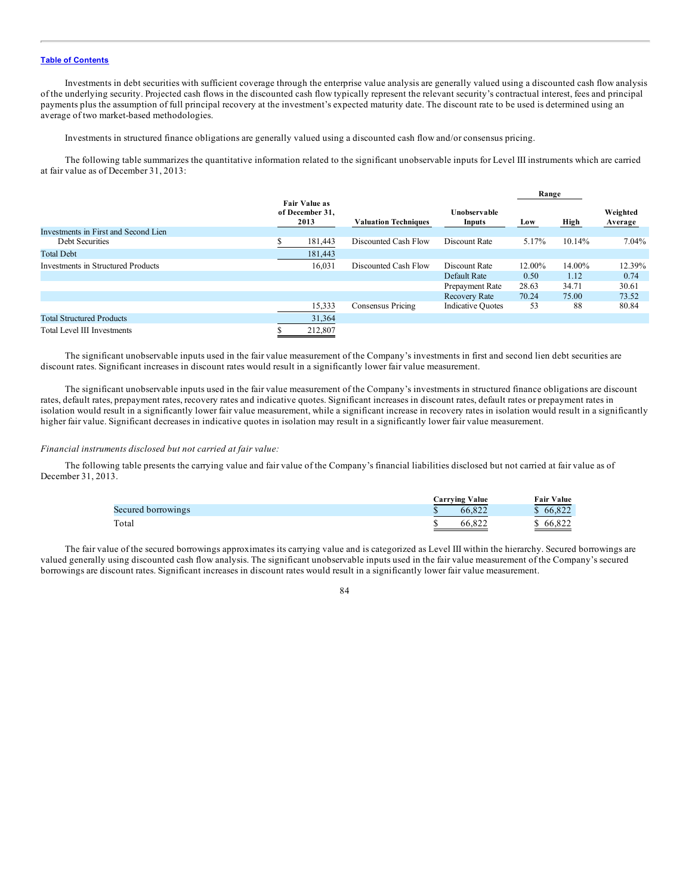Investments in debt securities with sufficient coverage through the enterprise value analysis are generally valued using a discounted cash flow analysis of the underlying security. Projected cash flows in the discounted cash flow typically represent the relevant security's contractual interest, fees and principal payments plus the assumption of full principal recovery at the investment's expected maturity date. The discount rate to be used is determined using an average of two market-based methodologies.

Investments in structured finance obligations are generally valued using a discounted cash flow and/or consensus pricing.

The following table summarizes the quantitative information related to the significant unobservable inputs for Level III instruments which are carried at fair value as of December 31, 2013:

| | Fair Value as of December 31, 2013 | Valuation Techniques | Unobservable Inputs | Range | | Weighted Average |
|---|---|---|---|---|---|---|
| | | | | Low | High | |
| Investments in First and Second Lien Debt Securities | $ 181,443 | Discounted Cash Flow | Discount Rate | 5.17% | 10.14% | 7.04% |
| Total Debt | 181,443 | | | | | |
| Investments in Structured Products | 16,031 | Discounted Cash Flow | Discount Rate | 12.00% | 14.00% | 12.39% |
| | | | Default Rate | 0.50 | 1.12 | 0.74 |
| | | | Prepayment Rate | 28.63 | 34.71 | 30.61 |
| | | | Recovery Rate | 70.24 | 75.00 | 73.52 |
| | 15,333 | Consensus Pricing | Indicative Quotes | 53 | 88 | 80.84 |
| Total Structured Products | 31,364 | | | | | |
| Total Level III Investments | $ 212,807 | | | | | |

The significant unobservable inputs used in the fair value measurement of the Company's investments in first and second lien debt securities are discount rates. Significant increases in discount rates would result in a significantly lower fair value measurement.

The significant unobservable inputs used in the fair value measurement of the Company's investments in structured finance obligations are discount rates, default rates, prepayment rates, recovery rates and indicative quotes. Significant increases in discount rates, default rates or prepayment rates in isolation would result in a significantly lower fair value measurement, while a significant increase in recovery rates in isolation would result in a significantly higher fair value. Significant decreases in indicative quotes in isolation may result in a significantly lower fair value measurement.

*Financial instruments disclosed but not carried at fair value:*

The following table presents the carrying value and fair value of the Company's financial liabilities disclosed but not carried at fair value as of December 31, 2013.

| | Carrying Value | Fair Value |
|---|---|---|
| Secured borrowings | $ 66,822 | $ 66,822 |
| Total | $ 66,822 | $ 66,822 |

The fair value of the secured borrowings approximates its carrying value and is categorized as Level III within the hierarchy. Secured borrowings are valued generally using discounted cash flow analysis. The significant unobservable inputs used in the fair value measurement of the Company's secured borrowings are discount rates. Significant increases in discount rates would result in a significantly lower fair value measurement.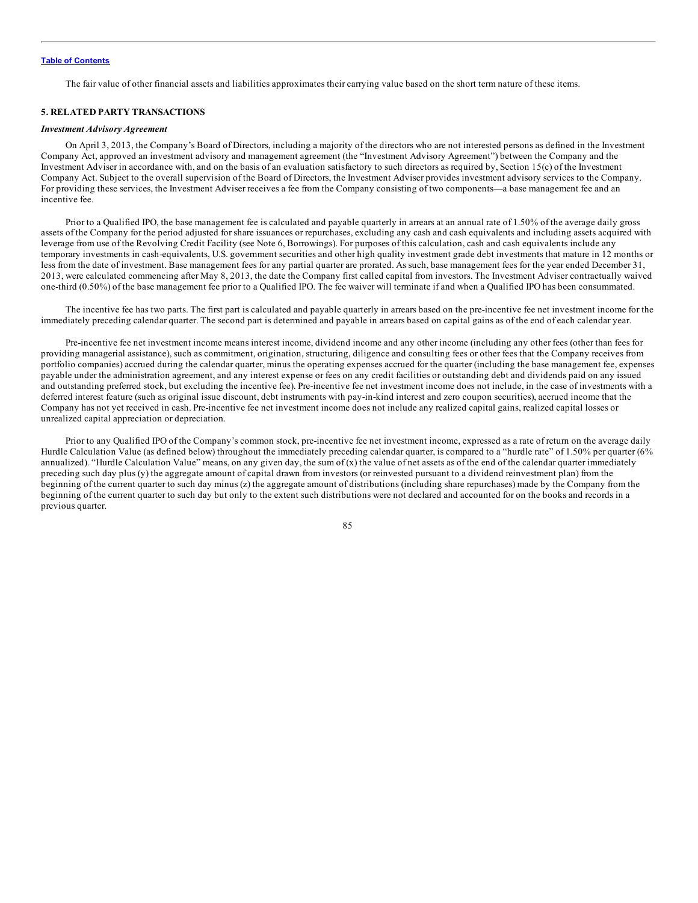The fair value of other financial assets and liabilities approximates their carrying value based on the short term nature of these items.

## 5. RELATED PARTY TRANSACTIONS

***Investment Advisory Agreement***

On April 3, 2013, the Company's Board of Directors, including a majority of the directors who are not interested persons as defined in the Investment Company Act, approved an investment advisory and management agreement (the "Investment Advisory Agreement") between the Company and the Investment Adviser in accordance with, and on the basis of an evaluation satisfactory to such directors as required by, Section 15(c) of the Investment Company Act. Subject to the overall supervision of the Board of Directors, the Investment Adviser provides investment advisory services to the Company. For providing these services, the Investment Adviser receives a fee from the Company consisting of two components—a base management fee and an incentive fee.

Prior to a Qualified IPO, the base management fee is calculated and payable quarterly in arrears at an annual rate of 1.50% of the average daily gross assets of the Company for the period adjusted for share issuances or repurchases, excluding any cash and cash equivalents and including assets acquired with leverage from use of the Revolving Credit Facility (see Note 6, Borrowings). For purposes of this calculation, cash and cash equivalents include any temporary investments in cash-equivalents, U.S. government securities and other high quality investment grade debt investments that mature in 12 months or less from the date of investment. Base management fees for any partial quarter are prorated. As such, base management fees for the year ended December 31, 2013, were calculated commencing after May 8, 2013, the date the Company first called capital from investors. The Investment Adviser contractually waived one-third (0.50%) of the base management fee prior to a Qualified IPO. The fee waiver will terminate if and when a Qualified IPO has been consummated.

The incentive fee has two parts. The first part is calculated and payable quarterly in arrears based on the pre-incentive fee net investment income for the immediately preceding calendar quarter. The second part is determined and payable in arrears based on capital gains as of the end of each calendar year.

Pre-incentive fee net investment income means interest income, dividend income and any other income (including any other fees (other than fees for providing managerial assistance), such as commitment, origination, structuring, diligence and consulting fees or other fees that the Company receives from portfolio companies) accrued during the calendar quarter, minus the operating expenses accrued for the quarter (including the base management fee, expenses payable under the administration agreement, and any interest expense or fees on any credit facilities or outstanding debt and dividends paid on any issued and outstanding preferred stock, but excluding the incentive fee). Pre-incentive fee net investment income does not include, in the case of investments with a deferred interest feature (such as original issue discount, debt instruments with pay-in-kind interest and zero coupon securities), accrued income that the Company has not yet received in cash. Pre-incentive fee net investment income does not include any realized capital gains, realized capital losses or unrealized capital appreciation or depreciation.

Prior to any Qualified IPO of the Company's common stock, pre-incentive fee net investment income, expressed as a rate of return on the average daily Hurdle Calculation Value (as defined below) throughout the immediately preceding calendar quarter, is compared to a "hurdle rate" of 1.50% per quarter (6% annualized). "Hurdle Calculation Value" means, on any given day, the sum of (x) the value of net assets as of the end of the calendar quarter immediately preceding such day plus (y) the aggregate amount of capital drawn from investors (or reinvested pursuant to a dividend reinvestment plan) from the beginning of the current quarter to such day minus (z) the aggregate amount of distributions (including share repurchases) made by the Company from the beginning of the current quarter to such day but only to the extent such distributions were not declared and accounted for on the books and records in a previous quarter.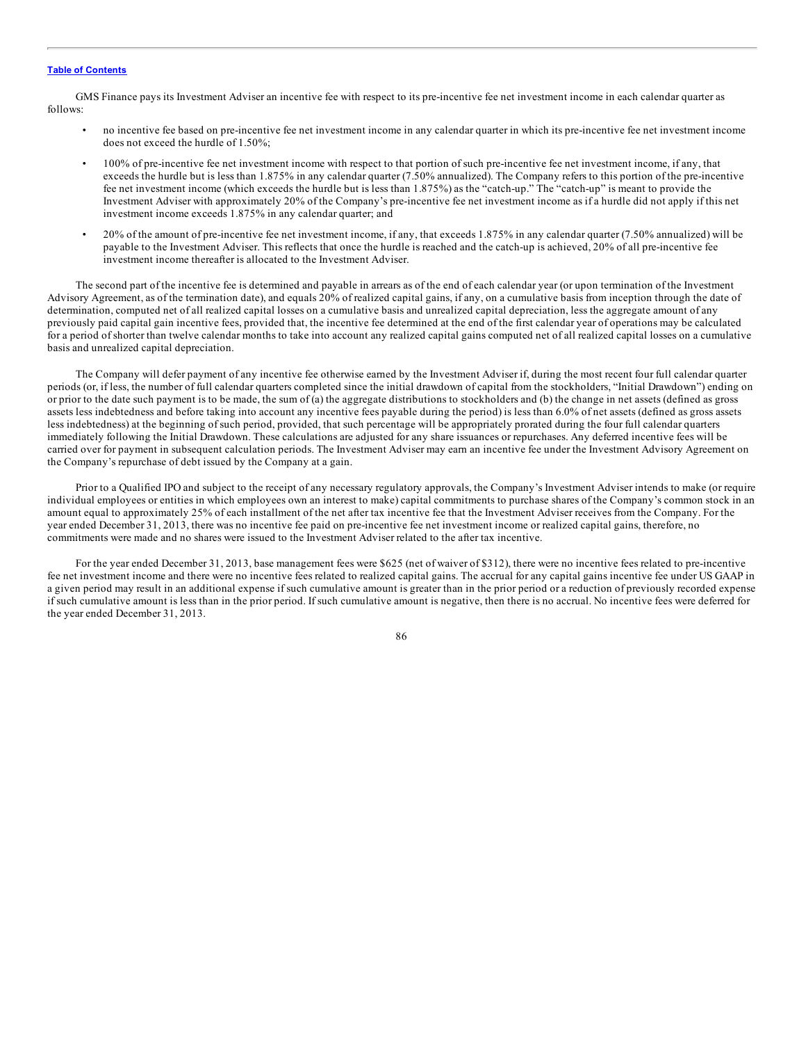GMS Finance pays its Investment Adviser an incentive fee with respect to its pre-incentive fee net investment income in each calendar quarter as follows:

- no incentive fee based on pre-incentive fee net investment income in any calendar quarter in which its pre-incentive fee net investment income does not exceed the hurdle of 1.50%;
- 100% of pre-incentive fee net investment income with respect to that portion of such pre-incentive fee net investment income, if any, that exceeds the hurdle but is less than 1.875% in any calendar quarter (7.50% annualized). The Company refers to this portion of the pre-incentive fee net investment income (which exceeds the hurdle but is less than 1.875%) as the "catch-up." The "catch-up" is meant to provide the Investment Adviser with approximately 20% of the Company's pre-incentive fee net investment income as if a hurdle did not apply if this net investment income exceeds 1.875% in any calendar quarter; and
- 20% of the amount of pre-incentive fee net investment income, if any, that exceeds 1.875% in any calendar quarter (7.50% annualized) will be payable to the Investment Adviser. This reflects that once the hurdle is reached and the catch-up is achieved, 20% of all pre-incentive fee investment income thereafter is allocated to the Investment Adviser.

The second part of the incentive fee is determined and payable in arrears as of the end of each calendar year (or upon termination of the Investment Advisory Agreement, as of the termination date), and equals 20% of realized capital gains, if any, on a cumulative basis from inception through the date of determination, computed net of all realized capital losses on a cumulative basis and unrealized capital depreciation, less the aggregate amount of any previously paid capital gain incentive fees, provided that, the incentive fee determined at the end of the first calendar year of operations may be calculated for a period of shorter than twelve calendar months to take into account any realized capital gains computed net of all realized capital losses on a cumulative basis and unrealized capital depreciation.

The Company will defer payment of any incentive fee otherwise earned by the Investment Adviser if, during the most recent four full calendar quarter periods (or, if less, the number of full calendar quarters completed since the initial drawdown of capital from the stockholders, "Initial Drawdown") ending on or prior to the date such payment is to be made, the sum of (a) the aggregate distributions to stockholders and (b) the change in net assets (defined as gross assets less indebtedness and before taking into account any incentive fees payable during the period) is less than 6.0% of net assets (defined as gross assets less indebtedness) at the beginning of such period, provided, that such percentage will be appropriately prorated during the four full calendar quarters immediately following the Initial Drawdown. These calculations are adjusted for any share issuances or repurchases. Any deferred incentive fees will be carried over for payment in subsequent calculation periods. The Investment Adviser may earn an incentive fee under the Investment Advisory Agreement on the Company's repurchase of debt issued by the Company at a gain.

Prior to a Qualified IPO and subject to the receipt of any necessary regulatory approvals, the Company's Investment Adviser intends to make (or require individual employees or entities in which employees own an interest to make) capital commitments to purchase shares of the Company's common stock in an amount equal to approximately 25% of each installment of the net after tax incentive fee that the Investment Adviser receives from the Company. For the year ended December 31, 2013, there was no incentive fee paid on pre-incentive fee net investment income or realized capital gains, therefore, no commitments were made and no shares were issued to the Investment Adviser related to the after tax incentive.

For the year ended December 31, 2013, base management fees were $625 (net of waiver of $312), there were no incentive fees related to pre-incentive fee net investment income and there were no incentive fees related to realized capital gains. The accrual for any capital gains incentive fee under US GAAP in a given period may result in an additional expense if such cumulative amount is greater than in the prior period or a reduction of previously recorded expense if such cumulative amount is less than in the prior period. If such cumulative amount is negative, then there is no accrual. No incentive fees were deferred for the year ended December 31, 2013.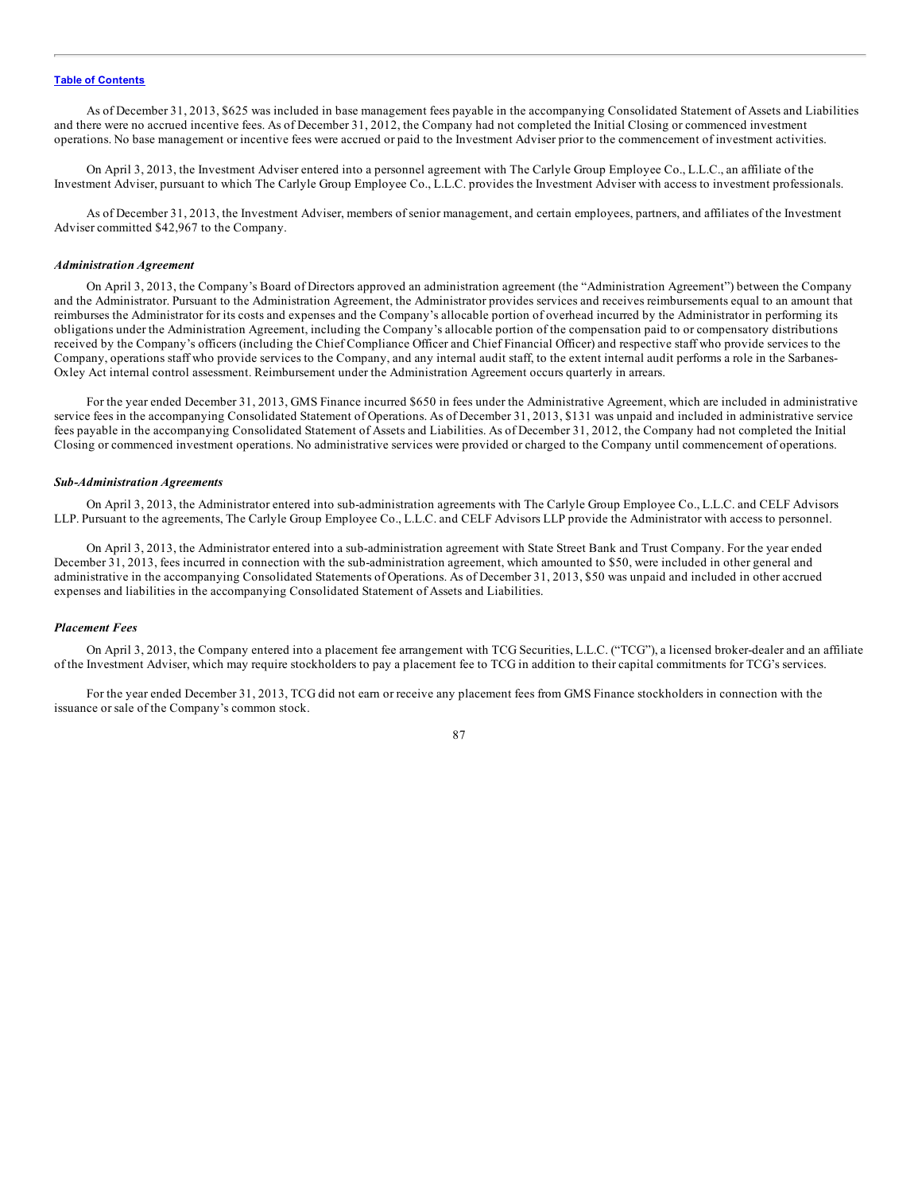As of December 31, 2013, $625 was included in base management fees payable in the accompanying Consolidated Statement of Assets and Liabilities and there were no accrued incentive fees. As of December 31, 2012, the Company had not completed the Initial Closing or commenced investment operations. No base management or incentive fees were accrued or paid to the Investment Adviser prior to the commencement of investment activities.

On April 3, 2013, the Investment Adviser entered into a personnel agreement with The Carlyle Group Employee Co., L.L.C., an affiliate of the Investment Adviser, pursuant to which The Carlyle Group Employee Co., L.L.C. provides the Investment Adviser with access to investment professionals.

As of December 31, 2013, the Investment Adviser, members of senior management, and certain employees, partners, and affiliates of the Investment Adviser committed $42,967 to the Company.

***Administration Agreement***

On April 3, 2013, the Company's Board of Directors approved an administration agreement (the "Administration Agreement") between the Company and the Administrator. Pursuant to the Administration Agreement, the Administrator provides services and receives reimbursements equal to an amount that reimburses the Administrator for its costs and expenses and the Company's allocable portion of overhead incurred by the Administrator in performing its obligations under the Administration Agreement, including the Company's allocable portion of the compensation paid to or compensatory distributions received by the Company's officers (including the Chief Compliance Officer and Chief Financial Officer) and respective staff who provide services to the Company, operations staff who provide services to the Company, and any internal audit staff, to the extent internal audit performs a role in the Sarbanes-Oxley Act internal control assessment. Reimbursement under the Administration Agreement occurs quarterly in arrears.

For the year ended December 31, 2013, GMS Finance incurred $650 in fees under the Administrative Agreement, which are included in administrative service fees in the accompanying Consolidated Statement of Operations. As of December 31, 2013, $131 was unpaid and included in administrative service fees payable in the accompanying Consolidated Statement of Assets and Liabilities. As of December 31, 2012, the Company had not completed the Initial Closing or commenced investment operations. No administrative services were provided or charged to the Company until commencement of operations.

***Sub-Administration Agreements***

On April 3, 2013, the Administrator entered into sub-administration agreements with The Carlyle Group Employee Co., L.L.C. and CELF Advisors LLP. Pursuant to the agreements, The Carlyle Group Employee Co., L.L.C. and CELF Advisors LLP provide the Administrator with access to personnel.

On April 3, 2013, the Administrator entered into a sub-administration agreement with State Street Bank and Trust Company. For the year ended December 31, 2013, fees incurred in connection with the sub-administration agreement, which amounted to $50, were included in other general and administrative in the accompanying Consolidated Statements of Operations. As of December 31, 2013, $50 was unpaid and included in other accrued expenses and liabilities in the accompanying Consolidated Statement of Assets and Liabilities.

***Placement Fees***

On April 3, 2013, the Company entered into a placement fee arrangement with TCG Securities, L.L.C. ("TCG"), a licensed broker-dealer and an affiliate of the Investment Adviser, which may require stockholders to pay a placement fee to TCG in addition to their capital commitments for TCG's services.

For the year ended December 31, 2013, TCG did not earn or receive any placement fees from GMS Finance stockholders in connection with the issuance or sale of the Company's common stock.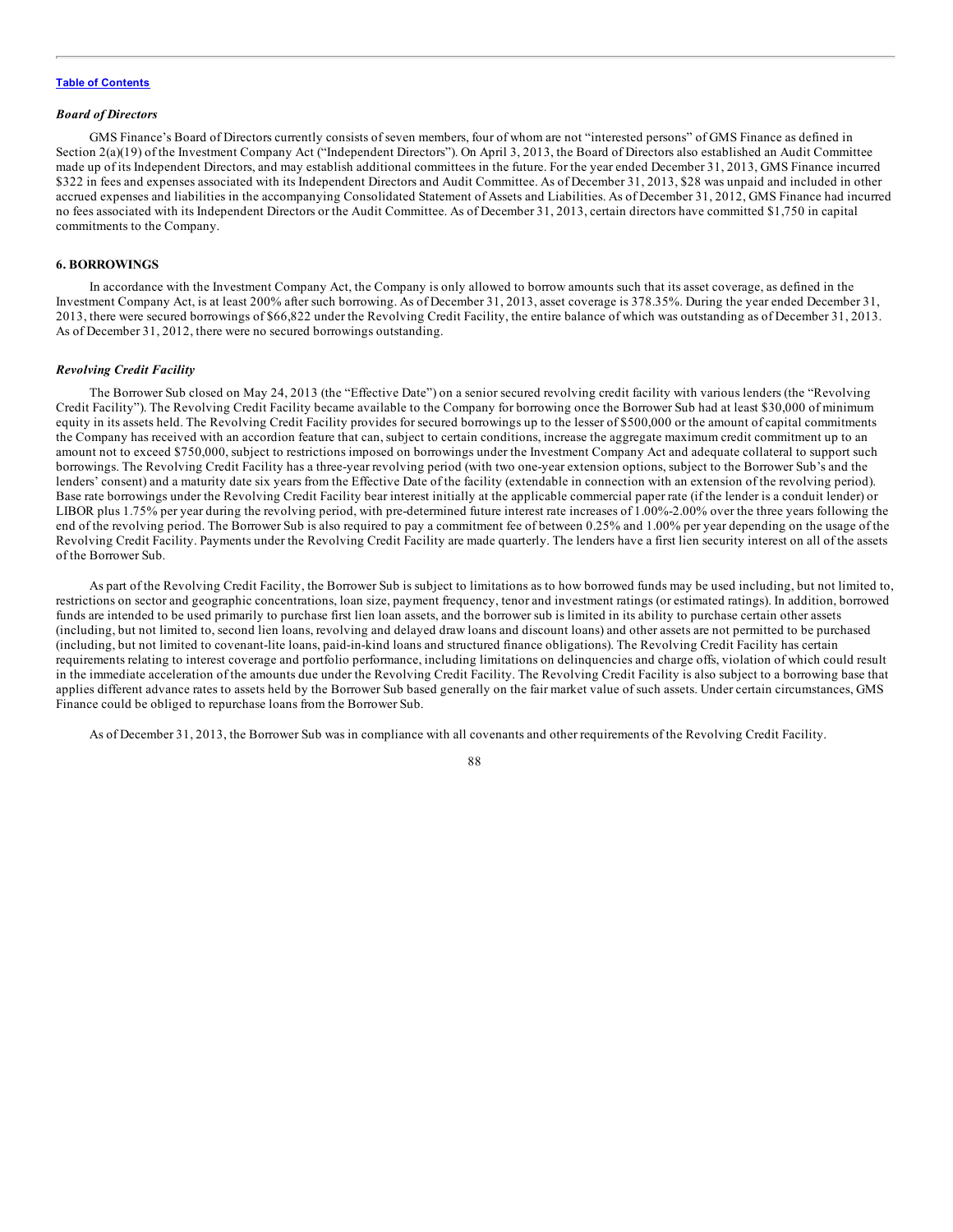### *Board of Directors*

GMS Finance's Board of Directors currently consists of seven members, four of whom are not "interested persons" of GMS Finance as defined in Section 2(a)(19) of the Investment Company Act ("Independent Directors"). On April 3, 2013, the Board of Directors also established an Audit Committee made up of its Independent Directors, and may establish additional committees in the future. For the year ended December 31, 2013, GMS Finance incurred $322 in fees and expenses associated with its Independent Directors and Audit Committee. As of December 31, 2013, $28 was unpaid and included in other accrued expenses and liabilities in the accompanying Consolidated Statement of Assets and Liabilities. As of December 31, 2012, GMS Finance had incurred no fees associated with its Independent Directors or the Audit Committee. As of December 31, 2013, certain directors have committed $1,750 in capital commitments to the Company.

## 6. BORROWINGS

In accordance with the Investment Company Act, the Company is only allowed to borrow amounts such that its asset coverage, as defined in the Investment Company Act, is at least 200% after such borrowing. As of December 31, 2013, asset coverage is 378.35%. During the year ended December 31, 2013, there were secured borrowings of $66,822 under the Revolving Credit Facility, the entire balance of which was outstanding as of December 31, 2013. As of December 31, 2012, there were no secured borrowings outstanding.

### *Revolving Credit Facility*

The Borrower Sub closed on May 24, 2013 (the "Effective Date") on a senior secured revolving credit facility with various lenders (the "Revolving Credit Facility"). The Revolving Credit Facility became available to the Company for borrowing once the Borrower Sub had at least $30,000 of minimum equity in its assets held. The Revolving Credit Facility provides for secured borrowings up to the lesser of $500,000 or the amount of capital commitments the Company has received with an accordion feature that can, subject to certain conditions, increase the aggregate maximum credit commitment up to an amount not to exceed $750,000, subject to restrictions imposed on borrowings under the Investment Company Act and adequate collateral to support such borrowings. The Revolving Credit Facility has a three-year revolving period (with two one-year extension options, subject to the Borrower Sub's and the lenders' consent) and a maturity date six years from the Effective Date of the facility (extendable in connection with an extension of the revolving period). Base rate borrowings under the Revolving Credit Facility bear interest initially at the applicable commercial paper rate (if the lender is a conduit lender) or LIBOR plus 1.75% per year during the revolving period, with pre-determined future interest rate increases of 1.00%-2.00% over the three years following the end of the revolving period. The Borrower Sub is also required to pay a commitment fee of between 0.25% and 1.00% per year depending on the usage of the Revolving Credit Facility. Payments under the Revolving Credit Facility are made quarterly. The lenders have a first lien security interest on all of the assets of the Borrower Sub.

As part of the Revolving Credit Facility, the Borrower Sub is subject to limitations as to how borrowed funds may be used including, but not limited to, restrictions on sector and geographic concentrations, loan size, payment frequency, tenor and investment ratings (or estimated ratings). In addition, borrowed funds are intended to be used primarily to purchase first lien loan assets, and the borrower sub is limited in its ability to purchase certain other assets (including, but not limited to, second lien loans, revolving and delayed draw loans and discount loans) and other assets are not permitted to be purchased (including, but not limited to covenant-lite loans, paid-in-kind loans and structured finance obligations). The Revolving Credit Facility has certain requirements relating to interest coverage and portfolio performance, including limitations on delinquencies and charge offs, violation of which could result in the immediate acceleration of the amounts due under the Revolving Credit Facility. The Revolving Credit Facility is also subject to a borrowing base that applies different advance rates to assets held by the Borrower Sub based generally on the fair market value of such assets. Under certain circumstances, GMS Finance could be obliged to repurchase loans from the Borrower Sub.

As of December 31, 2013, the Borrower Sub was in compliance with all covenants and other requirements of the Revolving Credit Facility.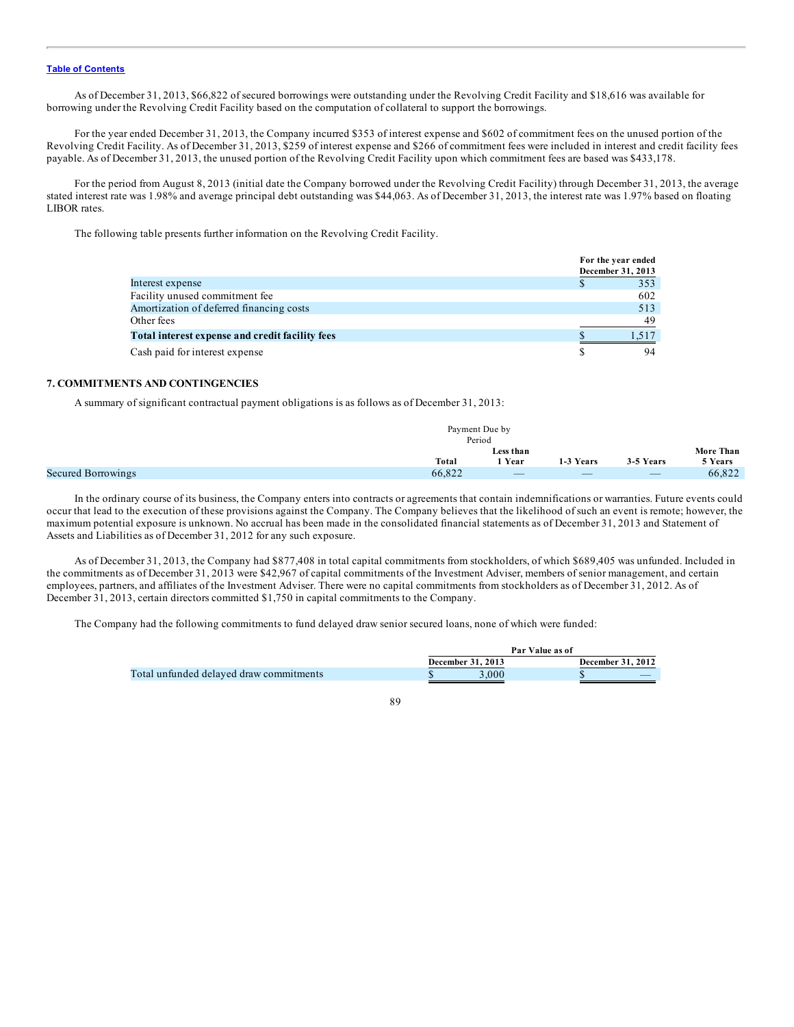Table of Contents

As of December 31, 2013, $66,822 of secured borrowings were outstanding under the Revolving Credit Facility and $18,616 was available for borrowing under the Revolving Credit Facility based on the computation of collateral to support the borrowings.

For the year ended December 31, 2013, the Company incurred $353 of interest expense and $602 of commitment fees on the unused portion of the Revolving Credit Facility. As of December 31, 2013, $259 of interest expense and $266 of commitment fees were included in interest and credit facility fees payable. As of December 31, 2013, the unused portion of the Revolving Credit Facility upon which commitment fees are based was $433,178.

For the period from August 8, 2013 (initial date the Company borrowed under the Revolving Credit Facility) through December 31, 2013, the average stated interest rate was 1.98% and average principal debt outstanding was $44,063. As of December 31, 2013, the interest rate was 1.97% based on floating LIBOR rates.

The following table presents further information on the Revolving Credit Facility.

| | For the year ended December 31, 2013 |
|---|---|
| Interest expense | $ 353 |
| Facility unused commitment fee | 602 |
| Amortization of deferred financing costs | 513 |
| Other fees | 49 |
| **Total interest expense and credit facility fees** | $ 1,517 |
| Cash paid for interest expense | $ 94 |

## 7. COMMITMENTS AND CONTINGENCIES

A summary of significant contractual payment obligations is as follows as of December 31, 2013:

| | Payment Due by Period | | | | |
|---|---|---|---|---|---|
| | Total | Less than 1 Year | 1-3 Years | 3-5 Years | More Than 5 Years |
| Secured Borrowings | 66,822 | — | — | — | 66,822 |

In the ordinary course of its business, the Company enters into contracts or agreements that contain indemnifications or warranties. Future events could occur that lead to the execution of these provisions against the Company. The Company believes that the likelihood of such an event is remote; however, the maximum potential exposure is unknown. No accrual has been made in the consolidated financial statements as of December 31, 2013 and Statement of Assets and Liabilities as of December 31, 2012 for any such exposure.

As of December 31, 2013, the Company had $877,408 in total capital commitments from stockholders, of which $689,405 was unfunded. Included in the commitments as of December 31, 2013 were $42,967 of capital commitments of the Investment Adviser, members of senior management, and certain employees, partners, and affiliates of the Investment Adviser. There were no capital commitments from stockholders as of December 31, 2012. As of December 31, 2013, certain directors committed $1,750 in capital commitments to the Company.

The Company had the following commitments to fund delayed draw senior secured loans, none of which were funded:

| | Par Value as of | |
|---|---|---|
| | December 31, 2013 | December 31, 2012 |
| Total unfunded delayed draw commitments | $ 3,000 | $ — |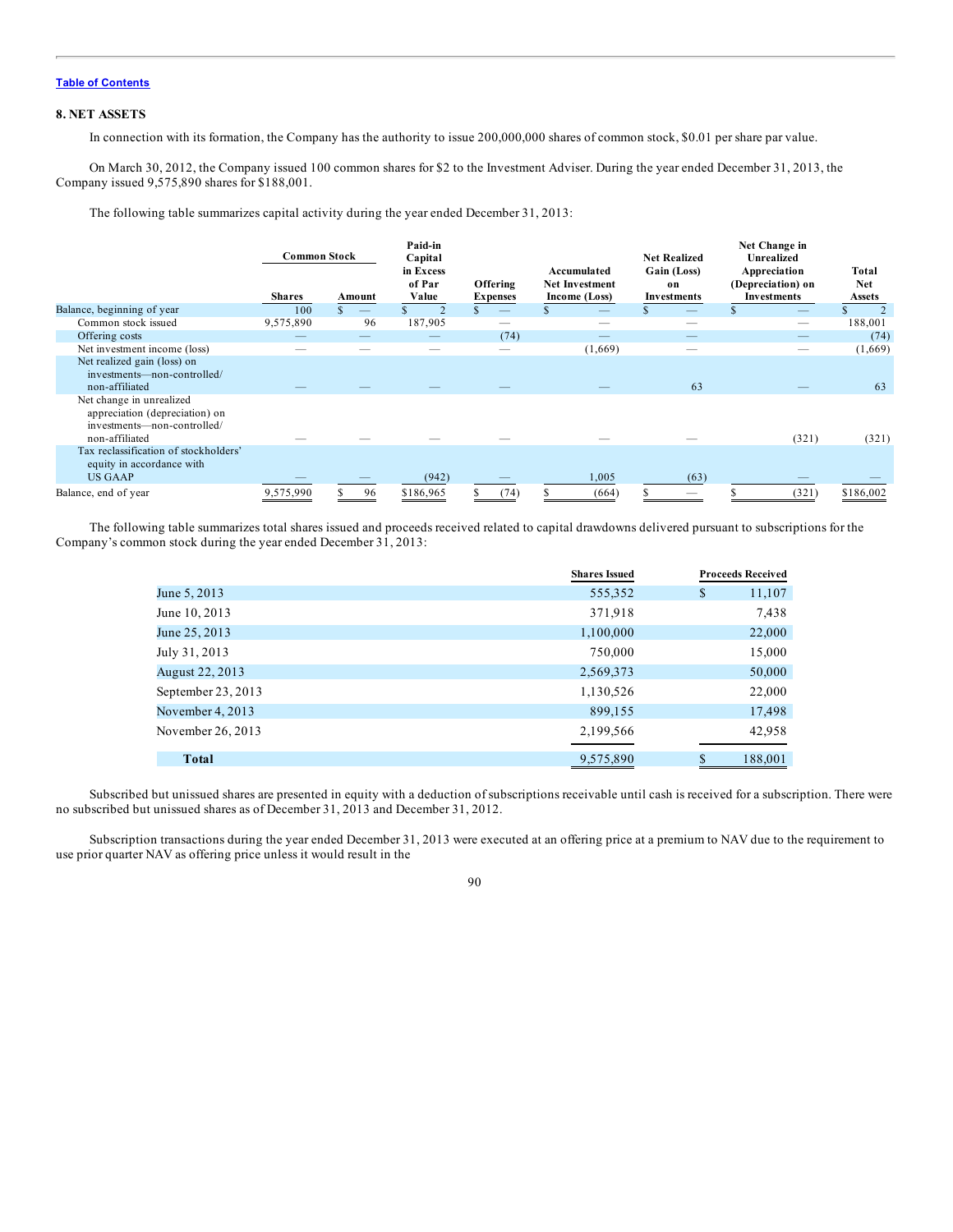[Table of Contents](#)

### 8. NET ASSETS

In connection with its formation, the Company has the authority to issue 200,000,000 shares of common stock, $0.01 per share par value.

On March 30, 2012, the Company issued 100 common shares for $2 to the Investment Adviser. During the year ended December 31, 2013, the Company issued 9,575,890 shares for $188,001.

The following table summarizes capital activity during the year ended December 31, 2013:

| | Common Stock | | Paid-in Capital in Excess of Par Value | Offering Expenses | Accumulated Net Investment Income (Loss) | Net Realized Gain (Loss) on Investments | Net Change in Unrealized Appreciation (Depreciation) on Investments | Total Net Assets |
|---|---|---|---|---|---|---|---|---|
| | Shares | Amount | | | | | | |
| Balance, beginning of year | 100 | $ — | $ 2 | $ — | $ — | $ — | $ — | $ 2 |
| Common stock issued | 9,575,890 | 96 | 187,905 | — | — | — | — | 188,001 |
| Offering costs | — | — | — | (74) | — | — | — | (74) |
| Net investment income (loss) | — | — | — | — | (1,669) | — | — | (1,669) |
| Net realized gain (loss) on investments—non-controlled/non-affiliated | — | — | — | — | — | 63 | — | 63 |
| Net change in unrealized appreciation (depreciation) on investments—non-controlled/non-affiliated | — | — | — | — | — | — | (321) | (321) |
| Tax reclassification of stockholders' equity in accordance with US GAAP | — | — | (942) | — | 1,005 | (63) | — | — |
| Balance, end of year | 9,575,990 | $ 96 | $186,965 | $ (74) | $ (664) | $ — | $ (321) | $186,002 |

The following table summarizes total shares issued and proceeds received related to capital drawdowns delivered pursuant to subscriptions for the Company's common stock during the year ended December 31, 2013:

| | Shares Issued | Proceeds Received |
|---|---|---|
| June 5, 2013 | 555,352 | $ 11,107 |
| June 10, 2013 | 371,918 | 7,438 |
| June 25, 2013 | 1,100,000 | 22,000 |
| July 31, 2013 | 750,000 | 15,000 |
| August 22, 2013 | 2,569,373 | 50,000 |
| September 23, 2013 | 1,130,526 | 22,000 |
| November 4, 2013 | 899,155 | 17,498 |
| November 26, 2013 | 2,199,566 | 42,958 |
| **Total** | 9,575,890 | $ 188,001 |

Subscribed but unissued shares are presented in equity with a deduction of subscriptions receivable until cash is received for a subscription. There were no subscribed but unissued shares as of December 31, 2013 and December 31, 2012.

Subscription transactions during the year ended December 31, 2013 were executed at an offering price at a premium to NAV due to the requirement to use prior quarter NAV as offering price unless it would result in the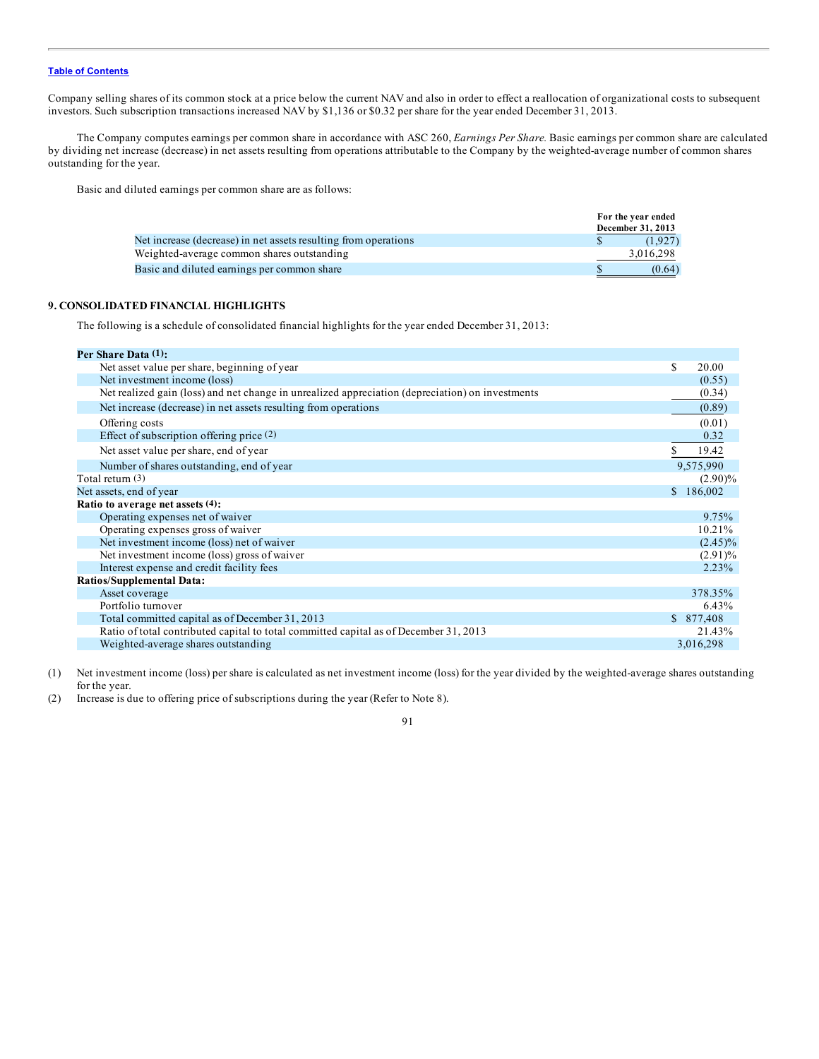Company selling shares of its common stock at a price below the current NAV and also in order to effect a reallocation of organizational costs to subsequent investors. Such subscription transactions increased NAV by $1,136 or $0.32 per share for the year ended December 31, 2013.

The Company computes earnings per common share in accordance with ASC 260, *Earnings Per Share.* Basic earnings per common share are calculated by dividing net increase (decrease) in net assets resulting from operations attributable to the Company by the weighted-average number of common shares outstanding for the year.

Basic and diluted earnings per common share are as follows:

| | For the year ended December 31, 2013 |
|---|---|
| Net increase (decrease) in net assets resulting from operations | $ (1,927) |
| Weighted-average common shares outstanding | 3,016,298 |
| Basic and diluted earnings per common share | $ (0.64) |

## 9. CONSOLIDATED FINANCIAL HIGHLIGHTS

The following is a schedule of consolidated financial highlights for the year ended December 31, 2013:

| | |
|---|---|
| **Per Share Data (1):** | |
| Net asset value per share, beginning of year | $ 20.00 |
| Net investment income (loss) | (0.55) |
| Net realized gain (loss) and net change in unrealized appreciation (depreciation) on investments | (0.34) |
| Net increase (decrease) in net assets resulting from operations | (0.89) |
| Offering costs | (0.01) |
| Effect of subscription offering price (2) | 0.32 |
| Net asset value per share, end of year | $ 19.42 |
| Number of shares outstanding, end of year | 9,575,990 |
| Total return (3) | (2.90)% |
| Net assets, end of year | $ 186,002 |
| **Ratio to average net assets (4):** | |
| Operating expenses net of waiver | 9.75% |
| Operating expenses gross of waiver | 10.21% |
| Net investment income (loss) net of waiver | (2.45)% |
| Net investment income (loss) gross of waiver | (2.91)% |
| Interest expense and credit facility fees | 2.23% |
| **Ratios/Supplemental Data:** | |
| Asset coverage | 378.35% |
| Portfolio turnover | 6.43% |
| Total committed capital as of December 31, 2013 | $ 877,408 |
| Ratio of total contributed capital to total committed capital as of December 31, 2013 | 21.43% |
| Weighted-average shares outstanding | 3,016,298 |

(1) Net investment income (loss) per share is calculated as net investment income (loss) for the year divided by the weighted-average shares outstanding for the year.

(2) Increase is due to offering price of subscriptions during the year (Refer to Note 8).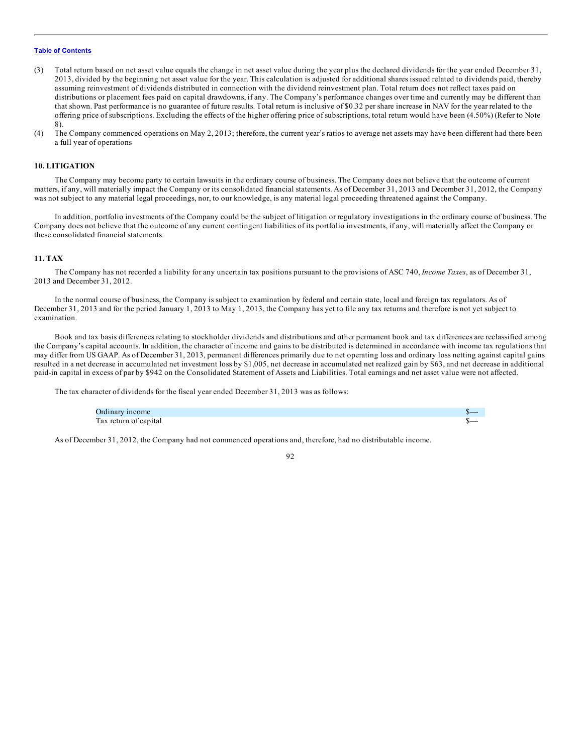(3) Total return based on net asset value equals the change in net asset value during the year plus the declared dividends for the year ended December 31, 2013, divided by the beginning net asset value for the year. This calculation is adjusted for additional shares issued related to dividends paid, thereby assuming reinvestment of dividends distributed in connection with the dividend reinvestment plan. Total return does not reflect taxes paid on distributions or placement fees paid on capital drawdowns, if any. The Company's performance changes over time and currently may be different than that shown. Past performance is no guarantee of future results. Total return is inclusive of $0.32 per share increase in NAV for the year related to the offering price of subscriptions. Excluding the effects of the higher offering price of subscriptions, total return would have been (4.50%) (Refer to Note 8).

(4) The Company commenced operations on May 2, 2013; therefore, the current year's ratios to average net assets may have been different had there been a full year of operations

### 10. LITIGATION

The Company may become party to certain lawsuits in the ordinary course of business. The Company does not believe that the outcome of current matters, if any, will materially impact the Company or its consolidated financial statements. As of December 31, 2013 and December 31, 2012, the Company was not subject to any material legal proceedings, nor, to our knowledge, is any material legal proceeding threatened against the Company.

In addition, portfolio investments of the Company could be the subject of litigation or regulatory investigations in the ordinary course of business. The Company does not believe that the outcome of any current contingent liabilities of its portfolio investments, if any, will materially affect the Company or these consolidated financial statements.

### 11. TAX

The Company has not recorded a liability for any uncertain tax positions pursuant to the provisions of ASC 740, *Income Taxes*, as of December 31, 2013 and December 31, 2012.

In the normal course of business, the Company is subject to examination by federal and certain state, local and foreign tax regulators. As of December 31, 2013 and for the period January 1, 2013 to May 1, 2013, the Company has yet to file any tax returns and therefore is not yet subject to examination.

Book and tax basis differences relating to stockholder dividends and distributions and other permanent book and tax differences are reclassified among the Company's capital accounts. In addition, the character of income and gains to be distributed is determined in accordance with income tax regulations that may differ from US GAAP. As of December 31, 2013, permanent differences primarily due to net operating loss and ordinary loss netting against capital gains resulted in a net decrease in accumulated net investment loss by $1,005, net decrease in accumulated net realized gain by $63, and net decrease in additional paid-in capital in excess of par by $942 on the Consolidated Statement of Assets and Liabilities. Total earnings and net asset value were not affected.

The tax character of dividends for the fiscal year ended December 31, 2013 was as follows:

| | |
|---|---|
| Ordinary income | $— |
| Tax return of capital | $— |

As of December 31, 2012, the Company had not commenced operations and, therefore, had no distributable income.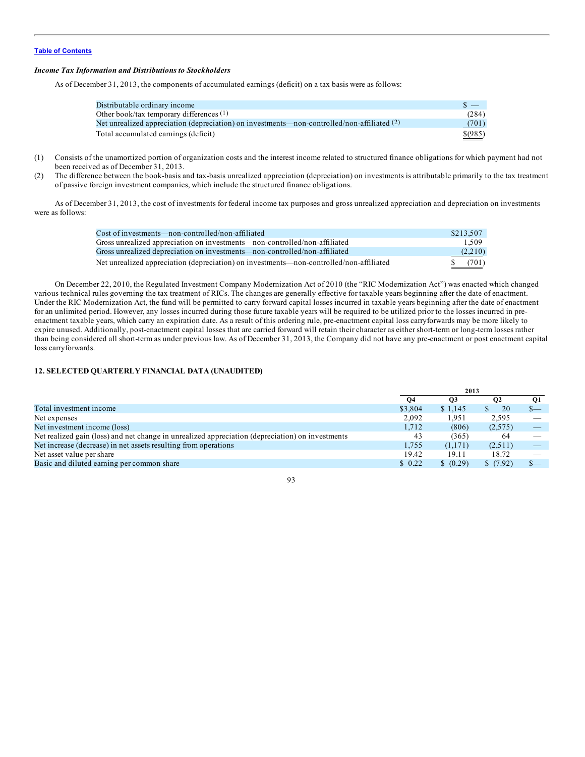Table of Contents

### *Income Tax Information and Distributions to Stockholders*

As of December 31, 2013, the components of accumulated earnings (deficit) on a tax basis were as follows:

| | |
|---|---|
| Distributable ordinary income | $ — |
| Other book/tax temporary differences [1] | (284) |
| Net unrealized appreciation (depreciation) on investments—non-controlled/non-affiliated [2] | (701) |
| Total accumulated earnings (deficit) | $(985) |

(1) Consists of the unamortized portion of organization costs and the interest income related to structured finance obligations for which payment had not been received as of December 31, 2013.

(2) The difference between the book-basis and tax-basis unrealized appreciation (depreciation) on investments is attributable primarily to the tax treatment of passive foreign investment companies, which include the structured finance obligations.

As of December 31, 2013, the cost of investments for federal income tax purposes and gross unrealized appreciation and depreciation on investments were as follows:

| | |
|---|---|
| Cost of investments—non-controlled/non-affiliated | $213,507 |
| Gross unrealized appreciation on investments—non-controlled/non-affiliated | 1,509 |
| Gross unrealized depreciation on investments—non-controlled/non-affiliated | (2,210) |
| Net unrealized appreciation (depreciation) on investments—non-controlled/non-affiliated | $ (701) |

On December 22, 2010, the Regulated Investment Company Modernization Act of 2010 (the "RIC Modernization Act") was enacted which changed various technical rules governing the tax treatment of RICs. The changes are generally effective for taxable years beginning after the date of enactment. Under the RIC Modernization Act, the fund will be permitted to carry forward capital losses incurred in taxable years beginning after the date of enactment for an unlimited period. However, any losses incurred during those future taxable years will be required to be utilized prior to the losses incurred in pre-enactment taxable years, which carry an expiration date. As a result of this ordering rule, pre-enactment capital loss carryforwards may be more likely to expire unused. Additionally, post-enactment capital losses that are carried forward will retain their character as either short-term or long-term losses rather than being considered all short-term as under previous law. As of December 31, 2013, the Company did not have any pre-enactment or post enactment capital loss carryforwards.

### 12. SELECTED QUARTERLY FINANCIAL DATA (UNAUDITED)

| | 2013 | | | |
|---|---|---|---|---|
| | Q4 | Q3 | Q2 | Q1 |
| Total investment income | $3,804 | $ 1,145 | $ 20 | $— |
| Net expenses | 2,092 | 1,951 | 2,595 | — |
| Net investment income (loss) | 1,712 | (806) | (2,575) | — |
| Net realized gain (loss) and net change in unrealized appreciation (depreciation) on investments | 43 | (365) | 64 | — |
| Net increase (decrease) in net assets resulting from operations | 1,755 | (1,171) | (2,511) | — |
| Net asset value per share | 19.42 | 19.11 | 18.72 | — |
| Basic and diluted earning per common share | $ 0.22 | $ (0.29) | $ (7.92) | $— |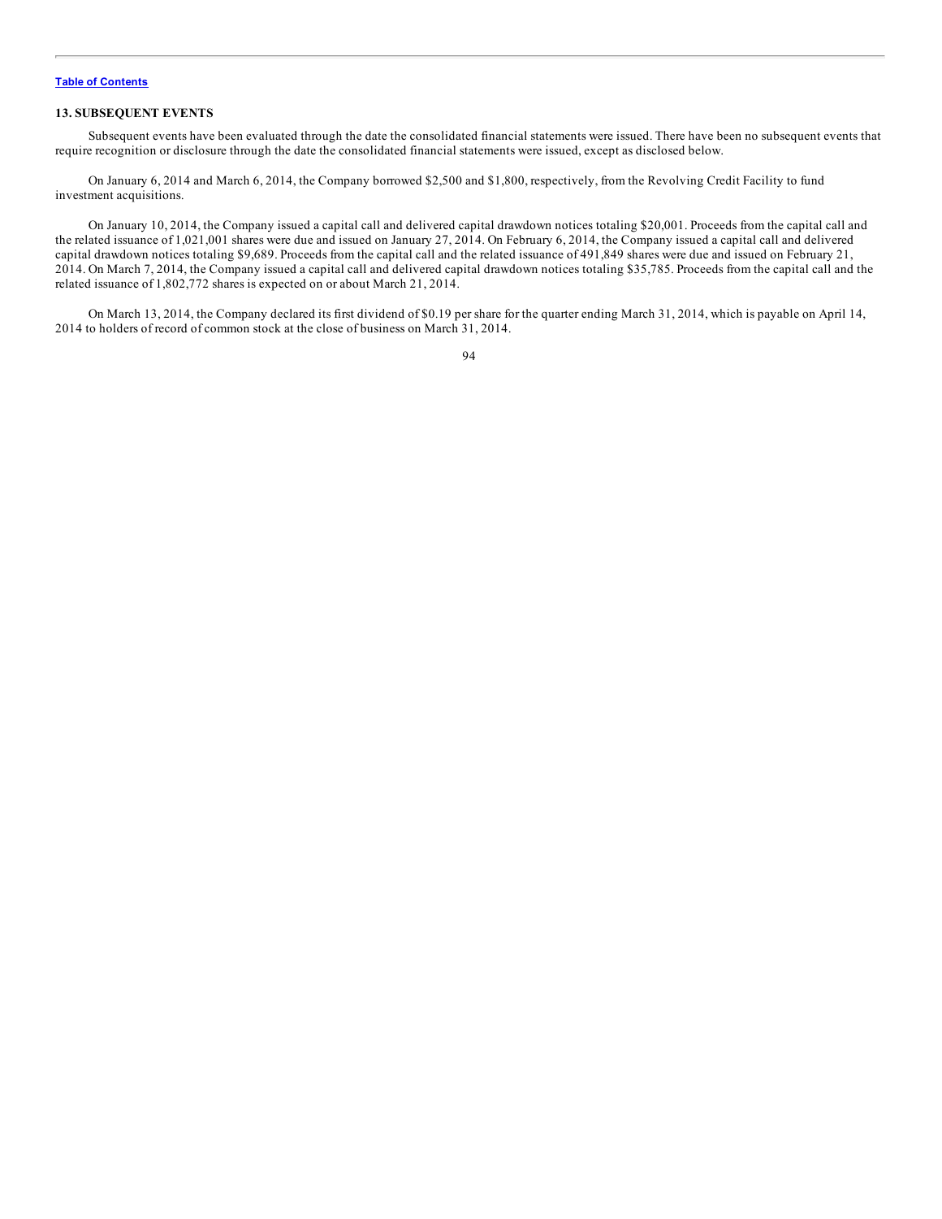### 13. SUBSEQUENT EVENTS

Subsequent events have been evaluated through the date the consolidated financial statements were issued. There have been no subsequent events that require recognition or disclosure through the date the consolidated financial statements were issued, except as disclosed below.

On January 6, 2014 and March 6, 2014, the Company borrowed $2,500 and $1,800, respectively, from the Revolving Credit Facility to fund investment acquisitions.

On January 10, 2014, the Company issued a capital call and delivered capital drawdown notices totaling $20,001. Proceeds from the capital call and the related issuance of 1,021,001 shares were due and issued on January 27, 2014. On February 6, 2014, the Company issued a capital call and delivered capital drawdown notices totaling $9,689. Proceeds from the capital call and the related issuance of 491,849 shares were due and issued on February 21, 2014. On March 7, 2014, the Company issued a capital call and delivered capital drawdown notices totaling $35,785. Proceeds from the capital call and the related issuance of 1,802,772 shares is expected on or about March 21, 2014.

On March 13, 2014, the Company declared its first dividend of $0.19 per share for the quarter ending March 31, 2014, which is payable on April 14, 2014 to holders of record of common stock at the close of business on March 31, 2014.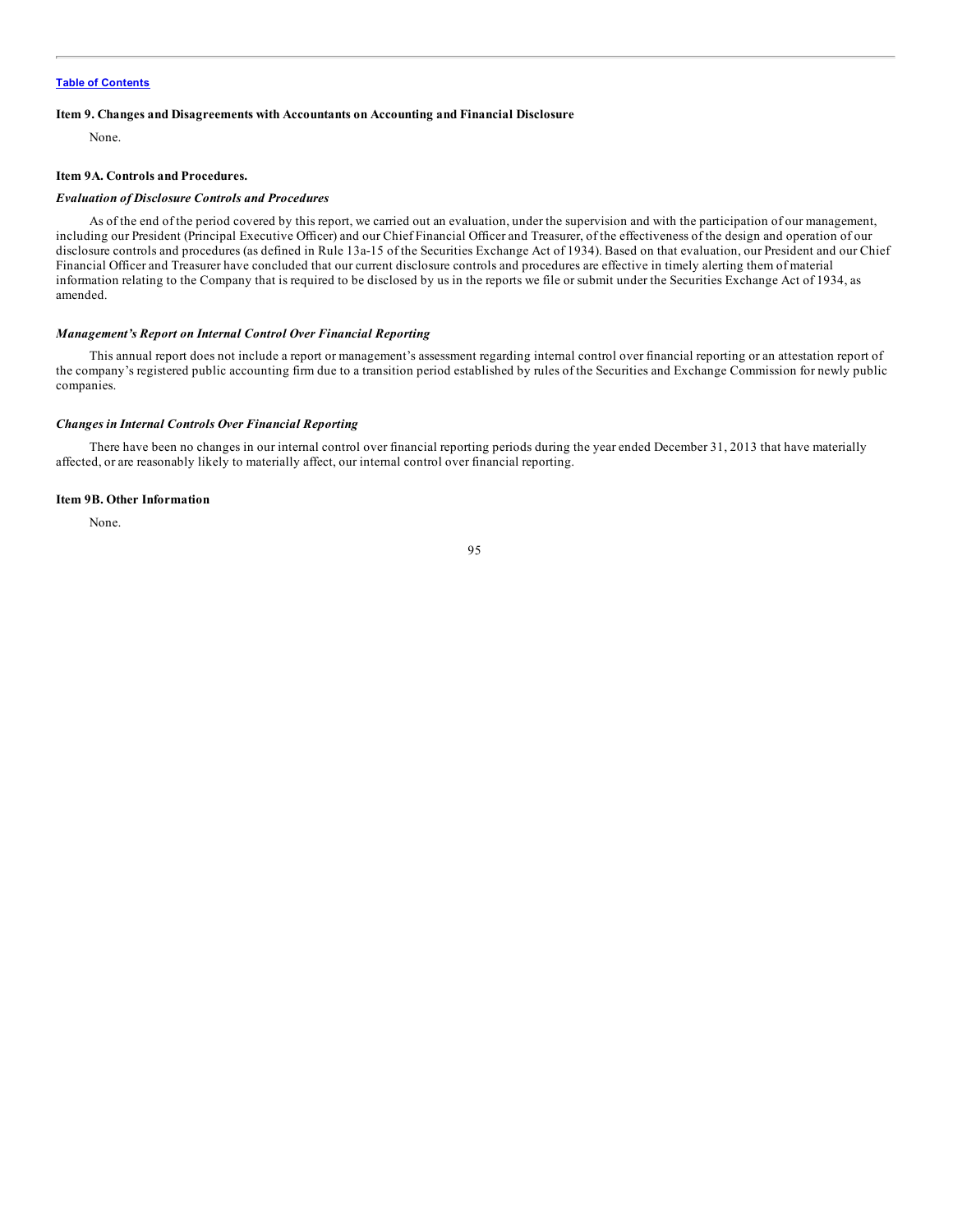### Item 9. Changes and Disagreements with Accountants on Accounting and Financial Disclosure

None.

### Item 9A. Controls and Procedures.

***Evaluation of Disclosure Controls and Procedures***

As of the end of the period covered by this report, we carried out an evaluation, under the supervision and with the participation of our management, including our President (Principal Executive Officer) and our Chief Financial Officer and Treasurer, of the effectiveness of the design and operation of our disclosure controls and procedures (as defined in Rule 13a-15 of the Securities Exchange Act of 1934). Based on that evaluation, our President and our Chief Financial Officer and Treasurer have concluded that our current disclosure controls and procedures are effective in timely alerting them of material information relating to the Company that is required to be disclosed by us in the reports we file or submit under the Securities Exchange Act of 1934, as amended.

***Management's Report on Internal Control Over Financial Reporting***

This annual report does not include a report or management's assessment regarding internal control over financial reporting or an attestation report of the company's registered public accounting firm due to a transition period established by rules of the Securities and Exchange Commission for newly public companies.

***Changes in Internal Controls Over Financial Reporting***

There have been no changes in our internal control over financial reporting periods during the year ended December 31, 2013 that have materially affected, or are reasonably likely to materially affect, our internal control over financial reporting.

### Item 9B. Other Information

None.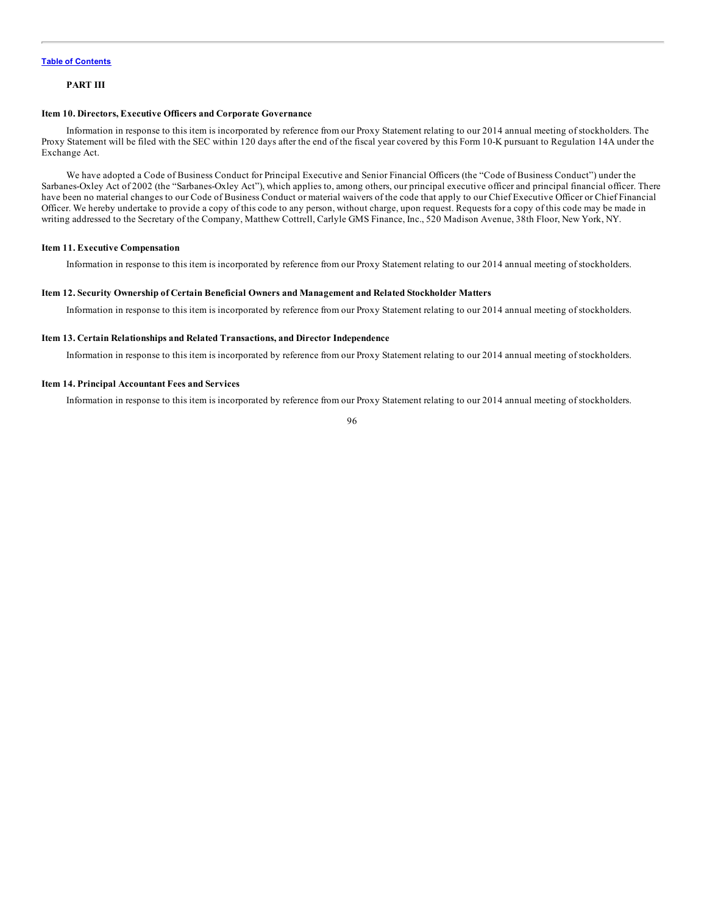## PART III

### Item 10. Directors, Executive Officers and Corporate Governance

Information in response to this item is incorporated by reference from our Proxy Statement relating to our 2014 annual meeting of stockholders. The Proxy Statement will be filed with the SEC within 120 days after the end of the fiscal year covered by this Form 10-K pursuant to Regulation 14A under the Exchange Act.

We have adopted a Code of Business Conduct for Principal Executive and Senior Financial Officers (the "Code of Business Conduct") under the Sarbanes-Oxley Act of 2002 (the "Sarbanes-Oxley Act"), which applies to, among others, our principal executive officer and principal financial officer. There have been no material changes to our Code of Business Conduct or material waivers of the code that apply to our Chief Executive Officer or Chief Financial Officer. We hereby undertake to provide a copy of this code to any person, without charge, upon request. Requests for a copy of this code may be made in writing addressed to the Secretary of the Company, Matthew Cottrell, Carlyle GMS Finance, Inc., 520 Madison Avenue, 38th Floor, New York, NY.

### Item 11. Executive Compensation

Information in response to this item is incorporated by reference from our Proxy Statement relating to our 2014 annual meeting of stockholders.

### Item 12. Security Ownership of Certain Beneficial Owners and Management and Related Stockholder Matters

Information in response to this item is incorporated by reference from our Proxy Statement relating to our 2014 annual meeting of stockholders.

### Item 13. Certain Relationships and Related Transactions, and Director Independence

Information in response to this item is incorporated by reference from our Proxy Statement relating to our 2014 annual meeting of stockholders.

### Item 14. Principal Accountant Fees and Services

Information in response to this item is incorporated by reference from our Proxy Statement relating to our 2014 annual meeting of stockholders.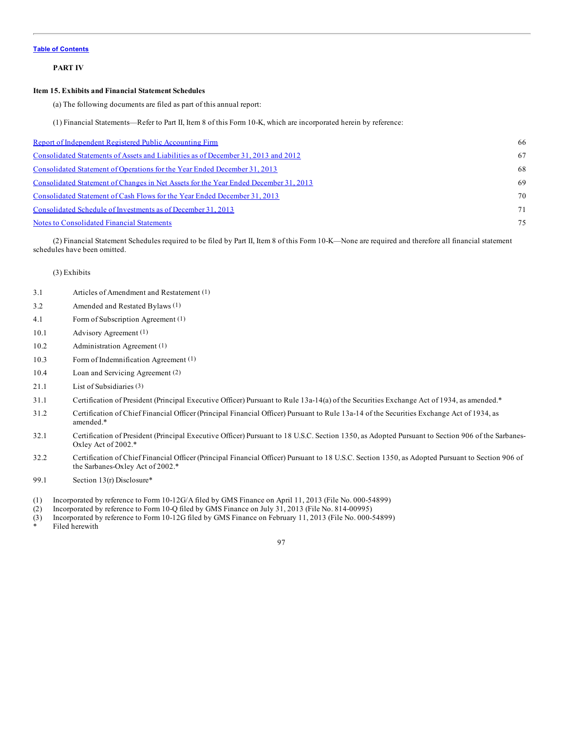Table of Contents

**PART IV**

**Item 15. Exhibits and Financial Statement Schedules**

(a) The following documents are filed as part of this annual report:

(1) Financial Statements—Refer to Part II, Item 8 of this Form 10-K, which are incorporated herein by reference:

| | |
|---|---|
| Report of Independent Registered Public Accounting Firm | 66 |
| Consolidated Statements of Assets and Liabilities as of December 31, 2013 and 2012 | 67 |
| Consolidated Statement of Operations for the Year Ended December 31, 2013 | 68 |
| Consolidated Statement of Changes in Net Assets for the Year Ended December 31, 2013 | 69 |
| Consolidated Statement of Cash Flows for the Year Ended December 31, 2013 | 70 |
| Consolidated Schedule of Investments as of December 31, 2013 | 71 |
| Notes to Consolidated Financial Statements | 75 |

(2) Financial Statement Schedules required to be filed by Part II, Item 8 of this Form 10-K—None are required and therefore all financial statement schedules have been omitted.

(3) Exhibits

| | |
|---|---|
| 3.1 | Articles of Amendment and Restatement (1) |
| 3.2 | Amended and Restated Bylaws (1) |
| 4.1 | Form of Subscription Agreement (1) |
| 10.1 | Advisory Agreement (1) |
| 10.2 | Administration Agreement (1) |
| 10.3 | Form of Indemnification Agreement (1) |
| 10.4 | Loan and Servicing Agreement (2) |
| 21.1 | List of Subsidiaries (3) |
| 31.1 | Certification of President (Principal Executive Officer) Pursuant to Rule 13a-14(a) of the Securities Exchange Act of 1934, as amended.* |
| 31.2 | Certification of Chief Financial Officer (Principal Financial Officer) Pursuant to Rule 13a-14 of the Securities Exchange Act of 1934, as amended.* |
| 32.1 | Certification of President (Principal Executive Officer) Pursuant to 18 U.S.C. Section 1350, as Adopted Pursuant to Section 906 of the Sarbanes-Oxley Act of 2002.* |
| 32.2 | Certification of Chief Financial Officer (Principal Financial Officer) Pursuant to 18 U.S.C. Section 1350, as Adopted Pursuant to Section 906 of the Sarbanes-Oxley Act of 2002.* |
| 99.1 | Section 13(r) Disclosure* |

(1) Incorporated by reference to Form 10-12G/A filed by GMS Finance on April 11, 2013 (File No. 000-54899)
(2) Incorporated by reference to Form 10-Q filed by GMS Finance on July 31, 2013 (File No. 814-00995)
(3) Incorporated by reference to Form 10-12G filed by GMS Finance on February 11, 2013 (File No. 000-54899)
\* Filed herewith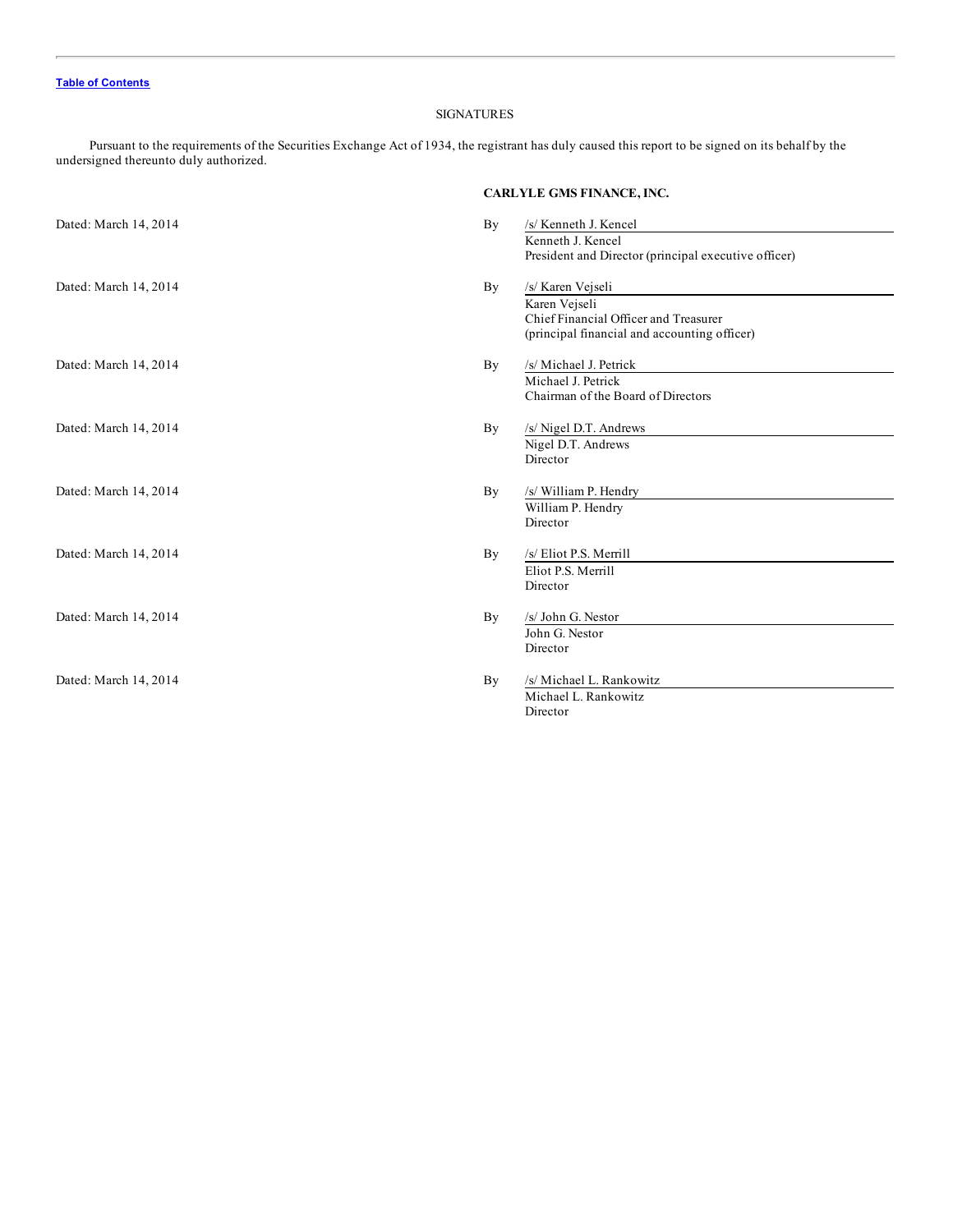SIGNATURES

Pursuant to the requirements of the Securities Exchange Act of 1934, the registrant has duly caused this report to be signed on its behalf by the undersigned thereunto duly authorized.

**CARLYLE GMS FINANCE, INC.**

| | | |
|---|---|---|
| Dated: March 14, 2014 | By | /s/ Kenneth J. Kencel<br>Kenneth J. Kencel<br>President and Director (principal executive officer) |
| Dated: March 14, 2014 | By | /s/ Karen Vejseli<br>Karen Vejseli<br>Chief Financial Officer and Treasurer<br>(principal financial and accounting officer) |
| Dated: March 14, 2014 | By | /s/ Michael J. Petrick<br>Michael J. Petrick<br>Chairman of the Board of Directors |
| Dated: March 14, 2014 | By | /s/ Nigel D.T. Andrews<br>Nigel D.T. Andrews<br>Director |
| Dated: March 14, 2014 | By | /s/ William P. Hendry<br>William P. Hendry<br>Director |
| Dated: March 14, 2014 | By | /s/ Eliot P.S. Merrill<br>Eliot P.S. Merrill<br>Director |
| Dated: March 14, 2014 | By | /s/ John G. Nestor<br>John G. Nestor<br>Director |
| Dated: March 14, 2014 | By | /s/ Michael L. Rankowitz<br>Michael L. Rankowitz<br>Director |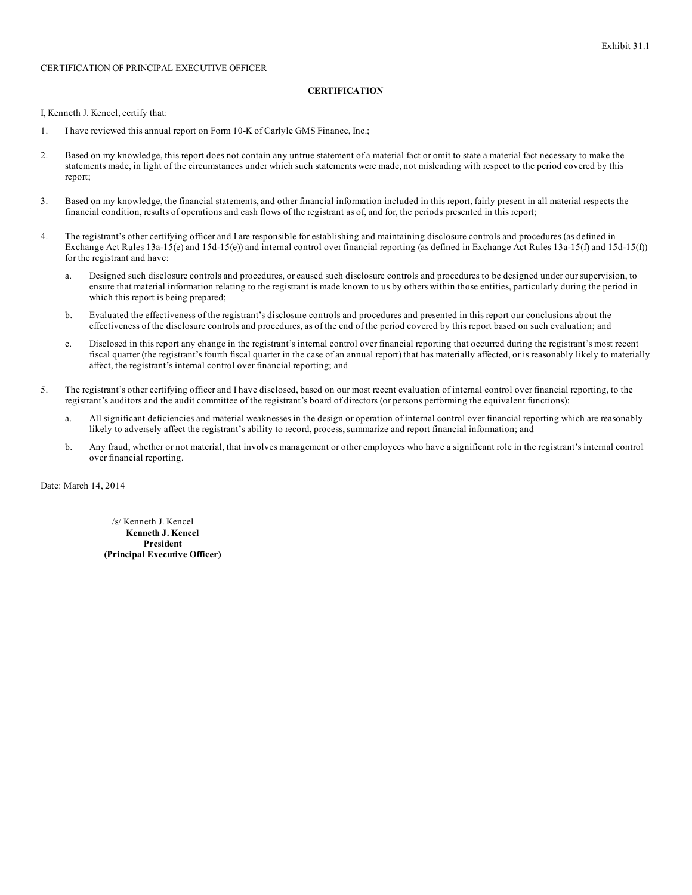Exhibit 31.1

CERTIFICATION OF PRINCIPAL EXECUTIVE OFFICER

**CERTIFICATION**

I, Kenneth J. Kencel, certify that:

1. I have reviewed this annual report on Form 10-K of Carlyle GMS Finance, Inc.;

2. Based on my knowledge, this report does not contain any untrue statement of a material fact or omit to state a material fact necessary to make the statements made, in light of the circumstances under which such statements were made, not misleading with respect to the period covered by this report;

3. Based on my knowledge, the financial statements, and other financial information included in this report, fairly present in all material respects the financial condition, results of operations and cash flows of the registrant as of, and for, the periods presented in this report;

4. The registrant's other certifying officer and I are responsible for establishing and maintaining disclosure controls and procedures (as defined in Exchange Act Rules 13a-15(e) and 15d-15(e)) and internal control over financial reporting (as defined in Exchange Act Rules 13a-15(f) and 15d-15(f)) for the registrant and have:

   a. Designed such disclosure controls and procedures, or caused such disclosure controls and procedures to be designed under our supervision, to ensure that material information relating to the registrant is made known to us by others within those entities, particularly during the period in which this report is being prepared;

   b. Evaluated the effectiveness of the registrant's disclosure controls and procedures and presented in this report our conclusions about the effectiveness of the disclosure controls and procedures, as of the end of the period covered by this report based on such evaluation; and

   c. Disclosed in this report any change in the registrant's internal control over financial reporting that occurred during the registrant's most recent fiscal quarter (the registrant's fourth fiscal quarter in the case of an annual report) that has materially affected, or is reasonably likely to materially affect, the registrant's internal control over financial reporting; and

5. The registrant's other certifying officer and I have disclosed, based on our most recent evaluation of internal control over financial reporting, to the registrant's auditors and the audit committee of the registrant's board of directors (or persons performing the equivalent functions):

   a. All significant deficiencies and material weaknesses in the design or operation of internal control over financial reporting which are reasonably likely to adversely affect the registrant's ability to record, process, summarize and report financial information; and

   b. Any fraud, whether or not material, that involves management or other employees who have a significant role in the registrant's internal control over financial reporting.

Date: March 14, 2014

/s/ Kenneth J. Kencel

**Kenneth J. Kencel**
**President**
**(Principal Executive Officer)**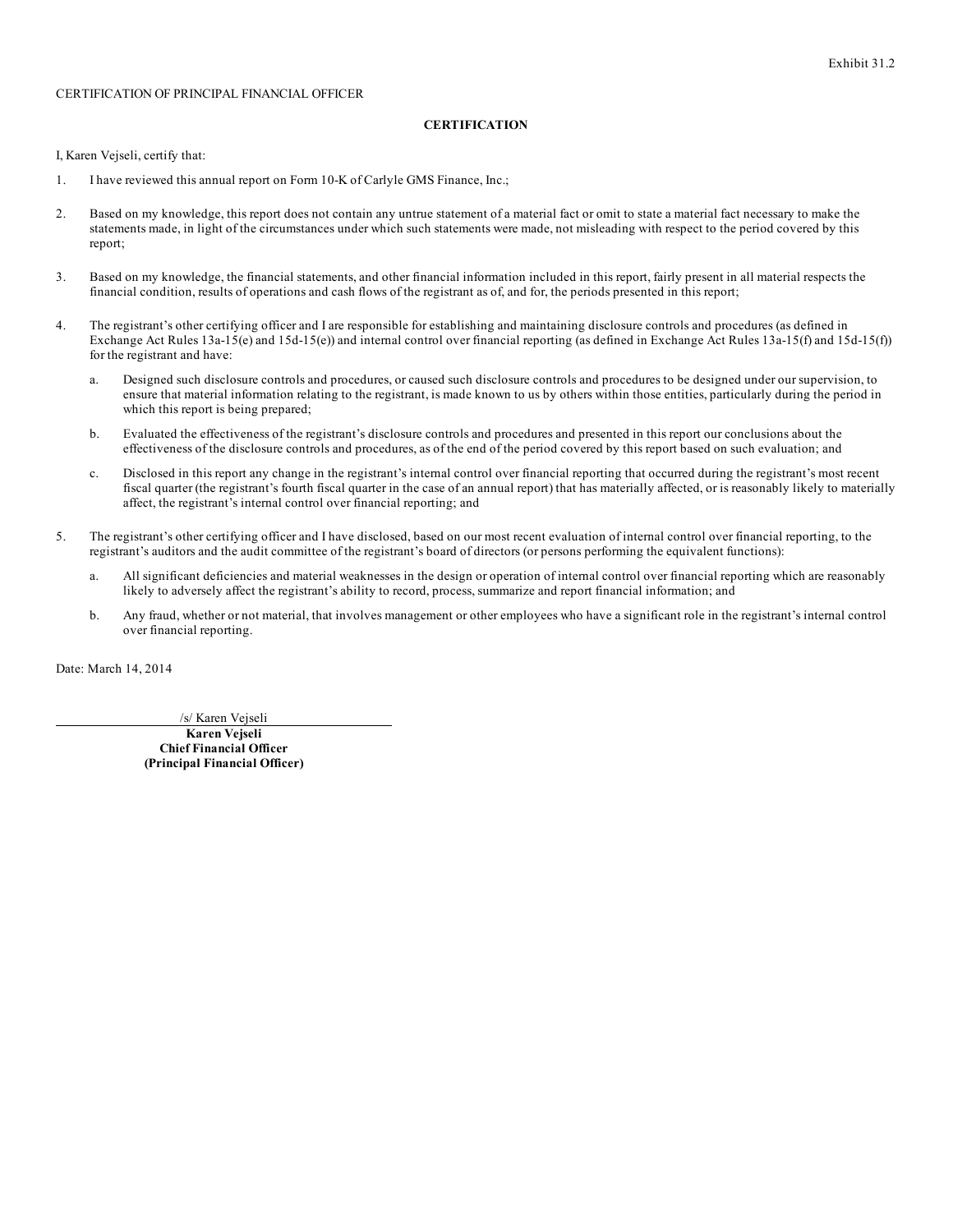Exhibit 31.2

CERTIFICATION OF PRINCIPAL FINANCIAL OFFICER

**CERTIFICATION**

I, Karen Vejseli, certify that:

1. I have reviewed this annual report on Form 10-K of Carlyle GMS Finance, Inc.;

2. Based on my knowledge, this report does not contain any untrue statement of a material fact or omit to state a material fact necessary to make the statements made, in light of the circumstances under which such statements were made, not misleading with respect to the period covered by this report;

3. Based on my knowledge, the financial statements, and other financial information included in this report, fairly present in all material respects the financial condition, results of operations and cash flows of the registrant as of, and for, the periods presented in this report;

4. The registrant's other certifying officer and I are responsible for establishing and maintaining disclosure controls and procedures (as defined in Exchange Act Rules 13a-15(e) and 15d-15(e)) and internal control over financial reporting (as defined in Exchange Act Rules 13a-15(f) and 15d-15(f)) for the registrant and have:

   a. Designed such disclosure controls and procedures, or caused such disclosure controls and procedures to be designed under our supervision, to ensure that material information relating to the registrant, is made known to us by others within those entities, particularly during the period in which this report is being prepared;

   b. Evaluated the effectiveness of the registrant's disclosure controls and procedures and presented in this report our conclusions about the effectiveness of the disclosure controls and procedures, as of the end of the period covered by this report based on such evaluation; and

   c. Disclosed in this report any change in the registrant's internal control over financial reporting that occurred during the registrant's most recent fiscal quarter (the registrant's fourth fiscal quarter in the case of an annual report) that has materially affected, or is reasonably likely to materially affect, the registrant's internal control over financial reporting; and

5. The registrant's other certifying officer and I have disclosed, based on our most recent evaluation of internal control over financial reporting, to the registrant's auditors and the audit committee of the registrant's board of directors (or persons performing the equivalent functions):

   a. All significant deficiencies and material weaknesses in the design or operation of internal control over financial reporting which are reasonably likely to adversely affect the registrant's ability to record, process, summarize and report financial information; and

   b. Any fraud, whether or not material, that involves management or other employees who have a significant role in the registrant's internal control over financial reporting.

Date: March 14, 2014

/s/ Karen Vejseli

**Karen Vejseli**
**Chief Financial Officer**
**(Principal Financial Officer)**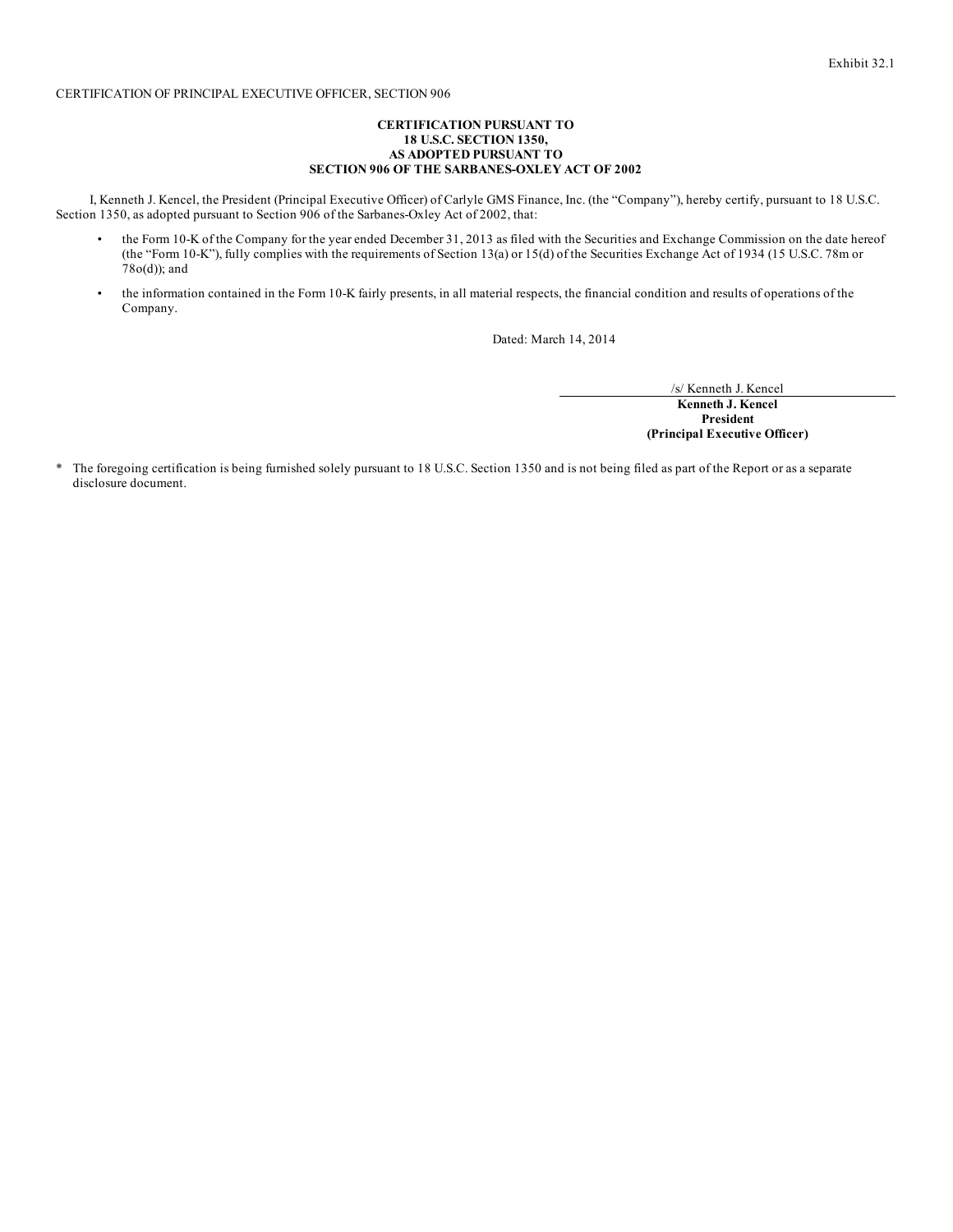Exhibit 32.1

CERTIFICATION OF PRINCIPAL EXECUTIVE OFFICER, SECTION 906

**CERTIFICATION PURSUANT TO**
**18 U.S.C. SECTION 1350,**
**AS ADOPTED PURSUANT TO**
**SECTION 906 OF THE SARBANES-OXLEY ACT OF 2002**

I, Kenneth J. Kencel, the President (Principal Executive Officer) of Carlyle GMS Finance, Inc. (the "Company"), hereby certify, pursuant to 18 U.S.C. Section 1350, as adopted pursuant to Section 906 of the Sarbanes-Oxley Act of 2002, that:

- the Form 10-K of the Company for the year ended December 31, 2013 as filed with the Securities and Exchange Commission on the date hereof (the "Form 10-K"), fully complies with the requirements of Section 13(a) or 15(d) of the Securities Exchange Act of 1934 (15 U.S.C. 78m or 78o(d)); and
- the information contained in the Form 10-K fairly presents, in all material respects, the financial condition and results of operations of the Company.

Dated: March 14, 2014

/s/ Kenneth J. Kencel
**Kenneth J. Kencel**
**President**
**(Principal Executive Officer)**

\* The foregoing certification is being furnished solely pursuant to 18 U.S.C. Section 1350 and is not being filed as part of the Report or as a separate disclosure document.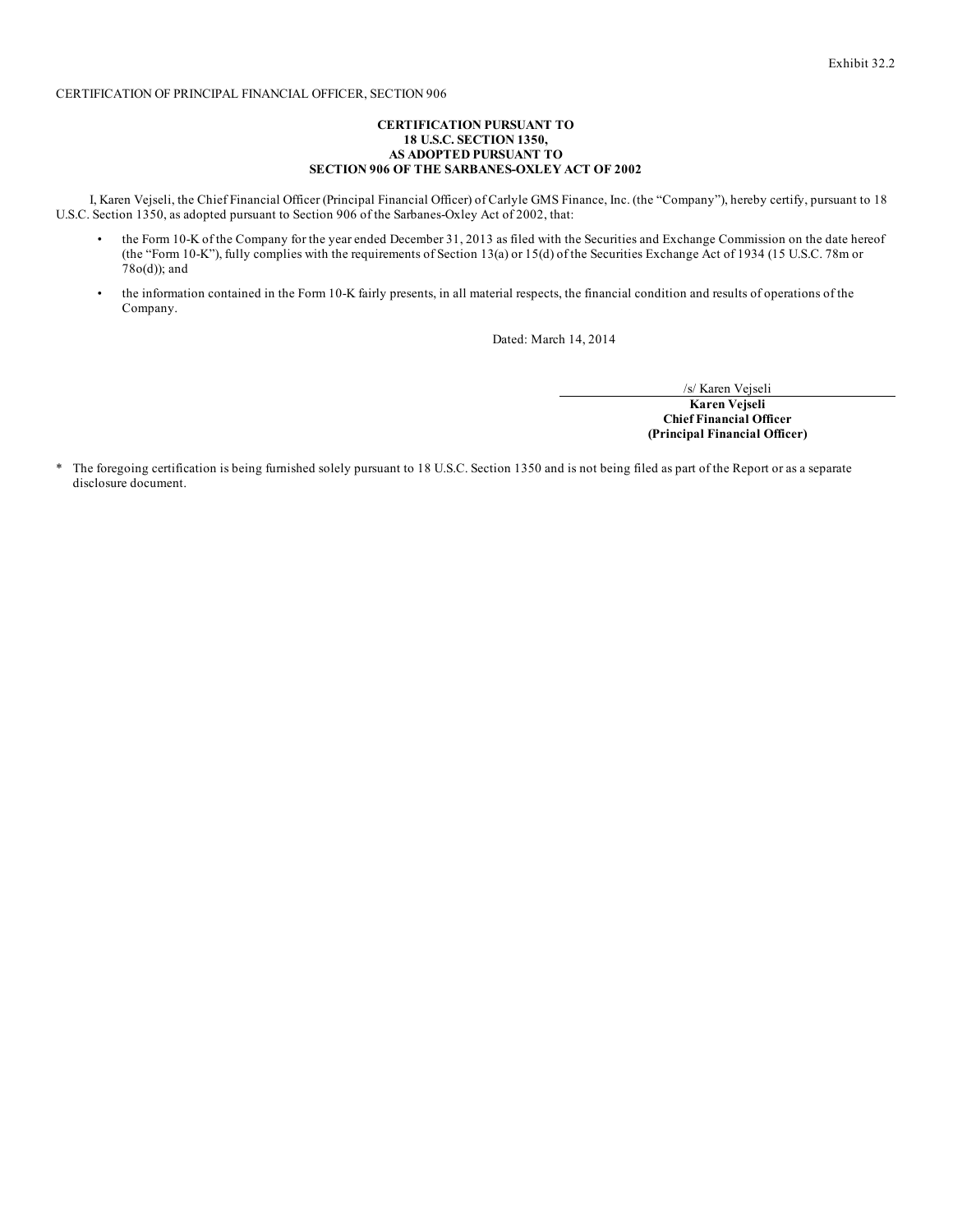Exhibit 32.2

CERTIFICATION OF PRINCIPAL FINANCIAL OFFICER, SECTION 906

**CERTIFICATION PURSUANT TO
18 U.S.C. SECTION 1350,
AS ADOPTED PURSUANT TO
SECTION 906 OF THE SARBANES-OXLEY ACT OF 2002**

I, Karen Vejseli, the Chief Financial Officer (Principal Financial Officer) of Carlyle GMS Finance, Inc. (the "Company"), hereby certify, pursuant to 18 U.S.C. Section 1350, as adopted pursuant to Section 906 of the Sarbanes-Oxley Act of 2002, that:

- the Form 10-K of the Company for the year ended December 31, 2013 as filed with the Securities and Exchange Commission on the date hereof (the "Form 10-K"), fully complies with the requirements of Section 13(a) or 15(d) of the Securities Exchange Act of 1934 (15 U.S.C. 78m or 78o(d)); and
- the information contained in the Form 10-K fairly presents, in all material respects, the financial condition and results of operations of the Company.

Dated: March 14, 2014

/s/ Karen Vejseli

**Karen Vejseli**
**Chief Financial Officer**
**(Principal Financial Officer)**

* The foregoing certification is being furnished solely pursuant to 18 U.S.C. Section 1350 and is not being filed as part of the Report or as a separate disclosure document.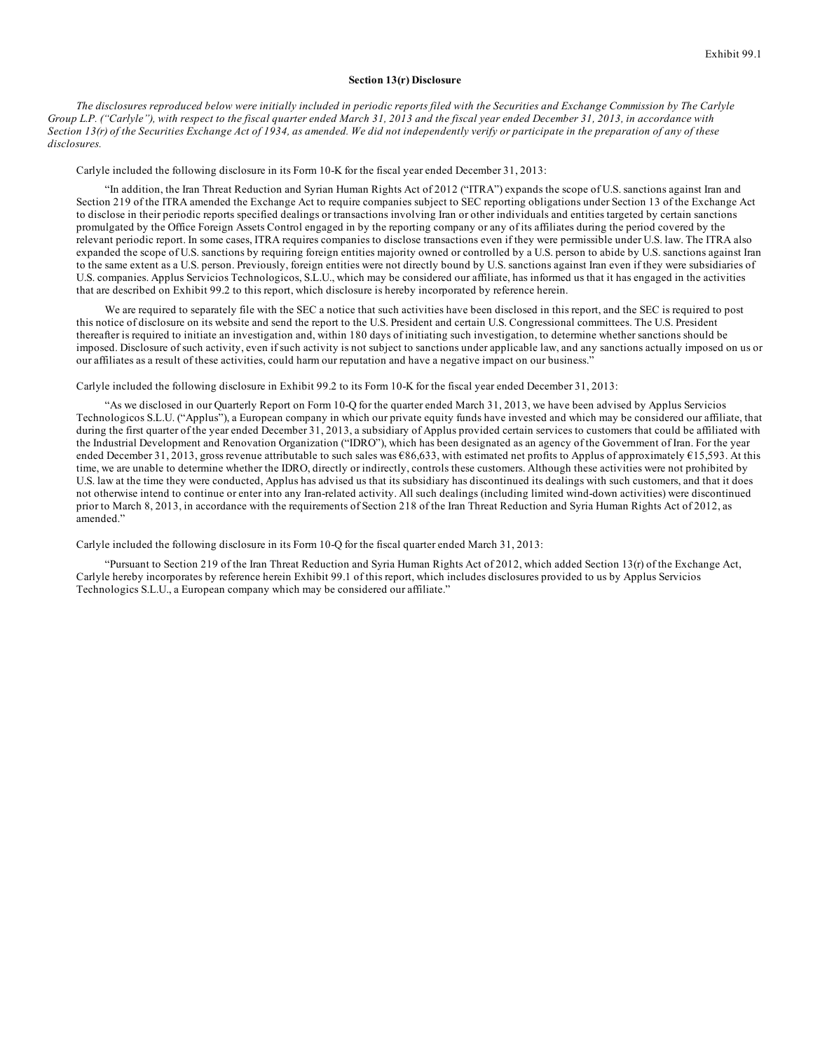Exhibit 99.1

**Section 13(r) Disclosure**

*The disclosures reproduced below were initially included in periodic reports filed with the Securities and Exchange Commission by The Carlyle Group L.P. ("Carlyle"), with respect to the fiscal quarter ended March 31, 2013 and the fiscal year ended December 31, 2013, in accordance with Section 13(r) of the Securities Exchange Act of 1934, as amended. We did not independently verify or participate in the preparation of any of these disclosures.*

Carlyle included the following disclosure in its Form 10-K for the fiscal year ended December 31, 2013:

"In addition, the Iran Threat Reduction and Syrian Human Rights Act of 2012 ("ITRA") expands the scope of U.S. sanctions against Iran and Section 219 of the ITRA amended the Exchange Act to require companies subject to SEC reporting obligations under Section 13 of the Exchange Act to disclose in their periodic reports specified dealings or transactions involving Iran or other individuals and entities targeted by certain sanctions promulgated by the Office Foreign Assets Control engaged in by the reporting company or any of its affiliates during the period covered by the relevant periodic report. In some cases, ITRA requires companies to disclose transactions even if they were permissible under U.S. law. The ITRA also expanded the scope of U.S. sanctions by requiring foreign entities majority owned or controlled by a U.S. person to abide by U.S. sanctions against Iran to the same extent as a U.S. person. Previously, foreign entities were not directly bound by U.S. sanctions against Iran even if they were subsidiaries of U.S. companies. Applus Servicios Technologicos, S.L.U., which may be considered our affiliate, has informed us that it has engaged in the activities that are described on Exhibit 99.2 to this report, which disclosure is hereby incorporated by reference herein.

We are required to separately file with the SEC a notice that such activities have been disclosed in this report, and the SEC is required to post this notice of disclosure on its website and send the report to the U.S. President and certain U.S. Congressional committees. The U.S. President thereafter is required to initiate an investigation and, within 180 days of initiating such investigation, to determine whether sanctions should be imposed. Disclosure of such activity, even if such activity is not subject to sanctions under applicable law, and any sanctions actually imposed on us or our affiliates as a result of these activities, could harm our reputation and have a negative impact on our business."

Carlyle included the following disclosure in Exhibit 99.2 to its Form 10-K for the fiscal year ended December 31, 2013:

"As we disclosed in our Quarterly Report on Form 10-Q for the quarter ended March 31, 2013, we have been advised by Applus Servicios Technologicos S.L.U. ("Applus"), a European company in which our private equity funds have invested and which may be considered our affiliate, that during the first quarter of the year ended December 31, 2013, a subsidiary of Applus provided certain services to customers that could be affiliated with the Industrial Development and Renovation Organization ("IDRO"), which has been designated as an agency of the Government of Iran. For the year ended December 31, 2013, gross revenue attributable to such sales was €86,633, with estimated net profits to Applus of approximately €15,593. At this time, we are unable to determine whether the IDRO, directly or indirectly, controls these customers. Although these activities were not prohibited by U.S. law at the time they were conducted, Applus has advised us that its subsidiary has discontinued its dealings with such customers, and that it does not otherwise intend to continue or enter into any Iran-related activity. All such dealings (including limited wind-down activities) were discontinued prior to March 8, 2013, in accordance with the requirements of Section 218 of the Iran Threat Reduction and Syria Human Rights Act of 2012, as amended."

Carlyle included the following disclosure in its Form 10-Q for the fiscal quarter ended March 31, 2013:

"Pursuant to Section 219 of the Iran Threat Reduction and Syria Human Rights Act of 2012, which added Section 13(r) of the Exchange Act, Carlyle hereby incorporates by reference herein Exhibit 99.1 of this report, which includes disclosures provided to us by Applus Servicios Technologics S.L.U., a European company which may be considered our affiliate."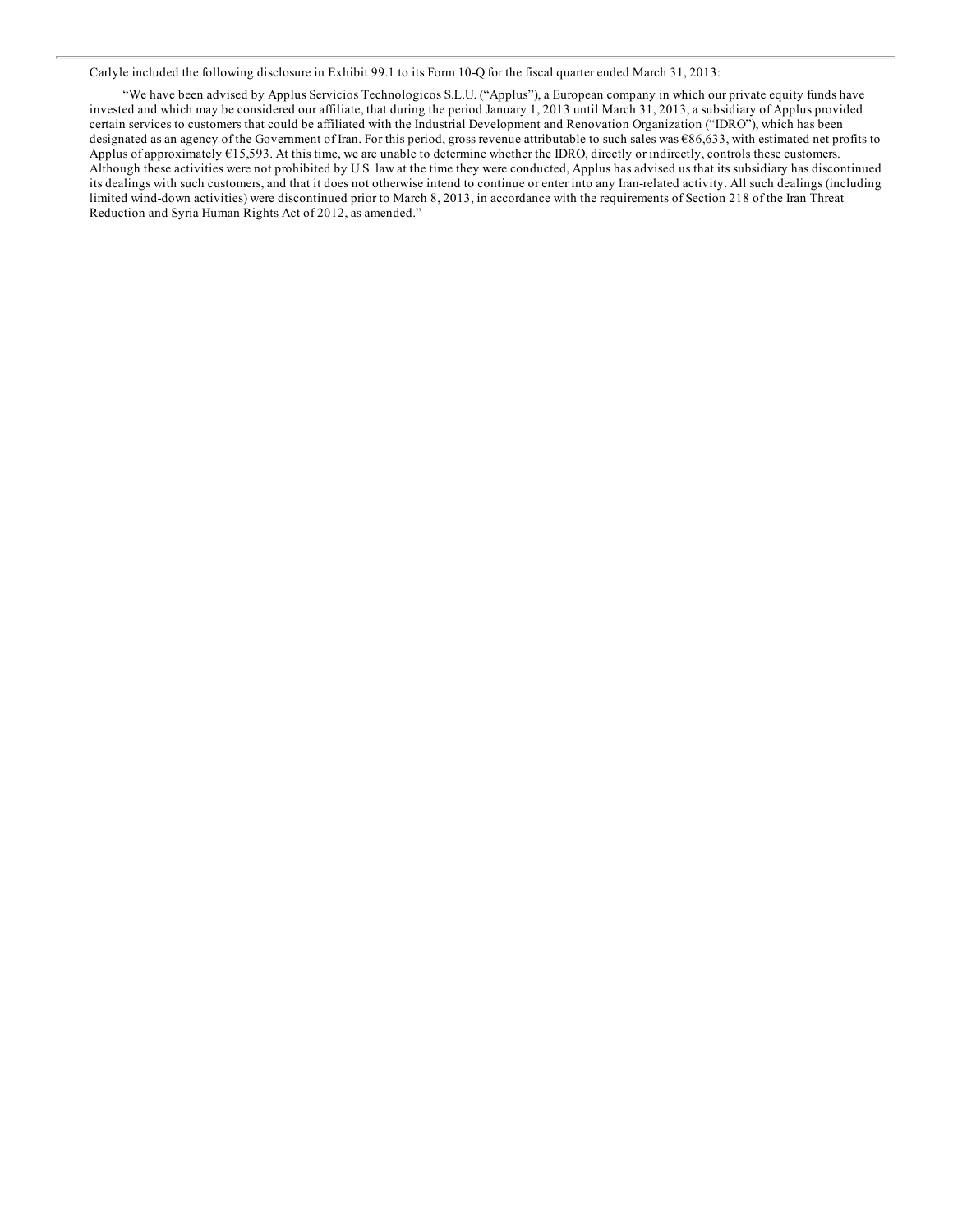Carlyle included the following disclosure in Exhibit 99.1 to its Form 10-Q for the fiscal quarter ended March 31, 2013:

"We have been advised by Applus Servicios Technologicos S.L.U. ("Applus"), a European company in which our private equity funds have invested and which may be considered our affiliate, that during the period January 1, 2013 until March 31, 2013, a subsidiary of Applus provided certain services to customers that could be affiliated with the Industrial Development and Renovation Organization ("IDRO"), which has been designated as an agency of the Government of Iran. For this period, gross revenue attributable to such sales was €86,633, with estimated net profits to Applus of approximately €15,593. At this time, we are unable to determine whether the IDRO, directly or indirectly, controls these customers. Although these activities were not prohibited by U.S. law at the time they were conducted, Applus has advised us that its subsidiary has discontinued its dealings with such customers, and that it does not otherwise intend to continue or enter into any Iran-related activity. All such dealings (including limited wind-down activities) were discontinued prior to March 8, 2013, in accordance with the requirements of Section 218 of the Iran Threat Reduction and Syria Human Rights Act of 2012, as amended."